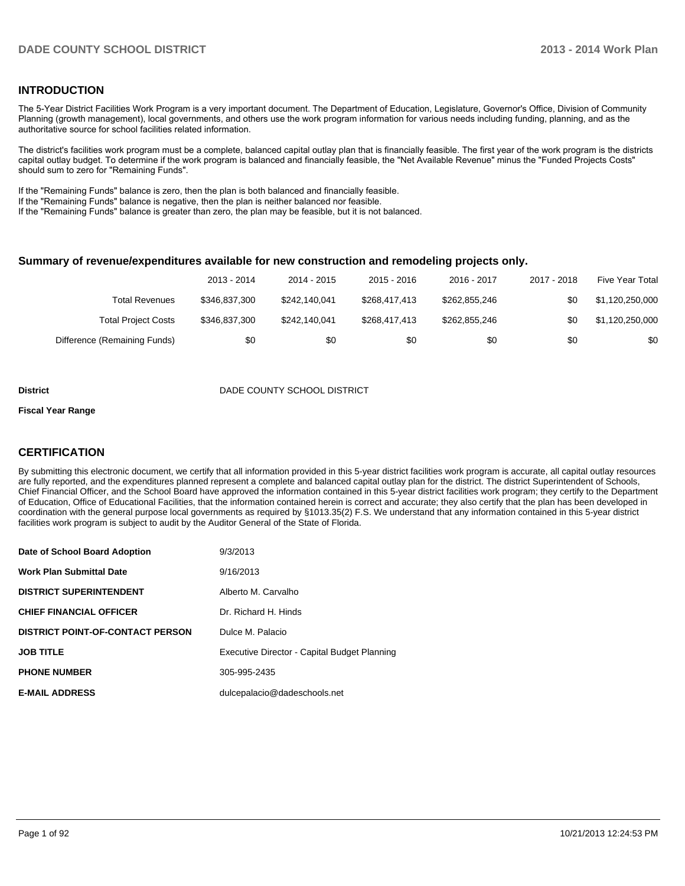## INTRODUCTION

The 5-Year District Facilities Work Program is a very important document. The Department of Education, Legislature, Governor's Office, Division of Community Planning (growth management), local governments, and others use the work program information for various needs including funding, planning, and as the authoritative source for school facilities related information.

The district's facilities work program must be a complete, balanced capital outlay plan that is financially feasible. The first year of the work program is the districts capital outlay budget. To determine if the work program is balanced and financially feasible, the "Net Available Revenue" minus the "Funded Projects Costs" should sum to zero for "Remaining Funds".

If the "Remaining Funds" balance is zero, then the plan is both balanced and financially feasible.
If the "Remaining Funds" balance is negative, then the plan is neither balanced nor feasible.
If the "Remaining Funds" balance is greater than zero, the plan may be feasible, but it is not balanced.

### Summary of revenue/expenditures available for new construction and remodeling projects only.

| | 2013 - 2014 | 2014 - 2015 | 2015 - 2016 | 2016 - 2017 | 2017 - 2018 | Five Year Total |
|---|---|---|---|---|---|---|
| Total Revenues | $346,837,300 | $242,140,041 | $268,417,413 | $262,855,246 | $0 | $1,120,250,000 |
| Total Project Costs | $346,837,300 | $242,140,041 | $268,417,413 | $262,855,246 | $0 | $1,120,250,000 |
| Difference (Remaining Funds) | $0 | $0 | $0 | $0 | $0 | $0 |

**District** DADE COUNTY SCHOOL DISTRICT

**Fiscal Year Range**

## CERTIFICATION

By submitting this electronic document, we certify that all information provided in this 5-year district facilities work program is accurate, all capital outlay resources are fully reported, and the expenditures planned represent a complete and balanced capital outlay plan for the district. The district Superintendent of Schools, Chief Financial Officer, and the School Board have approved the information contained in this 5-year district facilities work program; they certify to the Department of Education, Office of Educational Facilities, that the information contained herein is correct and accurate; they also certify that the plan has been developed in coordination with the general purpose local governments as required by §1013.35(2) F.S. We understand that any information contained in this 5-year district facilities work program is subject to audit by the Auditor General of the State of Florida.

| | |
|---|---|
| **Date of School Board Adoption** | 9/3/2013 |
| **Work Plan Submittal Date** | 9/16/2013 |
| **DISTRICT SUPERINTENDENT** | Alberto M. Carvalho |
| **CHIEF FINANCIAL OFFICER** | Dr. Richard H. Hinds |
| **DISTRICT POINT-OF-CONTACT PERSON** | Dulce M. Palacio |
| **JOB TITLE** | Executive Director - Capital Budget Planning |
| **PHONE NUMBER** | 305-995-2435 |
| **E-MAIL ADDRESS** | dulcepalacio@dadeschools.net |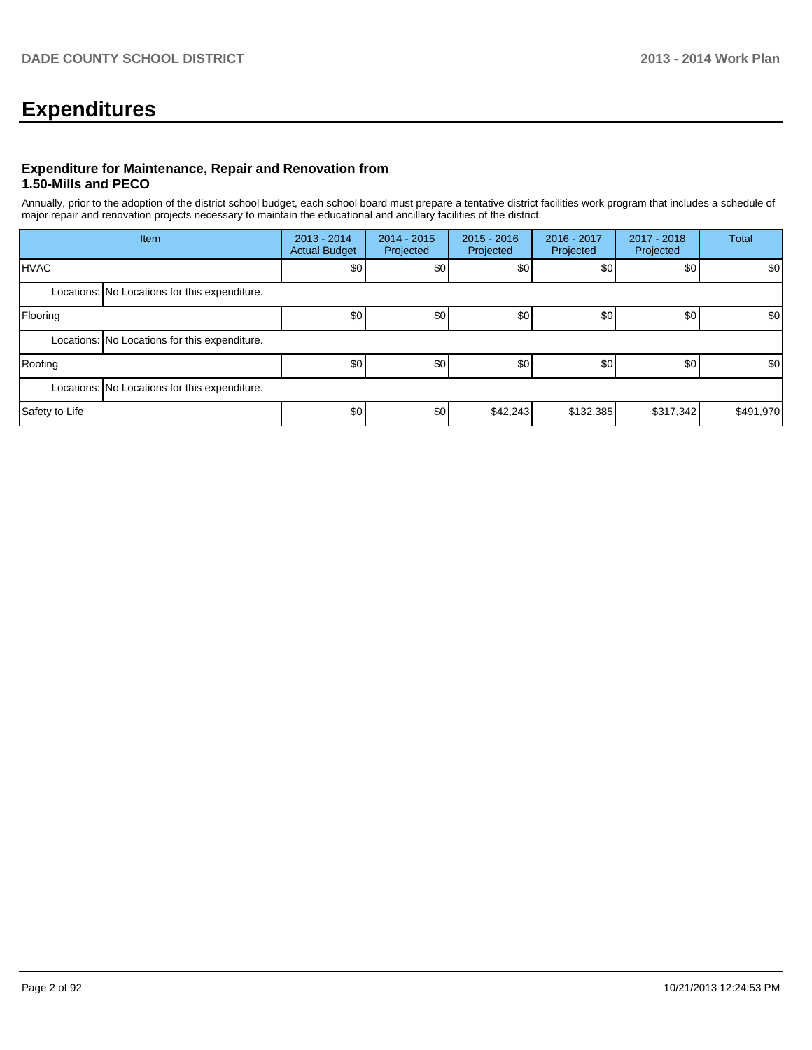# Expenditures

### Expenditure for Maintenance, Repair and Renovation from 1.50-Mills and PECO

Annually, prior to the adoption of the district school budget, each school board must prepare a tentative district facilities work program that includes a schedule of major repair and renovation projects necessary to maintain the educational and ancillary facilities of the district.

| Item | | 2013 - 2014 Actual Budget | 2014 - 2015 Projected | 2015 - 2016 Projected | 2016 - 2017 Projected | 2017 - 2018 Projected | Total |
|---|---|---|---|---|---|---|---|
| HVAC | | $0 | $0 | $0 | $0 | $0 | $0 |
| Locations: | No Locations for this expenditure. | | | | | | |
| Flooring | | $0 | $0 | $0 | $0 | $0 | $0 |
| Locations: | No Locations for this expenditure. | | | | | | |
| Roofing | | $0 | $0 | $0 | $0 | $0 | $0 |
| Locations: | No Locations for this expenditure. | | | | | | |
| Safety to Life | | $0 | $0 | $42,243 | $132,385 | $317,342 | $491,970 |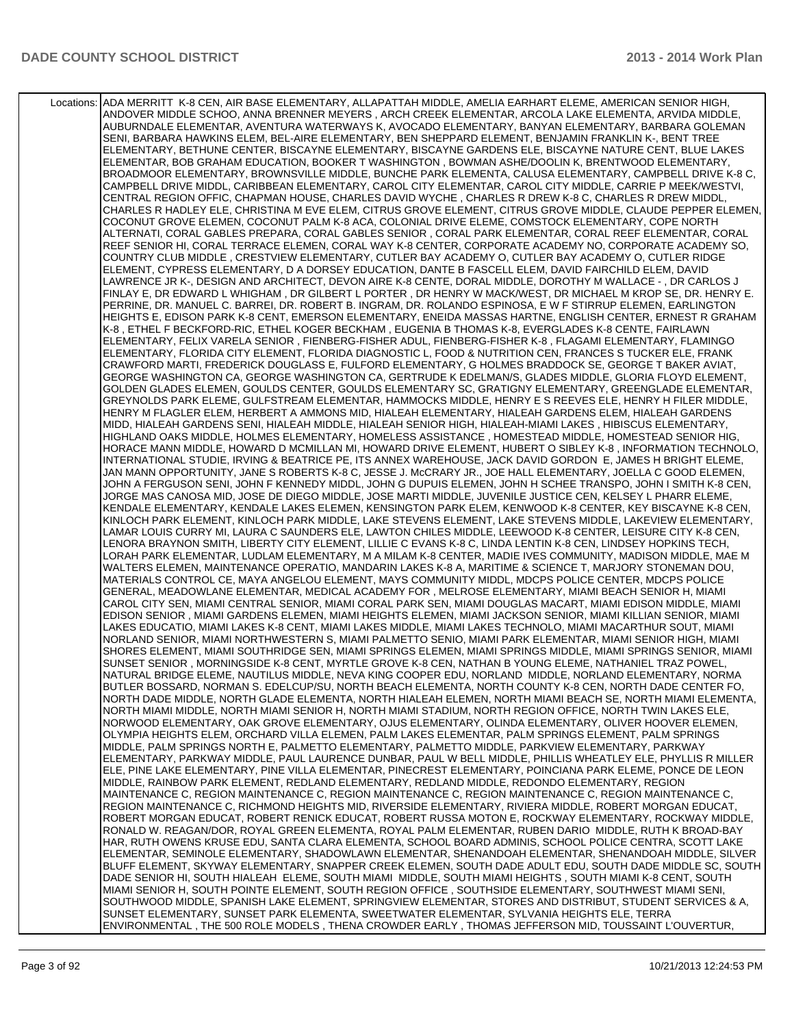| Locations: | ADA MERRITT K-8 CEN, AIR BASE ELEMENTARY, ALLAPATTAH MIDDLE, AMELIA EARHART ELEME, AMERICAN SENIOR HIGH, ANDOVER MIDDLE SCHOO, ANNA BRENNER MEYERS , ARCH CREEK ELEMENTAR, ARCOLA LAKE ELEMENTA, ARVIDA MIDDLE, AUBURNDALE ELEMENTAR, AVENTURA WATERWAYS K, AVOCADO ELEMENTARY, BANYAN ELEMENTARY, BARBARA GOLEMAN SENI, BARBARA HAWKINS ELEM, BEL-AIRE ELEMENTARY, BEN SHEPPARD ELEMENT, BENJAMIN FRANKLIN K-, BENT TREE ELEMENTARY, BETHUNE CENTER, BISCAYNE ELEMENTARY, BISCAYNE GARDENS ELE, BISCAYNE NATURE CENT, BLUE LAKES ELEMENTAR, BOB GRAHAM EDUCATION, BOOKER T WASHINGTON , BOWMAN ASHE/DOOLIN K, BRENTWOOD ELEMENTARY, BROADMOOR ELEMENTARY, BROWNSVILLE MIDDLE, BUNCHE PARK ELEMENTA, CALUSA ELEMENTARY, CAMPBELL DRIVE K-8 C, CAMPBELL DRIVE MIDDL, CARIBBEAN ELEMENTARY, CAROL CITY ELEMENTAR, CAROL CITY MIDDLE, CARRIE P MEEK/WESTVI, CENTRAL REGION OFFIC, CHAPMAN HOUSE, CHARLES DAVID WYCHE , CHARLES R DREW K-8 C, CHARLES R DREW MIDDL, CHARLES R HADLEY ELE, CHRISTINA M EVE ELEM, CITRUS GROVE ELEMENT, CITRUS GROVE MIDDLE, CLAUDE PEPPER ELEMEN, COCONUT GROVE ELEMEN, COCONUT PALM K-8 ACA, COLONIAL DRIVE ELEME, COMSTOCK ELEMENTARY, COPE NORTH ALTERNATI, CORAL GABLES PREPARA, CORAL GABLES SENIOR , CORAL PARK ELEMENTAR, CORAL REEF ELEMENTAR, CORAL REEF SENIOR HI, CORAL TERRACE ELEMEN, CORAL WAY K-8 CENTER, CORPORATE ACADEMY NO, CORPORATE ACADEMY SO, COUNTRY CLUB MIDDLE , CRESTVIEW ELEMENTARY, CUTLER BAY ACADEMY O, CUTLER BAY ACADEMY O, CUTLER RIDGE ELEMENT, CYPRESS ELEMENTARY, D A DORSEY EDUCATION, DANTE B FASCELL ELEM, DAVID FAIRCHILD ELEM, DAVID LAWRENCE JR K-, DESIGN AND ARCHITECT, DEVON AIRE K-8 CENTE, DORAL MIDDLE, DOROTHY M WALLACE - , DR CARLOS J FINLAY E, DR EDWARD L WHIGHAM , DR GILBERT L PORTER , DR HENRY W MACK/WEST, DR MICHAEL M KROP SE, DR. HENRY E. PERRINE, DR. MANUEL C. BARREI, DR. ROBERT B. INGRAM, DR. ROLANDO ESPINOSA, E W F STIRRUP ELEMEN, EARLINGTON HEIGHTS E, EDISON PARK K-8 CENT, EMERSON ELEMENTARY, ENEIDA MASSAS HARTNE, ENGLISH CENTER, ERNEST R GRAHAM K-8 , ETHEL F BECKFORD-RIC, ETHEL KOGER BECKHAM , EUGENIA B THOMAS K-8, EVERGLADES K-8 CENTE, FAIRLAWN ELEMENTARY, FELIX VARELA SENIOR , FIENBERG-FISHER ADUL, FIENBERG-FISHER K-8 , FLAGAMI ELEMENTARY, FLAMINGO ELEMENTARY, FLORIDA CITY ELEMENT, FLORIDA DIAGNOSTIC L, FOOD & NUTRITION CEN, FRANCES S TUCKER ELE, FRANK CRAWFORD MARTI, FREDERICK DOUGLASS E, FULFORD ELEMENTARY, G HOLMES BRADDOCK SE, GEORGE T BAKER AVIAT, GEORGE WASHINGTON CA, GEORGE WASHINGTON CA, GERTRUDE K EDELMAN/S, GLADES MIDDLE, GLORIA FLOYD ELEMENT, GOLDEN GLADES ELEMEN, GOULDS CENTER, GOULDS ELEMENTARY SC, GRATIGNY ELEMENTARY, GREENGLADE ELEMENTAR, GREYNOLDS PARK ELEME, GULFSTREAM ELEMENTAR, HAMMOCKS MIDDLE, HENRY E S REEVES ELE, HENRY H FILER MIDDLE, HENRY M FLAGLER ELEM, HERBERT A AMMONS MID, HIALEAH ELEMENTARY, HIALEAH GARDENS ELEM, HIALEAH GARDENS MIDD, HIALEAH GARDENS SENI, HIALEAH MIDDLE, HIALEAH SENIOR HIGH, HIALEAH-MIAMI LAKES , HIBISCUS ELEMENTARY, HIGHLAND OAKS MIDDLE, HOLMES ELEMENTARY, HOMELESS ASSISTANCE , HOMESTEAD MIDDLE, HOMESTEAD SENIOR HIG, HORACE MANN MIDDLE, HOWARD D MCMILLAN MI, HOWARD DRIVE ELEMENT, HUBERT O SIBLEY K-8 , INFORMATION TECHNOLO, INTERNATIONAL STUDIE, IRVING & BEATRICE PE, ITS ANNEX WAREHOUSE, JACK DAVID GORDON E, JAMES H BRIGHT ELEME, JAN MANN OPPORTUNITY, JANE S ROBERTS K-8 C, JESSE J. McCRARY JR., JOE HALL ELEMENTARY, JOELLA C GOOD ELEMEN, JOHN A FERGUSON SENI, JOHN F KENNEDY MIDDL, JOHN G DUPUIS ELEMEN, JOHN H SCHEE TRANSPO, JOHN I SMITH K-8 CEN, JORGE MAS CANOSA MID, JOSE DE DIEGO MIDDLE, JOSE MARTI MIDDLE, JUVENILE JUSTICE CEN, KELSEY L PHARR ELEME, KENDALE ELEMENTARY, KENDALE LAKES ELEMEN, KENSINGTON PARK ELEM, KENWOOD K-8 CENTER, KEY BISCAYNE K-8 CEN, KINLOCH PARK ELEMENT, KINLOCH PARK MIDDLE, LAKE STEVENS ELEMENT, LAKE STEVENS MIDDLE, LAKEVIEW ELEMENTARY, LAMAR LOUIS CURRY MI, LAURA C SAUNDERS ELE, LAWTON CHILES MIDDLE, LEEWOOD K-8 CENTER, LEISURE CITY K-8 CEN, LENORA BRAYNON SMITH, LIBERTY CITY ELEMENT, LILLIE C EVANS K-8 C, LINDA LENTIN K-8 CEN, LINDSEY HOPKINS TECH, LORAH PARK ELEMENTAR, LUDLAM ELEMENTARY, M A MILAM K-8 CENTER, MADIE IVES COMMUNITY, MADISON MIDDLE, MAE M WALTERS ELEMEN, MAINTENANCE OPERATIO, MANDARIN LAKES K-8 A, MARITIME & SCIENCE T, MARJORY STONEMAN DOU, MATERIALS CONTROL CE, MAYA ANGELOU ELEMENT, MAYS COMMUNITY MIDDL, MDCPS POLICE CENTER, MDCPS POLICE GENERAL, MEADOWLANE ELEMENTAR, MEDICAL ACADEMY FOR , MELROSE ELEMENTARY, MIAMI BEACH SENIOR H, MIAMI CAROL CITY SEN, MIAMI CENTRAL SENIOR, MIAMI CORAL PARK SEN, MIAMI DOUGLAS MACART, MIAMI EDISON MIDDLE, MIAMI EDISON SENIOR , MIAMI GARDENS ELEMEN, MIAMI HEIGHTS ELEMEN, MIAMI JACKSON SENIOR, MIAMI KILLIAN SENIOR, MIAMI LAKES EDUCATIO, MIAMI LAKES K-8 CENT, MIAMI LAKES MIDDLE, MIAMI LAKES TECHNOLO, MIAMI MACARTHUR SOUT, MIAMI NORLAND SENIOR, MIAMI NORTHWESTERN S, MIAMI PALMETTO SENIO, MIAMI PARK ELEMENTAR, MIAMI SENIOR HIGH, MIAMI SHORES ELEMENT, MIAMI SOUTHRIDGE SEN, MIAMI SPRINGS ELEMEN, MIAMI SPRINGS MIDDLE, MIAMI SPRINGS SENIOR, MIAMI SUNSET SENIOR , MORNINGSIDE K-8 CENT, MYRTLE GROVE K-8 CEN, NATHAN B YOUNG ELEME, NATHANIEL TRAZ POWEL, NATURAL BRIDGE ELEME, NAUTILUS MIDDLE, NEVA KING COOPER EDU, NORLAND MIDDLE, NORLAND ELEMENTARY, NORMA BUTLER BOSSARD, NORMAN S. EDELCUP/SU, NORTH BEACH ELEMENTA, NORTH COUNTY K-8 CEN, NORTH DADE CENTER FO, NORTH DADE MIDDLE, NORTH GLADE ELEMENTA, NORTH HIALEAH ELEMEN, NORTH MIAMI BEACH SE, NORTH MIAMI ELEMENTA, NORTH MIAMI MIDDLE, NORTH MIAMI SENIOR H, NORTH MIAMI STADIUM, NORTH REGION OFFICE, NORTH TWIN LAKES ELE, NORWOOD ELEMENTARY, OAK GROVE ELEMENTARY, OJUS ELEMENTARY, OLINDA ELEMENTARY, OLIVER HOOVER ELEMEN, OLYMPIA HEIGHTS ELEM, ORCHARD VILLA ELEMEN, PALM LAKES ELEMENTAR, PALM SPRINGS ELEMENT, PALM SPRINGS MIDDLE, PALM SPRINGS NORTH E, PALMETTO ELEMENTARY, PALMETTO MIDDLE, PARKVIEW ELEMENTARY, PARKWAY ELEMENTARY, PARKWAY MIDDLE, PAUL LAURENCE DUNBAR, PAUL W BELL MIDDLE, PHILLIS WHEATLEY ELE, PHYLLIS R MILLER ELE, PINE LAKE ELEMENTARY, PINE VILLA ELEMENTAR, PINECREST ELEMENTARY, POINCIANA PARK ELEME, PONCE DE LEON MIDDLE, RAINBOW PARK ELEMENT, REDLAND ELEMENTARY, REDLAND MIDDLE, REDONDO ELEMENTARY, REGION MAINTENANCE C, REGION MAINTENANCE C, REGION MAINTENANCE C, REGION MAINTENANCE C, REGION MAINTENANCE C, REGION MAINTENANCE C, RICHMOND HEIGHTS MID, RIVERSIDE ELEMENTARY, RIVIERA MIDDLE, ROBERT MORGAN EDUCAT, ROBERT MORGAN EDUCAT, ROBERT RENICK EDUCAT, ROBERT RUSSA MOTON E, ROCKWAY ELEMENTARY, ROCKWAY MIDDLE, RONALD W. REAGAN/DOR, ROYAL GREEN ELEMENTA, ROYAL PALM ELEMENTAR, RUBEN DARIO MIDDLE, RUTH K BROAD-BAY HAR, RUTH OWENS KRUSE EDU, SANTA CLARA ELEMENTA, SCHOOL BOARD ADMINIS, SCHOOL POLICE CENTRA, SCOTT LAKE ELEMENTAR, SEMINOLE ELEMENTARY, SHADOWLAWN ELEMENTAR, SHENANDOAH ELEMENTAR, SHENANDOAH MIDDLE, SILVER BLUFF ELEMENT, SKYWAY ELEMENTARY, SNAPPER CREEK ELEMEN, SOUTH DADE ADULT EDU, SOUTH DADE MIDDLE SC, SOUTH DADE SENIOR HI, SOUTH HIALEAH ELEME, SOUTH MIAMI MIDDLE, SOUTH MIAMI HEIGHTS , SOUTH MIAMI K-8 CENT, SOUTH MIAMI SENIOR H, SOUTH POINTE ELEMENT, SOUTH REGION OFFICE , SOUTHSIDE ELEMENTARY, SOUTHWEST MIAMI SENI, SOUTHWOOD MIDDLE, SPANISH LAKE ELEMENT, SPRINGVIEW ELEMENTAR, STORES AND DISTRIBUT, STUDENT SERVICES & A, SUNSET ELEMENTARY, SUNSET PARK ELEMENTA, SWEETWATER ELEMENTAR, SYLVANIA HEIGHTS ELE, TERRA ENVIRONMENTAL , THE 500 ROLE MODELS , THENA CROWDER EARLY , THOMAS JEFFERSON MID, TOUSSAINT L'OUVERTUR, |
|---|---|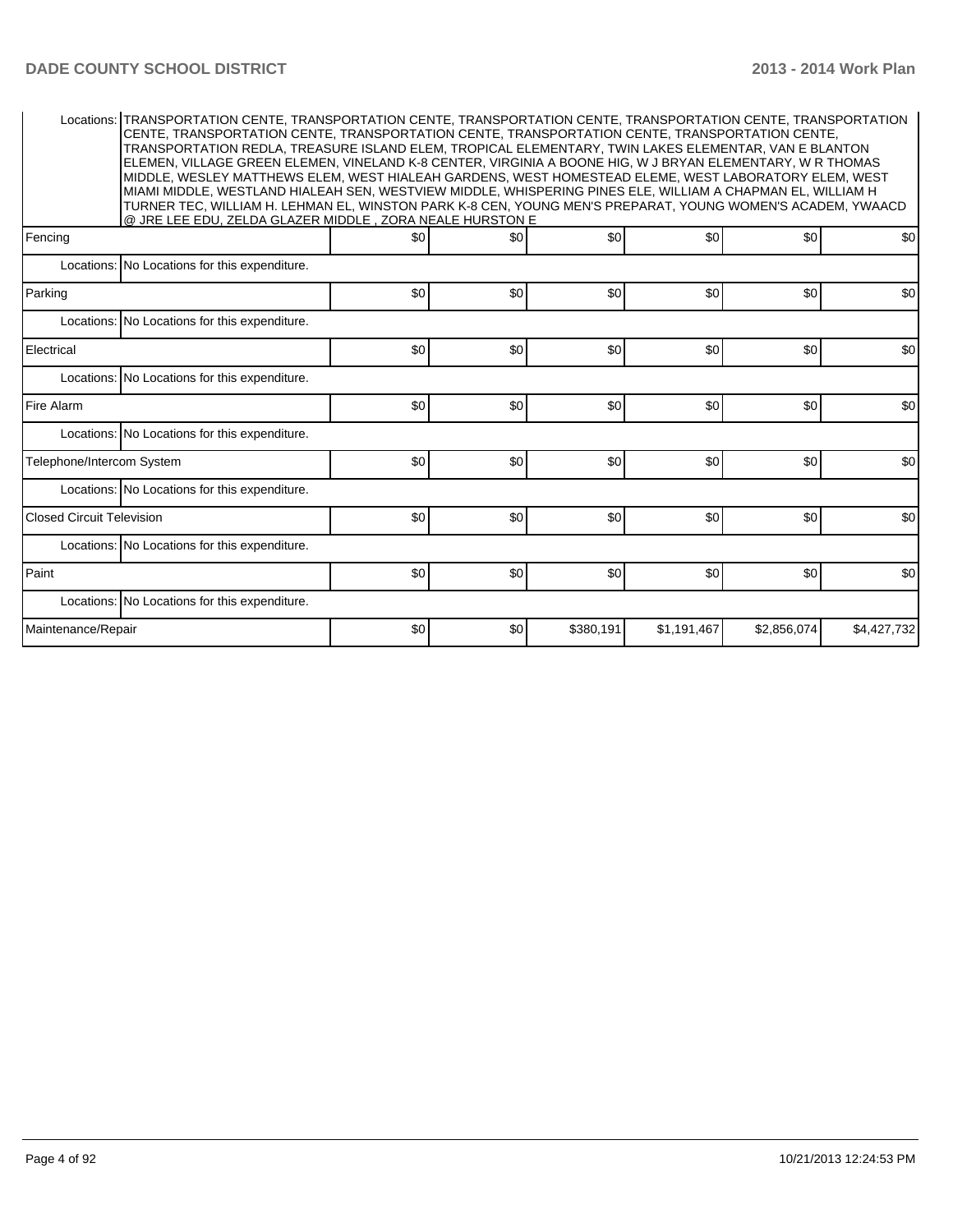| | | | | | | |
|---|---|---|---|---|---|---|
| Locations: | TRANSPORTATION CENTE, TRANSPORTATION CENTE, TRANSPORTATION CENTE, TRANSPORTATION CENTE, TRANSPORTATION CENTE, TRANSPORTATION CENTE, TRANSPORTATION CENTE, TRANSPORTATION CENTE, TRANSPORTATION CENTE, TRANSPORTATION REDLA, TREASURE ISLAND ELEM, TROPICAL ELEMENTARY, TWIN LAKES ELEMENTAR, VAN E BLANTON ELEMEN, VILLAGE GREEN ELEMEN, VINELAND K-8 CENTER, VIRGINIA A BOONE HIG, W J BRYAN ELEMENTARY, W R THOMAS MIDDLE, WESLEY MATTHEWS ELEM, WEST HIALEAH GARDENS, WEST HOMESTEAD ELEME, WEST LABORATORY ELEM, WEST MIAMI MIDDLE, WESTLAND HIALEAH SEN, WESTVIEW MIDDLE, WHISPERING PINES ELE, WILLIAM A CHAPMAN EL, WILLIAM H TURNER TEC, WILLIAM H. LEHMAN EL, WINSTON PARK K-8 CEN, YOUNG MEN'S PREPARAT, YOUNG WOMEN'S ACADEM, YWAACD @ JRE LEE EDU, ZELDA GLAZER MIDDLE , ZORA NEALE HURSTON E | | | | | |
| Fencing | | $0 | $0 | $0 | $0 | $0 | $0 |
| Locations: | No Locations for this expenditure. | | | | | | |
| Parking | | $0 | $0 | $0 | $0 | $0 | $0 |
| Locations: | No Locations for this expenditure. | | | | | | |
| Electrical | | $0 | $0 | $0 | $0 | $0 | $0 |
| Locations: | No Locations for this expenditure. | | | | | | |
| Fire Alarm | | $0 | $0 | $0 | $0 | $0 | $0 |
| Locations: | No Locations for this expenditure. | | | | | | |
| Telephone/Intercom System | | $0 | $0 | $0 | $0 | $0 | $0 |
| Locations: | No Locations for this expenditure. | | | | | | |
| Closed Circuit Television | | $0 | $0 | $0 | $0 | $0 | $0 |
| Locations: | No Locations for this expenditure. | | | | | | |
| Paint | | $0 | $0 | $0 | $0 | $0 | $0 |
| Locations: | No Locations for this expenditure. | | | | | | |
| Maintenance/Repair | | $0 | $0 | $380,191 | $1,191,467 | $2,856,074 | $4,427,732 |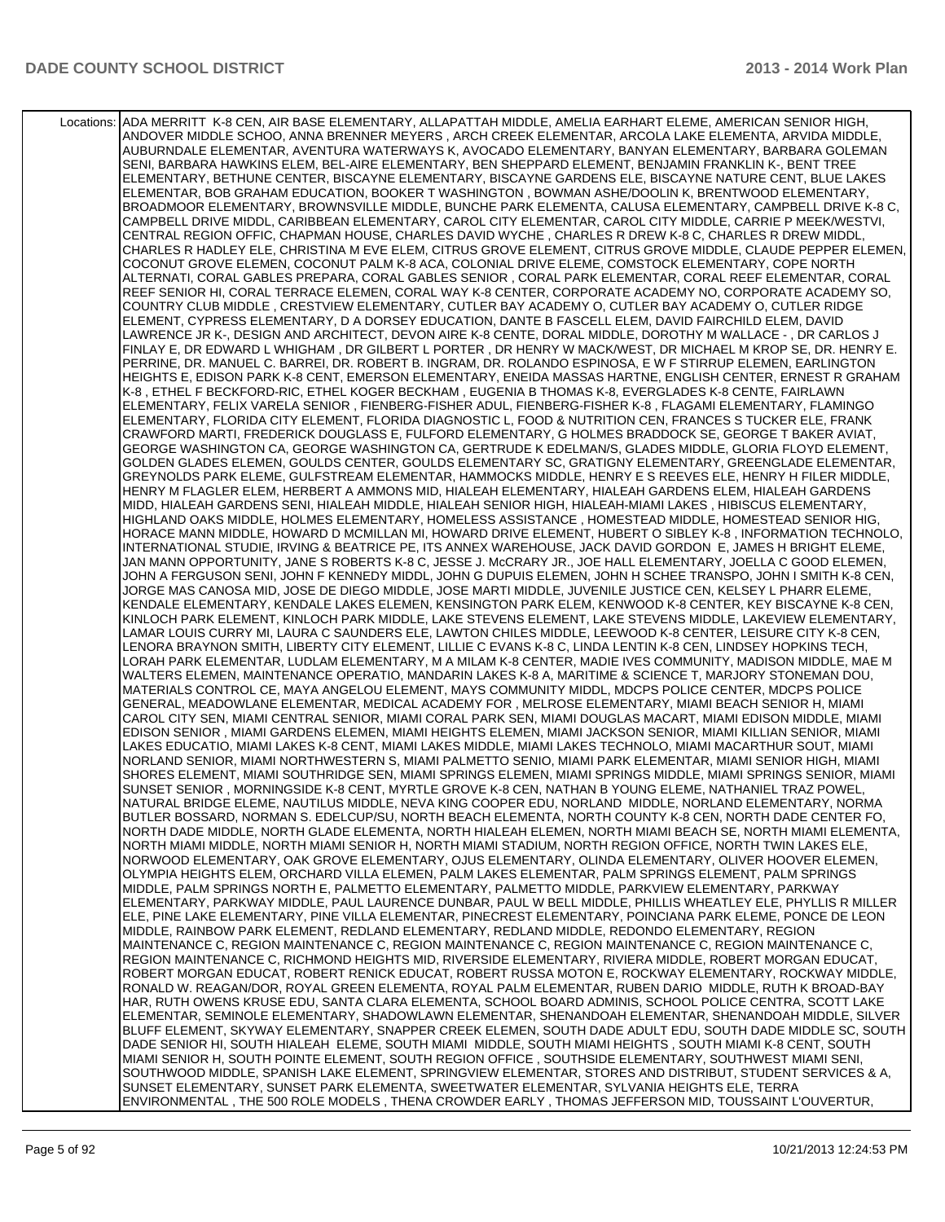| | |
|---|---|
| Locations: | ADA MERRITT K-8 CEN, AIR BASE ELEMENTARY, ALLAPATTAH MIDDLE, AMELIA EARHART ELEME, AMERICAN SENIOR HIGH, ANDOVER MIDDLE SCHOO, ANNA BRENNER MEYERS , ARCH CREEK ELEMENTAR, ARCOLA LAKE ELEMENTA, ARVIDA MIDDLE, AUBURNDALE ELEMENTAR, AVENTURA WATERWAYS K, AVOCADO ELEMENTARY, BANYAN ELEMENTARY, BARBARA GOLEMAN SENI, BARBARA HAWKINS ELEM, BEL-AIRE ELEMENTARY, BEN SHEPPARD ELEMENT, BENJAMIN FRANKLIN K-, BENT TREE ELEMENTARY, BETHUNE CENTER, BISCAYNE ELEMENTARY, BISCAYNE GARDENS ELE, BISCAYNE NATURE CENT, BLUE LAKES ELEMENTAR, BOB GRAHAM EDUCATION, BOOKER T WASHINGTON , BOWMAN ASHE/DOOLIN K, BRENTWOOD ELEMENTARY, BROADMOOR ELEMENTARY, BROWNSVILLE MIDDLE, BUNCHE PARK ELEMENTA, CALUSA ELEMENTARY, CAMPBELL DRIVE K-8 C, CAMPBELL DRIVE MIDDL, CARIBBEAN ELEMENTARY, CAROL CITY ELEMENTAR, CAROL CITY MIDDLE, CARRIE P MEEK/WESTVI, CENTRAL REGION OFFIC, CHAPMAN HOUSE, CHARLES DAVID WYCHE , CHARLES R DREW K-8 C, CHARLES R DREW MIDDL, CHARLES R HADLEY ELE, CHRISTINA M EVE ELEM, CITRUS GROVE ELEMENT, CITRUS GROVE MIDDLE, CLAUDE PEPPER ELEMEN, COCONUT GROVE ELEMEN, COCONUT PALM K-8 ACA, COLONIAL DRIVE ELEME, COMSTOCK ELEMENTARY, COPE NORTH ALTERNATI, CORAL GABLES PREPARA, CORAL GABLES SENIOR , CORAL PARK ELEMENTAR, CORAL REEF ELEMENTAR, CORAL REEF SENIOR HI, CORAL TERRACE ELEMEN, CORAL WAY K-8 CENTER, CORPORATE ACADEMY NO, CORPORATE ACADEMY SO, COUNTRY CLUB MIDDLE , CRESTVIEW ELEMENTARY, CUTLER BAY ACADEMY O, CUTLER BAY ACADEMY O, CUTLER RIDGE ELEMENT, CYPRESS ELEMENTARY, D A DORSEY EDUCATION, DANTE B FASCELL ELEM, DAVID FAIRCHILD ELEM, DAVID LAWRENCE JR K-, DESIGN AND ARCHITECT, DEVON AIRE K-8 CENTE, DORAL MIDDLE, DOROTHY M WALLACE - , DR CARLOS J FINLAY E, DR EDWARD L WHIGHAM , DR GILBERT L PORTER , DR HENRY W MACK/WEST, DR MICHAEL M KROP SE, DR. HENRY E. PERRINE, DR. MANUEL C. BARREI, DR. ROBERT B. INGRAM, DR. ROLANDO ESPINOSA, E W F STIRRUP ELEMEN, EARLINGTON HEIGHTS E, EDISON PARK K-8 CENT, EMERSON ELEMENTARY, ENEIDA MASSAS HARTNE, ENGLISH CENTER, ERNEST R GRAHAM K-8 , ETHEL F BECKFORD-RIC, ETHEL KOGER BECKHAM , EUGENIA B THOMAS K-8, EVERGLADES K-8 CENTE, FAIRLAWN ELEMENTARY, FELIX VARELA SENIOR , FIENBERG-FISHER ADUL, FIENBERG-FISHER K-8 , FLAGAMI ELEMENTARY, FLAMINGO ELEMENTARY, FLORIDA CITY ELEMENT, FLORIDA DIAGNOSTIC L, FOOD & NUTRITION CEN, FRANCES S TUCKER ELE, FRANK CRAWFORD MARTI, FREDERICK DOUGLASS E, FULFORD ELEMENTARY, G HOLMES BRADDOCK SE, GEORGE T BAKER AVIAT, GEORGE WASHINGTON CA, GEORGE WASHINGTON CA, GERTRUDE K EDELMAN/S, GLADES MIDDLE, GLORIA FLOYD ELEMENT, GOLDEN GLADES ELEMEN, GOULDS CENTER, GOULDS ELEMENTARY SC, GRATIGNY ELEMENTARY, GREENGLADE ELEMENTAR, GREYNOLDS PARK ELEME, GULFSTREAM ELEMENTAR, HAMMOCKS MIDDLE, HENRY E S REEVES ELE, HENRY H FILER MIDDLE, HENRY M FLAGLER ELEM, HERBERT A AMMONS MID, HIALEAH ELEMENTARY, HIALEAH GARDENS ELEM, HIALEAH GARDENS MIDD, HIALEAH GARDENS SENI, HIALEAH MIDDLE, HIALEAH SENIOR HIGH, HIALEAH-MIAMI LAKES , HIBISCUS ELEMENTARY, HIGHLAND OAKS MIDDLE, HOLMES ELEMENTARY, HOMELESS ASSISTANCE , HOMESTEAD MIDDLE, HOMESTEAD SENIOR HIG, HORACE MANN MIDDLE, HOWARD D MCMILLAN MI, HOWARD DRIVE ELEMENT, HUBERT O SIBLEY K-8 , INFORMATION TECHNOLO, INTERNATIONAL STUDIE, IRVING & BEATRICE PE, ITS ANNEX WAREHOUSE, JACK DAVID GORDON E, JAMES H BRIGHT ELEME, JAN MANN OPPORTUNITY, JANE S ROBERTS K-8 C, JESSE J. McCRARY JR., JOE HALL ELEMENTARY, JOELLA C GOOD ELEMEN, JOHN A FERGUSON SENI, JOHN F KENNEDY MIDDL, JOHN G DUPUIS ELEMEN, JOHN H SCHEE TRANSPO, JOHN I SMITH K-8 CEN, JORGE MAS CANOSA MID, JOSE DE DIEGO MIDDLE, JOSE MARTI MIDDLE, JUVENILE JUSTICE CEN, KELSEY L PHARR ELEME, KENDALE ELEMENTARY, KENDALE LAKES ELEMEN, KENSINGTON PARK ELEM, KENWOOD K-8 CENTER, KEY BISCAYNE K-8 CEN, KINLOCH PARK ELEMENT, KINLOCH PARK MIDDLE, LAKE STEVENS ELEMENT, LAKE STEVENS MIDDLE, LAKEVIEW ELEMENTARY, LAMAR LOUIS CURRY MI, LAURA C SAUNDERS ELE, LAWTON CHILES MIDDLE, LEEWOOD K-8 CENTER, LEISURE CITY K-8 CEN, LENORA BRAYNON SMITH, LIBERTY CITY ELEMENT, LILLIE C EVANS K-8 C, LINDA LENTIN K-8 CEN, LINDSEY HOPKINS TECH, LORAH PARK ELEMENTAR, LUDLAM ELEMENTARY, M A MILAM K-8 CENTER, MADIE IVES COMMUNITY, MADISON MIDDLE, MAE M WALTERS ELEMEN, MAINTENANCE OPERATIO, MANDARIN LAKES K-8 A, MARITIME & SCIENCE T, MARJORY STONEMAN DOU, MATERIALS CONTROL CE, MAYA ANGELOU ELEMENT, MAYS COMMUNITY MIDDL, MDCPS POLICE CENTER, MDCPS POLICE GENERAL, MEADOWLANE ELEMENTAR, MEDICAL ACADEMY FOR , MELROSE ELEMENTARY, MIAMI BEACH SENIOR H, MIAMI CAROL CITY SEN, MIAMI CENTRAL SENIOR, MIAMI CORAL PARK SEN, MIAMI DOUGLAS MACART, MIAMI EDISON MIDDLE, MIAMI EDISON SENIOR , MIAMI GARDENS ELEMEN, MIAMI HEIGHTS ELEMEN, MIAMI JACKSON SENIOR, MIAMI KILLIAN SENIOR, MIAMI LAKES EDUCATIO, MIAMI LAKES K-8 CENT, MIAMI LAKES MIDDLE, MIAMI LAKES TECHNOLO, MIAMI MACARTHUR SOUT, MIAMI NORLAND SENIOR, MIAMI NORTHWESTERN S, MIAMI PALMETTO SENIO, MIAMI PARK ELEMENTAR, MIAMI SENIOR HIGH, MIAMI SHORES ELEMENT, MIAMI SOUTHRIDGE SEN, MIAMI SPRINGS ELEMEN, MIAMI SPRINGS MIDDLE, MIAMI SPRINGS SENIOR, MIAMI SUNSET SENIOR , MORNINGSIDE K-8 CENT, MYRTLE GROVE K-8 CEN, NATHAN B YOUNG ELEME, NATHANIEL TRAZ POWEL, NATURAL BRIDGE ELEME, NAUTILUS MIDDLE, NEVA KING COOPER EDU, NORLAND MIDDLE, NORLAND ELEMENTARY, NORMA BUTLER BOSSARD, NORMAN S. EDELCUP/SU, NORTH BEACH ELEMENTA, NORTH COUNTY K-8 CEN, NORTH DADE CENTER FO, NORTH DADE MIDDLE, NORTH GLADE ELEMENTA, NORTH HIALEAH ELEMEN, NORTH MIAMI BEACH SE, NORTH MIAMI ELEMENTA, NORTH MIAMI MIDDLE, NORTH MIAMI SENIOR H, NORTH MIAMI STADIUM, NORTH REGION OFFICE, NORTH TWIN LAKES ELE, NORWOOD ELEMENTARY, OAK GROVE ELEMENTARY, OJUS ELEMENTARY, OLINDA ELEMENTARY, OLIVER HOOVER ELEMEN, OLYMPIA HEIGHTS ELEM, ORCHARD VILLA ELEMEN, PALM LAKES ELEMENTAR, PALM SPRINGS ELEMENT, PALM SPRINGS MIDDLE, PALM SPRINGS NORTH E, PALMETTO ELEMENTARY, PALMETTO MIDDLE, PARKVIEW ELEMENTARY, PARKWAY ELEMENTARY, PARKWAY MIDDLE, PAUL LAURENCE DUNBAR, PAUL W BELL MIDDLE, PHILLIS WHEATLEY ELE, PHYLLIS R MILLER ELE, PINE LAKE ELEMENTARY, PINE VILLA ELEMENTAR, PINECREST ELEMENTARY, POINCIANA PARK ELEME, PONCE DE LEON MIDDLE, RAINBOW PARK ELEMENT, REDLAND ELEMENTARY, REDLAND MIDDLE, REDONDO ELEMENTARY, REGION MAINTENANCE C, REGION MAINTENANCE C, REGION MAINTENANCE C, REGION MAINTENANCE C, REGION MAINTENANCE C, REGION MAINTENANCE C, RICHMOND HEIGHTS MID, RIVERSIDE ELEMENTARY, RIVIERA MIDDLE, ROBERT MORGAN EDUCAT, ROBERT MORGAN EDUCAT, ROBERT RENICK EDUCAT, ROBERT RUSSA MOTON E, ROCKWAY ELEMENTARY, ROCKWAY MIDDLE, RONALD W. REAGAN/DOR, ROYAL GREEN ELEMENTA, ROYAL PALM ELEMENTAR, RUBEN DARIO MIDDLE, RUTH K BROAD-BAY HAR, RUTH OWENS KRUSE EDU, SANTA CLARA ELEMENTA, SCHOOL BOARD ADMINIS, SCHOOL POLICE CENTRA, SCOTT LAKE ELEMENTAR, SEMINOLE ELEMENTARY, SHADOWLAWN ELEMENTAR, SHENANDOAH ELEMENTAR, SHENANDOAH MIDDLE, SILVER BLUFF ELEMENT, SKYWAY ELEMENTARY, SNAPPER CREEK ELEMEN, SOUTH DADE ADULT EDU, SOUTH DADE MIDDLE SC, SOUTH DADE SENIOR HI, SOUTH HIALEAH ELEME, SOUTH MIAMI MIDDLE, SOUTH MIAMI HEIGHTS , SOUTH MIAMI K-8 CENT, SOUTH MIAMI SENIOR H, SOUTH POINTE ELEMENT, SOUTH REGION OFFICE , SOUTHSIDE ELEMENTARY, SOUTHWEST MIAMI SENI, SOUTHWOOD MIDDLE, SPANISH LAKE ELEMENT, SPRINGVIEW ELEMENTAR, STORES AND DISTRIBUT, STUDENT SERVICES & A, SUNSET ELEMENTARY, SUNSET PARK ELEMENTA, SWEETWATER ELEMENTAR, SYLVANIA HEIGHTS ELE, TERRA ENVIRONMENTAL , THE 500 ROLE MODELS , THENA CROWDER EARLY , THOMAS JEFFERSON MID, TOUSSAINT L'OUVERTUR, |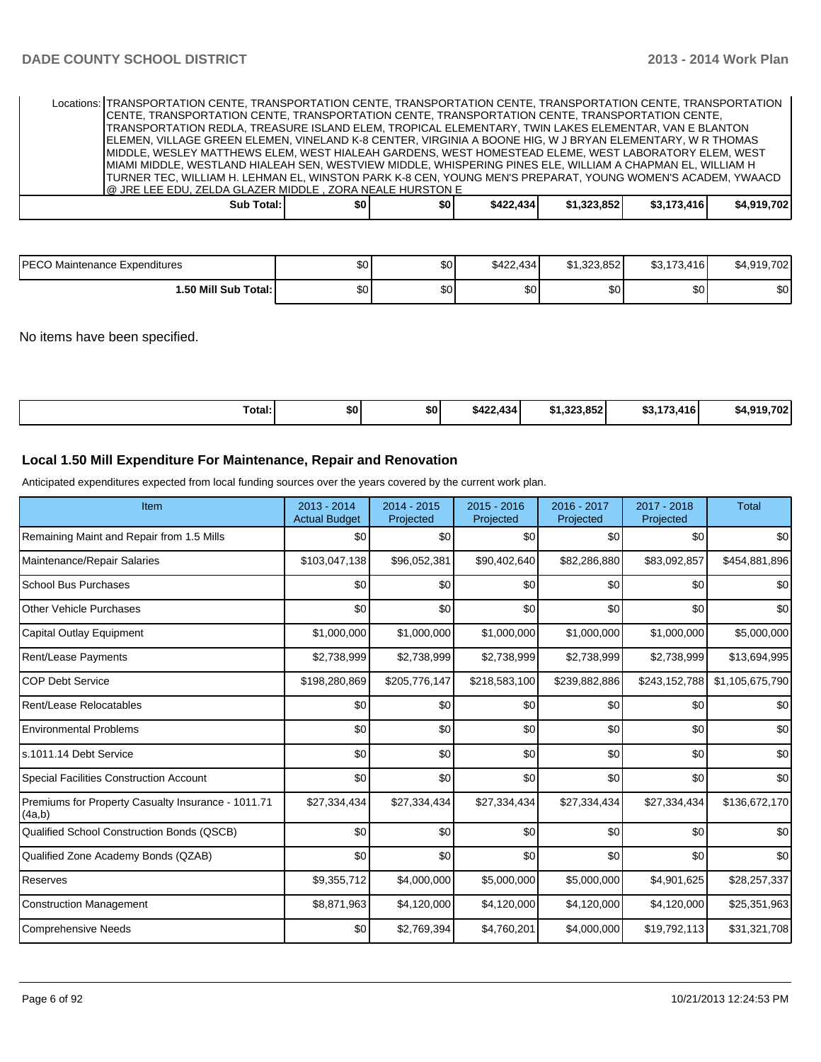| | | | | | | |
|---|---|---|---|---|---|---|
| Locations: TRANSPORTATION CENTE, TRANSPORTATION CENTE, TRANSPORTATION CENTE, TRANSPORTATION CENTE, TRANSPORTATION CENTE, TRANSPORTATION CENTE, TRANSPORTATION CENTE, TRANSPORTATION CENTE, TRANSPORTATION CENTE, TRANSPORTATION REDLA, TREASURE ISLAND ELEM, TROPICAL ELEMENTARY, TWIN LAKES ELEMENTAR, VAN E BLANTON ELEMEN, VILLAGE GREEN ELEMEN, VINELAND K-8 CENTER, VIRGINIA A BOONE HIG, W J BRYAN ELEMENTARY, W R THOMAS MIDDLE, WESLEY MATTHEWS ELEM, WEST HIALEAH GARDENS, WEST HOMESTEAD ELEME, WEST LABORATORY ELEM, WEST MIAMI MIDDLE, WESTLAND HIALEAH SEN, WESTVIEW MIDDLE, WHISPERING PINES ELE, WILLIAM A CHAPMAN EL, WILLIAM H TURNER TEC, WILLIAM H. LEHMAN EL, WINSTON PARK K-8 CEN, YOUNG MEN'S PREPARAT, YOUNG WOMEN'S ACADEM, YWAACD @ JRE LEE EDU, ZELDA GLAZER MIDDLE , ZORA NEALE HURSTON E | | | | | | |
| Sub Total: | $0 | $0 | $422,434 | $1,323,852 | $3,173,416 | $4,919,702 |

| | | | | | | |
|---|---|---|---|---|---|---|
| PECO Maintenance Expenditures | $0 | $0 | $422,434 | $1,323,852 | $3,173,416 | $4,919,702 |
| 1.50 Mill Sub Total: | $0 | $0 | $0 | $0 | $0 | $0 |

No items have been specified.

| | | | | | | |
|---|---|---|---|---|---|---|
| Total: | $0 | $0 | $422,434 | $1,323,852 | $3,173,416 | $4,919,702 |

## Local 1.50 Mill Expenditure For Maintenance, Repair and Renovation

Anticipated expenditures expected from local funding sources over the years covered by the current work plan.

| Item | 2013 - 2014 Actual Budget | 2014 - 2015 Projected | 2015 - 2016 Projected | 2016 - 2017 Projected | 2017 - 2018 Projected | Total |
|---|---|---|---|---|---|---|
| Remaining Maint and Repair from 1.5 Mills | $0 | $0 | $0 | $0 | $0 | $0 |
| Maintenance/Repair Salaries | $103,047,138 | $96,052,381 | $90,402,640 | $82,286,880 | $83,092,857 | $454,881,896 |
| School Bus Purchases | $0 | $0 | $0 | $0 | $0 | $0 |
| Other Vehicle Purchases | $0 | $0 | $0 | $0 | $0 | $0 |
| Capital Outlay Equipment | $1,000,000 | $1,000,000 | $1,000,000 | $1,000,000 | $1,000,000 | $5,000,000 |
| Rent/Lease Payments | $2,738,999 | $2,738,999 | $2,738,999 | $2,738,999 | $2,738,999 | $13,694,995 |
| COP Debt Service | $198,280,869 | $205,776,147 | $218,583,100 | $239,882,886 | $243,152,788 | $1,105,675,790 |
| Rent/Lease Relocatables | $0 | $0 | $0 | $0 | $0 | $0 |
| Environmental Problems | $0 | $0 | $0 | $0 | $0 | $0 |
| s.1011.14 Debt Service | $0 | $0 | $0 | $0 | $0 | $0 |
| Special Facilities Construction Account | $0 | $0 | $0 | $0 | $0 | $0 |
| Premiums for Property Casualty Insurance - 1011.71 (4a,b) | $27,334,434 | $27,334,434 | $27,334,434 | $27,334,434 | $27,334,434 | $136,672,170 |
| Qualified School Construction Bonds (QSCB) | $0 | $0 | $0 | $0 | $0 | $0 |
| Qualified Zone Academy Bonds (QZAB) | $0 | $0 | $0 | $0 | $0 | $0 |
| Reserves | $9,355,712 | $4,000,000 | $5,000,000 | $5,000,000 | $4,901,625 | $28,257,337 |
| Construction Management | $8,871,963 | $4,120,000 | $4,120,000 | $4,120,000 | $4,120,000 | $25,351,963 |
| Comprehensive Needs | $0 | $2,769,394 | $4,760,201 | $4,000,000 | $19,792,113 | $31,321,708 |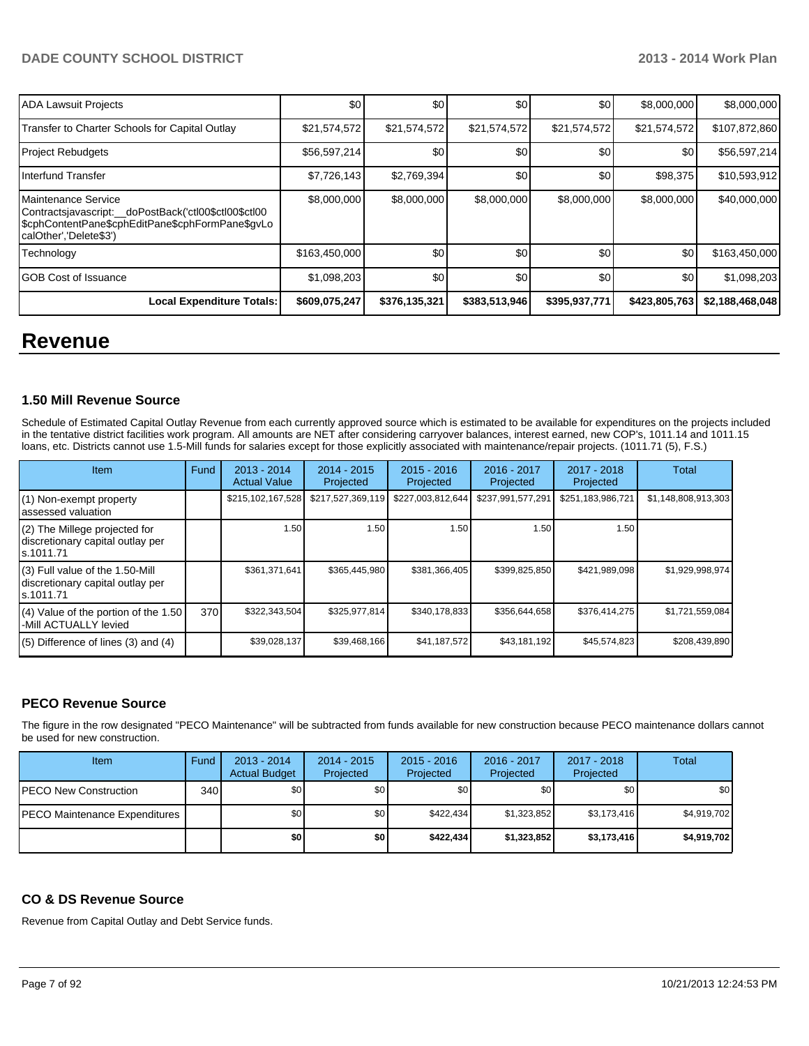| | | | | | | |
|---|---|---|---|---|---|---|
| ADA Lawsuit Projects | $0 | $0 | $0 | $0 | $8,000,000 | $8,000,000 |
| Transfer to Charter Schools for Capital Outlay | $21,574,572 | $21,574,572 | $21,574,572 | $21,574,572 | $21,574,572 | $107,872,860 |
| Project Rebudgets | $56,597,214 | $0 | $0 | $0 | $0 | $56,597,214 |
| Interfund Transfer | $7,726,143 | $2,769,394 | $0 | $0 | $98,375 | $10,593,912 |
| Maintenance Service Contractsjavascript:__doPostBack('ctl00$ctl00$cphContentPane$cphEditPane$cphFormPane$gvLocalOther','Delete$3') | $8,000,000 | $8,000,000 | $8,000,000 | $8,000,000 | $8,000,000 | $40,000,000 |
| Technology | $163,450,000 | $0 | $0 | $0 | $0 | $163,450,000 |
| GOB Cost of Issuance | $1,098,203 | $0 | $0 | $0 | $0 | $1,098,203 |
| **Local Expenditure Totals:** | **$609,075,247** | **$376,135,321** | **$383,513,946** | **$395,937,771** | **$423,805,763** | **$2,188,468,048** |

# Revenue

### 1.50 Mill Revenue Source

Schedule of Estimated Capital Outlay Revenue from each currently approved source which is estimated to be available for expenditures on the projects included in the tentative district facilities work program. All amounts are NET after considering carryover balances, interest earned, new COP's, 1011.14 and 1011.15 loans, etc. Districts cannot use 1.5-Mill funds for salaries except for those explicitly associated with maintenance/repair projects. (1011.71 (5), F.S.)

| Item | Fund | 2013 - 2014 Actual Value | 2014 - 2015 Projected | 2015 - 2016 Projected | 2016 - 2017 Projected | 2017 - 2018 Projected | Total |
|---|---|---|---|---|---|---|---|
| (1) Non-exempt property assessed valuation | | $215,102,167,528 | $217,527,369,119 | $227,003,812,644 | $237,991,577,291 | $251,183,986,721 | $1,148,808,913,303 |
| (2) The Millege projected for discretionary capital outlay per s.1011.71 | | 1.50 | 1.50 | 1.50 | 1.50 | 1.50 | |
| (3) Full value of the 1.50-Mill discretionary capital outlay per s.1011.71 | | $361,371,641 | $365,445,980 | $381,366,405 | $399,825,850 | $421,989,098 | $1,929,998,974 |
| (4) Value of the portion of the 1.50 -Mill ACTUALLY levied | 370 | $322,343,504 | $325,977,814 | $340,178,833 | $356,644,658 | $376,414,275 | $1,721,559,084 |
| (5) Difference of lines (3) and (4) | | $39,028,137 | $39,468,166 | $41,187,572 | $43,181,192 | $45,574,823 | $208,439,890 |

### PECO Revenue Source

The figure in the row designated "PECO Maintenance" will be subtracted from funds available for new construction because PECO maintenance dollars cannot be used for new construction.

| Item | Fund | 2013 - 2014 Actual Budget | 2014 - 2015 Projected | 2015 - 2016 Projected | 2016 - 2017 Projected | 2017 - 2018 Projected | Total |
|---|---|---|---|---|---|---|---|
| PECO New Construction | 340 | $0 | $0 | $0 | $0 | $0 | $0 |
| PECO Maintenance Expenditures | | $0 | $0 | $422,434 | $1,323,852 | $3,173,416 | $4,919,702 |
| | | **$0** | **$0** | **$422,434** | **$1,323,852** | **$3,173,416** | **$4,919,702** |

### CO & DS Revenue Source

Revenue from Capital Outlay and Debt Service funds.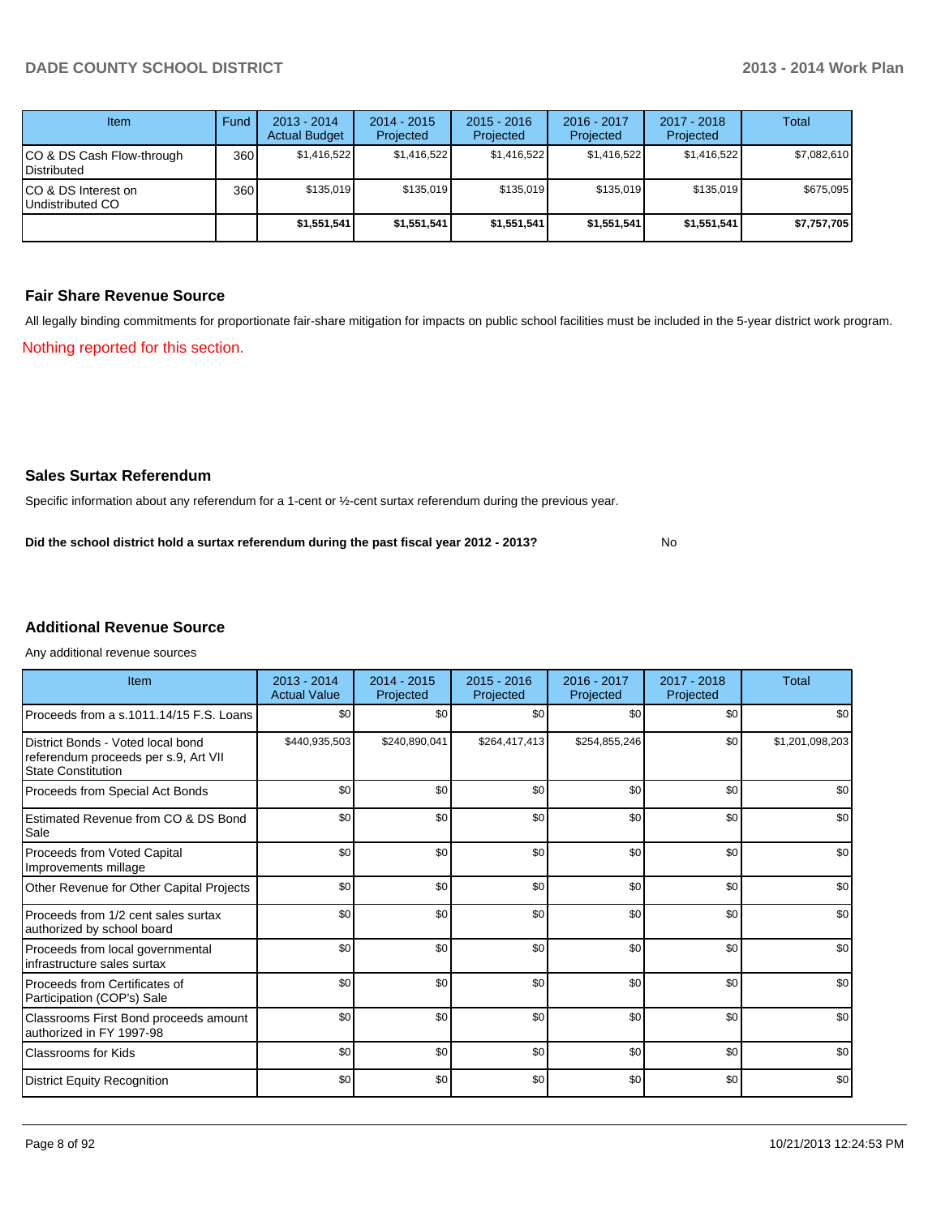| Item | Fund | 2013 - 2014 Actual Budget | 2014 - 2015 Projected | 2015 - 2016 Projected | 2016 - 2017 Projected | 2017 - 2018 Projected | Total |
|---|---|---|---|---|---|---|---|
| CO & DS Cash Flow-through Distributed | 360 | $1,416,522 | $1,416,522 | $1,416,522 | $1,416,522 | $1,416,522 | $7,082,610 |
| CO & DS Interest on Undistributed CO | 360 | $135,019 | $135,019 | $135,019 | $135,019 | $135,019 | $675,095 |
| | | **$1,551,541** | **$1,551,541** | **$1,551,541** | **$1,551,541** | **$1,551,541** | **$7,757,705** |

## Fair Share Revenue Source

All legally binding commitments for proportionate fair-share mitigation for impacts on public school facilities must be included in the 5-year district work program.

Nothing reported for this section.

## Sales Surtax Referendum

Specific information about any referendum for a 1-cent or ½-cent surtax referendum during the previous year.

**Did the school district hold a surtax referendum during the past fiscal year 2012 - 2013?** No

## Additional Revenue Source

Any additional revenue sources

| Item | 2013 - 2014 Actual Value | 2014 - 2015 Projected | 2015 - 2016 Projected | 2016 - 2017 Projected | 2017 - 2018 Projected | Total |
|---|---|---|---|---|---|---|
| Proceeds from a s.1011.14/15 F.S. Loans | $0 | $0 | $0 | $0 | $0 | $0 |
| District Bonds - Voted local bond referendum proceeds per s.9, Art VII State Constitution | $440,935,503 | $240,890,041 | $264,417,413 | $254,855,246 | $0 | $1,201,098,203 |
| Proceeds from Special Act Bonds | $0 | $0 | $0 | $0 | $0 | $0 |
| Estimated Revenue from CO & DS Bond Sale | $0 | $0 | $0 | $0 | $0 | $0 |
| Proceeds from Voted Capital Improvements millage | $0 | $0 | $0 | $0 | $0 | $0 |
| Other Revenue for Other Capital Projects | $0 | $0 | $0 | $0 | $0 | $0 |
| Proceeds from 1/2 cent sales surtax authorized by school board | $0 | $0 | $0 | $0 | $0 | $0 |
| Proceeds from local governmental infrastructure sales surtax | $0 | $0 | $0 | $0 | $0 | $0 |
| Proceeds from Certificates of Participation (COP's) Sale | $0 | $0 | $0 | $0 | $0 | $0 |
| Classrooms First Bond proceeds amount authorized in FY 1997-98 | $0 | $0 | $0 | $0 | $0 | $0 |
| Classrooms for Kids | $0 | $0 | $0 | $0 | $0 | $0 |
| District Equity Recognition | $0 | $0 | $0 | $0 | $0 | $0 |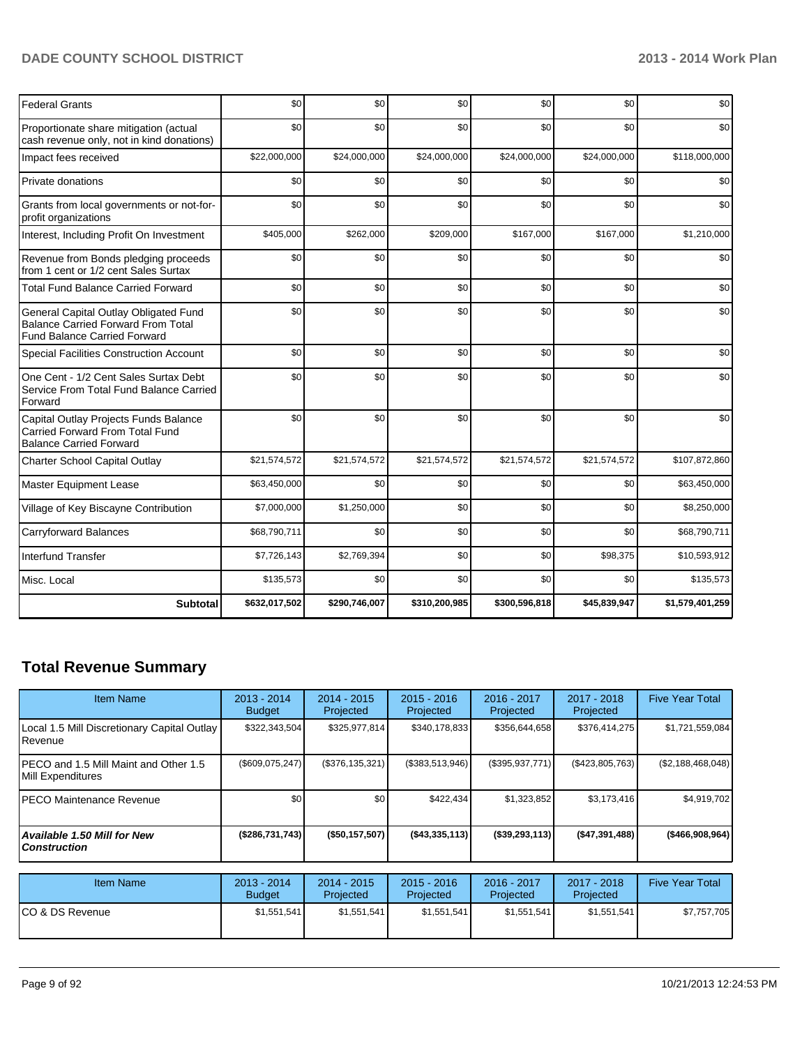| Federal Grants | $0 | $0 | $0 | $0 | $0 | $0 |
|---|---|---|---|---|---|---|
| Proportionate share mitigation (actual cash revenue only, not in kind donations) | $0 | $0 | $0 | $0 | $0 | $0 |
| Impact fees received | $22,000,000 | $24,000,000 | $24,000,000 | $24,000,000 | $24,000,000 | $118,000,000 |
| Private donations | $0 | $0 | $0 | $0 | $0 | $0 |
| Grants from local governments or not-for-profit organizations | $0 | $0 | $0 | $0 | $0 | $0 |
| Interest, Including Profit On Investment | $405,000 | $262,000 | $209,000 | $167,000 | $167,000 | $1,210,000 |
| Revenue from Bonds pledging proceeds from 1 cent or 1/2 cent Sales Surtax | $0 | $0 | $0 | $0 | $0 | $0 |
| Total Fund Balance Carried Forward | $0 | $0 | $0 | $0 | $0 | $0 |
| General Capital Outlay Obligated Fund Balance Carried Forward From Total Fund Balance Carried Forward | $0 | $0 | $0 | $0 | $0 | $0 |
| Special Facilities Construction Account | $0 | $0 | $0 | $0 | $0 | $0 |
| One Cent - 1/2 Cent Sales Surtax Debt Service From Total Fund Balance Carried Forward | $0 | $0 | $0 | $0 | $0 | $0 |
| Capital Outlay Projects Funds Balance Carried Forward From Total Fund Balance Carried Forward | $0 | $0 | $0 | $0 | $0 | $0 |
| Charter School Capital Outlay | $21,574,572 | $21,574,572 | $21,574,572 | $21,574,572 | $21,574,572 | $107,872,860 |
| Master Equipment Lease | $63,450,000 | $0 | $0 | $0 | $0 | $63,450,000 |
| Village of Key Biscayne Contribution | $7,000,000 | $1,250,000 | $0 | $0 | $0 | $8,250,000 |
| Carryforward Balances | $68,790,711 | $0 | $0 | $0 | $0 | $68,790,711 |
| Interfund Transfer | $7,726,143 | $2,769,394 | $0 | $0 | $98,375 | $10,593,912 |
| Misc. Local | $135,573 | $0 | $0 | $0 | $0 | $135,573 |
| **Subtotal** | **$632,017,502** | **$290,746,007** | **$310,200,985** | **$300,596,818** | **$45,839,947** | **$1,579,401,259** |

## Total Revenue Summary

| Item Name | 2013 - 2014 Budget | 2014 - 2015 Projected | 2015 - 2016 Projected | 2016 - 2017 Projected | 2017 - 2018 Projected | Five Year Total |
|---|---|---|---|---|---|---|
| Local 1.5 Mill Discretionary Capital Outlay Revenue | $322,343,504 | $325,977,814 | $340,178,833 | $356,644,658 | $376,414,275 | $1,721,559,084 |
| PECO and 1.5 Mill Maint and Other 1.5 Mill Expenditures | ($609,075,247) | ($376,135,321) | ($383,513,946) | ($395,937,771) | ($423,805,763) | ($2,188,468,048) |
| PECO Maintenance Revenue | $0 | $0 | $422,434 | $1,323,852 | $3,173,416 | $4,919,702 |
| ***Available 1.50 Mill for New Construction*** | **($286,731,743)** | **($50,157,507)** | **($43,335,113)** | **($39,293,113)** | **($47,391,488)** | **($466,908,964)** |

| Item Name | 2013 - 2014 Budget | 2014 - 2015 Projected | 2015 - 2016 Projected | 2016 - 2017 Projected | 2017 - 2018 Projected | Five Year Total |
|---|---|---|---|---|---|---|
| CO & DS Revenue | $1,551,541 | $1,551,541 | $1,551,541 | $1,551,541 | $1,551,541 | $7,757,705 |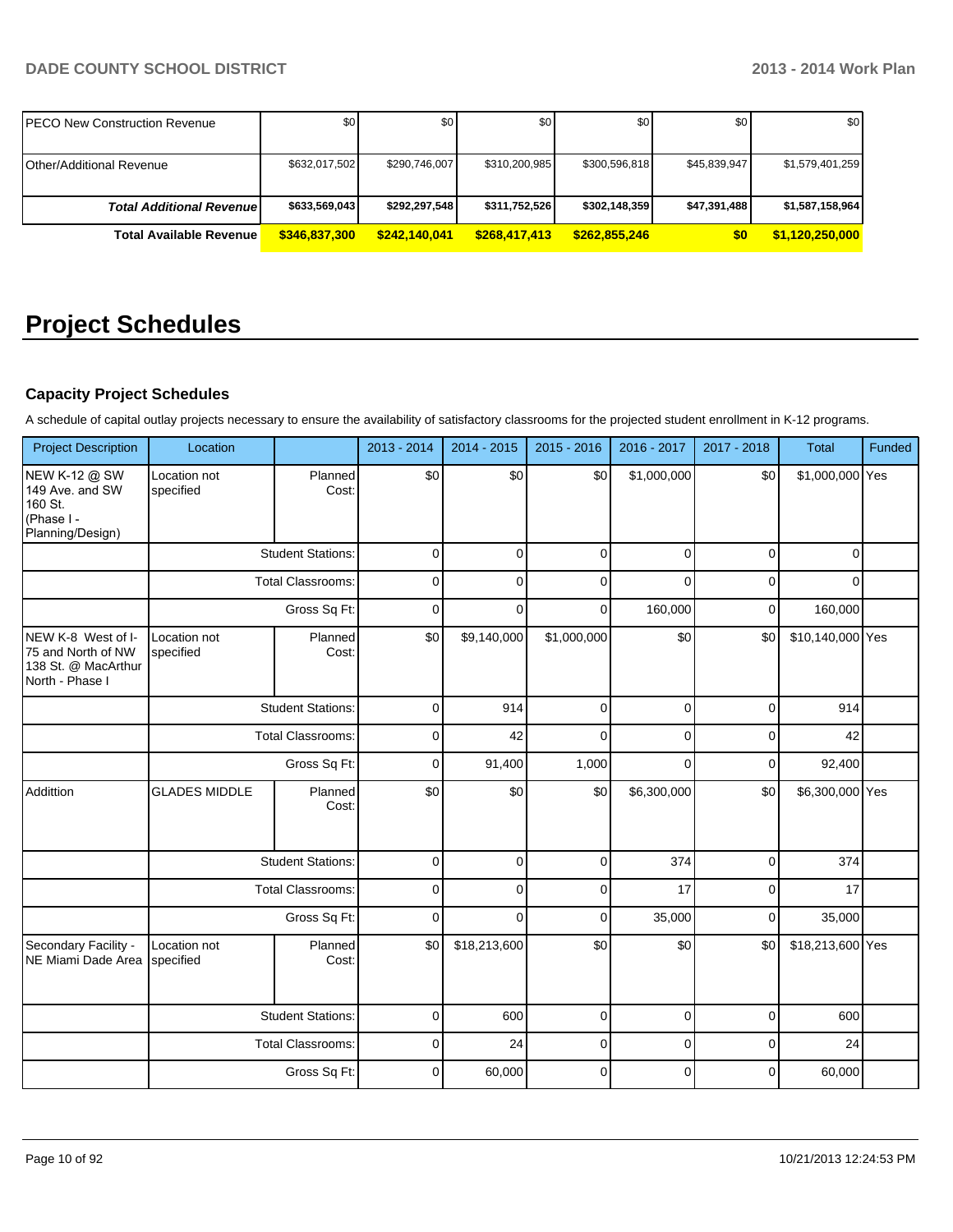| | | | | | | |
|---|---|---|---|---|---|---|
| PECO New Construction Revenue | $0 | $0 | $0 | $0 | $0 | $0 |
| Other/Additional Revenue | $632,017,502 | $290,746,007 | $310,200,985 | $300,596,818 | $45,839,947 | $1,579,401,259 |
| ***Total Additional Revenue*** | **$633,569,043** | **$292,297,548** | **$311,752,526** | **$302,148,359** | **$47,391,488** | **$1,587,158,964** |
| **Total Available Revenue** | **$346,837,300** | **$242,140,041** | **$268,417,413** | **$262,855,246** | **$0** | **$1,120,250,000** |

# Project Schedules

### Capacity Project Schedules

A schedule of capital outlay projects necessary to ensure the availability of satisfactory classrooms for the projected student enrollment in K-12 programs.

| Project Description | Location | | 2013 - 2014 | 2014 - 2015 | 2015 - 2016 | 2016 - 2017 | 2017 - 2018 | Total | Funded |
|---|---|---|---|---|---|---|---|---|---|
| NEW K-12 @ SW 149 Ave. and SW 160 St. (Phase I - Planning/Design) | Location not specified | Planned Cost: | $0 | $0 | $0 | $1,000,000 | $0 | $1,000,000 | Yes |
| | | Student Stations: | 0 | 0 | 0 | 0 | 0 | 0 | |
| | | Total Classrooms: | 0 | 0 | 0 | 0 | 0 | 0 | |
| | | Gross Sq Ft: | 0 | 0 | 0 | 160,000 | 0 | 160,000 | |
| NEW K-8 West of I-75 and North of NW 138 St. @ MacArthur North - Phase I | Location not specified | Planned Cost: | $0 | $9,140,000 | $1,000,000 | $0 | $0 | $10,140,000 | Yes |
| | | Student Stations: | 0 | 914 | 0 | 0 | 0 | 914 | |
| | | Total Classrooms: | 0 | 42 | 0 | 0 | 0 | 42 | |
| | | Gross Sq Ft: | 0 | 91,400 | 1,000 | 0 | 0 | 92,400 | |
| Addittion | GLADES MIDDLE | Planned Cost: | $0 | $0 | $0 | $6,300,000 | $0 | $6,300,000 | Yes |
| | | Student Stations: | 0 | 0 | 0 | 374 | 0 | 374 | |
| | | Total Classrooms: | 0 | 0 | 0 | 17 | 0 | 17 | |
| | | Gross Sq Ft: | 0 | 0 | 0 | 35,000 | 0 | 35,000 | |
| Secondary Facility - NE Miami Dade Area | Location not specified | Planned Cost: | $0 | $18,213,600 | $0 | $0 | $0 | $18,213,600 | Yes |
| | | Student Stations: | 0 | 600 | 0 | 0 | 0 | 600 | |
| | | Total Classrooms: | 0 | 24 | 0 | 0 | 0 | 24 | |
| | | Gross Sq Ft: | 0 | 60,000 | 0 | 0 | 0 | 60,000 | |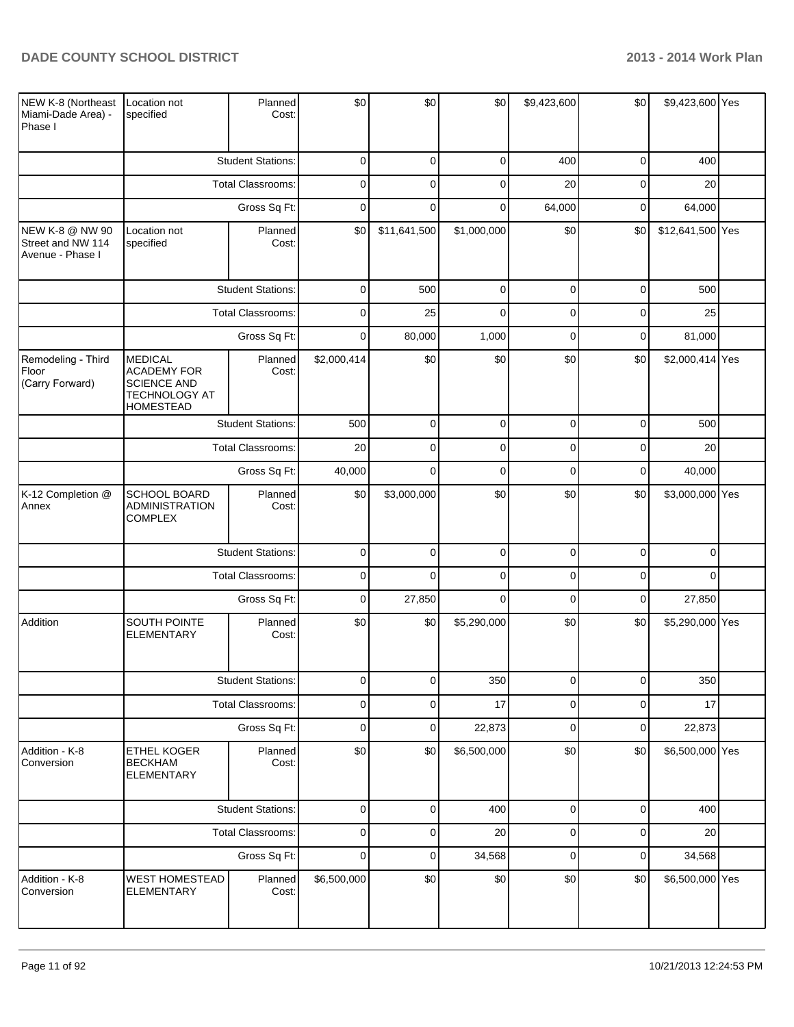| NEW K-8 (Northeast Miami-Dade Area) - Phase I | Location not specified | Planned Cost: | $0 | $0 | $0 | $9,423,600 | $0 | $9,423,600 | Yes |
|---|---|---|---|---|---|---|---|---|---|
| | | Student Stations: | 0 | 0 | 0 | 400 | 0 | 400 | |
| | | Total Classrooms: | 0 | 0 | 0 | 20 | 0 | 20 | |
| | | Gross Sq Ft: | 0 | 0 | 0 | 64,000 | 0 | 64,000 | |
| NEW K-8 @ NW 90 Street and NW 114 Avenue - Phase I | Location not specified | Planned Cost: | $0 | $11,641,500 | $1,000,000 | $0 | $0 | $12,641,500 | Yes |
| | | Student Stations: | 0 | 500 | 0 | 0 | 0 | 500 | |
| | | Total Classrooms: | 0 | 25 | 0 | 0 | 0 | 25 | |
| | | Gross Sq Ft: | 0 | 80,000 | 1,000 | 0 | 0 | 81,000 | |
| Remodeling - Third Floor (Carry Forward) | MEDICAL ACADEMY FOR SCIENCE AND TECHNOLOGY AT HOMESTEAD | Planned Cost: | $2,000,414 | $0 | $0 | $0 | $0 | $2,000,414 | Yes |
| | | Student Stations: | 500 | 0 | 0 | 0 | 0 | 500 | |
| | | Total Classrooms: | 20 | 0 | 0 | 0 | 0 | 20 | |
| | | Gross Sq Ft: | 40,000 | 0 | 0 | 0 | 0 | 40,000 | |
| K-12 Completion @ Annex | SCHOOL BOARD ADMINISTRATION COMPLEX | Planned Cost: | $0 | $3,000,000 | $0 | $0 | $0 | $3,000,000 | Yes |
| | | Student Stations: | 0 | 0 | 0 | 0 | 0 | 0 | |
| | | Total Classrooms: | 0 | 0 | 0 | 0 | 0 | 0 | |
| | | Gross Sq Ft: | 0 | 27,850 | 0 | 0 | 0 | 27,850 | |
| Addition | SOUTH POINTE ELEMENTARY | Planned Cost: | $0 | $0 | $5,290,000 | $0 | $0 | $5,290,000 | Yes |
| | | Student Stations: | 0 | 0 | 350 | 0 | 0 | 350 | |
| | | Total Classrooms: | 0 | 0 | 17 | 0 | 0 | 17 | |
| | | Gross Sq Ft: | 0 | 0 | 22,873 | 0 | 0 | 22,873 | |
| Addition - K-8 Conversion | ETHEL KOGER BECKHAM ELEMENTARY | Planned Cost: | $0 | $0 | $6,500,000 | $0 | $0 | $6,500,000 | Yes |
| | | Student Stations: | 0 | 0 | 400 | 0 | 0 | 400 | |
| | | Total Classrooms: | 0 | 0 | 20 | 0 | 0 | 20 | |
| | | Gross Sq Ft: | 0 | 0 | 34,568 | 0 | 0 | 34,568 | |
| Addition - K-8 Conversion | WEST HOMESTEAD ELEMENTARY | Planned Cost: | $6,500,000 | $0 | $0 | $0 | $0 | $6,500,000 | Yes |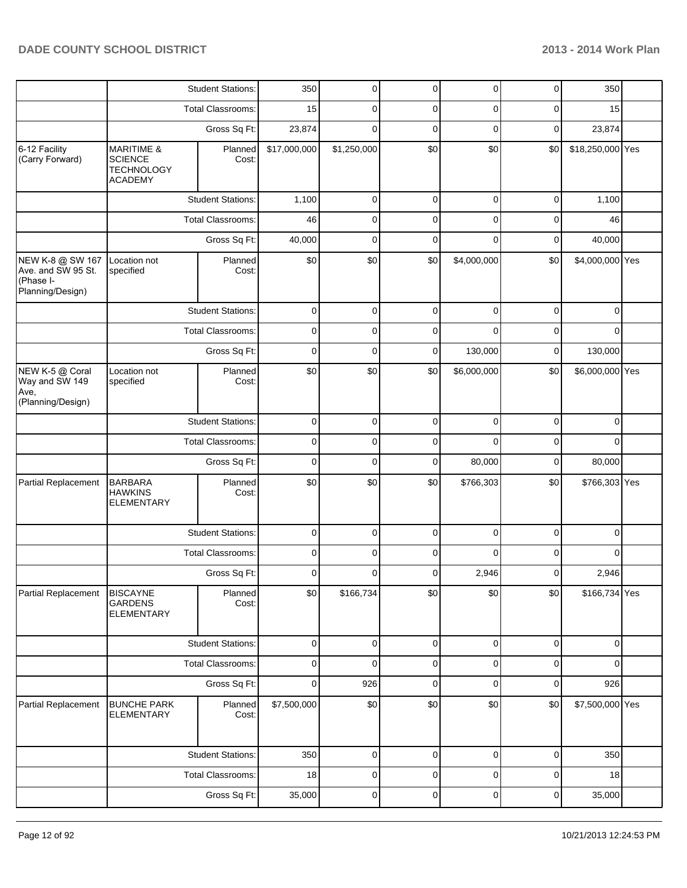| | | | | | | | | | |
|---|---|---|---|---|---|---|---|---|---|
| | | Student Stations: | 350 | 0 | 0 | 0 | 0 | 350 | |
| | | Total Classrooms: | 15 | 0 | 0 | 0 | 0 | 15 | |
| | | Gross Sq Ft: | 23,874 | 0 | 0 | 0 | 0 | 23,874 | |
| 6-12 Facility (Carry Forward) | MARITIME & SCIENCE TECHNOLOGY ACADEMY | Planned Cost: | $17,000,000 | $1,250,000 | $0 | $0 | $0 | $18,250,000 | Yes |
| | | Student Stations: | 1,100 | 0 | 0 | 0 | 0 | 1,100 | |
| | | Total Classrooms: | 46 | 0 | 0 | 0 | 0 | 46 | |
| | | Gross Sq Ft: | 40,000 | 0 | 0 | 0 | 0 | 40,000 | |
| NEW K-8 @ SW 167 Ave. and SW 95 St. (Phase I-Planning/Design) | Location not specified | Planned Cost: | $0 | $0 | $0 | $4,000,000 | $0 | $4,000,000 | Yes |
| | | Student Stations: | 0 | 0 | 0 | 0 | 0 | 0 | |
| | | Total Classrooms: | 0 | 0 | 0 | 0 | 0 | 0 | |
| | | Gross Sq Ft: | 0 | 0 | 0 | 130,000 | 0 | 130,000 | |
| NEW K-5 @ Coral Way and SW 149 Ave, (Planning/Design) | Location not specified | Planned Cost: | $0 | $0 | $0 | $6,000,000 | $0 | $6,000,000 | Yes |
| | | Student Stations: | 0 | 0 | 0 | 0 | 0 | 0 | |
| | | Total Classrooms: | 0 | 0 | 0 | 0 | 0 | 0 | |
| | | Gross Sq Ft: | 0 | 0 | 0 | 80,000 | 0 | 80,000 | |
| Partial Replacement | BARBARA HAWKINS ELEMENTARY | Planned Cost: | $0 | $0 | $0 | $766,303 | $0 | $766,303 | Yes |
| | | Student Stations: | 0 | 0 | 0 | 0 | 0 | 0 | |
| | | Total Classrooms: | 0 | 0 | 0 | 0 | 0 | 0 | |
| | | Gross Sq Ft: | 0 | 0 | 0 | 2,946 | 0 | 2,946 | |
| Partial Replacement | BISCAYNE GARDENS ELEMENTARY | Planned Cost: | $0 | $166,734 | $0 | $0 | $0 | $166,734 | Yes |
| | | Student Stations: | 0 | 0 | 0 | 0 | 0 | 0 | |
| | | Total Classrooms: | 0 | 0 | 0 | 0 | 0 | 0 | |
| | | Gross Sq Ft: | 0 | 926 | 0 | 0 | 0 | 926 | |
| Partial Replacement | BUNCHE PARK ELEMENTARY | Planned Cost: | $7,500,000 | $0 | $0 | $0 | $0 | $7,500,000 | Yes |
| | | Student Stations: | 350 | 0 | 0 | 0 | 0 | 350 | |
| | | Total Classrooms: | 18 | 0 | 0 | 0 | 0 | 18 | |
| | | Gross Sq Ft: | 35,000 | 0 | 0 | 0 | 0 | 35,000 | |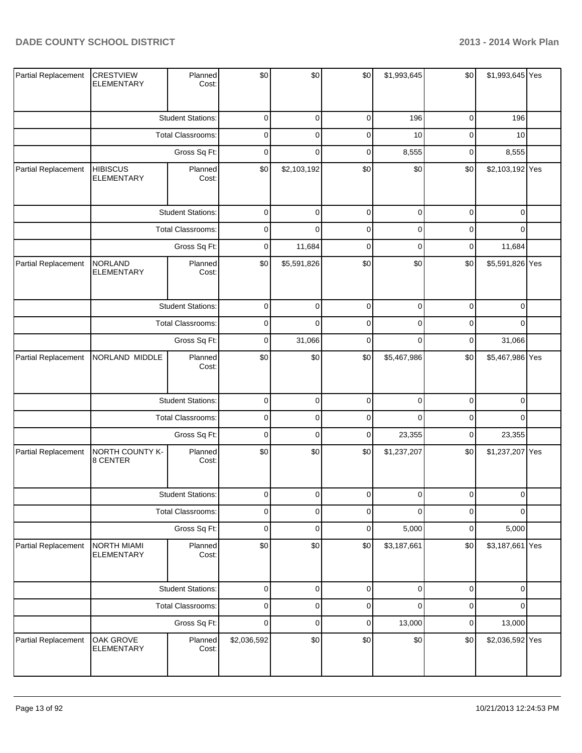| | | | | | | | | | |
|---|---|---|---|---|---|---|---|---|---|
| Partial Replacement | CRESTVIEW ELEMENTARY | Planned Cost: | $0 | $0 | $0 | $1,993,645 | $0 | $1,993,645 | Yes |
| | | Student Stations: | 0 | 0 | 0 | 196 | 0 | 196 | |
| | | Total Classrooms: | 0 | 0 | 0 | 10 | 0 | 10 | |
| | | Gross Sq Ft: | 0 | 0 | 0 | 8,555 | 0 | 8,555 | |
| Partial Replacement | HIBISCUS ELEMENTARY | Planned Cost: | $0 | $2,103,192 | $0 | $0 | $0 | $2,103,192 | Yes |
| | | Student Stations: | 0 | 0 | 0 | 0 | 0 | 0 | |
| | | Total Classrooms: | 0 | 0 | 0 | 0 | 0 | 0 | |
| | | Gross Sq Ft: | 0 | 11,684 | 0 | 0 | 0 | 11,684 | |
| Partial Replacement | NORLAND ELEMENTARY | Planned Cost: | $0 | $5,591,826 | $0 | $0 | $0 | $5,591,826 | Yes |
| | | Student Stations: | 0 | 0 | 0 | 0 | 0 | 0 | |
| | | Total Classrooms: | 0 | 0 | 0 | 0 | 0 | 0 | |
| | | Gross Sq Ft: | 0 | 31,066 | 0 | 0 | 0 | 31,066 | |
| Partial Replacement | NORLAND MIDDLE | Planned Cost: | $0 | $0 | $0 | $5,467,986 | $0 | $5,467,986 | Yes |
| | | Student Stations: | 0 | 0 | 0 | 0 | 0 | 0 | |
| | | Total Classrooms: | 0 | 0 | 0 | 0 | 0 | 0 | |
| | | Gross Sq Ft: | 0 | 0 | 0 | 23,355 | 0 | 23,355 | |
| Partial Replacement | NORTH COUNTY K-8 CENTER | Planned Cost: | $0 | $0 | $0 | $1,237,207 | $0 | $1,237,207 | Yes |
| | | Student Stations: | 0 | 0 | 0 | 0 | 0 | 0 | |
| | | Total Classrooms: | 0 | 0 | 0 | 0 | 0 | 0 | |
| | | Gross Sq Ft: | 0 | 0 | 0 | 5,000 | 0 | 5,000 | |
| Partial Replacement | NORTH MIAMI ELEMENTARY | Planned Cost: | $0 | $0 | $0 | $3,187,661 | $0 | $3,187,661 | Yes |
| | | Student Stations: | 0 | 0 | 0 | 0 | 0 | 0 | |
| | | Total Classrooms: | 0 | 0 | 0 | 0 | 0 | 0 | |
| | | Gross Sq Ft: | 0 | 0 | 0 | 13,000 | 0 | 13,000 | |
| Partial Replacement | OAK GROVE ELEMENTARY | Planned Cost: | $2,036,592 | $0 | $0 | $0 | $0 | $2,036,592 | Yes |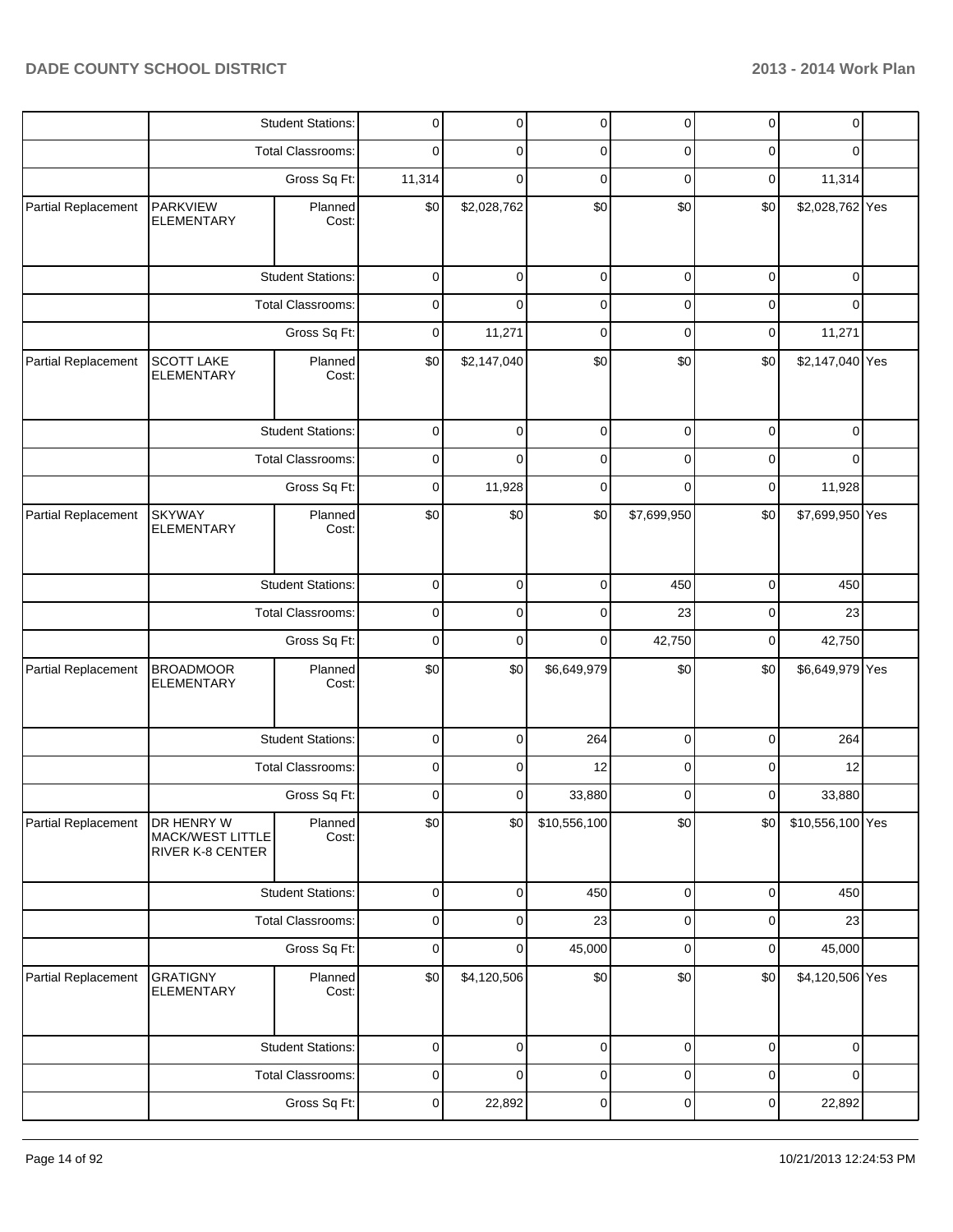| | | | | | | | | | |
|---|---|---|---|---|---|---|---|---|---|
| | | Student Stations: | 0 | 0 | 0 | 0 | 0 | 0 | |
| | | Total Classrooms: | 0 | 0 | 0 | 0 | 0 | 0 | |
| | | Gross Sq Ft: | 11,314 | 0 | 0 | 0 | 0 | 11,314 | |
| Partial Replacement | PARKVIEW ELEMENTARY | Planned Cost: | $0 | $2,028,762 | $0 | $0 | $0 | $2,028,762 | Yes |
| | | Student Stations: | 0 | 0 | 0 | 0 | 0 | 0 | |
| | | Total Classrooms: | 0 | 0 | 0 | 0 | 0 | 0 | |
| | | Gross Sq Ft: | 0 | 11,271 | 0 | 0 | 0 | 11,271 | |
| Partial Replacement | SCOTT LAKE ELEMENTARY | Planned Cost: | $0 | $2,147,040 | $0 | $0 | $0 | $2,147,040 | Yes |
| | | Student Stations: | 0 | 0 | 0 | 0 | 0 | 0 | |
| | | Total Classrooms: | 0 | 0 | 0 | 0 | 0 | 0 | |
| | | Gross Sq Ft: | 0 | 11,928 | 0 | 0 | 0 | 11,928 | |
| Partial Replacement | SKYWAY ELEMENTARY | Planned Cost: | $0 | $0 | $0 | $7,699,950 | $0 | $7,699,950 | Yes |
| | | Student Stations: | 0 | 0 | 0 | 450 | 0 | 450 | |
| | | Total Classrooms: | 0 | 0 | 0 | 23 | 0 | 23 | |
| | | Gross Sq Ft: | 0 | 0 | 0 | 42,750 | 0 | 42,750 | |
| Partial Replacement | BROADMOOR ELEMENTARY | Planned Cost: | $0 | $0 | $6,649,979 | $0 | $0 | $6,649,979 | Yes |
| | | Student Stations: | 0 | 0 | 264 | 0 | 0 | 264 | |
| | | Total Classrooms: | 0 | 0 | 12 | 0 | 0 | 12 | |
| | | Gross Sq Ft: | 0 | 0 | 33,880 | 0 | 0 | 33,880 | |
| Partial Replacement | DR HENRY W MACK/WEST LITTLE RIVER K-8 CENTER | Planned Cost: | $0 | $0 | $10,556,100 | $0 | $0 | $10,556,100 | Yes |
| | | Student Stations: | 0 | 0 | 450 | 0 | 0 | 450 | |
| | | Total Classrooms: | 0 | 0 | 23 | 0 | 0 | 23 | |
| | | Gross Sq Ft: | 0 | 0 | 45,000 | 0 | 0 | 45,000 | |
| Partial Replacement | GRATIGNY ELEMENTARY | Planned Cost: | $0 | $4,120,506 | $0 | $0 | $0 | $4,120,506 | Yes |
| | | Student Stations: | 0 | 0 | 0 | 0 | 0 | 0 | |
| | | Total Classrooms: | 0 | 0 | 0 | 0 | 0 | 0 | |
| | | Gross Sq Ft: | 0 | 22,892 | 0 | 0 | 0 | 22,892 | |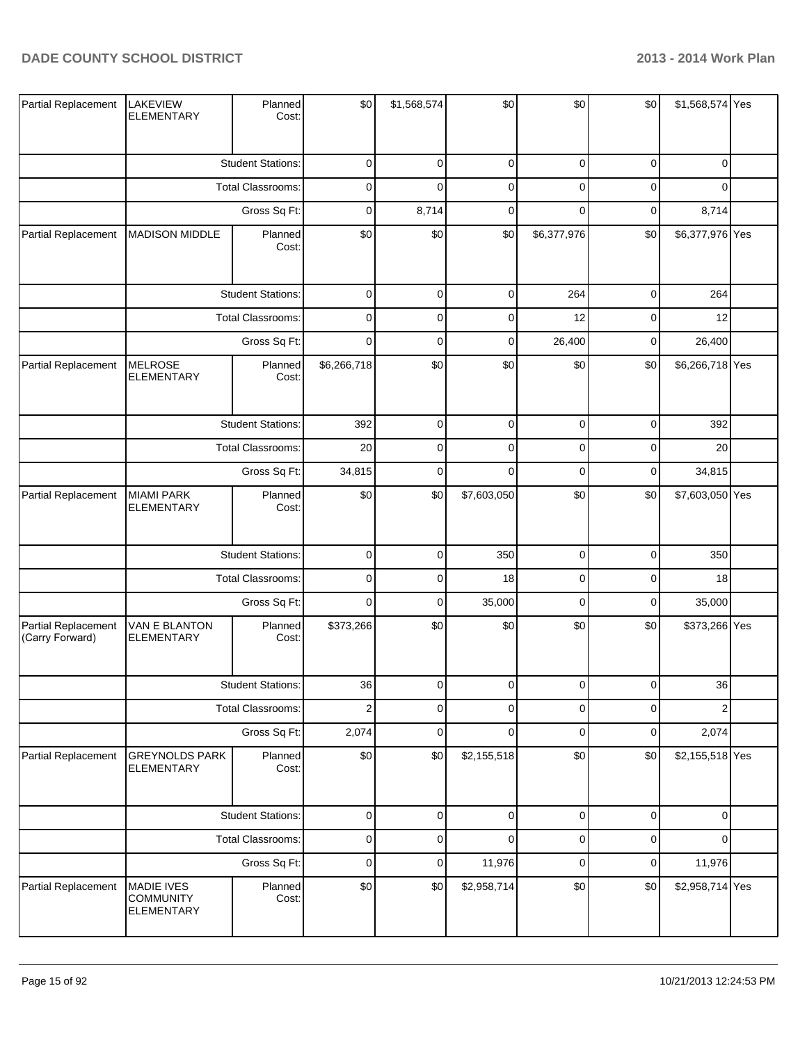| | | | | | | | | | |
|---|---|---|---|---|---|---|---|---|---|
| Partial Replacement | LAKEVIEW ELEMENTARY | Planned Cost: | $0 | $1,568,574 | $0 | $0 | $0 | $1,568,574 | Yes |
| | | Student Stations: | 0 | 0 | 0 | 0 | 0 | 0 | |
| | | Total Classrooms: | 0 | 0 | 0 | 0 | 0 | 0 | |
| | | Gross Sq Ft: | 0 | 8,714 | 0 | 0 | 0 | 8,714 | |
| Partial Replacement | MADISON MIDDLE | Planned Cost: | $0 | $0 | $0 | $6,377,976 | $0 | $6,377,976 | Yes |
| | | Student Stations: | 0 | 0 | 0 | 264 | 0 | 264 | |
| | | Total Classrooms: | 0 | 0 | 0 | 12 | 0 | 12 | |
| | | Gross Sq Ft: | 0 | 0 | 0 | 26,400 | 0 | 26,400 | |
| Partial Replacement | MELROSE ELEMENTARY | Planned Cost: | $6,266,718 | $0 | $0 | $0 | $0 | $6,266,718 | Yes |
| | | Student Stations: | 392 | 0 | 0 | 0 | 0 | 392 | |
| | | Total Classrooms: | 20 | 0 | 0 | 0 | 0 | 20 | |
| | | Gross Sq Ft: | 34,815 | 0 | 0 | 0 | 0 | 34,815 | |
| Partial Replacement | MIAMI PARK ELEMENTARY | Planned Cost: | $0 | $0 | $7,603,050 | $0 | $0 | $7,603,050 | Yes |
| | | Student Stations: | 0 | 0 | 350 | 0 | 0 | 350 | |
| | | Total Classrooms: | 0 | 0 | 18 | 0 | 0 | 18 | |
| | | Gross Sq Ft: | 0 | 0 | 35,000 | 0 | 0 | 35,000 | |
| Partial Replacement (Carry Forward) | VAN E BLANTON ELEMENTARY | Planned Cost: | $373,266 | $0 | $0 | $0 | $0 | $373,266 | Yes |
| | | Student Stations: | 36 | 0 | 0 | 0 | 0 | 36 | |
| | | Total Classrooms: | 2 | 0 | 0 | 0 | 0 | 2 | |
| | | Gross Sq Ft: | 2,074 | 0 | 0 | 0 | 0 | 2,074 | |
| Partial Replacement | GREYNOLDS PARK ELEMENTARY | Planned Cost: | $0 | $0 | $2,155,518 | $0 | $0 | $2,155,518 | Yes |
| | | Student Stations: | 0 | 0 | 0 | 0 | 0 | 0 | |
| | | Total Classrooms: | 0 | 0 | 0 | 0 | 0 | 0 | |
| | | Gross Sq Ft: | 0 | 0 | 11,976 | 0 | 0 | 11,976 | |
| Partial Replacement | MADIE IVES COMMUNITY ELEMENTARY | Planned Cost: | $0 | $0 | $2,958,714 | $0 | $0 | $2,958,714 | Yes |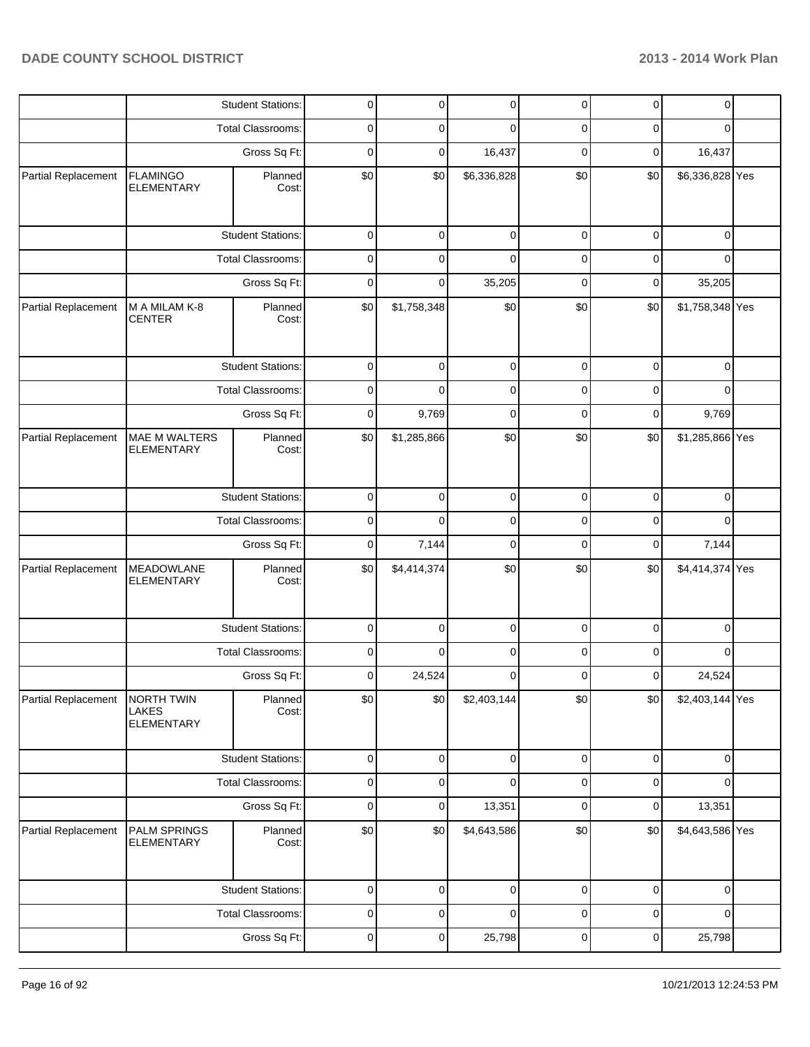| | | | | | | | | | |
|---|---|---|---|---|---|---|---|---|---|
| | | Student Stations: | 0 | 0 | 0 | 0 | 0 | 0 | |
| | | Total Classrooms: | 0 | 0 | 0 | 0 | 0 | 0 | |
| | | Gross Sq Ft: | 0 | 0 | 16,437 | 0 | 0 | 16,437 | |
| Partial Replacement | FLAMINGO ELEMENTARY | Planned Cost: | $0 | $0 | $6,336,828 | $0 | $0 | $6,336,828 | Yes |
| | | Student Stations: | 0 | 0 | 0 | 0 | 0 | 0 | |
| | | Total Classrooms: | 0 | 0 | 0 | 0 | 0 | 0 | |
| | | Gross Sq Ft: | 0 | 0 | 35,205 | 0 | 0 | 35,205 | |
| Partial Replacement | M A MILAM K-8 CENTER | Planned Cost: | $0 | $1,758,348 | $0 | $0 | $0 | $1,758,348 | Yes |
| | | Student Stations: | 0 | 0 | 0 | 0 | 0 | 0 | |
| | | Total Classrooms: | 0 | 0 | 0 | 0 | 0 | 0 | |
| | | Gross Sq Ft: | 0 | 9,769 | 0 | 0 | 0 | 9,769 | |
| Partial Replacement | MAE M WALTERS ELEMENTARY | Planned Cost: | $0 | $1,285,866 | $0 | $0 | $0 | $1,285,866 | Yes |
| | | Student Stations: | 0 | 0 | 0 | 0 | 0 | 0 | |
| | | Total Classrooms: | 0 | 0 | 0 | 0 | 0 | 0 | |
| | | Gross Sq Ft: | 0 | 7,144 | 0 | 0 | 0 | 7,144 | |
| Partial Replacement | MEADOWLANE ELEMENTARY | Planned Cost: | $0 | $4,414,374 | $0 | $0 | $0 | $4,414,374 | Yes |
| | | Student Stations: | 0 | 0 | 0 | 0 | 0 | 0 | |
| | | Total Classrooms: | 0 | 0 | 0 | 0 | 0 | 0 | |
| | | Gross Sq Ft: | 0 | 24,524 | 0 | 0 | 0 | 24,524 | |
| Partial Replacement | NORTH TWIN LAKES ELEMENTARY | Planned Cost: | $0 | $0 | $2,403,144 | $0 | $0 | $2,403,144 | Yes |
| | | Student Stations: | 0 | 0 | 0 | 0 | 0 | 0 | |
| | | Total Classrooms: | 0 | 0 | 0 | 0 | 0 | 0 | |
| | | Gross Sq Ft: | 0 | 0 | 13,351 | 0 | 0 | 13,351 | |
| Partial Replacement | PALM SPRINGS ELEMENTARY | Planned Cost: | $0 | $0 | $4,643,586 | $0 | $0 | $4,643,586 | Yes |
| | | Student Stations: | 0 | 0 | 0 | 0 | 0 | 0 | |
| | | Total Classrooms: | 0 | 0 | 0 | 0 | 0 | 0 | |
| | | Gross Sq Ft: | 0 | 0 | 25,798 | 0 | 0 | 25,798 | |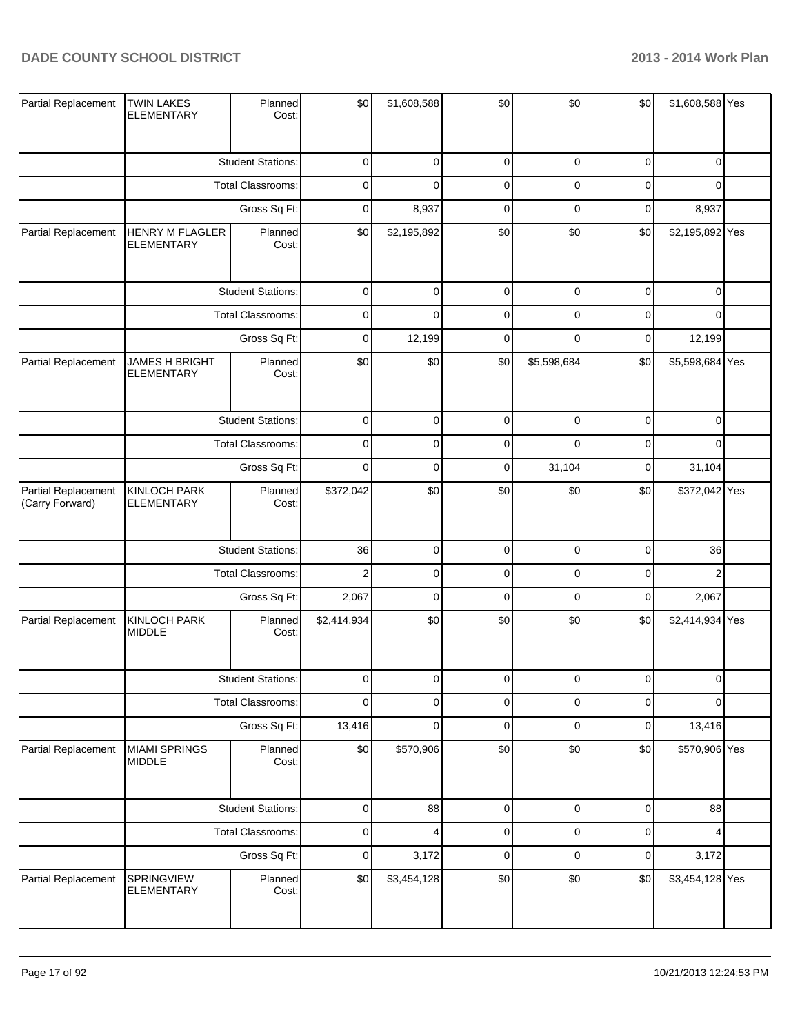# DADE COUNTY SCHOOL DISTRICT — 2013 - 2014 Work Plan

| | | | | | | | | | |
|---|---|---|---|---|---|---|---|---|---|
| Partial Replacement | TWIN LAKES ELEMENTARY | Planned Cost: | $0 | $1,608,588 | $0 | $0 | $0 | $1,608,588 | Yes |
| | | Student Stations: | 0 | 0 | 0 | 0 | 0 | 0 | |
| | | Total Classrooms: | 0 | 0 | 0 | 0 | 0 | 0 | |
| | | Gross Sq Ft: | 0 | 8,937 | 0 | 0 | 0 | 8,937 | |
| Partial Replacement | HENRY M FLAGLER ELEMENTARY | Planned Cost: | $0 | $2,195,892 | $0 | $0 | $0 | $2,195,892 | Yes |
| | | Student Stations: | 0 | 0 | 0 | 0 | 0 | 0 | |
| | | Total Classrooms: | 0 | 0 | 0 | 0 | 0 | 0 | |
| | | Gross Sq Ft: | 0 | 12,199 | 0 | 0 | 0 | 12,199 | |
| Partial Replacement | JAMES H BRIGHT ELEMENTARY | Planned Cost: | $0 | $0 | $0 | $5,598,684 | $0 | $5,598,684 | Yes |
| | | Student Stations: | 0 | 0 | 0 | 0 | 0 | 0 | |
| | | Total Classrooms: | 0 | 0 | 0 | 0 | 0 | 0 | |
| | | Gross Sq Ft: | 0 | 0 | 0 | 31,104 | 0 | 31,104 | |
| Partial Replacement (Carry Forward) | KINLOCH PARK ELEMENTARY | Planned Cost: | $372,042 | $0 | $0 | $0 | $0 | $372,042 | Yes |
| | | Student Stations: | 36 | 0 | 0 | 0 | 0 | 36 | |
| | | Total Classrooms: | 2 | 0 | 0 | 0 | 0 | 2 | |
| | | Gross Sq Ft: | 2,067 | 0 | 0 | 0 | 0 | 2,067 | |
| Partial Replacement | KINLOCH PARK MIDDLE | Planned Cost: | $2,414,934 | $0 | $0 | $0 | $0 | $2,414,934 | Yes |
| | | Student Stations: | 0 | 0 | 0 | 0 | 0 | 0 | |
| | | Total Classrooms: | 0 | 0 | 0 | 0 | 0 | 0 | |
| | | Gross Sq Ft: | 13,416 | 0 | 0 | 0 | 0 | 13,416 | |
| Partial Replacement | MIAMI SPRINGS MIDDLE | Planned Cost: | $0 | $570,906 | $0 | $0 | $0 | $570,906 | Yes |
| | | Student Stations: | 0 | 88 | 0 | 0 | 0 | 88 | |
| | | Total Classrooms: | 0 | 4 | 0 | 0 | 0 | 4 | |
| | | Gross Sq Ft: | 0 | 3,172 | 0 | 0 | 0 | 3,172 | |
| Partial Replacement | SPRINGVIEW ELEMENTARY | Planned Cost: | $0 | $3,454,128 | $0 | $0 | $0 | $3,454,128 | Yes |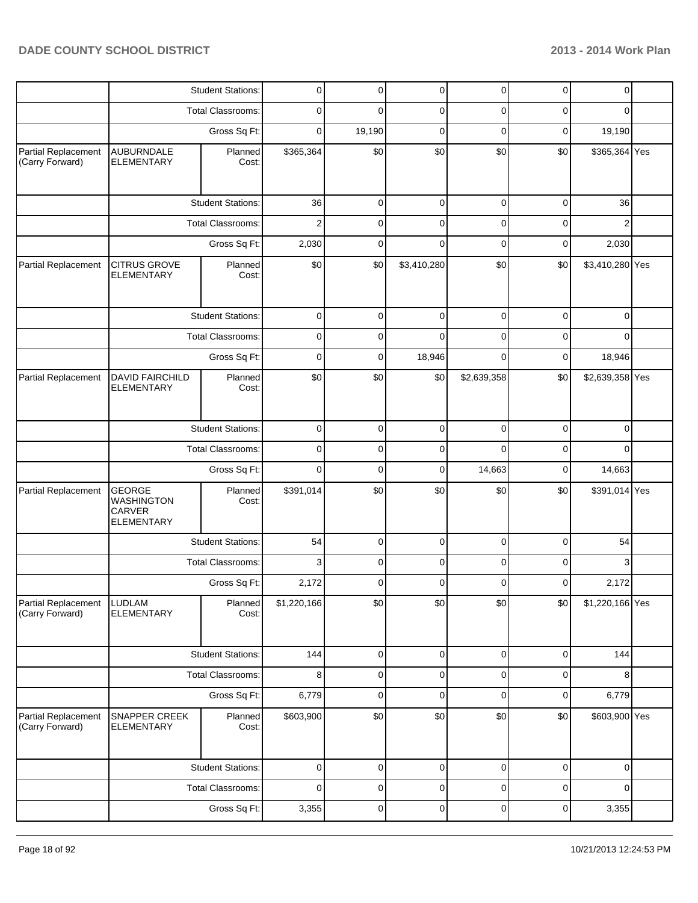| | | | | | | | | | |
|---|---|---|---|---|---|---|---|---|---|
| | | Student Stations: | 0 | 0 | 0 | 0 | 0 | 0 | |
| | | Total Classrooms: | 0 | 0 | 0 | 0 | 0 | 0 | |
| | | Gross Sq Ft: | 0 | 19,190 | 0 | 0 | 0 | 19,190 | |
| Partial Replacement (Carry Forward) | AUBURNDALE ELEMENTARY | Planned Cost: | $365,364 | $0 | $0 | $0 | $0 | $365,364 | Yes |
| | | Student Stations: | 36 | 0 | 0 | 0 | 0 | 36 | |
| | | Total Classrooms: | 2 | 0 | 0 | 0 | 0 | 2 | |
| | | Gross Sq Ft: | 2,030 | 0 | 0 | 0 | 0 | 2,030 | |
| Partial Replacement | CITRUS GROVE ELEMENTARY | Planned Cost: | $0 | $0 | $3,410,280 | $0 | $0 | $3,410,280 | Yes |
| | | Student Stations: | 0 | 0 | 0 | 0 | 0 | 0 | |
| | | Total Classrooms: | 0 | 0 | 0 | 0 | 0 | 0 | |
| | | Gross Sq Ft: | 0 | 0 | 18,946 | 0 | 0 | 18,946 | |
| Partial Replacement | DAVID FAIRCHILD ELEMENTARY | Planned Cost: | $0 | $0 | $0 | $2,639,358 | $0 | $2,639,358 | Yes |
| | | Student Stations: | 0 | 0 | 0 | 0 | 0 | 0 | |
| | | Total Classrooms: | 0 | 0 | 0 | 0 | 0 | 0 | |
| | | Gross Sq Ft: | 0 | 0 | 0 | 14,663 | 0 | 14,663 | |
| Partial Replacement | GEORGE WASHINGTON CARVER ELEMENTARY | Planned Cost: | $391,014 | $0 | $0 | $0 | $0 | $391,014 | Yes |
| | | Student Stations: | 54 | 0 | 0 | 0 | 0 | 54 | |
| | | Total Classrooms: | 3 | 0 | 0 | 0 | 0 | 3 | |
| | | Gross Sq Ft: | 2,172 | 0 | 0 | 0 | 0 | 2,172 | |
| Partial Replacement (Carry Forward) | LUDLAM ELEMENTARY | Planned Cost: | $1,220,166 | $0 | $0 | $0 | $0 | $1,220,166 | Yes |
| | | Student Stations: | 144 | 0 | 0 | 0 | 0 | 144 | |
| | | Total Classrooms: | 8 | 0 | 0 | 0 | 0 | 8 | |
| | | Gross Sq Ft: | 6,779 | 0 | 0 | 0 | 0 | 6,779 | |
| Partial Replacement (Carry Forward) | SNAPPER CREEK ELEMENTARY | Planned Cost: | $603,900 | $0 | $0 | $0 | $0 | $603,900 | Yes |
| | | Student Stations: | 0 | 0 | 0 | 0 | 0 | 0 | |
| | | Total Classrooms: | 0 | 0 | 0 | 0 | 0 | 0 | |
| | | Gross Sq Ft: | 3,355 | 0 | 0 | 0 | 0 | 3,355 | |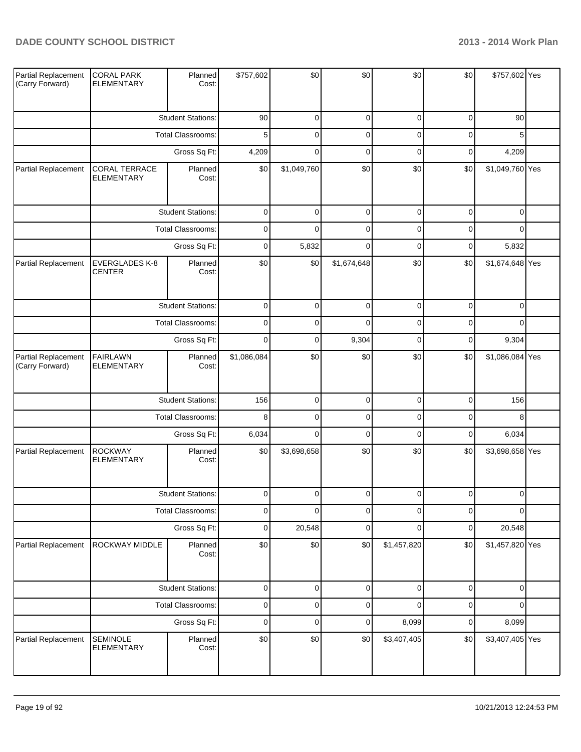| Partial Replacement (Carry Forward) | CORAL PARK ELEMENTARY | Planned Cost: | $757,602 | $0 | $0 | $0 | $0 | $757,602 | Yes |
|---|---|---|---|---|---|---|---|---|---|
| | | Student Stations: | 90 | 0 | 0 | 0 | 0 | 90 | |
| | | Total Classrooms: | 5 | 0 | 0 | 0 | 0 | 5 | |
| | | Gross Sq Ft: | 4,209 | 0 | 0 | 0 | 0 | 4,209 | |
| Partial Replacement | CORAL TERRACE ELEMENTARY | Planned Cost: | $0 | $1,049,760 | $0 | $0 | $0 | $1,049,760 | Yes |
| | | Student Stations: | 0 | 0 | 0 | 0 | 0 | 0 | |
| | | Total Classrooms: | 0 | 0 | 0 | 0 | 0 | 0 | |
| | | Gross Sq Ft: | 0 | 5,832 | 0 | 0 | 0 | 5,832 | |
| Partial Replacement | EVERGLADES K-8 CENTER | Planned Cost: | $0 | $0 | $1,674,648 | $0 | $0 | $1,674,648 | Yes |
| | | Student Stations: | 0 | 0 | 0 | 0 | 0 | 0 | |
| | | Total Classrooms: | 0 | 0 | 0 | 0 | 0 | 0 | |
| | | Gross Sq Ft: | 0 | 0 | 9,304 | 0 | 0 | 9,304 | |
| Partial Replacement (Carry Forward) | FAIRLAWN ELEMENTARY | Planned Cost: | $1,086,084 | $0 | $0 | $0 | $0 | $1,086,084 | Yes |
| | | Student Stations: | 156 | 0 | 0 | 0 | 0 | 156 | |
| | | Total Classrooms: | 8 | 0 | 0 | 0 | 0 | 8 | |
| | | Gross Sq Ft: | 6,034 | 0 | 0 | 0 | 0 | 6,034 | |
| Partial Replacement | ROCKWAY ELEMENTARY | Planned Cost: | $0 | $3,698,658 | $0 | $0 | $0 | $3,698,658 | Yes |
| | | Student Stations: | 0 | 0 | 0 | 0 | 0 | 0 | |
| | | Total Classrooms: | 0 | 0 | 0 | 0 | 0 | 0 | |
| | | Gross Sq Ft: | 0 | 20,548 | 0 | 0 | 0 | 20,548 | |
| Partial Replacement | ROCKWAY MIDDLE | Planned Cost: | $0 | $0 | $0 | $1,457,820 | $0 | $1,457,820 | Yes |
| | | Student Stations: | 0 | 0 | 0 | 0 | 0 | 0 | |
| | | Total Classrooms: | 0 | 0 | 0 | 0 | 0 | 0 | |
| | | Gross Sq Ft: | 0 | 0 | 0 | 8,099 | 0 | 8,099 | |
| Partial Replacement | SEMINOLE ELEMENTARY | Planned Cost: | $0 | $0 | $0 | $3,407,405 | $0 | $3,407,405 | Yes |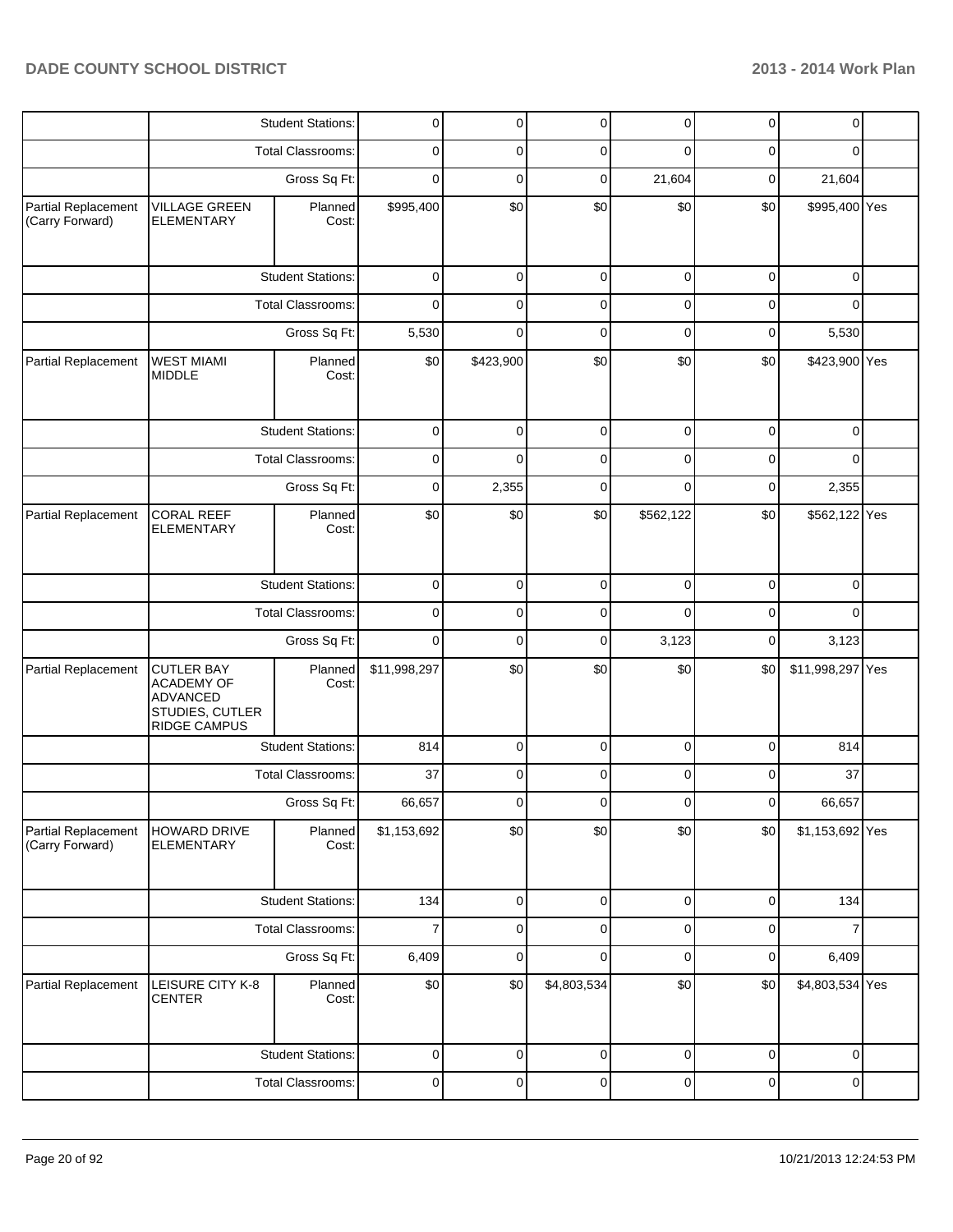| | | | | | | | | | |
|---|---|---|---|---|---|---|---|---|---|
| | | Student Stations: | 0 | 0 | 0 | 0 | 0 | 0 | |
| | | Total Classrooms: | 0 | 0 | 0 | 0 | 0 | 0 | |
| | | Gross Sq Ft: | 0 | 0 | 0 | 21,604 | 0 | 21,604 | |
| Partial Replacement (Carry Forward) | VILLAGE GREEN ELEMENTARY | Planned Cost: | $995,400 | $0 | $0 | $0 | $0 | $995,400 | Yes |
| | | Student Stations: | 0 | 0 | 0 | 0 | 0 | 0 | |
| | | Total Classrooms: | 0 | 0 | 0 | 0 | 0 | 0 | |
| | | Gross Sq Ft: | 5,530 | 0 | 0 | 0 | 0 | 5,530 | |
| Partial Replacement | WEST MIAMI MIDDLE | Planned Cost: | $0 | $423,900 | $0 | $0 | $0 | $423,900 | Yes |
| | | Student Stations: | 0 | 0 | 0 | 0 | 0 | 0 | |
| | | Total Classrooms: | 0 | 0 | 0 | 0 | 0 | 0 | |
| | | Gross Sq Ft: | 0 | 2,355 | 0 | 0 | 0 | 2,355 | |
| Partial Replacement | CORAL REEF ELEMENTARY | Planned Cost: | $0 | $0 | $0 | $562,122 | $0 | $562,122 | Yes |
| | | Student Stations: | 0 | 0 | 0 | 0 | 0 | 0 | |
| | | Total Classrooms: | 0 | 0 | 0 | 0 | 0 | 0 | |
| | | Gross Sq Ft: | 0 | 0 | 0 | 3,123 | 0 | 3,123 | |
| Partial Replacement | CUTLER BAY ACADEMY OF ADVANCED STUDIES, CUTLER RIDGE CAMPUS | Planned Cost: | $11,998,297 | $0 | $0 | $0 | $0 | $11,998,297 | Yes |
| | | Student Stations: | 814 | 0 | 0 | 0 | 0 | 814 | |
| | | Total Classrooms: | 37 | 0 | 0 | 0 | 0 | 37 | |
| | | Gross Sq Ft: | 66,657 | 0 | 0 | 0 | 0 | 66,657 | |
| Partial Replacement (Carry Forward) | HOWARD DRIVE ELEMENTARY | Planned Cost: | $1,153,692 | $0 | $0 | $0 | $0 | $1,153,692 | Yes |
| | | Student Stations: | 134 | 0 | 0 | 0 | 0 | 134 | |
| | | Total Classrooms: | 7 | 0 | 0 | 0 | 0 | 7 | |
| | | Gross Sq Ft: | 6,409 | 0 | 0 | 0 | 0 | 6,409 | |
| Partial Replacement | LEISURE CITY K-8 CENTER | Planned Cost: | $0 | $0 | $4,803,534 | $0 | $0 | $4,803,534 | Yes |
| | | Student Stations: | 0 | 0 | 0 | 0 | 0 | 0 | |
| | | Total Classrooms: | 0 | 0 | 0 | 0 | 0 | 0 | |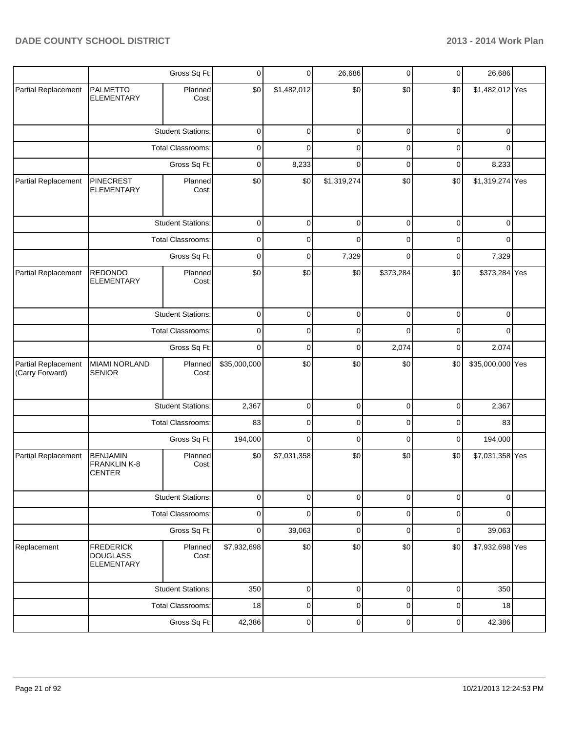| | | | | | | | | | |
|---|---|---|---|---|---|---|---|---|---|
| | | Gross Sq Ft: | 0 | 0 | 26,686 | 0 | 0 | 26,686 | |
| Partial Replacement | PALMETTO ELEMENTARY | Planned Cost: | $0 | $1,482,012 | $0 | $0 | $0 | $1,482,012 | Yes |
| | | Student Stations: | 0 | 0 | 0 | 0 | 0 | 0 | |
| | | Total Classrooms: | 0 | 0 | 0 | 0 | 0 | 0 | |
| | | Gross Sq Ft: | 0 | 8,233 | 0 | 0 | 0 | 8,233 | |
| Partial Replacement | PINECREST ELEMENTARY | Planned Cost: | $0 | $0 | $1,319,274 | $0 | $0 | $1,319,274 | Yes |
| | | Student Stations: | 0 | 0 | 0 | 0 | 0 | 0 | |
| | | Total Classrooms: | 0 | 0 | 0 | 0 | 0 | 0 | |
| | | Gross Sq Ft: | 0 | 0 | 7,329 | 0 | 0 | 7,329 | |
| Partial Replacement | REDONDO ELEMENTARY | Planned Cost: | $0 | $0 | $0 | $373,284 | $0 | $373,284 | Yes |
| | | Student Stations: | 0 | 0 | 0 | 0 | 0 | 0 | |
| | | Total Classrooms: | 0 | 0 | 0 | 0 | 0 | 0 | |
| | | Gross Sq Ft: | 0 | 0 | 0 | 2,074 | 0 | 2,074 | |
| Partial Replacement (Carry Forward) | MIAMI NORLAND SENIOR | Planned Cost: | $35,000,000 | $0 | $0 | $0 | $0 | $35,000,000 | Yes |
| | | Student Stations: | 2,367 | 0 | 0 | 0 | 0 | 2,367 | |
| | | Total Classrooms: | 83 | 0 | 0 | 0 | 0 | 83 | |
| | | Gross Sq Ft: | 194,000 | 0 | 0 | 0 | 0 | 194,000 | |
| Partial Replacement | BENJAMIN FRANKLIN K-8 CENTER | Planned Cost: | $0 | $7,031,358 | $0 | $0 | $0 | $7,031,358 | Yes |
| | | Student Stations: | 0 | 0 | 0 | 0 | 0 | 0 | |
| | | Total Classrooms: | 0 | 0 | 0 | 0 | 0 | 0 | |
| | | Gross Sq Ft: | 0 | 39,063 | 0 | 0 | 0 | 39,063 | |
| Replacement | FREDERICK DOUGLASS ELEMENTARY | Planned Cost: | $7,932,698 | $0 | $0 | $0 | $0 | $7,932,698 | Yes |
| | | Student Stations: | 350 | 0 | 0 | 0 | 0 | 350 | |
| | | Total Classrooms: | 18 | 0 | 0 | 0 | 0 | 18 | |
| | | Gross Sq Ft: | 42,386 | 0 | 0 | 0 | 0 | 42,386 | |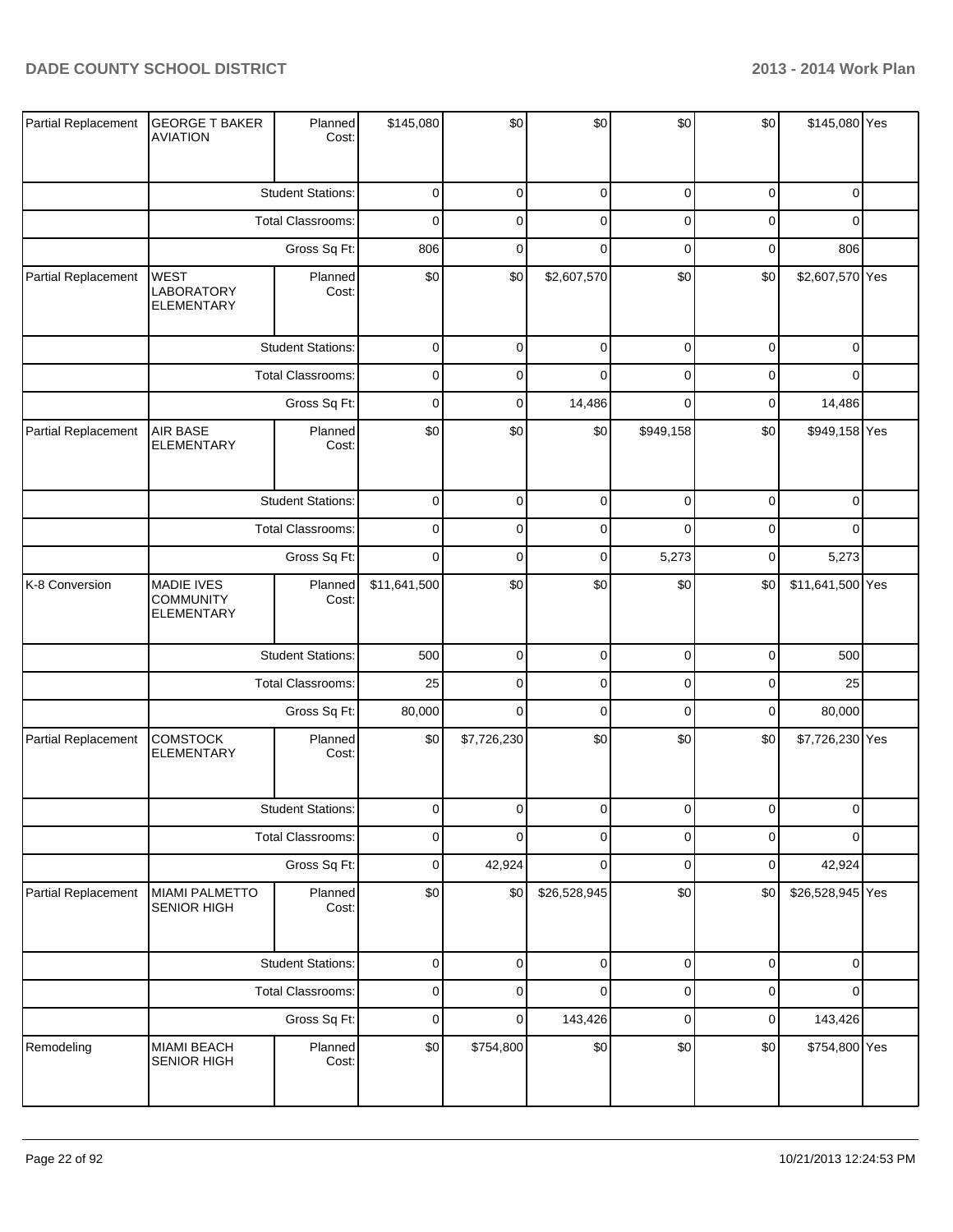| Partial Replacement | GEORGE T BAKER AVIATION | Planned Cost: | $145,080 | $0 | $0 | $0 | $0 | $145,080 | Yes |
|---|---|---|---|---|---|---|---|---|---|
| | | Student Stations: | 0 | 0 | 0 | 0 | 0 | 0 | |
| | | Total Classrooms: | 0 | 0 | 0 | 0 | 0 | 0 | |
| | | Gross Sq Ft: | 806 | 0 | 0 | 0 | 0 | 806 | |
| Partial Replacement | WEST LABORATORY ELEMENTARY | Planned Cost: | $0 | $0 | $2,607,570 | $0 | $0 | $2,607,570 | Yes |
| | | Student Stations: | 0 | 0 | 0 | 0 | 0 | 0 | |
| | | Total Classrooms: | 0 | 0 | 0 | 0 | 0 | 0 | |
| | | Gross Sq Ft: | 0 | 0 | 14,486 | 0 | 0 | 14,486 | |
| Partial Replacement | AIR BASE ELEMENTARY | Planned Cost: | $0 | $0 | $0 | $949,158 | $0 | $949,158 | Yes |
| | | Student Stations: | 0 | 0 | 0 | 0 | 0 | 0 | |
| | | Total Classrooms: | 0 | 0 | 0 | 0 | 0 | 0 | |
| | | Gross Sq Ft: | 0 | 0 | 0 | 5,273 | 0 | 5,273 | |
| K-8 Conversion | MADIE IVES COMMUNITY ELEMENTARY | Planned Cost: | $11,641,500 | $0 | $0 | $0 | $0 | $11,641,500 | Yes |
| | | Student Stations: | 500 | 0 | 0 | 0 | 0 | 500 | |
| | | Total Classrooms: | 25 | 0 | 0 | 0 | 0 | 25 | |
| | | Gross Sq Ft: | 80,000 | 0 | 0 | 0 | 0 | 80,000 | |
| Partial Replacement | COMSTOCK ELEMENTARY | Planned Cost: | $0 | $7,726,230 | $0 | $0 | $0 | $7,726,230 | Yes |
| | | Student Stations: | 0 | 0 | 0 | 0 | 0 | 0 | |
| | | Total Classrooms: | 0 | 0 | 0 | 0 | 0 | 0 | |
| | | Gross Sq Ft: | 0 | 42,924 | 0 | 0 | 0 | 42,924 | |
| Partial Replacement | MIAMI PALMETTO SENIOR HIGH | Planned Cost: | $0 | $0 | $26,528,945 | $0 | $0 | $26,528,945 | Yes |
| | | Student Stations: | 0 | 0 | 0 | 0 | 0 | 0 | |
| | | Total Classrooms: | 0 | 0 | 0 | 0 | 0 | 0 | |
| | | Gross Sq Ft: | 0 | 0 | 143,426 | 0 | 0 | 143,426 | |
| Remodeling | MIAMI BEACH SENIOR HIGH | Planned Cost: | $0 | $754,800 | $0 | $0 | $0 | $754,800 | Yes |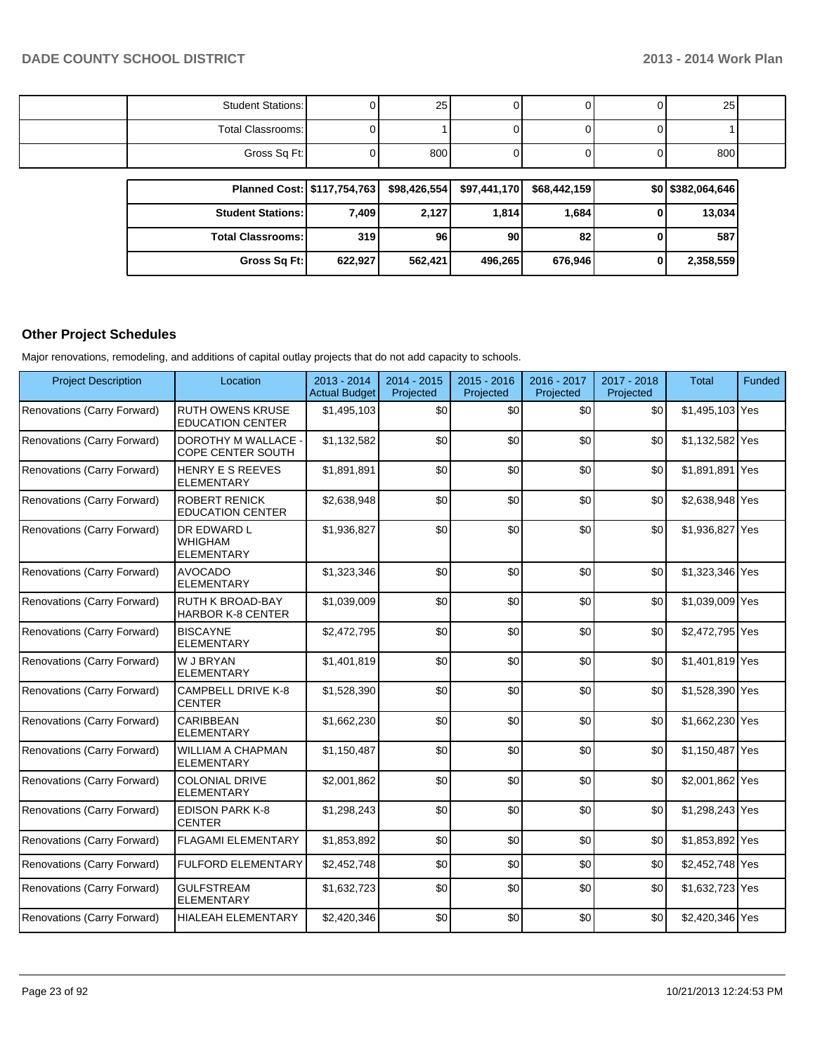| | | | | | | | |
|---|---|---|---|---|---|---|---|
| | Student Stations: | 0 | 25 | 0 | 0 | 0 | 25 |
| | Total Classrooms: | 0 | 1 | 0 | 0 | 0 | 1 |
| | Gross Sq Ft: | 0 | 800 | 0 | 0 | 0 | 800 |

| | | | | | | |
|---|---|---|---|---|---|---|
| **Planned Cost:** | **$117,754,763** | **$98,426,554** | **$97,441,170** | **$68,442,159** | **$0** | **$382,064,646** |
| **Student Stations:** | **7,409** | **2,127** | **1,814** | **1,684** | **0** | **13,034** |
| **Total Classrooms:** | **319** | **96** | **90** | **82** | **0** | **587** |
| **Gross Sq Ft:** | **622,927** | **562,421** | **496,265** | **676,946** | **0** | **2,358,559** |

## Other Project Schedules

Major renovations, remodeling, and additions of capital outlay projects that do not add capacity to schools.

| Project Description | Location | 2013 - 2014 Actual Budget | 2014 - 2015 Projected | 2015 - 2016 Projected | 2016 - 2017 Projected | 2017 - 2018 Projected | Total | Funded |
|---|---|---|---|---|---|---|---|---|
| Renovations (Carry Forward) | RUTH OWENS KRUSE EDUCATION CENTER | $1,495,103 | $0 | $0 | $0 | $0 | $1,495,103 | Yes |
| Renovations (Carry Forward) | DOROTHY M WALLACE - COPE CENTER SOUTH | $1,132,582 | $0 | $0 | $0 | $0 | $1,132,582 | Yes |
| Renovations (Carry Forward) | HENRY E S REEVES ELEMENTARY | $1,891,891 | $0 | $0 | $0 | $0 | $1,891,891 | Yes |
| Renovations (Carry Forward) | ROBERT RENICK EDUCATION CENTER | $2,638,948 | $0 | $0 | $0 | $0 | $2,638,948 | Yes |
| Renovations (Carry Forward) | DR EDWARD L WHIGHAM ELEMENTARY | $1,936,827 | $0 | $0 | $0 | $0 | $1,936,827 | Yes |
| Renovations (Carry Forward) | AVOCADO ELEMENTARY | $1,323,346 | $0 | $0 | $0 | $0 | $1,323,346 | Yes |
| Renovations (Carry Forward) | RUTH K BROAD-BAY HARBOR K-8 CENTER | $1,039,009 | $0 | $0 | $0 | $0 | $1,039,009 | Yes |
| Renovations (Carry Forward) | BISCAYNE ELEMENTARY | $2,472,795 | $0 | $0 | $0 | $0 | $2,472,795 | Yes |
| Renovations (Carry Forward) | W J BRYAN ELEMENTARY | $1,401,819 | $0 | $0 | $0 | $0 | $1,401,819 | Yes |
| Renovations (Carry Forward) | CAMPBELL DRIVE K-8 CENTER | $1,528,390 | $0 | $0 | $0 | $0 | $1,528,390 | Yes |
| Renovations (Carry Forward) | CARIBBEAN ELEMENTARY | $1,662,230 | $0 | $0 | $0 | $0 | $1,662,230 | Yes |
| Renovations (Carry Forward) | WILLIAM A CHAPMAN ELEMENTARY | $1,150,487 | $0 | $0 | $0 | $0 | $1,150,487 | Yes |
| Renovations (Carry Forward) | COLONIAL DRIVE ELEMENTARY | $2,001,862 | $0 | $0 | $0 | $0 | $2,001,862 | Yes |
| Renovations (Carry Forward) | EDISON PARK K-8 CENTER | $1,298,243 | $0 | $0 | $0 | $0 | $1,298,243 | Yes |
| Renovations (Carry Forward) | FLAGAMI ELEMENTARY | $1,853,892 | $0 | $0 | $0 | $0 | $1,853,892 | Yes |
| Renovations (Carry Forward) | FULFORD ELEMENTARY | $2,452,748 | $0 | $0 | $0 | $0 | $2,452,748 | Yes |
| Renovations (Carry Forward) | GULFSTREAM ELEMENTARY | $1,632,723 | $0 | $0 | $0 | $0 | $1,632,723 | Yes |
| Renovations (Carry Forward) | HIALEAH ELEMENTARY | $2,420,346 | $0 | $0 | $0 | $0 | $2,420,346 | Yes |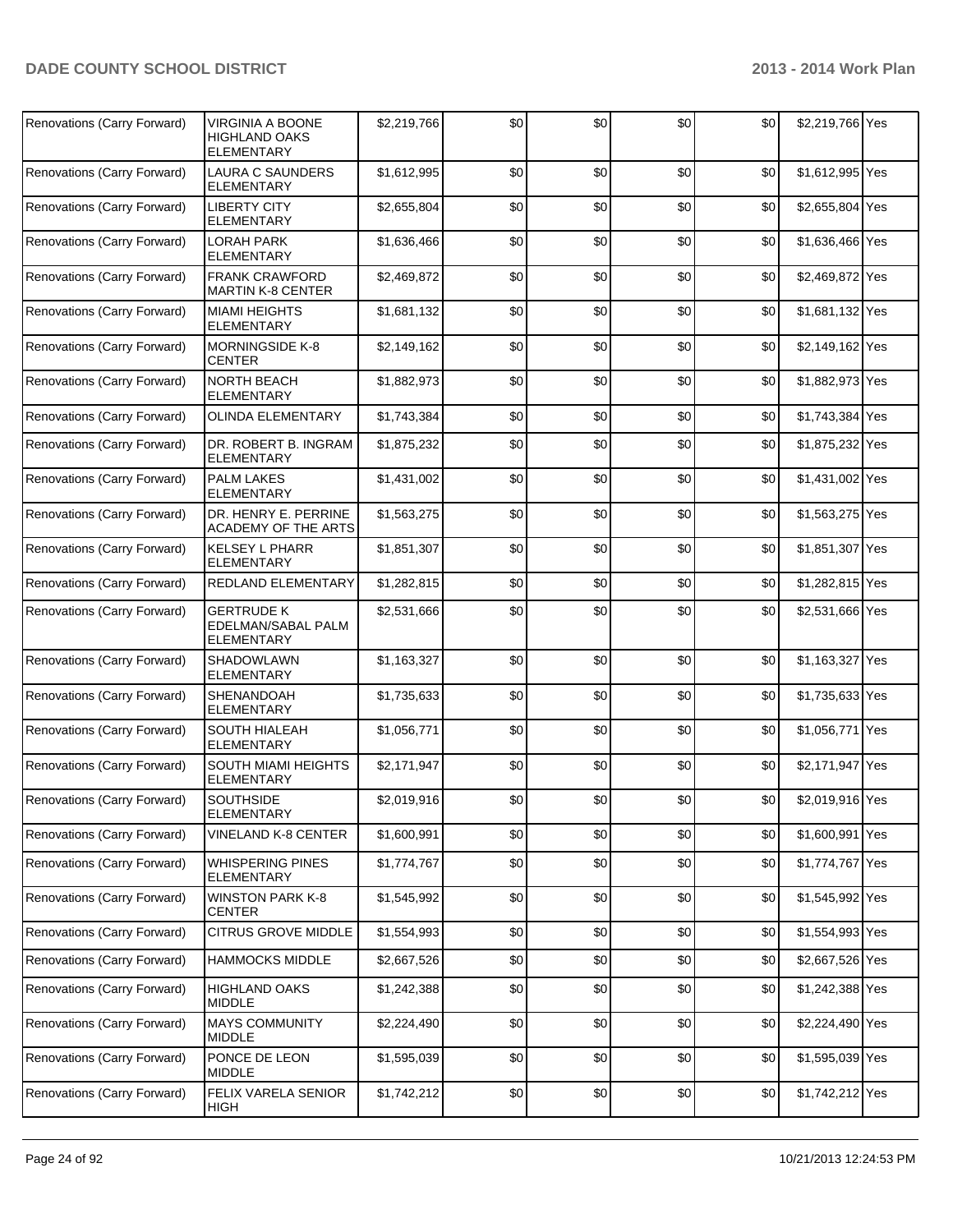| Renovations (Carry Forward) | VIRGINIA A BOONE HIGHLAND OAKS ELEMENTARY | $2,219,766 | $0 | $0 | $0 | $0 | $2,219,766 | Yes |
|---|---|---|---|---|---|---|---|---|
| Renovations (Carry Forward) | LAURA C SAUNDERS ELEMENTARY | $1,612,995 | $0 | $0 | $0 | $0 | $1,612,995 | Yes |
| Renovations (Carry Forward) | LIBERTY CITY ELEMENTARY | $2,655,804 | $0 | $0 | $0 | $0 | $2,655,804 | Yes |
| Renovations (Carry Forward) | LORAH PARK ELEMENTARY | $1,636,466 | $0 | $0 | $0 | $0 | $1,636,466 | Yes |
| Renovations (Carry Forward) | FRANK CRAWFORD MARTIN K-8 CENTER | $2,469,872 | $0 | $0 | $0 | $0 | $2,469,872 | Yes |
| Renovations (Carry Forward) | MIAMI HEIGHTS ELEMENTARY | $1,681,132 | $0 | $0 | $0 | $0 | $1,681,132 | Yes |
| Renovations (Carry Forward) | MORNINGSIDE K-8 CENTER | $2,149,162 | $0 | $0 | $0 | $0 | $2,149,162 | Yes |
| Renovations (Carry Forward) | NORTH BEACH ELEMENTARY | $1,882,973 | $0 | $0 | $0 | $0 | $1,882,973 | Yes |
| Renovations (Carry Forward) | OLINDA ELEMENTARY | $1,743,384 | $0 | $0 | $0 | $0 | $1,743,384 | Yes |
| Renovations (Carry Forward) | DR. ROBERT B. INGRAM ELEMENTARY | $1,875,232 | $0 | $0 | $0 | $0 | $1,875,232 | Yes |
| Renovations (Carry Forward) | PALM LAKES ELEMENTARY | $1,431,002 | $0 | $0 | $0 | $0 | $1,431,002 | Yes |
| Renovations (Carry Forward) | DR. HENRY E. PERRINE ACADEMY OF THE ARTS | $1,563,275 | $0 | $0 | $0 | $0 | $1,563,275 | Yes |
| Renovations (Carry Forward) | KELSEY L PHARR ELEMENTARY | $1,851,307 | $0 | $0 | $0 | $0 | $1,851,307 | Yes |
| Renovations (Carry Forward) | REDLAND ELEMENTARY | $1,282,815 | $0 | $0 | $0 | $0 | $1,282,815 | Yes |
| Renovations (Carry Forward) | GERTRUDE K EDELMAN/SABAL PALM ELEMENTARY | $2,531,666 | $0 | $0 | $0 | $0 | $2,531,666 | Yes |
| Renovations (Carry Forward) | SHADOWLAWN ELEMENTARY | $1,163,327 | $0 | $0 | $0 | $0 | $1,163,327 | Yes |
| Renovations (Carry Forward) | SHENANDOAH ELEMENTARY | $1,735,633 | $0 | $0 | $0 | $0 | $1,735,633 | Yes |
| Renovations (Carry Forward) | SOUTH HIALEAH ELEMENTARY | $1,056,771 | $0 | $0 | $0 | $0 | $1,056,771 | Yes |
| Renovations (Carry Forward) | SOUTH MIAMI HEIGHTS ELEMENTARY | $2,171,947 | $0 | $0 | $0 | $0 | $2,171,947 | Yes |
| Renovations (Carry Forward) | SOUTHSIDE ELEMENTARY | $2,019,916 | $0 | $0 | $0 | $0 | $2,019,916 | Yes |
| Renovations (Carry Forward) | VINELAND K-8 CENTER | $1,600,991 | $0 | $0 | $0 | $0 | $1,600,991 | Yes |
| Renovations (Carry Forward) | WHISPERING PINES ELEMENTARY | $1,774,767 | $0 | $0 | $0 | $0 | $1,774,767 | Yes |
| Renovations (Carry Forward) | WINSTON PARK K-8 CENTER | $1,545,992 | $0 | $0 | $0 | $0 | $1,545,992 | Yes |
| Renovations (Carry Forward) | CITRUS GROVE MIDDLE | $1,554,993 | $0 | $0 | $0 | $0 | $1,554,993 | Yes |
| Renovations (Carry Forward) | HAMMOCKS MIDDLE | $2,667,526 | $0 | $0 | $0 | $0 | $2,667,526 | Yes |
| Renovations (Carry Forward) | HIGHLAND OAKS MIDDLE | $1,242,388 | $0 | $0 | $0 | $0 | $1,242,388 | Yes |
| Renovations (Carry Forward) | MAYS COMMUNITY MIDDLE | $2,224,490 | $0 | $0 | $0 | $0 | $2,224,490 | Yes |
| Renovations (Carry Forward) | PONCE DE LEON MIDDLE | $1,595,039 | $0 | $0 | $0 | $0 | $1,595,039 | Yes |
| Renovations (Carry Forward) | FELIX VARELA SENIOR HIGH | $1,742,212 | $0 | $0 | $0 | $0 | $1,742,212 | Yes |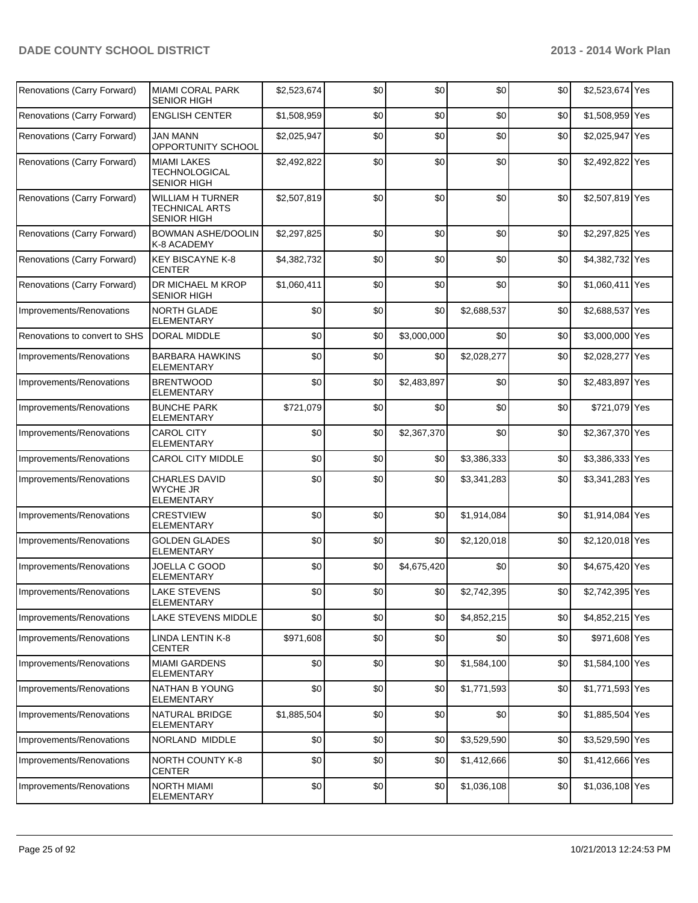| | | | | | | | | |
|---|---|---|---|---|---|---|---|---|
| Renovations (Carry Forward) | MIAMI CORAL PARK SENIOR HIGH | $2,523,674 | $0 | $0 | $0 | $0 | $2,523,674 | Yes |
| Renovations (Carry Forward) | ENGLISH CENTER | $1,508,959 | $0 | $0 | $0 | $0 | $1,508,959 | Yes |
| Renovations (Carry Forward) | JAN MANN OPPORTUNITY SCHOOL | $2,025,947 | $0 | $0 | $0 | $0 | $2,025,947 | Yes |
| Renovations (Carry Forward) | MIAMI LAKES TECHNOLOGICAL SENIOR HIGH | $2,492,822 | $0 | $0 | $0 | $0 | $2,492,822 | Yes |
| Renovations (Carry Forward) | WILLIAM H TURNER TECHNICAL ARTS SENIOR HIGH | $2,507,819 | $0 | $0 | $0 | $0 | $2,507,819 | Yes |
| Renovations (Carry Forward) | BOWMAN ASHE/DOOLIN K-8 ACADEMY | $2,297,825 | $0 | $0 | $0 | $0 | $2,297,825 | Yes |
| Renovations (Carry Forward) | KEY BISCAYNE K-8 CENTER | $4,382,732 | $0 | $0 | $0 | $0 | $4,382,732 | Yes |
| Renovations (Carry Forward) | DR MICHAEL M KROP SENIOR HIGH | $1,060,411 | $0 | $0 | $0 | $0 | $1,060,411 | Yes |
| Improvements/Renovations | NORTH GLADE ELEMENTARY | $0 | $0 | $0 | $2,688,537 | $0 | $2,688,537 | Yes |
| Renovations to convert to SHS | DORAL MIDDLE | $0 | $0 | $3,000,000 | $0 | $0 | $3,000,000 | Yes |
| Improvements/Renovations | BARBARA HAWKINS ELEMENTARY | $0 | $0 | $0 | $2,028,277 | $0 | $2,028,277 | Yes |
| Improvements/Renovations | BRENTWOOD ELEMENTARY | $0 | $0 | $2,483,897 | $0 | $0 | $2,483,897 | Yes |
| Improvements/Renovations | BUNCHE PARK ELEMENTARY | $721,079 | $0 | $0 | $0 | $0 | $721,079 | Yes |
| Improvements/Renovations | CAROL CITY ELEMENTARY | $0 | $0 | $2,367,370 | $0 | $0 | $2,367,370 | Yes |
| Improvements/Renovations | CAROL CITY MIDDLE | $0 | $0 | $0 | $3,386,333 | $0 | $3,386,333 | Yes |
| Improvements/Renovations | CHARLES DAVID WYCHE JR ELEMENTARY | $0 | $0 | $0 | $3,341,283 | $0 | $3,341,283 | Yes |
| Improvements/Renovations | CRESTVIEW ELEMENTARY | $0 | $0 | $0 | $1,914,084 | $0 | $1,914,084 | Yes |
| Improvements/Renovations | GOLDEN GLADES ELEMENTARY | $0 | $0 | $0 | $2,120,018 | $0 | $2,120,018 | Yes |
| Improvements/Renovations | JOELLA C GOOD ELEMENTARY | $0 | $0 | $4,675,420 | $0 | $0 | $4,675,420 | Yes |
| Improvements/Renovations | LAKE STEVENS ELEMENTARY | $0 | $0 | $0 | $2,742,395 | $0 | $2,742,395 | Yes |
| Improvements/Renovations | LAKE STEVENS MIDDLE | $0 | $0 | $0 | $4,852,215 | $0 | $4,852,215 | Yes |
| Improvements/Renovations | LINDA LENTIN K-8 CENTER | $971,608 | $0 | $0 | $0 | $0 | $971,608 | Yes |
| Improvements/Renovations | MIAMI GARDENS ELEMENTARY | $0 | $0 | $0 | $1,584,100 | $0 | $1,584,100 | Yes |
| Improvements/Renovations | NATHAN B YOUNG ELEMENTARY | $0 | $0 | $0 | $1,771,593 | $0 | $1,771,593 | Yes |
| Improvements/Renovations | NATURAL BRIDGE ELEMENTARY | $1,885,504 | $0 | $0 | $0 | $0 | $1,885,504 | Yes |
| Improvements/Renovations | NORLAND MIDDLE | $0 | $0 | $0 | $3,529,590 | $0 | $3,529,590 | Yes |
| Improvements/Renovations | NORTH COUNTY K-8 CENTER | $0 | $0 | $0 | $1,412,666 | $0 | $1,412,666 | Yes |
| Improvements/Renovations | NORTH MIAMI ELEMENTARY | $0 | $0 | $0 | $1,036,108 | $0 | $1,036,108 | Yes |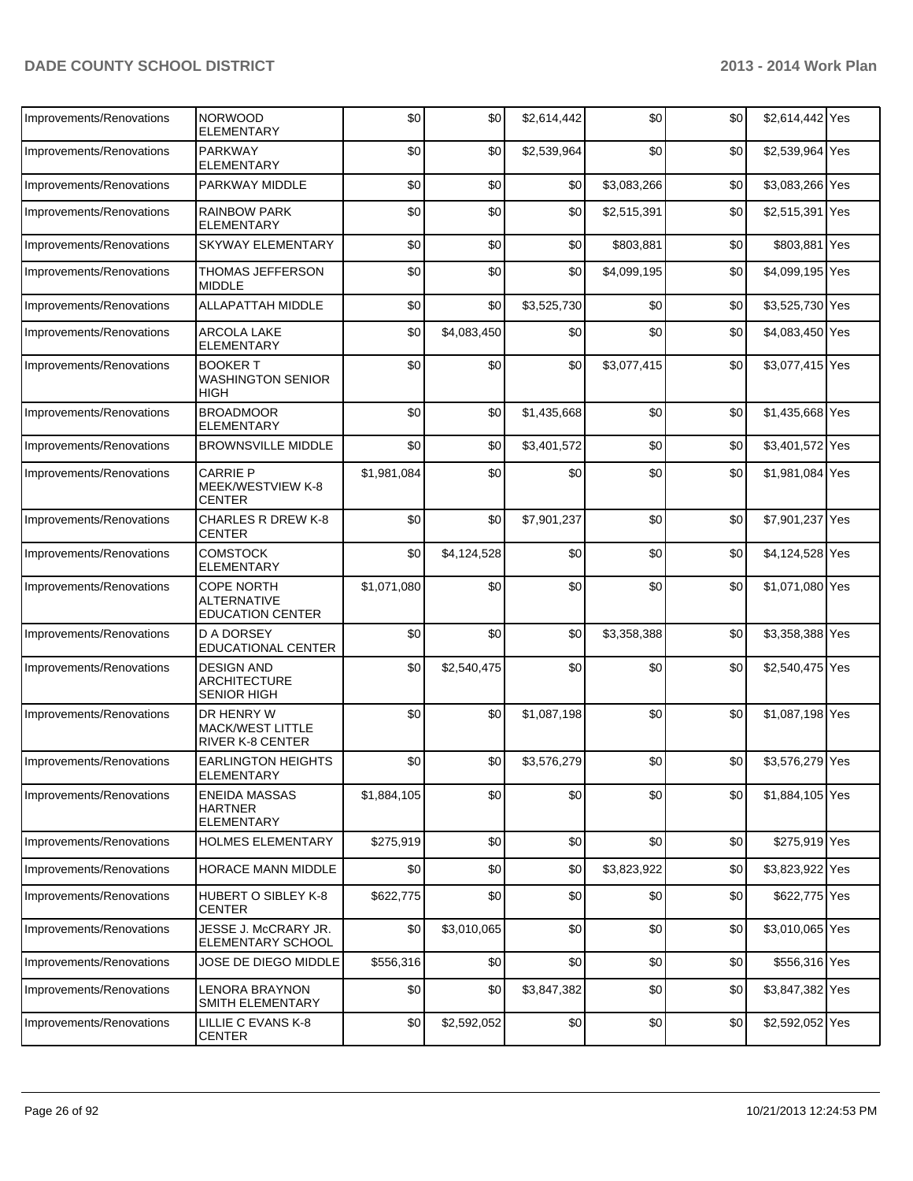| Improvements/Renovations | NORWOOD ELEMENTARY | $0 | $0 | $2,614,442 | $0 | $0 | $2,614,442 | Yes |
|---|---|---|---|---|---|---|---|---|
| Improvements/Renovations | PARKWAY ELEMENTARY | $0 | $0 | $2,539,964 | $0 | $0 | $2,539,964 | Yes |
| Improvements/Renovations | PARKWAY MIDDLE | $0 | $0 | $0 | $3,083,266 | $0 | $3,083,266 | Yes |
| Improvements/Renovations | RAINBOW PARK ELEMENTARY | $0 | $0 | $0 | $2,515,391 | $0 | $2,515,391 | Yes |
| Improvements/Renovations | SKYWAY ELEMENTARY | $0 | $0 | $0 | $803,881 | $0 | $803,881 | Yes |
| Improvements/Renovations | THOMAS JEFFERSON MIDDLE | $0 | $0 | $0 | $4,099,195 | $0 | $4,099,195 | Yes |
| Improvements/Renovations | ALLAPATTAH MIDDLE | $0 | $0 | $3,525,730 | $0 | $0 | $3,525,730 | Yes |
| Improvements/Renovations | ARCOLA LAKE ELEMENTARY | $0 | $4,083,450 | $0 | $0 | $0 | $4,083,450 | Yes |
| Improvements/Renovations | BOOKER T WASHINGTON SENIOR HIGH | $0 | $0 | $0 | $3,077,415 | $0 | $3,077,415 | Yes |
| Improvements/Renovations | BROADMOOR ELEMENTARY | $0 | $0 | $1,435,668 | $0 | $0 | $1,435,668 | Yes |
| Improvements/Renovations | BROWNSVILLE MIDDLE | $0 | $0 | $3,401,572 | $0 | $0 | $3,401,572 | Yes |
| Improvements/Renovations | CARRIE P MEEK/WESTVIEW K-8 CENTER | $1,981,084 | $0 | $0 | $0 | $0 | $1,981,084 | Yes |
| Improvements/Renovations | CHARLES R DREW K-8 CENTER | $0 | $0 | $7,901,237 | $0 | $0 | $7,901,237 | Yes |
| Improvements/Renovations | COMSTOCK ELEMENTARY | $0 | $4,124,528 | $0 | $0 | $0 | $4,124,528 | Yes |
| Improvements/Renovations | COPE NORTH ALTERNATIVE EDUCATION CENTER | $1,071,080 | $0 | $0 | $0 | $0 | $1,071,080 | Yes |
| Improvements/Renovations | D A DORSEY EDUCATIONAL CENTER | $0 | $0 | $0 | $3,358,388 | $0 | $3,358,388 | Yes |
| Improvements/Renovations | DESIGN AND ARCHITECTURE SENIOR HIGH | $0 | $2,540,475 | $0 | $0 | $0 | $2,540,475 | Yes |
| Improvements/Renovations | DR HENRY W MACK/WEST LITTLE RIVER K-8 CENTER | $0 | $0 | $1,087,198 | $0 | $0 | $1,087,198 | Yes |
| Improvements/Renovations | EARLINGTON HEIGHTS ELEMENTARY | $0 | $0 | $3,576,279 | $0 | $0 | $3,576,279 | Yes |
| Improvements/Renovations | ENEIDA MASSAS HARTNER ELEMENTARY | $1,884,105 | $0 | $0 | $0 | $0 | $1,884,105 | Yes |
| Improvements/Renovations | HOLMES ELEMENTARY | $275,919 | $0 | $0 | $0 | $0 | $275,919 | Yes |
| Improvements/Renovations | HORACE MANN MIDDLE | $0 | $0 | $0 | $3,823,922 | $0 | $3,823,922 | Yes |
| Improvements/Renovations | HUBERT O SIBLEY K-8 CENTER | $622,775 | $0 | $0 | $0 | $0 | $622,775 | Yes |
| Improvements/Renovations | JESSE J. McCRARY JR. ELEMENTARY SCHOOL | $0 | $3,010,065 | $0 | $0 | $0 | $3,010,065 | Yes |
| Improvements/Renovations | JOSE DE DIEGO MIDDLE | $556,316 | $0 | $0 | $0 | $0 | $556,316 | Yes |
| Improvements/Renovations | LENORA BRAYNON SMITH ELEMENTARY | $0 | $0 | $3,847,382 | $0 | $0 | $3,847,382 | Yes |
| Improvements/Renovations | LILLIE C EVANS K-8 CENTER | $0 | $2,592,052 | $0 | $0 | $0 | $2,592,052 | Yes |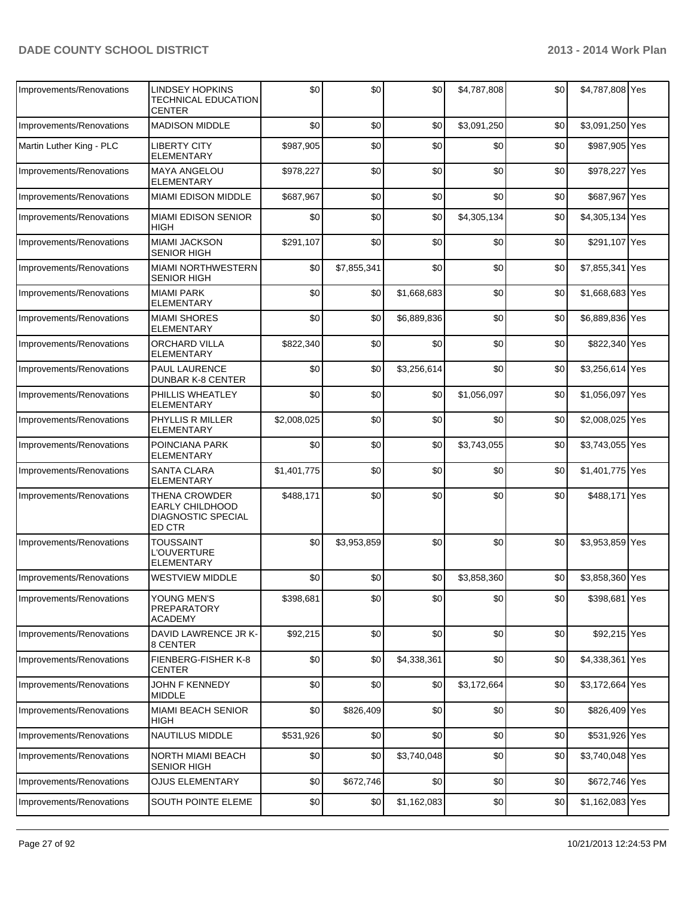| Improvements/Renovations | LINDSEY HOPKINS TECHNICAL EDUCATION CENTER | $0 | $0 | $0 | $4,787,808 | $0 | $4,787,808 | Yes |
|---|---|---|---|---|---|---|---|---|
| Improvements/Renovations | MADISON MIDDLE | $0 | $0 | $0 | $3,091,250 | $0 | $3,091,250 | Yes |
| Martin Luther King - PLC | LIBERTY CITY ELEMENTARY | $987,905 | $0 | $0 | $0 | $0 | $987,905 | Yes |
| Improvements/Renovations | MAYA ANGELOU ELEMENTARY | $978,227 | $0 | $0 | $0 | $0 | $978,227 | Yes |
| Improvements/Renovations | MIAMI EDISON MIDDLE | $687,967 | $0 | $0 | $0 | $0 | $687,967 | Yes |
| Improvements/Renovations | MIAMI EDISON SENIOR HIGH | $0 | $0 | $0 | $4,305,134 | $0 | $4,305,134 | Yes |
| Improvements/Renovations | MIAMI JACKSON SENIOR HIGH | $291,107 | $0 | $0 | $0 | $0 | $291,107 | Yes |
| Improvements/Renovations | MIAMI NORTHWESTERN SENIOR HIGH | $0 | $7,855,341 | $0 | $0 | $0 | $7,855,341 | Yes |
| Improvements/Renovations | MIAMI PARK ELEMENTARY | $0 | $0 | $1,668,683 | $0 | $0 | $1,668,683 | Yes |
| Improvements/Renovations | MIAMI SHORES ELEMENTARY | $0 | $0 | $6,889,836 | $0 | $0 | $6,889,836 | Yes |
| Improvements/Renovations | ORCHARD VILLA ELEMENTARY | $822,340 | $0 | $0 | $0 | $0 | $822,340 | Yes |
| Improvements/Renovations | PAUL LAURENCE DUNBAR K-8 CENTER | $0 | $0 | $3,256,614 | $0 | $0 | $3,256,614 | Yes |
| Improvements/Renovations | PHILLIS WHEATLEY ELEMENTARY | $0 | $0 | $0 | $1,056,097 | $0 | $1,056,097 | Yes |
| Improvements/Renovations | PHYLLIS R MILLER ELEMENTARY | $2,008,025 | $0 | $0 | $0 | $0 | $2,008,025 | Yes |
| Improvements/Renovations | POINCIANA PARK ELEMENTARY | $0 | $0 | $0 | $3,743,055 | $0 | $3,743,055 | Yes |
| Improvements/Renovations | SANTA CLARA ELEMENTARY | $1,401,775 | $0 | $0 | $0 | $0 | $1,401,775 | Yes |
| Improvements/Renovations | THENA CROWDER EARLY CHILDHOOD DIAGNOSTIC SPECIAL ED CTR | $488,171 | $0 | $0 | $0 | $0 | $488,171 | Yes |
| Improvements/Renovations | TOUSSAINT L'OUVERTURE ELEMENTARY | $0 | $3,953,859 | $0 | $0 | $0 | $3,953,859 | Yes |
| Improvements/Renovations | WESTVIEW MIDDLE | $0 | $0 | $0 | $3,858,360 | $0 | $3,858,360 | Yes |
| Improvements/Renovations | YOUNG MEN'S PREPARATORY ACADEMY | $398,681 | $0 | $0 | $0 | $0 | $398,681 | Yes |
| Improvements/Renovations | DAVID LAWRENCE JR K-8 CENTER | $92,215 | $0 | $0 | $0 | $0 | $92,215 | Yes |
| Improvements/Renovations | FIENBERG-FISHER K-8 CENTER | $0 | $0 | $4,338,361 | $0 | $0 | $4,338,361 | Yes |
| Improvements/Renovations | JOHN F KENNEDY MIDDLE | $0 | $0 | $0 | $3,172,664 | $0 | $3,172,664 | Yes |
| Improvements/Renovations | MIAMI BEACH SENIOR HIGH | $0 | $826,409 | $0 | $0 | $0 | $826,409 | Yes |
| Improvements/Renovations | NAUTILUS MIDDLE | $531,926 | $0 | $0 | $0 | $0 | $531,926 | Yes |
| Improvements/Renovations | NORTH MIAMI BEACH SENIOR HIGH | $0 | $0 | $3,740,048 | $0 | $0 | $3,740,048 | Yes |
| Improvements/Renovations | OJUS ELEMENTARY | $0 | $672,746 | $0 | $0 | $0 | $672,746 | Yes |
| Improvements/Renovations | SOUTH POINTE ELEME | $0 | $0 | $1,162,083 | $0 | $0 | $1,162,083 | Yes |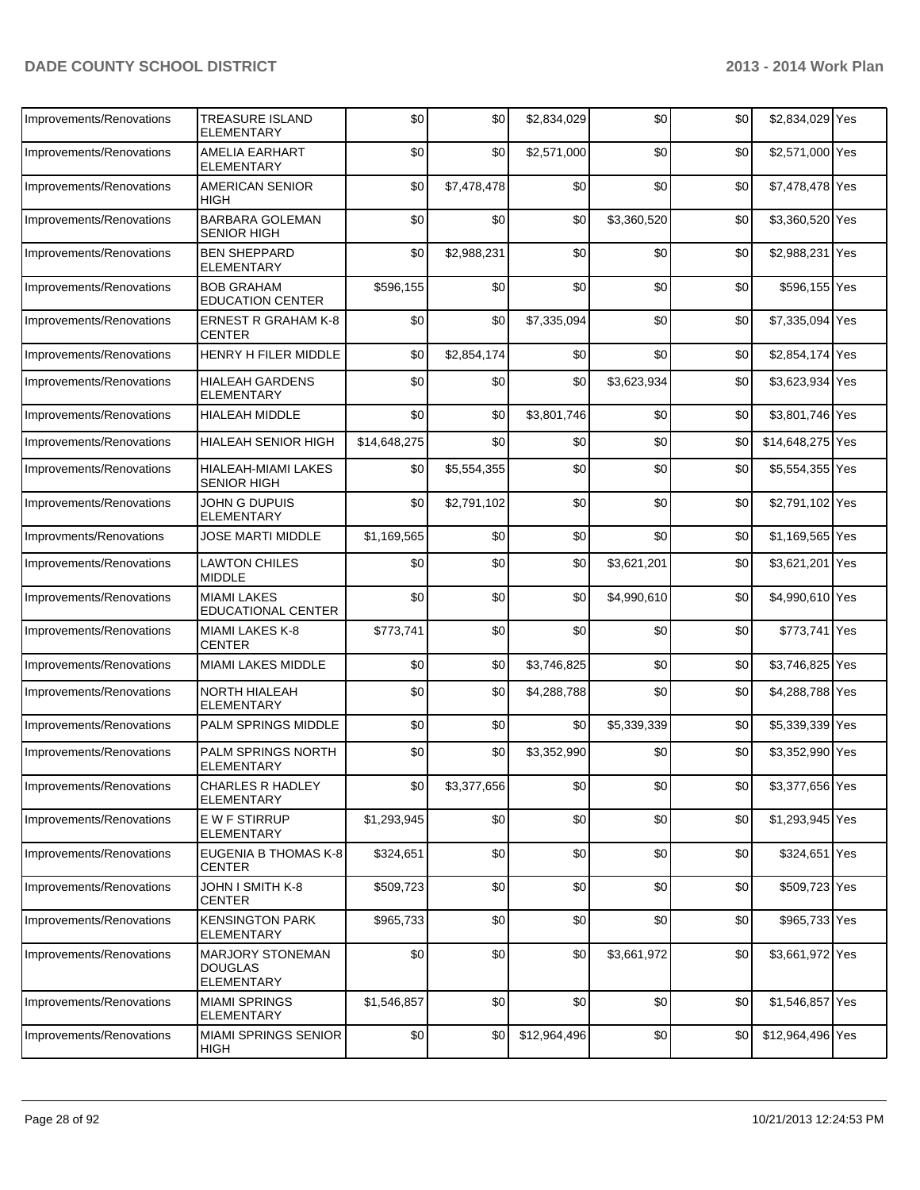| | | | | | | | | |
|---|---|---|---|---|---|---|---|---|
| Improvements/Renovations | TREASURE ISLAND ELEMENTARY | $0 | $0 | $2,834,029 | $0 | $0 | $2,834,029 | Yes |
| Improvements/Renovations | AMELIA EARHART ELEMENTARY | $0 | $0 | $2,571,000 | $0 | $0 | $2,571,000 | Yes |
| Improvements/Renovations | AMERICAN SENIOR HIGH | $0 | $7,478,478 | $0 | $0 | $0 | $7,478,478 | Yes |
| Improvements/Renovations | BARBARA GOLEMAN SENIOR HIGH | $0 | $0 | $0 | $3,360,520 | $0 | $3,360,520 | Yes |
| Improvements/Renovations | BEN SHEPPARD ELEMENTARY | $0 | $2,988,231 | $0 | $0 | $0 | $2,988,231 | Yes |
| Improvements/Renovations | BOB GRAHAM EDUCATION CENTER | $596,155 | $0 | $0 | $0 | $0 | $596,155 | Yes |
| Improvements/Renovations | ERNEST R GRAHAM K-8 CENTER | $0 | $0 | $7,335,094 | $0 | $0 | $7,335,094 | Yes |
| Improvements/Renovations | HENRY H FILER MIDDLE | $0 | $2,854,174 | $0 | $0 | $0 | $2,854,174 | Yes |
| Improvements/Renovations | HIALEAH GARDENS ELEMENTARY | $0 | $0 | $0 | $3,623,934 | $0 | $3,623,934 | Yes |
| Improvements/Renovations | HIALEAH MIDDLE | $0 | $0 | $3,801,746 | $0 | $0 | $3,801,746 | Yes |
| Improvements/Renovations | HIALEAH SENIOR HIGH | $14,648,275 | $0 | $0 | $0 | $0 | $14,648,275 | Yes |
| Improvements/Renovations | HIALEAH-MIAMI LAKES SENIOR HIGH | $0 | $5,554,355 | $0 | $0 | $0 | $5,554,355 | Yes |
| Improvements/Renovations | JOHN G DUPUIS ELEMENTARY | $0 | $2,791,102 | $0 | $0 | $0 | $2,791,102 | Yes |
| Improvments/Renovations | JOSE MARTI MIDDLE | $1,169,565 | $0 | $0 | $0 | $0 | $1,169,565 | Yes |
| Improvements/Renovations | LAWTON CHILES MIDDLE | $0 | $0 | $0 | $3,621,201 | $0 | $3,621,201 | Yes |
| Improvements/Renovations | MIAMI LAKES EDUCATIONAL CENTER | $0 | $0 | $0 | $4,990,610 | $0 | $4,990,610 | Yes |
| Improvements/Renovations | MIAMI LAKES K-8 CENTER | $773,741 | $0 | $0 | $0 | $0 | $773,741 | Yes |
| Improvements/Renovations | MIAMI LAKES MIDDLE | $0 | $0 | $3,746,825 | $0 | $0 | $3,746,825 | Yes |
| Improvements/Renovations | NORTH HIALEAH ELEMENTARY | $0 | $0 | $4,288,788 | $0 | $0 | $4,288,788 | Yes |
| Improvements/Renovations | PALM SPRINGS MIDDLE | $0 | $0 | $0 | $5,339,339 | $0 | $5,339,339 | Yes |
| Improvements/Renovations | PALM SPRINGS NORTH ELEMENTARY | $0 | $0 | $3,352,990 | $0 | $0 | $3,352,990 | Yes |
| Improvements/Renovations | CHARLES R HADLEY ELEMENTARY | $0 | $3,377,656 | $0 | $0 | $0 | $3,377,656 | Yes |
| Improvements/Renovations | E W F STIRRUP ELEMENTARY | $1,293,945 | $0 | $0 | $0 | $0 | $1,293,945 | Yes |
| Improvements/Renovations | EUGENIA B THOMAS K-8 CENTER | $324,651 | $0 | $0 | $0 | $0 | $324,651 | Yes |
| Improvements/Renovations | JOHN I SMITH K-8 CENTER | $509,723 | $0 | $0 | $0 | $0 | $509,723 | Yes |
| Improvements/Renovations | KENSINGTON PARK ELEMENTARY | $965,733 | $0 | $0 | $0 | $0 | $965,733 | Yes |
| Improvements/Renovations | MARJORY STONEMAN DOUGLAS ELEMENTARY | $0 | $0 | $0 | $3,661,972 | $0 | $3,661,972 | Yes |
| Improvements/Renovations | MIAMI SPRINGS ELEMENTARY | $1,546,857 | $0 | $0 | $0 | $0 | $1,546,857 | Yes |
| Improvements/Renovations | MIAMI SPRINGS SENIOR HIGH | $0 | $0 | $12,964,496 | $0 | $0 | $12,964,496 | Yes |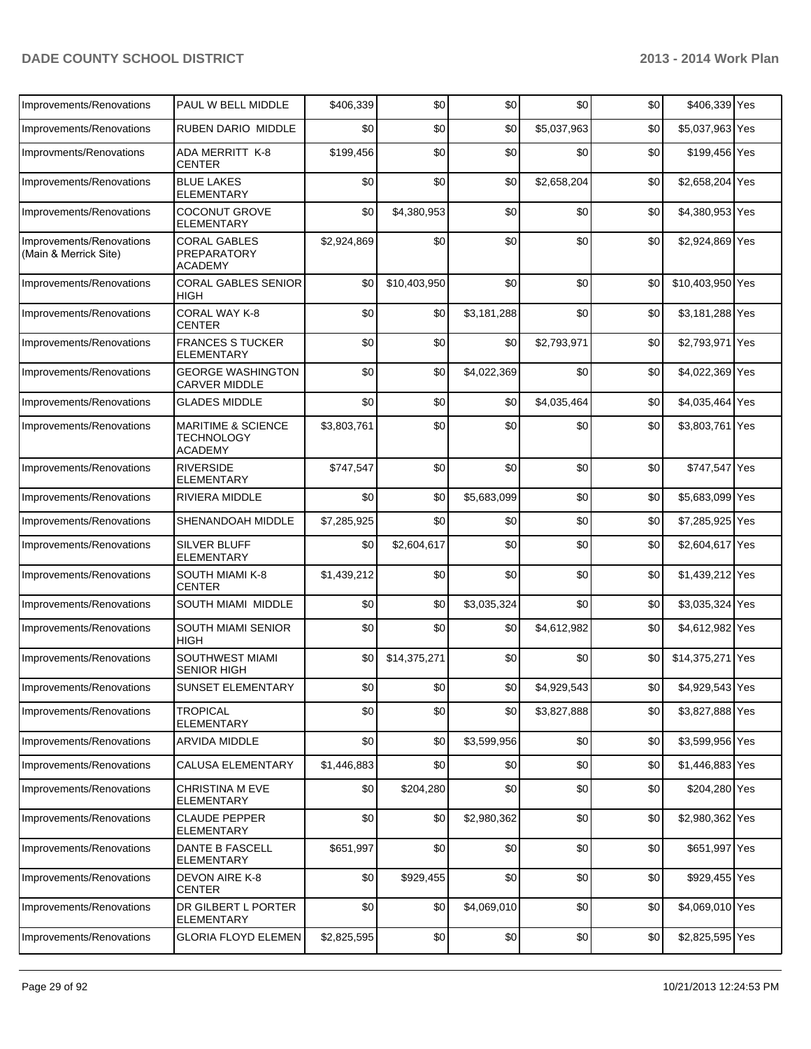| Improvements/Renovations | PAUL W BELL MIDDLE | $406,339 | $0 | $0 | $0 | $0 | $406,339 | Yes |
|---|---|---|---|---|---|---|---|---|
| Improvements/Renovations | RUBEN DARIO MIDDLE | $0 | $0 | $0 | $5,037,963 | $0 | $5,037,963 | Yes |
| Improvments/Renovations | ADA MERRITT K-8 CENTER | $199,456 | $0 | $0 | $0 | $0 | $199,456 | Yes |
| Improvements/Renovations | BLUE LAKES ELEMENTARY | $0 | $0 | $0 | $2,658,204 | $0 | $2,658,204 | Yes |
| Improvements/Renovations | COCONUT GROVE ELEMENTARY | $0 | $4,380,953 | $0 | $0 | $0 | $4,380,953 | Yes |
| Improvements/Renovations (Main & Merrick Site) | CORAL GABLES PREPARATORY ACADEMY | $2,924,869 | $0 | $0 | $0 | $0 | $2,924,869 | Yes |
| Improvements/Renovations | CORAL GABLES SENIOR HIGH | $0 | $10,403,950 | $0 | $0 | $0 | $10,403,950 | Yes |
| Improvements/Renovations | CORAL WAY K-8 CENTER | $0 | $0 | $3,181,288 | $0 | $0 | $3,181,288 | Yes |
| Improvements/Renovations | FRANCES S TUCKER ELEMENTARY | $0 | $0 | $0 | $2,793,971 | $0 | $2,793,971 | Yes |
| Improvements/Renovations | GEORGE WASHINGTON CARVER MIDDLE | $0 | $0 | $4,022,369 | $0 | $0 | $4,022,369 | Yes |
| Improvements/Renovations | GLADES MIDDLE | $0 | $0 | $0 | $4,035,464 | $0 | $4,035,464 | Yes |
| Improvements/Renovations | MARITIME & SCIENCE TECHNOLOGY ACADEMY | $3,803,761 | $0 | $0 | $0 | $0 | $3,803,761 | Yes |
| Improvements/Renovations | RIVERSIDE ELEMENTARY | $747,547 | $0 | $0 | $0 | $0 | $747,547 | Yes |
| Improvements/Renovations | RIVIERA MIDDLE | $0 | $0 | $5,683,099 | $0 | $0 | $5,683,099 | Yes |
| Improvements/Renovations | SHENANDOAH MIDDLE | $7,285,925 | $0 | $0 | $0 | $0 | $7,285,925 | Yes |
| Improvements/Renovations | SILVER BLUFF ELEMENTARY | $0 | $2,604,617 | $0 | $0 | $0 | $2,604,617 | Yes |
| Improvements/Renovations | SOUTH MIAMI K-8 CENTER | $1,439,212 | $0 | $0 | $0 | $0 | $1,439,212 | Yes |
| Improvements/Renovations | SOUTH MIAMI MIDDLE | $0 | $0 | $3,035,324 | $0 | $0 | $3,035,324 | Yes |
| Improvements/Renovations | SOUTH MIAMI SENIOR HIGH | $0 | $0 | $0 | $4,612,982 | $0 | $4,612,982 | Yes |
| Improvements/Renovations | SOUTHWEST MIAMI SENIOR HIGH | $0 | $14,375,271 | $0 | $0 | $0 | $14,375,271 | Yes |
| Improvements/Renovations | SUNSET ELEMENTARY | $0 | $0 | $0 | $4,929,543 | $0 | $4,929,543 | Yes |
| Improvements/Renovations | TROPICAL ELEMENTARY | $0 | $0 | $0 | $3,827,888 | $0 | $3,827,888 | Yes |
| Improvements/Renovations | ARVIDA MIDDLE | $0 | $0 | $3,599,956 | $0 | $0 | $3,599,956 | Yes |
| Improvements/Renovations | CALUSA ELEMENTARY | $1,446,883 | $0 | $0 | $0 | $0 | $1,446,883 | Yes |
| Improvements/Renovations | CHRISTINA M EVE ELEMENTARY | $0 | $204,280 | $0 | $0 | $0 | $204,280 | Yes |
| Improvements/Renovations | CLAUDE PEPPER ELEMENTARY | $0 | $0 | $2,980,362 | $0 | $0 | $2,980,362 | Yes |
| Improvements/Renovations | DANTE B FASCELL ELEMENTARY | $651,997 | $0 | $0 | $0 | $0 | $651,997 | Yes |
| Improvements/Renovations | DEVON AIRE K-8 CENTER | $0 | $929,455 | $0 | $0 | $0 | $929,455 | Yes |
| Improvements/Renovations | DR GILBERT L PORTER ELEMENTARY | $0 | $0 | $4,069,010 | $0 | $0 | $4,069,010 | Yes |
| Improvements/Renovations | GLORIA FLOYD ELEMEN | $2,825,595 | $0 | $0 | $0 | $0 | $2,825,595 | Yes |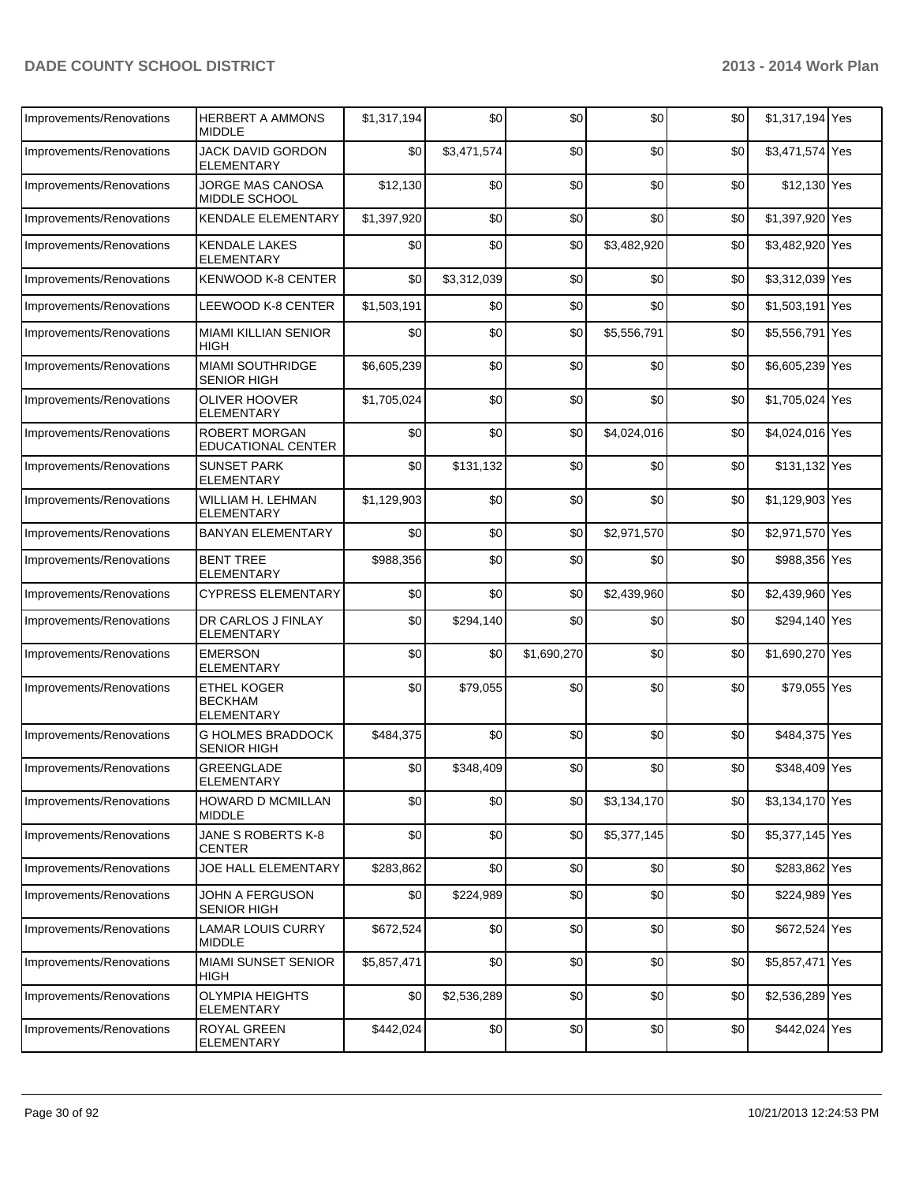| | | | | | | | | |
|---|---|---|---|---|---|---|---|---|
| Improvements/Renovations | HERBERT A AMMONS MIDDLE | $1,317,194 | $0 | $0 | $0 | $0 | $1,317,194 | Yes |
| Improvements/Renovations | JACK DAVID GORDON ELEMENTARY | $0 | $3,471,574 | $0 | $0 | $0 | $3,471,574 | Yes |
| Improvements/Renovations | JORGE MAS CANOSA MIDDLE SCHOOL | $12,130 | $0 | $0 | $0 | $0 | $12,130 | Yes |
| Improvements/Renovations | KENDALE ELEMENTARY | $1,397,920 | $0 | $0 | $0 | $0 | $1,397,920 | Yes |
| Improvements/Renovations | KENDALE LAKES ELEMENTARY | $0 | $0 | $0 | $3,482,920 | $0 | $3,482,920 | Yes |
| Improvements/Renovations | KENWOOD K-8 CENTER | $0 | $3,312,039 | $0 | $0 | $0 | $3,312,039 | Yes |
| Improvements/Renovations | LEEWOOD K-8 CENTER | $1,503,191 | $0 | $0 | $0 | $0 | $1,503,191 | Yes |
| Improvements/Renovations | MIAMI KILLIAN SENIOR HIGH | $0 | $0 | $0 | $5,556,791 | $0 | $5,556,791 | Yes |
| Improvements/Renovations | MIAMI SOUTHRIDGE SENIOR HIGH | $6,605,239 | $0 | $0 | $0 | $0 | $6,605,239 | Yes |
| Improvements/Renovations | OLIVER HOOVER ELEMENTARY | $1,705,024 | $0 | $0 | $0 | $0 | $1,705,024 | Yes |
| Improvements/Renovations | ROBERT MORGAN EDUCATIONAL CENTER | $0 | $0 | $0 | $4,024,016 | $0 | $4,024,016 | Yes |
| Improvements/Renovations | SUNSET PARK ELEMENTARY | $0 | $131,132 | $0 | $0 | $0 | $131,132 | Yes |
| Improvements/Renovations | WILLIAM H. LEHMAN ELEMENTARY | $1,129,903 | $0 | $0 | $0 | $0 | $1,129,903 | Yes |
| Improvements/Renovations | BANYAN ELEMENTARY | $0 | $0 | $0 | $2,971,570 | $0 | $2,971,570 | Yes |
| Improvements/Renovations | BENT TREE ELEMENTARY | $988,356 | $0 | $0 | $0 | $0 | $988,356 | Yes |
| Improvements/Renovations | CYPRESS ELEMENTARY | $0 | $0 | $0 | $2,439,960 | $0 | $2,439,960 | Yes |
| Improvements/Renovations | DR CARLOS J FINLAY ELEMENTARY | $0 | $294,140 | $0 | $0 | $0 | $294,140 | Yes |
| Improvements/Renovations | EMERSON ELEMENTARY | $0 | $0 | $1,690,270 | $0 | $0 | $1,690,270 | Yes |
| Improvements/Renovations | ETHEL KOGER BECKHAM ELEMENTARY | $0 | $79,055 | $0 | $0 | $0 | $79,055 | Yes |
| Improvements/Renovations | G HOLMES BRADDOCK SENIOR HIGH | $484,375 | $0 | $0 | $0 | $0 | $484,375 | Yes |
| Improvements/Renovations | GREENGLADE ELEMENTARY | $0 | $348,409 | $0 | $0 | $0 | $348,409 | Yes |
| Improvements/Renovations | HOWARD D MCMILLAN MIDDLE | $0 | $0 | $0 | $3,134,170 | $0 | $3,134,170 | Yes |
| Improvements/Renovations | JANE S ROBERTS K-8 CENTER | $0 | $0 | $0 | $5,377,145 | $0 | $5,377,145 | Yes |
| Improvements/Renovations | JOE HALL ELEMENTARY | $283,862 | $0 | $0 | $0 | $0 | $283,862 | Yes |
| Improvements/Renovations | JOHN A FERGUSON SENIOR HIGH | $0 | $224,989 | $0 | $0 | $0 | $224,989 | Yes |
| Improvements/Renovations | LAMAR LOUIS CURRY MIDDLE | $672,524 | $0 | $0 | $0 | $0 | $672,524 | Yes |
| Improvements/Renovations | MIAMI SUNSET SENIOR HIGH | $5,857,471 | $0 | $0 | $0 | $0 | $5,857,471 | Yes |
| Improvements/Renovations | OLYMPIA HEIGHTS ELEMENTARY | $0 | $2,536,289 | $0 | $0 | $0 | $2,536,289 | Yes |
| Improvements/Renovations | ROYAL GREEN ELEMENTARY | $442,024 | $0 | $0 | $0 | $0 | $442,024 | Yes |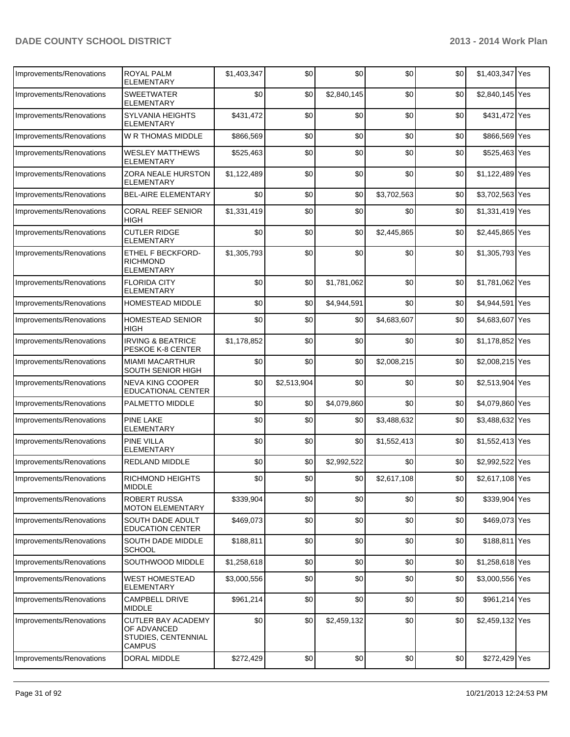| Improvements/Renovations | ROYAL PALM ELEMENTARY | $1,403,347 | $0 | $0 | $0 | $0 | $1,403,347 | Yes |
|---|---|---|---|---|---|---|---|---|
| Improvements/Renovations | SWEETWATER ELEMENTARY | $0 | $0 | $2,840,145 | $0 | $0 | $2,840,145 | Yes |
| Improvements/Renovations | SYLVANIA HEIGHTS ELEMENTARY | $431,472 | $0 | $0 | $0 | $0 | $431,472 | Yes |
| Improvements/Renovations | W R THOMAS MIDDLE | $866,569 | $0 | $0 | $0 | $0 | $866,569 | Yes |
| Improvements/Renovations | WESLEY MATTHEWS ELEMENTARY | $525,463 | $0 | $0 | $0 | $0 | $525,463 | Yes |
| Improvements/Renovations | ZORA NEALE HURSTON ELEMENTARY | $1,122,489 | $0 | $0 | $0 | $0 | $1,122,489 | Yes |
| Improvements/Renovations | BEL-AIRE ELEMENTARY | $0 | $0 | $0 | $3,702,563 | $0 | $3,702,563 | Yes |
| Improvements/Renovations | CORAL REEF SENIOR HIGH | $1,331,419 | $0 | $0 | $0 | $0 | $1,331,419 | Yes |
| Improvements/Renovations | CUTLER RIDGE ELEMENTARY | $0 | $0 | $0 | $2,445,865 | $0 | $2,445,865 | Yes |
| Improvements/Renovations | ETHEL F BECKFORD-RICHMOND ELEMENTARY | $1,305,793 | $0 | $0 | $0 | $0 | $1,305,793 | Yes |
| Improvements/Renovations | FLORIDA CITY ELEMENTARY | $0 | $0 | $1,781,062 | $0 | $0 | $1,781,062 | Yes |
| Improvements/Renovations | HOMESTEAD MIDDLE | $0 | $0 | $4,944,591 | $0 | $0 | $4,944,591 | Yes |
| Improvements/Renovations | HOMESTEAD SENIOR HIGH | $0 | $0 | $0 | $4,683,607 | $0 | $4,683,607 | Yes |
| Improvements/Renovations | IRVING & BEATRICE PESKOE K-8 CENTER | $1,178,852 | $0 | $0 | $0 | $0 | $1,178,852 | Yes |
| Improvements/Renovations | MIAMI MACARTHUR SOUTH SENIOR HIGH | $0 | $0 | $0 | $2,008,215 | $0 | $2,008,215 | Yes |
| Improvements/Renovations | NEVA KING COOPER EDUCATIONAL CENTER | $0 | $2,513,904 | $0 | $0 | $0 | $2,513,904 | Yes |
| Improvements/Renovations | PALMETTO MIDDLE | $0 | $0 | $4,079,860 | $0 | $0 | $4,079,860 | Yes |
| Improvements/Renovations | PINE LAKE ELEMENTARY | $0 | $0 | $0 | $3,488,632 | $0 | $3,488,632 | Yes |
| Improvements/Renovations | PINE VILLA ELEMENTARY | $0 | $0 | $0 | $1,552,413 | $0 | $1,552,413 | Yes |
| Improvements/Renovations | REDLAND MIDDLE | $0 | $0 | $2,992,522 | $0 | $0 | $2,992,522 | Yes |
| Improvements/Renovations | RICHMOND HEIGHTS MIDDLE | $0 | $0 | $0 | $2,617,108 | $0 | $2,617,108 | Yes |
| Improvements/Renovations | ROBERT RUSSA MOTON ELEMENTARY | $339,904 | $0 | $0 | $0 | $0 | $339,904 | Yes |
| Improvements/Renovations | SOUTH DADE ADULT EDUCATION CENTER | $469,073 | $0 | $0 | $0 | $0 | $469,073 | Yes |
| Improvements/Renovations | SOUTH DADE MIDDLE SCHOOL | $188,811 | $0 | $0 | $0 | $0 | $188,811 | Yes |
| Improvements/Renovations | SOUTHWOOD MIDDLE | $1,258,618 | $0 | $0 | $0 | $0 | $1,258,618 | Yes |
| Improvements/Renovations | WEST HOMESTEAD ELEMENTARY | $3,000,556 | $0 | $0 | $0 | $0 | $3,000,556 | Yes |
| Improvements/Renovations | CAMPBELL DRIVE MIDDLE | $961,214 | $0 | $0 | $0 | $0 | $961,214 | Yes |
| Improvements/Renovations | CUTLER BAY ACADEMY OF ADVANCED STUDIES, CENTENNIAL CAMPUS | $0 | $0 | $2,459,132 | $0 | $0 | $2,459,132 | Yes |
| Improvements/Renovations | DORAL MIDDLE | $272,429 | $0 | $0 | $0 | $0 | $272,429 | Yes |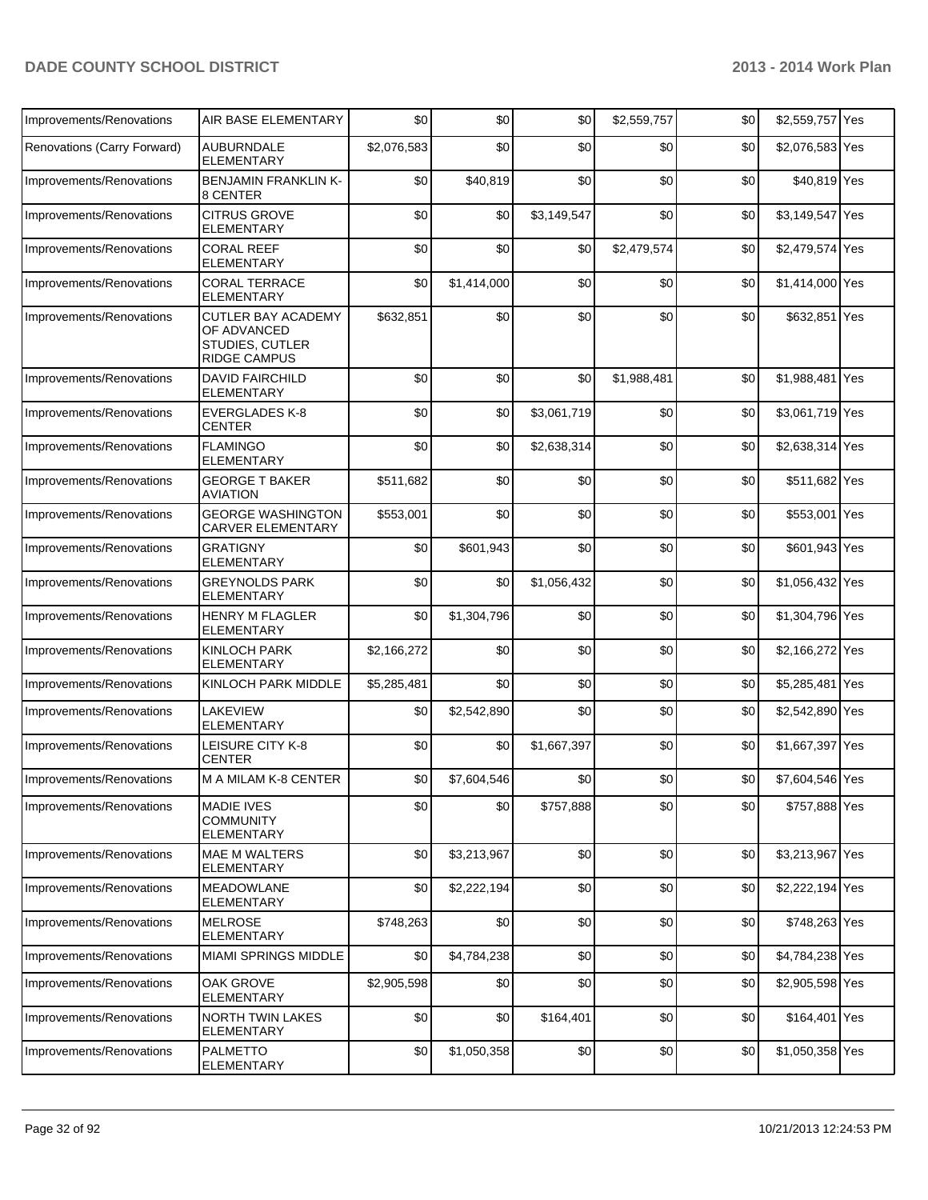| Improvements/Renovations | AIR BASE ELEMENTARY | $0 | $0 | $0 | $2,559,757 | $0 | $2,559,757 | Yes |
|---|---|---|---|---|---|---|---|---|
| Renovations (Carry Forward) | AUBURNDALE ELEMENTARY | $2,076,583 | $0 | $0 | $0 | $0 | $2,076,583 | Yes |
| Improvements/Renovations | BENJAMIN FRANKLIN K-8 CENTER | $0 | $40,819 | $0 | $0 | $0 | $40,819 | Yes |
| Improvements/Renovations | CITRUS GROVE ELEMENTARY | $0 | $0 | $3,149,547 | $0 | $0 | $3,149,547 | Yes |
| Improvements/Renovations | CORAL REEF ELEMENTARY | $0 | $0 | $0 | $2,479,574 | $0 | $2,479,574 | Yes |
| Improvements/Renovations | CORAL TERRACE ELEMENTARY | $0 | $1,414,000 | $0 | $0 | $0 | $1,414,000 | Yes |
| Improvements/Renovations | CUTLER BAY ACADEMY OF ADVANCED STUDIES, CUTLER RIDGE CAMPUS | $632,851 | $0 | $0 | $0 | $0 | $632,851 | Yes |
| Improvements/Renovations | DAVID FAIRCHILD ELEMENTARY | $0 | $0 | $0 | $1,988,481 | $0 | $1,988,481 | Yes |
| Improvements/Renovations | EVERGLADES K-8 CENTER | $0 | $0 | $3,061,719 | $0 | $0 | $3,061,719 | Yes |
| Improvements/Renovations | FLAMINGO ELEMENTARY | $0 | $0 | $2,638,314 | $0 | $0 | $2,638,314 | Yes |
| Improvements/Renovations | GEORGE T BAKER AVIATION | $511,682 | $0 | $0 | $0 | $0 | $511,682 | Yes |
| Improvements/Renovations | GEORGE WASHINGTON CARVER ELEMENTARY | $553,001 | $0 | $0 | $0 | $0 | $553,001 | Yes |
| Improvements/Renovations | GRATIGNY ELEMENTARY | $0 | $601,943 | $0 | $0 | $0 | $601,943 | Yes |
| Improvements/Renovations | GREYNOLDS PARK ELEMENTARY | $0 | $0 | $1,056,432 | $0 | $0 | $1,056,432 | Yes |
| Improvements/Renovations | HENRY M FLAGLER ELEMENTARY | $0 | $1,304,796 | $0 | $0 | $0 | $1,304,796 | Yes |
| Improvements/Renovations | KINLOCH PARK ELEMENTARY | $2,166,272 | $0 | $0 | $0 | $0 | $2,166,272 | Yes |
| Improvements/Renovations | KINLOCH PARK MIDDLE | $5,285,481 | $0 | $0 | $0 | $0 | $5,285,481 | Yes |
| Improvements/Renovations | LAKEVIEW ELEMENTARY | $0 | $2,542,890 | $0 | $0 | $0 | $2,542,890 | Yes |
| Improvements/Renovations | LEISURE CITY K-8 CENTER | $0 | $0 | $1,667,397 | $0 | $0 | $1,667,397 | Yes |
| Improvements/Renovations | M A MILAM K-8 CENTER | $0 | $7,604,546 | $0 | $0 | $0 | $7,604,546 | Yes |
| Improvements/Renovations | MADIE IVES COMMUNITY ELEMENTARY | $0 | $0 | $757,888 | $0 | $0 | $757,888 | Yes |
| Improvements/Renovations | MAE M WALTERS ELEMENTARY | $0 | $3,213,967 | $0 | $0 | $0 | $3,213,967 | Yes |
| Improvements/Renovations | MEADOWLANE ELEMENTARY | $0 | $2,222,194 | $0 | $0 | $0 | $2,222,194 | Yes |
| Improvements/Renovations | MELROSE ELEMENTARY | $748,263 | $0 | $0 | $0 | $0 | $748,263 | Yes |
| Improvements/Renovations | MIAMI SPRINGS MIDDLE | $0 | $4,784,238 | $0 | $0 | $0 | $4,784,238 | Yes |
| Improvements/Renovations | OAK GROVE ELEMENTARY | $2,905,598 | $0 | $0 | $0 | $0 | $2,905,598 | Yes |
| Improvements/Renovations | NORTH TWIN LAKES ELEMENTARY | $0 | $0 | $164,401 | $0 | $0 | $164,401 | Yes |
| Improvements/Renovations | PALMETTO ELEMENTARY | $0 | $1,050,358 | $0 | $0 | $0 | $1,050,358 | Yes |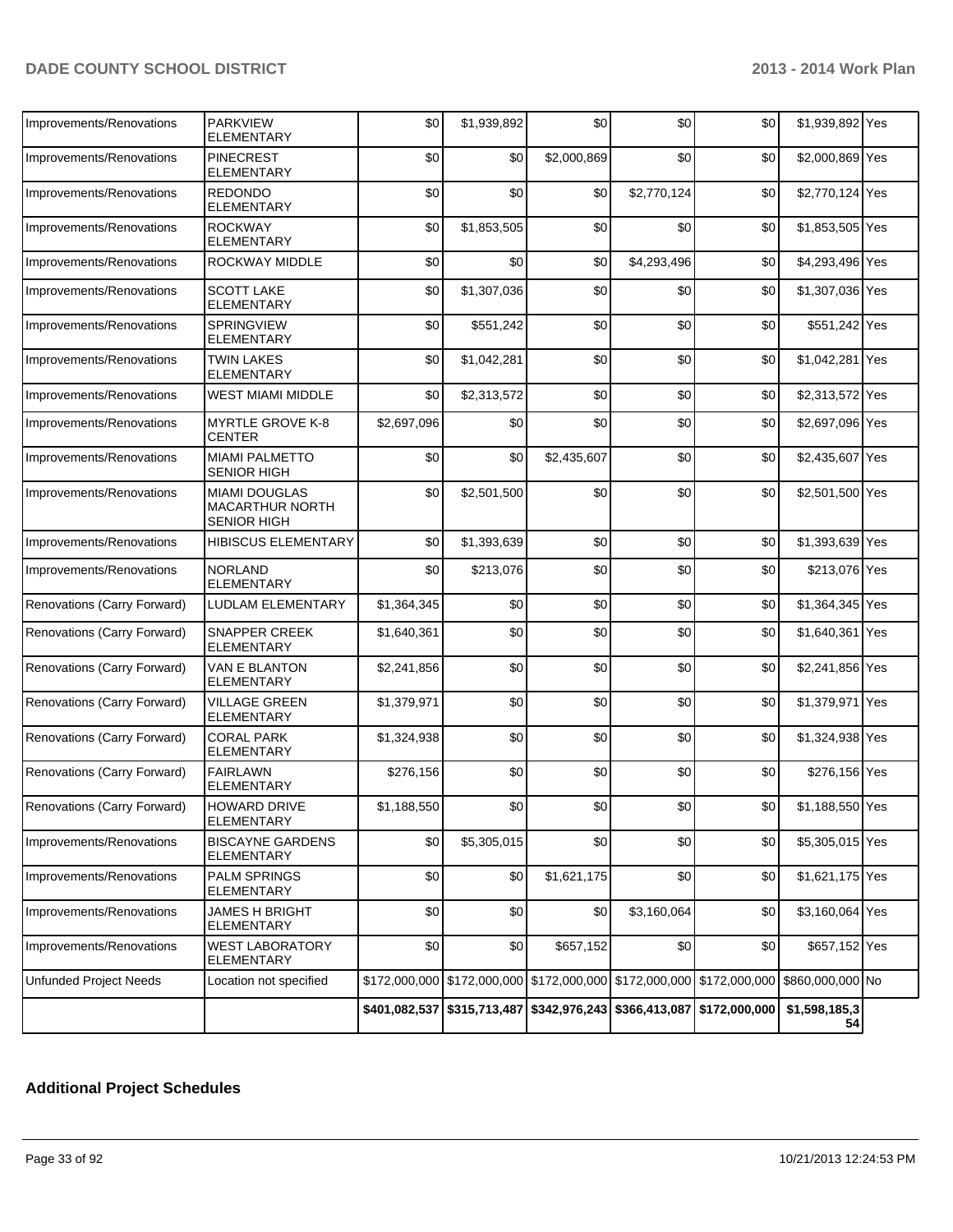| | | | | | | | | |
|---|---|---|---|---|---|---|---|---|
| Improvements/Renovations | PARKVIEW ELEMENTARY | $0 | $1,939,892 | $0 | $0 | $0 | $1,939,892 | Yes |
| Improvements/Renovations | PINECREST ELEMENTARY | $0 | $0 | $2,000,869 | $0 | $0 | $2,000,869 | Yes |
| Improvements/Renovations | REDONDO ELEMENTARY | $0 | $0 | $0 | $2,770,124 | $0 | $2,770,124 | Yes |
| Improvements/Renovations | ROCKWAY ELEMENTARY | $0 | $1,853,505 | $0 | $0 | $0 | $1,853,505 | Yes |
| Improvements/Renovations | ROCKWAY MIDDLE | $0 | $0 | $0 | $4,293,496 | $0 | $4,293,496 | Yes |
| Improvements/Renovations | SCOTT LAKE ELEMENTARY | $0 | $1,307,036 | $0 | $0 | $0 | $1,307,036 | Yes |
| Improvements/Renovations | SPRINGVIEW ELEMENTARY | $0 | $551,242 | $0 | $0 | $0 | $551,242 | Yes |
| Improvements/Renovations | TWIN LAKES ELEMENTARY | $0 | $1,042,281 | $0 | $0 | $0 | $1,042,281 | Yes |
| Improvements/Renovations | WEST MIAMI MIDDLE | $0 | $2,313,572 | $0 | $0 | $0 | $2,313,572 | Yes |
| Improvements/Renovations | MYRTLE GROVE K-8 CENTER | $2,697,096 | $0 | $0 | $0 | $0 | $2,697,096 | Yes |
| Improvements/Renovations | MIAMI PALMETTO SENIOR HIGH | $0 | $0 | $2,435,607 | $0 | $0 | $2,435,607 | Yes |
| Improvements/Renovations | MIAMI DOUGLAS MACARTHUR NORTH SENIOR HIGH | $0 | $2,501,500 | $0 | $0 | $0 | $2,501,500 | Yes |
| Improvements/Renovations | HIBISCUS ELEMENTARY | $0 | $1,393,639 | $0 | $0 | $0 | $1,393,639 | Yes |
| Improvements/Renovations | NORLAND ELEMENTARY | $0 | $213,076 | $0 | $0 | $0 | $213,076 | Yes |
| Renovations (Carry Forward) | LUDLAM ELEMENTARY | $1,364,345 | $0 | $0 | $0 | $0 | $1,364,345 | Yes |
| Renovations (Carry Forward) | SNAPPER CREEK ELEMENTARY | $1,640,361 | $0 | $0 | $0 | $0 | $1,640,361 | Yes |
| Renovations (Carry Forward) | VAN E BLANTON ELEMENTARY | $2,241,856 | $0 | $0 | $0 | $0 | $2,241,856 | Yes |
| Renovations (Carry Forward) | VILLAGE GREEN ELEMENTARY | $1,379,971 | $0 | $0 | $0 | $0 | $1,379,971 | Yes |
| Renovations (Carry Forward) | CORAL PARK ELEMENTARY | $1,324,938 | $0 | $0 | $0 | $0 | $1,324,938 | Yes |
| Renovations (Carry Forward) | FAIRLAWN ELEMENTARY | $276,156 | $0 | $0 | $0 | $0 | $276,156 | Yes |
| Renovations (Carry Forward) | HOWARD DRIVE ELEMENTARY | $1,188,550 | $0 | $0 | $0 | $0 | $1,188,550 | Yes |
| Improvements/Renovations | BISCAYNE GARDENS ELEMENTARY | $0 | $5,305,015 | $0 | $0 | $0 | $5,305,015 | Yes |
| Improvements/Renovations | PALM SPRINGS ELEMENTARY | $0 | $0 | $1,621,175 | $0 | $0 | $1,621,175 | Yes |
| Improvements/Renovations | JAMES H BRIGHT ELEMENTARY | $0 | $0 | $0 | $3,160,064 | $0 | $3,160,064 | Yes |
| Improvements/Renovations | WEST LABORATORY ELEMENTARY | $0 | $0 | $657,152 | $0 | $0 | $657,152 | Yes |
| Unfunded Project Needs | Location not specified | $172,000,000 | $172,000,000 | $172,000,000 | $172,000,000 | $172,000,000 | $860,000,000 | No |
| | | **$401,082,537** | **$315,713,487** | **$342,976,243** | **$366,413,087** | **$172,000,000** | **$1,598,185,354** | |

## Additional Project Schedules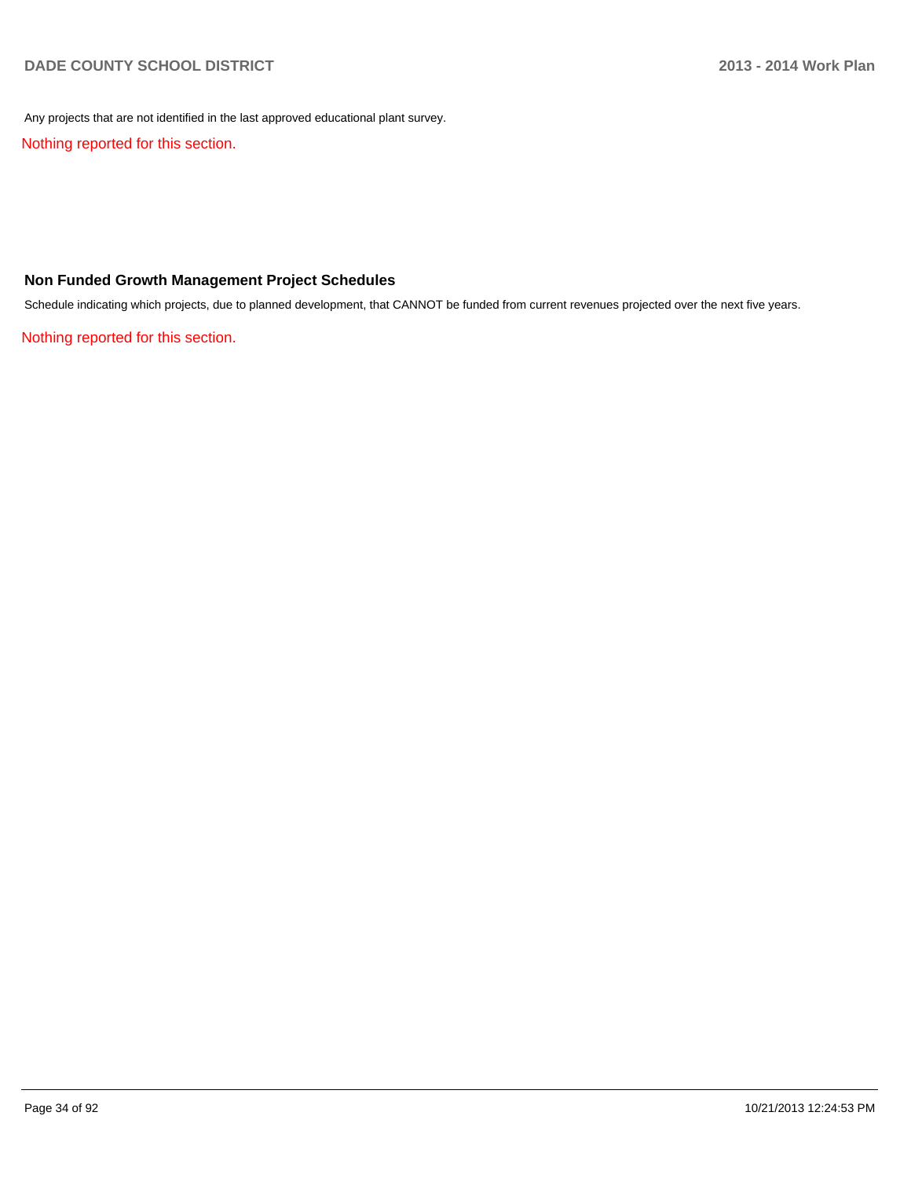Any projects that are not identified in the last approved educational plant survey.

Nothing reported for this section.

### Non Funded Growth Management Project Schedules

Schedule indicating which projects, due to planned development, that CANNOT be funded from current revenues projected over the next five years.

Nothing reported for this section.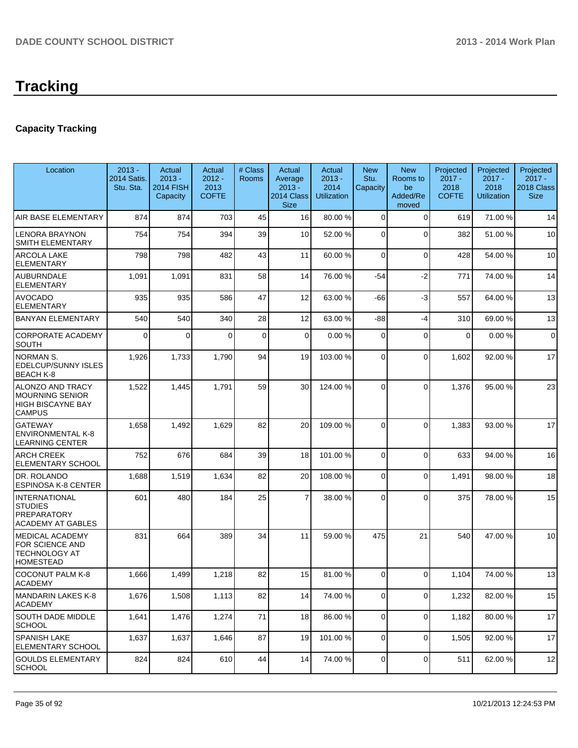# Tracking

## Capacity Tracking

| Location | 2013 - 2014 Satis. Stu. Sta. | Actual 2013 - 2014 FISH Capacity | Actual 2012 - 2013 COFTE | # Class Rooms | Actual Average 2013 - 2014 Class Size | Actual 2013 - 2014 Utilization | New Stu. Capacity | New Rooms to be Added/Re moved | Projected 2017 - 2018 COFTE | Projected 2017 - 2018 Utilization | Projected 2017 - 2018 Class Size |
|---|---|---|---|---|---|---|---|---|---|---|---|
| AIR BASE ELEMENTARY | 874 | 874 | 703 | 45 | 16 | 80.00 % | 0 | 0 | 619 | 71.00 % | 14 |
| LENORA BRAYNON SMITH ELEMENTARY | 754 | 754 | 394 | 39 | 10 | 52.00 % | 0 | 0 | 382 | 51.00 % | 10 |
| ARCOLA LAKE ELEMENTARY | 798 | 798 | 482 | 43 | 11 | 60.00 % | 0 | 0 | 428 | 54.00 % | 10 |
| AUBURNDALE ELEMENTARY | 1,091 | 1,091 | 831 | 58 | 14 | 76.00 % | -54 | -2 | 771 | 74.00 % | 14 |
| AVOCADO ELEMENTARY | 935 | 935 | 586 | 47 | 12 | 63.00 % | -66 | -3 | 557 | 64.00 % | 13 |
| BANYAN ELEMENTARY | 540 | 540 | 340 | 28 | 12 | 63.00 % | -88 | -4 | 310 | 69.00 % | 13 |
| CORPORATE ACADEMY SOUTH | 0 | 0 | 0 | 0 | 0 | 0.00 % | 0 | 0 | 0 | 0.00 % | 0 |
| NORMAN S. EDELCUP/SUNNY ISLES BEACH K-8 | 1,926 | 1,733 | 1,790 | 94 | 19 | 103.00 % | 0 | 0 | 1,602 | 92.00 % | 17 |
| ALONZO AND TRACY MOURNING SENIOR HIGH BISCAYNE BAY CAMPUS | 1,522 | 1,445 | 1,791 | 59 | 30 | 124.00 % | 0 | 0 | 1,376 | 95.00 % | 23 |
| GATEWAY ENVIRONMENTAL K-8 LEARNING CENTER | 1,658 | 1,492 | 1,629 | 82 | 20 | 109.00 % | 0 | 0 | 1,383 | 93.00 % | 17 |
| ARCH CREEK ELEMENTARY SCHOOL | 752 | 676 | 684 | 39 | 18 | 101.00 % | 0 | 0 | 633 | 94.00 % | 16 |
| DR. ROLANDO ESPINOSA K-8 CENTER | 1,688 | 1,519 | 1,634 | 82 | 20 | 108.00 % | 0 | 0 | 1,491 | 98.00 % | 18 |
| INTERNATIONAL STUDIES PREPARATORY ACADEMY AT GABLES | 601 | 480 | 184 | 25 | 7 | 38.00 % | 0 | 0 | 375 | 78.00 % | 15 |
| MEDICAL ACADEMY FOR SCIENCE AND TECHNOLOGY AT HOMESTEAD | 831 | 664 | 389 | 34 | 11 | 59.00 % | 475 | 21 | 540 | 47.00 % | 10 |
| COCONUT PALM K-8 ACADEMY | 1,666 | 1,499 | 1,218 | 82 | 15 | 81.00 % | 0 | 0 | 1,104 | 74.00 % | 13 |
| MANDARIN LAKES K-8 ACADEMY | 1,676 | 1,508 | 1,113 | 82 | 14 | 74.00 % | 0 | 0 | 1,232 | 82.00 % | 15 |
| SOUTH DADE MIDDLE SCHOOL | 1,641 | 1,476 | 1,274 | 71 | 18 | 86.00 % | 0 | 0 | 1,182 | 80.00 % | 17 |
| SPANISH LAKE ELEMENTARY SCHOOL | 1,637 | 1,637 | 1,646 | 87 | 19 | 101.00 % | 0 | 0 | 1,505 | 92.00 % | 17 |
| GOULDS ELEMENTARY SCHOOL | 824 | 824 | 610 | 44 | 14 | 74.00 % | 0 | 0 | 511 | 62.00 % | 12 |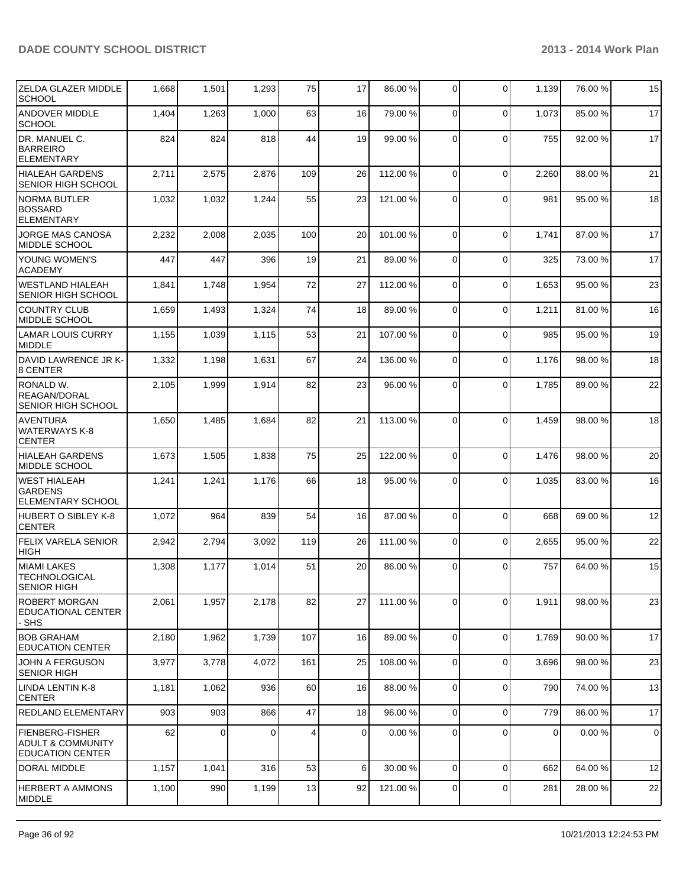| | | | | | | | | | | | |
|---|---|---|---|---|---|---|---|---|---|---|---|
| ZELDA GLAZER MIDDLE SCHOOL | 1,668 | 1,501 | 1,293 | 75 | 17 | 86.00 % | 0 | 0 | 1,139 | 76.00 % | 15 |
| ANDOVER MIDDLE SCHOOL | 1,404 | 1,263 | 1,000 | 63 | 16 | 79.00 % | 0 | 0 | 1,073 | 85.00 % | 17 |
| DR. MANUEL C. BARREIRO ELEMENTARY | 824 | 824 | 818 | 44 | 19 | 99.00 % | 0 | 0 | 755 | 92.00 % | 17 |
| HIALEAH GARDENS SENIOR HIGH SCHOOL | 2,711 | 2,575 | 2,876 | 109 | 26 | 112.00 % | 0 | 0 | 2,260 | 88.00 % | 21 |
| NORMA BUTLER BOSSARD ELEMENTARY | 1,032 | 1,032 | 1,244 | 55 | 23 | 121.00 % | 0 | 0 | 981 | 95.00 % | 18 |
| JORGE MAS CANOSA MIDDLE SCHOOL | 2,232 | 2,008 | 2,035 | 100 | 20 | 101.00 % | 0 | 0 | 1,741 | 87.00 % | 17 |
| YOUNG WOMEN'S ACADEMY | 447 | 447 | 396 | 19 | 21 | 89.00 % | 0 | 0 | 325 | 73.00 % | 17 |
| WESTLAND HIALEAH SENIOR HIGH SCHOOL | 1,841 | 1,748 | 1,954 | 72 | 27 | 112.00 % | 0 | 0 | 1,653 | 95.00 % | 23 |
| COUNTRY CLUB MIDDLE SCHOOL | 1,659 | 1,493 | 1,324 | 74 | 18 | 89.00 % | 0 | 0 | 1,211 | 81.00 % | 16 |
| LAMAR LOUIS CURRY MIDDLE | 1,155 | 1,039 | 1,115 | 53 | 21 | 107.00 % | 0 | 0 | 985 | 95.00 % | 19 |
| DAVID LAWRENCE JR K-8 CENTER | 1,332 | 1,198 | 1,631 | 67 | 24 | 136.00 % | 0 | 0 | 1,176 | 98.00 % | 18 |
| RONALD W. REAGAN/DORAL SENIOR HIGH SCHOOL | 2,105 | 1,999 | 1,914 | 82 | 23 | 96.00 % | 0 | 0 | 1,785 | 89.00 % | 22 |
| AVENTURA WATERWAYS K-8 CENTER | 1,650 | 1,485 | 1,684 | 82 | 21 | 113.00 % | 0 | 0 | 1,459 | 98.00 % | 18 |
| HIALEAH GARDENS MIDDLE SCHOOL | 1,673 | 1,505 | 1,838 | 75 | 25 | 122.00 % | 0 | 0 | 1,476 | 98.00 % | 20 |
| WEST HIALEAH GARDENS ELEMENTARY SCHOOL | 1,241 | 1,241 | 1,176 | 66 | 18 | 95.00 % | 0 | 0 | 1,035 | 83.00 % | 16 |
| HUBERT O SIBLEY K-8 CENTER | 1,072 | 964 | 839 | 54 | 16 | 87.00 % | 0 | 0 | 668 | 69.00 % | 12 |
| FELIX VARELA SENIOR HIGH | 2,942 | 2,794 | 3,092 | 119 | 26 | 111.00 % | 0 | 0 | 2,655 | 95.00 % | 22 |
| MIAMI LAKES TECHNOLOGICAL SENIOR HIGH | 1,308 | 1,177 | 1,014 | 51 | 20 | 86.00 % | 0 | 0 | 757 | 64.00 % | 15 |
| ROBERT MORGAN EDUCATIONAL CENTER - SHS | 2,061 | 1,957 | 2,178 | 82 | 27 | 111.00 % | 0 | 0 | 1,911 | 98.00 % | 23 |
| BOB GRAHAM EDUCATION CENTER | 2,180 | 1,962 | 1,739 | 107 | 16 | 89.00 % | 0 | 0 | 1,769 | 90.00 % | 17 |
| JOHN A FERGUSON SENIOR HIGH | 3,977 | 3,778 | 4,072 | 161 | 25 | 108.00 % | 0 | 0 | 3,696 | 98.00 % | 23 |
| LINDA LENTIN K-8 CENTER | 1,181 | 1,062 | 936 | 60 | 16 | 88.00 % | 0 | 0 | 790 | 74.00 % | 13 |
| REDLAND ELEMENTARY | 903 | 903 | 866 | 47 | 18 | 96.00 % | 0 | 0 | 779 | 86.00 % | 17 |
| FIENBERG-FISHER ADULT & COMMUNITY EDUCATION CENTER | 62 | 0 | 0 | 4 | 0 | 0.00 % | 0 | 0 | 0 | 0.00 % | 0 |
| DORAL MIDDLE | 1,157 | 1,041 | 316 | 53 | 6 | 30.00 % | 0 | 0 | 662 | 64.00 % | 12 |
| HERBERT A AMMONS MIDDLE | 1,100 | 990 | 1,199 | 13 | 92 | 121.00 % | 0 | 0 | 281 | 28.00 % | 22 |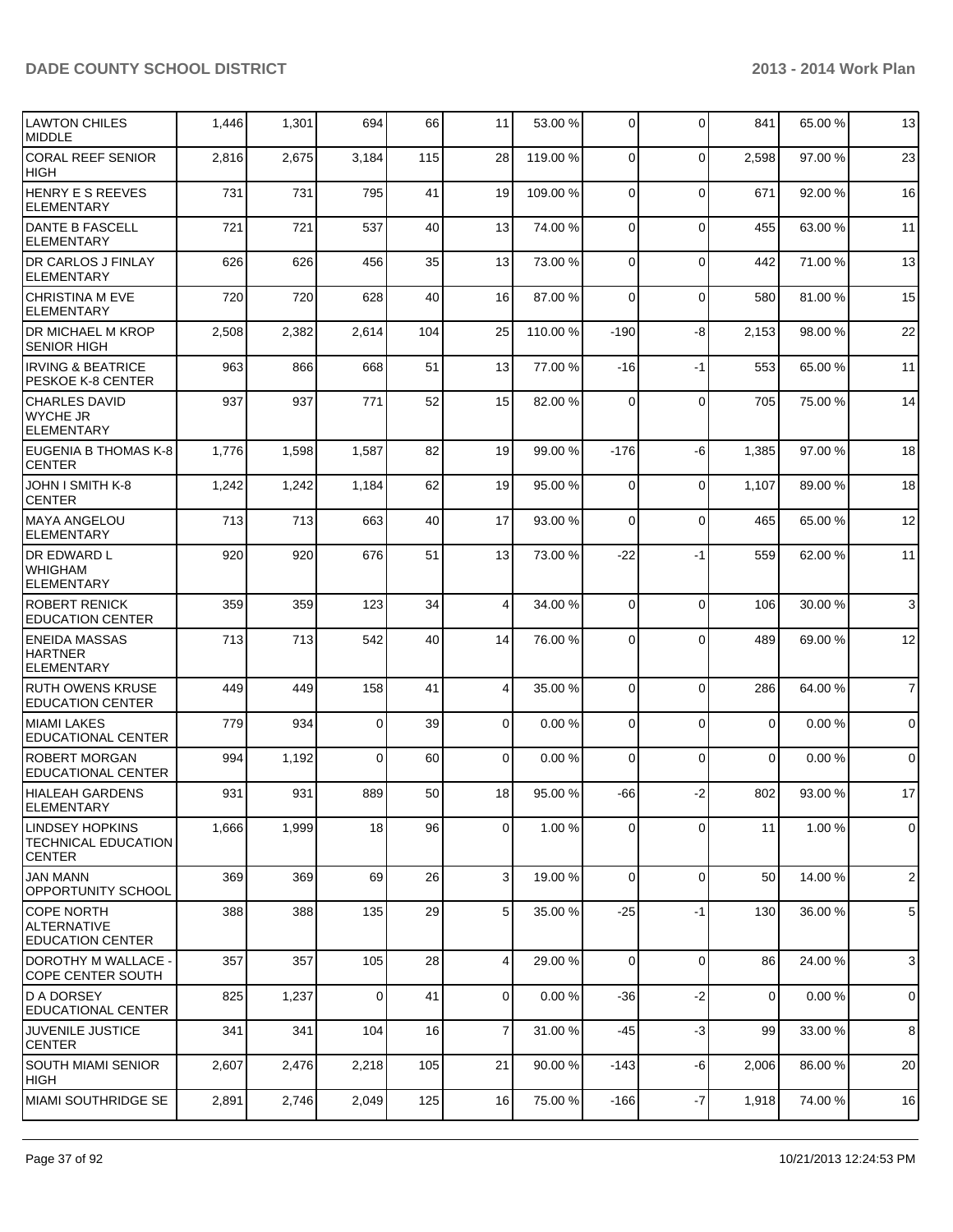| LAWTON CHILES MIDDLE | 1,446 | 1,301 | 694 | 66 | 11 | 53.00 % | 0 | 0 | 841 | 65.00 % | 13 |
|---|---|---|---|---|---|---|---|---|---|---|---|
| CORAL REEF SENIOR HIGH | 2,816 | 2,675 | 3,184 | 115 | 28 | 119.00 % | 0 | 0 | 2,598 | 97.00 % | 23 |
| HENRY E S REEVES ELEMENTARY | 731 | 731 | 795 | 41 | 19 | 109.00 % | 0 | 0 | 671 | 92.00 % | 16 |
| DANTE B FASCELL ELEMENTARY | 721 | 721 | 537 | 40 | 13 | 74.00 % | 0 | 0 | 455 | 63.00 % | 11 |
| DR CARLOS J FINLAY ELEMENTARY | 626 | 626 | 456 | 35 | 13 | 73.00 % | 0 | 0 | 442 | 71.00 % | 13 |
| CHRISTINA M EVE ELEMENTARY | 720 | 720 | 628 | 40 | 16 | 87.00 % | 0 | 0 | 580 | 81.00 % | 15 |
| DR MICHAEL M KROP SENIOR HIGH | 2,508 | 2,382 | 2,614 | 104 | 25 | 110.00 % | -190 | -8 | 2,153 | 98.00 % | 22 |
| IRVING & BEATRICE PESKOE K-8 CENTER | 963 | 866 | 668 | 51 | 13 | 77.00 % | -16 | -1 | 553 | 65.00 % | 11 |
| CHARLES DAVID WYCHE JR ELEMENTARY | 937 | 937 | 771 | 52 | 15 | 82.00 % | 0 | 0 | 705 | 75.00 % | 14 |
| EUGENIA B THOMAS K-8 CENTER | 1,776 | 1,598 | 1,587 | 82 | 19 | 99.00 % | -176 | -6 | 1,385 | 97.00 % | 18 |
| JOHN I SMITH K-8 CENTER | 1,242 | 1,242 | 1,184 | 62 | 19 | 95.00 % | 0 | 0 | 1,107 | 89.00 % | 18 |
| MAYA ANGELOU ELEMENTARY | 713 | 713 | 663 | 40 | 17 | 93.00 % | 0 | 0 | 465 | 65.00 % | 12 |
| DR EDWARD L WHIGHAM ELEMENTARY | 920 | 920 | 676 | 51 | 13 | 73.00 % | -22 | -1 | 559 | 62.00 % | 11 |
| ROBERT RENICK EDUCATION CENTER | 359 | 359 | 123 | 34 | 4 | 34.00 % | 0 | 0 | 106 | 30.00 % | 3 |
| ENEIDA MASSAS HARTNER ELEMENTARY | 713 | 713 | 542 | 40 | 14 | 76.00 % | 0 | 0 | 489 | 69.00 % | 12 |
| RUTH OWENS KRUSE EDUCATION CENTER | 449 | 449 | 158 | 41 | 4 | 35.00 % | 0 | 0 | 286 | 64.00 % | 7 |
| MIAMI LAKES EDUCATIONAL CENTER | 779 | 934 | 0 | 39 | 0 | 0.00 % | 0 | 0 | 0 | 0.00 % | 0 |
| ROBERT MORGAN EDUCATIONAL CENTER | 994 | 1,192 | 0 | 60 | 0 | 0.00 % | 0 | 0 | 0 | 0.00 % | 0 |
| HIALEAH GARDENS ELEMENTARY | 931 | 931 | 889 | 50 | 18 | 95.00 % | -66 | -2 | 802 | 93.00 % | 17 |
| LINDSEY HOPKINS TECHNICAL EDUCATION CENTER | 1,666 | 1,999 | 18 | 96 | 0 | 1.00 % | 0 | 0 | 11 | 1.00 % | 0 |
| JAN MANN OPPORTUNITY SCHOOL | 369 | 369 | 69 | 26 | 3 | 19.00 % | 0 | 0 | 50 | 14.00 % | 2 |
| COPE NORTH ALTERNATIVE EDUCATION CENTER | 388 | 388 | 135 | 29 | 5 | 35.00 % | -25 | -1 | 130 | 36.00 % | 5 |
| DOROTHY M WALLACE - COPE CENTER SOUTH | 357 | 357 | 105 | 28 | 4 | 29.00 % | 0 | 0 | 86 | 24.00 % | 3 |
| D A DORSEY EDUCATIONAL CENTER | 825 | 1,237 | 0 | 41 | 0 | 0.00 % | -36 | -2 | 0 | 0.00 % | 0 |
| JUVENILE JUSTICE CENTER | 341 | 341 | 104 | 16 | 7 | 31.00 % | -45 | -3 | 99 | 33.00 % | 8 |
| SOUTH MIAMI SENIOR HIGH | 2,607 | 2,476 | 2,218 | 105 | 21 | 90.00 % | -143 | -6 | 2,006 | 86.00 % | 20 |
| MIAMI SOUTHRIDGE SE | 2,891 | 2,746 | 2,049 | 125 | 16 | 75.00 % | -166 | -7 | 1,918 | 74.00 % | 16 |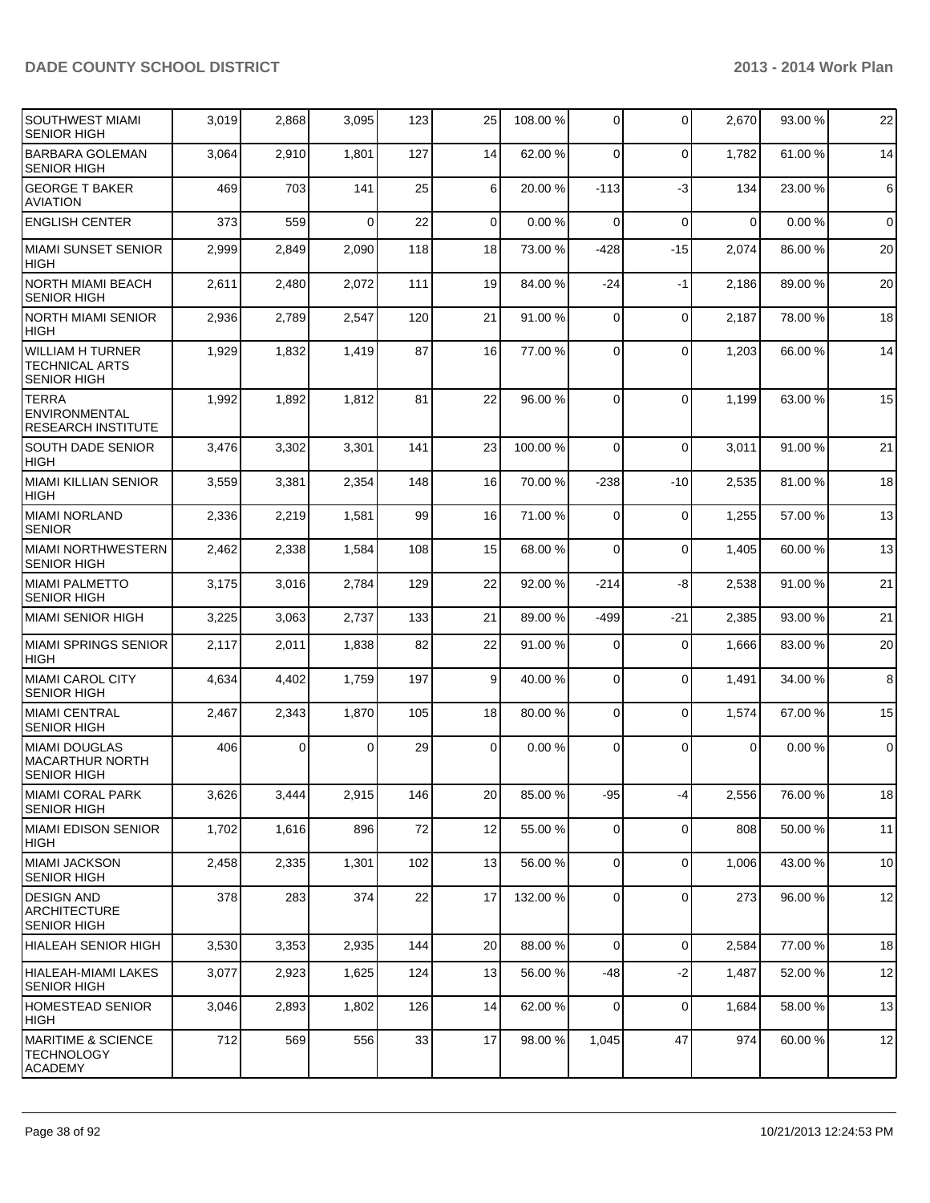| SOUTHWEST MIAMI SENIOR HIGH | 3,019 | 2,868 | 3,095 | 123 | 25 | 108.00 % | 0 | 0 | 2,670 | 93.00 % | 22 |
|---|---|---|---|---|---|---|---|---|---|---|---|
| BARBARA GOLEMAN SENIOR HIGH | 3,064 | 2,910 | 1,801 | 127 | 14 | 62.00 % | 0 | 0 | 1,782 | 61.00 % | 14 |
| GEORGE T BAKER AVIATION | 469 | 703 | 141 | 25 | 6 | 20.00 % | -113 | -3 | 134 | 23.00 % | 6 |
| ENGLISH CENTER | 373 | 559 | 0 | 22 | 0 | 0.00 % | 0 | 0 | 0 | 0.00 % | 0 |
| MIAMI SUNSET SENIOR HIGH | 2,999 | 2,849 | 2,090 | 118 | 18 | 73.00 % | -428 | -15 | 2,074 | 86.00 % | 20 |
| NORTH MIAMI BEACH SENIOR HIGH | 2,611 | 2,480 | 2,072 | 111 | 19 | 84.00 % | -24 | -1 | 2,186 | 89.00 % | 20 |
| NORTH MIAMI SENIOR HIGH | 2,936 | 2,789 | 2,547 | 120 | 21 | 91.00 % | 0 | 0 | 2,187 | 78.00 % | 18 |
| WILLIAM H TURNER TECHNICAL ARTS SENIOR HIGH | 1,929 | 1,832 | 1,419 | 87 | 16 | 77.00 % | 0 | 0 | 1,203 | 66.00 % | 14 |
| TERRA ENVIRONMENTAL RESEARCH INSTITUTE | 1,992 | 1,892 | 1,812 | 81 | 22 | 96.00 % | 0 | 0 | 1,199 | 63.00 % | 15 |
| SOUTH DADE SENIOR HIGH | 3,476 | 3,302 | 3,301 | 141 | 23 | 100.00 % | 0 | 0 | 3,011 | 91.00 % | 21 |
| MIAMI KILLIAN SENIOR HIGH | 3,559 | 3,381 | 2,354 | 148 | 16 | 70.00 % | -238 | -10 | 2,535 | 81.00 % | 18 |
| MIAMI NORLAND SENIOR | 2,336 | 2,219 | 1,581 | 99 | 16 | 71.00 % | 0 | 0 | 1,255 | 57.00 % | 13 |
| MIAMI NORTHWESTERN SENIOR HIGH | 2,462 | 2,338 | 1,584 | 108 | 15 | 68.00 % | 0 | 0 | 1,405 | 60.00 % | 13 |
| MIAMI PALMETTO SENIOR HIGH | 3,175 | 3,016 | 2,784 | 129 | 22 | 92.00 % | -214 | -8 | 2,538 | 91.00 % | 21 |
| MIAMI SENIOR HIGH | 3,225 | 3,063 | 2,737 | 133 | 21 | 89.00 % | -499 | -21 | 2,385 | 93.00 % | 21 |
| MIAMI SPRINGS SENIOR HIGH | 2,117 | 2,011 | 1,838 | 82 | 22 | 91.00 % | 0 | 0 | 1,666 | 83.00 % | 20 |
| MIAMI CAROL CITY SENIOR HIGH | 4,634 | 4,402 | 1,759 | 197 | 9 | 40.00 % | 0 | 0 | 1,491 | 34.00 % | 8 |
| MIAMI CENTRAL SENIOR HIGH | 2,467 | 2,343 | 1,870 | 105 | 18 | 80.00 % | 0 | 0 | 1,574 | 67.00 % | 15 |
| MIAMI DOUGLAS MACARTHUR NORTH SENIOR HIGH | 406 | 0 | 0 | 29 | 0 | 0.00 % | 0 | 0 | 0 | 0.00 % | 0 |
| MIAMI CORAL PARK SENIOR HIGH | 3,626 | 3,444 | 2,915 | 146 | 20 | 85.00 % | -95 | -4 | 2,556 | 76.00 % | 18 |
| MIAMI EDISON SENIOR HIGH | 1,702 | 1,616 | 896 | 72 | 12 | 55.00 % | 0 | 0 | 808 | 50.00 % | 11 |
| MIAMI JACKSON SENIOR HIGH | 2,458 | 2,335 | 1,301 | 102 | 13 | 56.00 % | 0 | 0 | 1,006 | 43.00 % | 10 |
| DESIGN AND ARCHITECTURE SENIOR HIGH | 378 | 283 | 374 | 22 | 17 | 132.00 % | 0 | 0 | 273 | 96.00 % | 12 |
| HIALEAH SENIOR HIGH | 3,530 | 3,353 | 2,935 | 144 | 20 | 88.00 % | 0 | 0 | 2,584 | 77.00 % | 18 |
| HIALEAH-MIAMI LAKES SENIOR HIGH | 3,077 | 2,923 | 1,625 | 124 | 13 | 56.00 % | -48 | -2 | 1,487 | 52.00 % | 12 |
| HOMESTEAD SENIOR HIGH | 3,046 | 2,893 | 1,802 | 126 | 14 | 62.00 % | 0 | 0 | 1,684 | 58.00 % | 13 |
| MARITIME & SCIENCE TECHNOLOGY ACADEMY | 712 | 569 | 556 | 33 | 17 | 98.00 % | 1,045 | 47 | 974 | 60.00 % | 12 |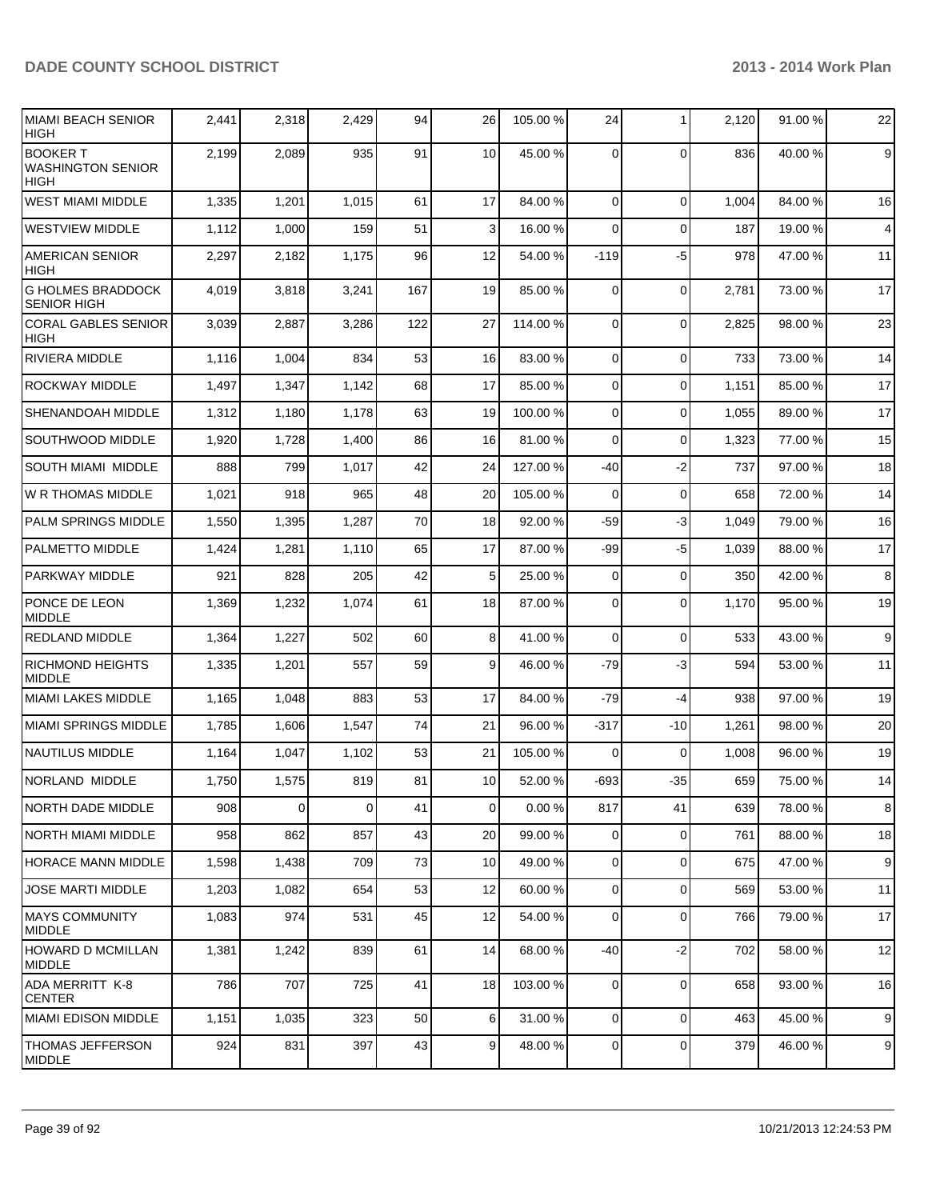| MIAMI BEACH SENIOR HIGH | 2,441 | 2,318 | 2,429 | 94 | 26 | 105.00 % | 24 | 1 | 2,120 | 91.00 % | 22 |
|---|---|---|---|---|---|---|---|---|---|---|---|
| BOOKER T WASHINGTON SENIOR HIGH | 2,199 | 2,089 | 935 | 91 | 10 | 45.00 % | 0 | 0 | 836 | 40.00 % | 9 |
| WEST MIAMI MIDDLE | 1,335 | 1,201 | 1,015 | 61 | 17 | 84.00 % | 0 | 0 | 1,004 | 84.00 % | 16 |
| WESTVIEW MIDDLE | 1,112 | 1,000 | 159 | 51 | 3 | 16.00 % | 0 | 0 | 187 | 19.00 % | 4 |
| AMERICAN SENIOR HIGH | 2,297 | 2,182 | 1,175 | 96 | 12 | 54.00 % | -119 | -5 | 978 | 47.00 % | 11 |
| G HOLMES BRADDOCK SENIOR HIGH | 4,019 | 3,818 | 3,241 | 167 | 19 | 85.00 % | 0 | 0 | 2,781 | 73.00 % | 17 |
| CORAL GABLES SENIOR HIGH | 3,039 | 2,887 | 3,286 | 122 | 27 | 114.00 % | 0 | 0 | 2,825 | 98.00 % | 23 |
| RIVIERA MIDDLE | 1,116 | 1,004 | 834 | 53 | 16 | 83.00 % | 0 | 0 | 733 | 73.00 % | 14 |
| ROCKWAY MIDDLE | 1,497 | 1,347 | 1,142 | 68 | 17 | 85.00 % | 0 | 0 | 1,151 | 85.00 % | 17 |
| SHENANDOAH MIDDLE | 1,312 | 1,180 | 1,178 | 63 | 19 | 100.00 % | 0 | 0 | 1,055 | 89.00 % | 17 |
| SOUTHWOOD MIDDLE | 1,920 | 1,728 | 1,400 | 86 | 16 | 81.00 % | 0 | 0 | 1,323 | 77.00 % | 15 |
| SOUTH MIAMI MIDDLE | 888 | 799 | 1,017 | 42 | 24 | 127.00 % | -40 | -2 | 737 | 97.00 % | 18 |
| W R THOMAS MIDDLE | 1,021 | 918 | 965 | 48 | 20 | 105.00 % | 0 | 0 | 658 | 72.00 % | 14 |
| PALM SPRINGS MIDDLE | 1,550 | 1,395 | 1,287 | 70 | 18 | 92.00 % | -59 | -3 | 1,049 | 79.00 % | 16 |
| PALMETTO MIDDLE | 1,424 | 1,281 | 1,110 | 65 | 17 | 87.00 % | -99 | -5 | 1,039 | 88.00 % | 17 |
| PARKWAY MIDDLE | 921 | 828 | 205 | 42 | 5 | 25.00 % | 0 | 0 | 350 | 42.00 % | 8 |
| PONCE DE LEON MIDDLE | 1,369 | 1,232 | 1,074 | 61 | 18 | 87.00 % | 0 | 0 | 1,170 | 95.00 % | 19 |
| REDLAND MIDDLE | 1,364 | 1,227 | 502 | 60 | 8 | 41.00 % | 0 | 0 | 533 | 43.00 % | 9 |
| RICHMOND HEIGHTS MIDDLE | 1,335 | 1,201 | 557 | 59 | 9 | 46.00 % | -79 | -3 | 594 | 53.00 % | 11 |
| MIAMI LAKES MIDDLE | 1,165 | 1,048 | 883 | 53 | 17 | 84.00 % | -79 | -4 | 938 | 97.00 % | 19 |
| MIAMI SPRINGS MIDDLE | 1,785 | 1,606 | 1,547 | 74 | 21 | 96.00 % | -317 | -10 | 1,261 | 98.00 % | 20 |
| NAUTILUS MIDDLE | 1,164 | 1,047 | 1,102 | 53 | 21 | 105.00 % | 0 | 0 | 1,008 | 96.00 % | 19 |
| NORLAND MIDDLE | 1,750 | 1,575 | 819 | 81 | 10 | 52.00 % | -693 | -35 | 659 | 75.00 % | 14 |
| NORTH DADE MIDDLE | 908 | 0 | 0 | 41 | 0 | 0.00 % | 817 | 41 | 639 | 78.00 % | 8 |
| NORTH MIAMI MIDDLE | 958 | 862 | 857 | 43 | 20 | 99.00 % | 0 | 0 | 761 | 88.00 % | 18 |
| HORACE MANN MIDDLE | 1,598 | 1,438 | 709 | 73 | 10 | 49.00 % | 0 | 0 | 675 | 47.00 % | 9 |
| JOSE MARTI MIDDLE | 1,203 | 1,082 | 654 | 53 | 12 | 60.00 % | 0 | 0 | 569 | 53.00 % | 11 |
| MAYS COMMUNITY MIDDLE | 1,083 | 974 | 531 | 45 | 12 | 54.00 % | 0 | 0 | 766 | 79.00 % | 17 |
| HOWARD D MCMILLAN MIDDLE | 1,381 | 1,242 | 839 | 61 | 14 | 68.00 % | -40 | -2 | 702 | 58.00 % | 12 |
| ADA MERRITT K-8 CENTER | 786 | 707 | 725 | 41 | 18 | 103.00 % | 0 | 0 | 658 | 93.00 % | 16 |
| MIAMI EDISON MIDDLE | 1,151 | 1,035 | 323 | 50 | 6 | 31.00 % | 0 | 0 | 463 | 45.00 % | 9 |
| THOMAS JEFFERSON MIDDLE | 924 | 831 | 397 | 43 | 9 | 48.00 % | 0 | 0 | 379 | 46.00 % | 9 |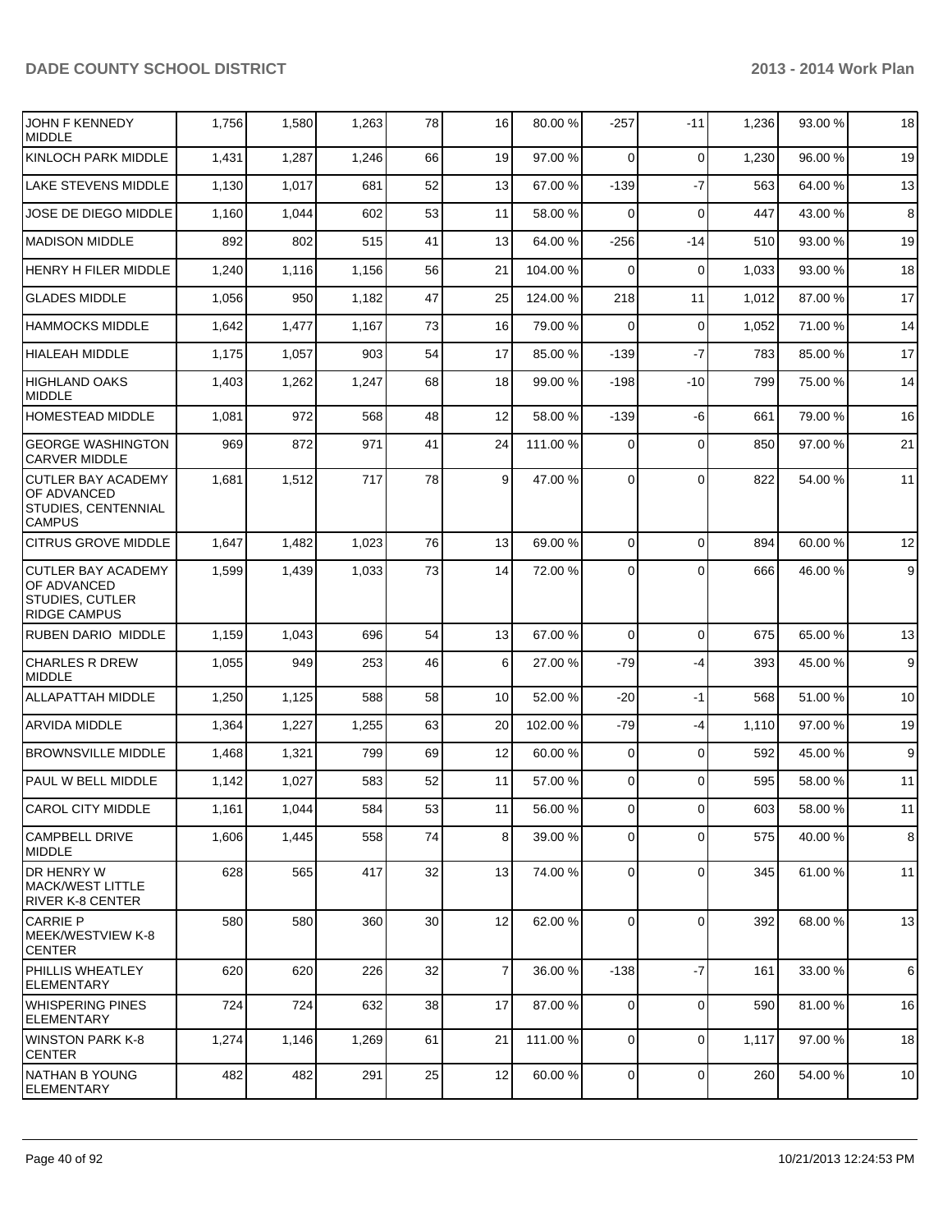| | | | | | | | | | | |
|---|---|---|---|---|---|---|---|---|---|---|
| JOHN F KENNEDY MIDDLE | 1,756 | 1,580 | 1,263 | 78 | 16 | 80.00 % | -257 | -11 | 1,236 | 93.00 % | 18 |
| KINLOCH PARK MIDDLE | 1,431 | 1,287 | 1,246 | 66 | 19 | 97.00 % | 0 | 0 | 1,230 | 96.00 % | 19 |
| LAKE STEVENS MIDDLE | 1,130 | 1,017 | 681 | 52 | 13 | 67.00 % | -139 | -7 | 563 | 64.00 % | 13 |
| JOSE DE DIEGO MIDDLE | 1,160 | 1,044 | 602 | 53 | 11 | 58.00 % | 0 | 0 | 447 | 43.00 % | 8 |
| MADISON MIDDLE | 892 | 802 | 515 | 41 | 13 | 64.00 % | -256 | -14 | 510 | 93.00 % | 19 |
| HENRY H FILER MIDDLE | 1,240 | 1,116 | 1,156 | 56 | 21 | 104.00 % | 0 | 0 | 1,033 | 93.00 % | 18 |
| GLADES MIDDLE | 1,056 | 950 | 1,182 | 47 | 25 | 124.00 % | 218 | 11 | 1,012 | 87.00 % | 17 |
| HAMMOCKS MIDDLE | 1,642 | 1,477 | 1,167 | 73 | 16 | 79.00 % | 0 | 0 | 1,052 | 71.00 % | 14 |
| HIALEAH MIDDLE | 1,175 | 1,057 | 903 | 54 | 17 | 85.00 % | -139 | -7 | 783 | 85.00 % | 17 |
| HIGHLAND OAKS MIDDLE | 1,403 | 1,262 | 1,247 | 68 | 18 | 99.00 % | -198 | -10 | 799 | 75.00 % | 14 |
| HOMESTEAD MIDDLE | 1,081 | 972 | 568 | 48 | 12 | 58.00 % | -139 | -6 | 661 | 79.00 % | 16 |
| GEORGE WASHINGTON CARVER MIDDLE | 969 | 872 | 971 | 41 | 24 | 111.00 % | 0 | 0 | 850 | 97.00 % | 21 |
| CUTLER BAY ACADEMY OF ADVANCED STUDIES, CENTENNIAL CAMPUS | 1,681 | 1,512 | 717 | 78 | 9 | 47.00 % | 0 | 0 | 822 | 54.00 % | 11 |
| CITRUS GROVE MIDDLE | 1,647 | 1,482 | 1,023 | 76 | 13 | 69.00 % | 0 | 0 | 894 | 60.00 % | 12 |
| CUTLER BAY ACADEMY OF ADVANCED STUDIES, CUTLER RIDGE CAMPUS | 1,599 | 1,439 | 1,033 | 73 | 14 | 72.00 % | 0 | 0 | 666 | 46.00 % | 9 |
| RUBEN DARIO MIDDLE | 1,159 | 1,043 | 696 | 54 | 13 | 67.00 % | 0 | 0 | 675 | 65.00 % | 13 |
| CHARLES R DREW MIDDLE | 1,055 | 949 | 253 | 46 | 6 | 27.00 % | -79 | -4 | 393 | 45.00 % | 9 |
| ALLAPATTAH MIDDLE | 1,250 | 1,125 | 588 | 58 | 10 | 52.00 % | -20 | -1 | 568 | 51.00 % | 10 |
| ARVIDA MIDDLE | 1,364 | 1,227 | 1,255 | 63 | 20 | 102.00 % | -79 | -4 | 1,110 | 97.00 % | 19 |
| BROWNSVILLE MIDDLE | 1,468 | 1,321 | 799 | 69 | 12 | 60.00 % | 0 | 0 | 592 | 45.00 % | 9 |
| PAUL W BELL MIDDLE | 1,142 | 1,027 | 583 | 52 | 11 | 57.00 % | 0 | 0 | 595 | 58.00 % | 11 |
| CAROL CITY MIDDLE | 1,161 | 1,044 | 584 | 53 | 11 | 56.00 % | 0 | 0 | 603 | 58.00 % | 11 |
| CAMPBELL DRIVE MIDDLE | 1,606 | 1,445 | 558 | 74 | 8 | 39.00 % | 0 | 0 | 575 | 40.00 % | 8 |
| DR HENRY W MACK/WEST LITTLE RIVER K-8 CENTER | 628 | 565 | 417 | 32 | 13 | 74.00 % | 0 | 0 | 345 | 61.00 % | 11 |
| CARRIE P MEEK/WESTVIEW K-8 CENTER | 580 | 580 | 360 | 30 | 12 | 62.00 % | 0 | 0 | 392 | 68.00 % | 13 |
| PHILLIS WHEATLEY ELEMENTARY | 620 | 620 | 226 | 32 | 7 | 36.00 % | -138 | -7 | 161 | 33.00 % | 6 |
| WHISPERING PINES ELEMENTARY | 724 | 724 | 632 | 38 | 17 | 87.00 % | 0 | 0 | 590 | 81.00 % | 16 |
| WINSTON PARK K-8 CENTER | 1,274 | 1,146 | 1,269 | 61 | 21 | 111.00 % | 0 | 0 | 1,117 | 97.00 % | 18 |
| NATHAN B YOUNG ELEMENTARY | 482 | 482 | 291 | 25 | 12 | 60.00 % | 0 | 0 | 260 | 54.00 % | 10 |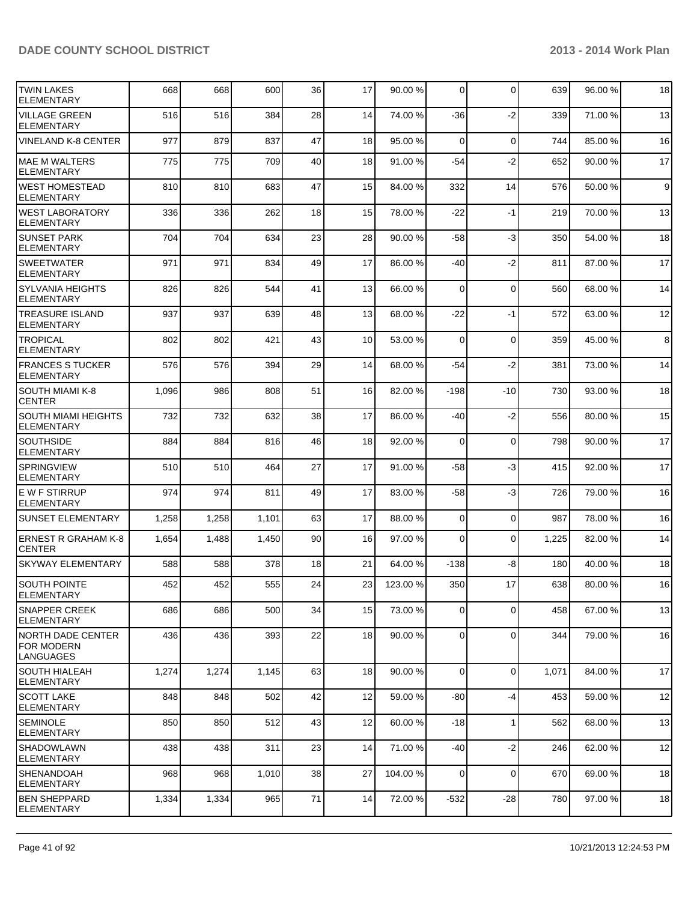| TWIN LAKES ELEMENTARY | 668 | 668 | 600 | 36 | 17 | 90.00 % | 0 | 0 | 639 | 96.00 % | 18 |
|---|---|---|---|---|---|---|---|---|---|---|---|
| VILLAGE GREEN ELEMENTARY | 516 | 516 | 384 | 28 | 14 | 74.00 % | -36 | -2 | 339 | 71.00 % | 13 |
| VINELAND K-8 CENTER | 977 | 879 | 837 | 47 | 18 | 95.00 % | 0 | 0 | 744 | 85.00 % | 16 |
| MAE M WALTERS ELEMENTARY | 775 | 775 | 709 | 40 | 18 | 91.00 % | -54 | -2 | 652 | 90.00 % | 17 |
| WEST HOMESTEAD ELEMENTARY | 810 | 810 | 683 | 47 | 15 | 84.00 % | 332 | 14 | 576 | 50.00 % | 9 |
| WEST LABORATORY ELEMENTARY | 336 | 336 | 262 | 18 | 15 | 78.00 % | -22 | -1 | 219 | 70.00 % | 13 |
| SUNSET PARK ELEMENTARY | 704 | 704 | 634 | 23 | 28 | 90.00 % | -58 | -3 | 350 | 54.00 % | 18 |
| SWEETWATER ELEMENTARY | 971 | 971 | 834 | 49 | 17 | 86.00 % | -40 | -2 | 811 | 87.00 % | 17 |
| SYLVANIA HEIGHTS ELEMENTARY | 826 | 826 | 544 | 41 | 13 | 66.00 % | 0 | 0 | 560 | 68.00 % | 14 |
| TREASURE ISLAND ELEMENTARY | 937 | 937 | 639 | 48 | 13 | 68.00 % | -22 | -1 | 572 | 63.00 % | 12 |
| TROPICAL ELEMENTARY | 802 | 802 | 421 | 43 | 10 | 53.00 % | 0 | 0 | 359 | 45.00 % | 8 |
| FRANCES S TUCKER ELEMENTARY | 576 | 576 | 394 | 29 | 14 | 68.00 % | -54 | -2 | 381 | 73.00 % | 14 |
| SOUTH MIAMI K-8 CENTER | 1,096 | 986 | 808 | 51 | 16 | 82.00 % | -198 | -10 | 730 | 93.00 % | 18 |
| SOUTH MIAMI HEIGHTS ELEMENTARY | 732 | 732 | 632 | 38 | 17 | 86.00 % | -40 | -2 | 556 | 80.00 % | 15 |
| SOUTHSIDE ELEMENTARY | 884 | 884 | 816 | 46 | 18 | 92.00 % | 0 | 0 | 798 | 90.00 % | 17 |
| SPRINGVIEW ELEMENTARY | 510 | 510 | 464 | 27 | 17 | 91.00 % | -58 | -3 | 415 | 92.00 % | 17 |
| E W F STIRRUP ELEMENTARY | 974 | 974 | 811 | 49 | 17 | 83.00 % | -58 | -3 | 726 | 79.00 % | 16 |
| SUNSET ELEMENTARY | 1,258 | 1,258 | 1,101 | 63 | 17 | 88.00 % | 0 | 0 | 987 | 78.00 % | 16 |
| ERNEST R GRAHAM K-8 CENTER | 1,654 | 1,488 | 1,450 | 90 | 16 | 97.00 % | 0 | 0 | 1,225 | 82.00 % | 14 |
| SKYWAY ELEMENTARY | 588 | 588 | 378 | 18 | 21 | 64.00 % | -138 | -8 | 180 | 40.00 % | 18 |
| SOUTH POINTE ELEMENTARY | 452 | 452 | 555 | 24 | 23 | 123.00 % | 350 | 17 | 638 | 80.00 % | 16 |
| SNAPPER CREEK ELEMENTARY | 686 | 686 | 500 | 34 | 15 | 73.00 % | 0 | 0 | 458 | 67.00 % | 13 |
| NORTH DADE CENTER FOR MODERN LANGUAGES | 436 | 436 | 393 | 22 | 18 | 90.00 % | 0 | 0 | 344 | 79.00 % | 16 |
| SOUTH HIALEAH ELEMENTARY | 1,274 | 1,274 | 1,145 | 63 | 18 | 90.00 % | 0 | 0 | 1,071 | 84.00 % | 17 |
| SCOTT LAKE ELEMENTARY | 848 | 848 | 502 | 42 | 12 | 59.00 % | -80 | -4 | 453 | 59.00 % | 12 |
| SEMINOLE ELEMENTARY | 850 | 850 | 512 | 43 | 12 | 60.00 % | -18 | 1 | 562 | 68.00 % | 13 |
| SHADOWLAWN ELEMENTARY | 438 | 438 | 311 | 23 | 14 | 71.00 % | -40 | -2 | 246 | 62.00 % | 12 |
| SHENANDOAH ELEMENTARY | 968 | 968 | 1,010 | 38 | 27 | 104.00 % | 0 | 0 | 670 | 69.00 % | 18 |
| BEN SHEPPARD ELEMENTARY | 1,334 | 1,334 | 965 | 71 | 14 | 72.00 % | -532 | -28 | 780 | 97.00 % | 18 |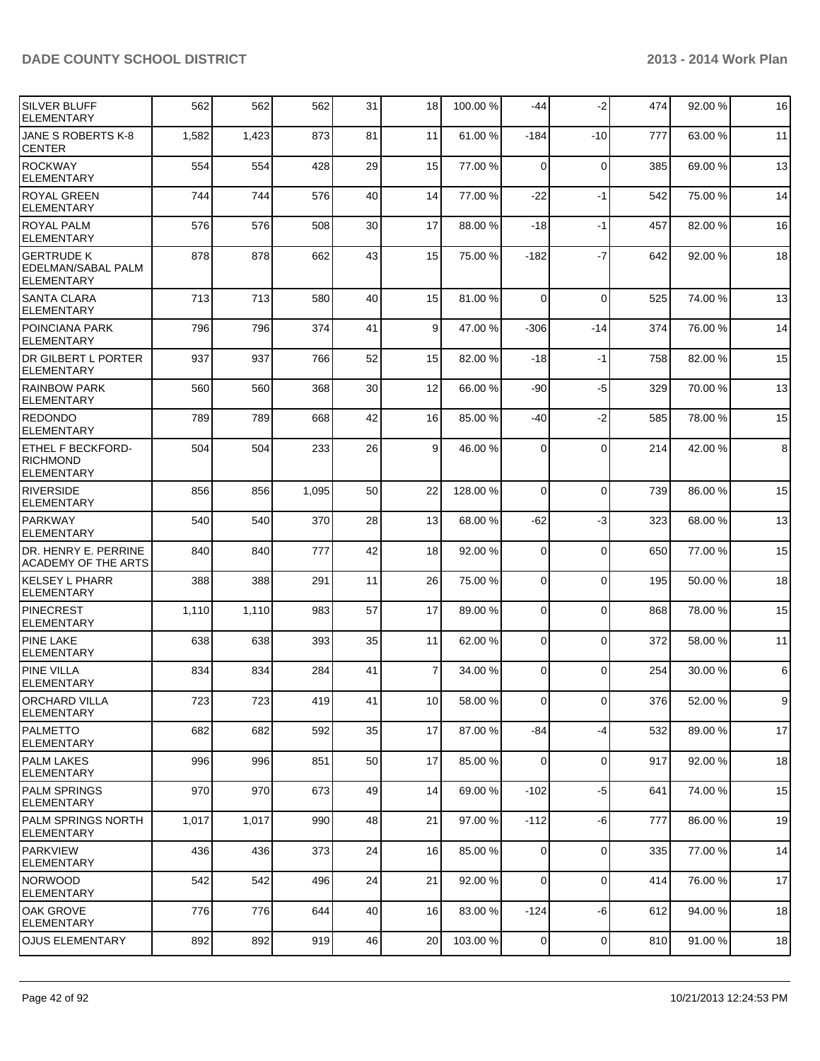| | | | | | | | | | | | |
|---|---|---|---|---|---|---|---|---|---|---|---|
| SILVER BLUFF ELEMENTARY | 562 | 562 | 562 | 31 | 18 | 100.00 % | -44 | -2 | 474 | 92.00 % | 16 |
| JANE S ROBERTS K-8 CENTER | 1,582 | 1,423 | 873 | 81 | 11 | 61.00 % | -184 | -10 | 777 | 63.00 % | 11 |
| ROCKWAY ELEMENTARY | 554 | 554 | 428 | 29 | 15 | 77.00 % | 0 | 0 | 385 | 69.00 % | 13 |
| ROYAL GREEN ELEMENTARY | 744 | 744 | 576 | 40 | 14 | 77.00 % | -22 | -1 | 542 | 75.00 % | 14 |
| ROYAL PALM ELEMENTARY | 576 | 576 | 508 | 30 | 17 | 88.00 % | -18 | -1 | 457 | 82.00 % | 16 |
| GERTRUDE K EDELMAN/SABAL PALM ELEMENTARY | 878 | 878 | 662 | 43 | 15 | 75.00 % | -182 | -7 | 642 | 92.00 % | 18 |
| SANTA CLARA ELEMENTARY | 713 | 713 | 580 | 40 | 15 | 81.00 % | 0 | 0 | 525 | 74.00 % | 13 |
| POINCIANA PARK ELEMENTARY | 796 | 796 | 374 | 41 | 9 | 47.00 % | -306 | -14 | 374 | 76.00 % | 14 |
| DR GILBERT L PORTER ELEMENTARY | 937 | 937 | 766 | 52 | 15 | 82.00 % | -18 | -1 | 758 | 82.00 % | 15 |
| RAINBOW PARK ELEMENTARY | 560 | 560 | 368 | 30 | 12 | 66.00 % | -90 | -5 | 329 | 70.00 % | 13 |
| REDONDO ELEMENTARY | 789 | 789 | 668 | 42 | 16 | 85.00 % | -40 | -2 | 585 | 78.00 % | 15 |
| ETHEL F BECKFORD-RICHMOND ELEMENTARY | 504 | 504 | 233 | 26 | 9 | 46.00 % | 0 | 0 | 214 | 42.00 % | 8 |
| RIVERSIDE ELEMENTARY | 856 | 856 | 1,095 | 50 | 22 | 128.00 % | 0 | 0 | 739 | 86.00 % | 15 |
| PARKWAY ELEMENTARY | 540 | 540 | 370 | 28 | 13 | 68.00 % | -62 | -3 | 323 | 68.00 % | 13 |
| DR. HENRY E. PERRINE ACADEMY OF THE ARTS | 840 | 840 | 777 | 42 | 18 | 92.00 % | 0 | 0 | 650 | 77.00 % | 15 |
| KELSEY L PHARR ELEMENTARY | 388 | 388 | 291 | 11 | 26 | 75.00 % | 0 | 0 | 195 | 50.00 % | 18 |
| PINECREST ELEMENTARY | 1,110 | 1,110 | 983 | 57 | 17 | 89.00 % | 0 | 0 | 868 | 78.00 % | 15 |
| PINE LAKE ELEMENTARY | 638 | 638 | 393 | 35 | 11 | 62.00 % | 0 | 0 | 372 | 58.00 % | 11 |
| PINE VILLA ELEMENTARY | 834 | 834 | 284 | 41 | 7 | 34.00 % | 0 | 0 | 254 | 30.00 % | 6 |
| ORCHARD VILLA ELEMENTARY | 723 | 723 | 419 | 41 | 10 | 58.00 % | 0 | 0 | 376 | 52.00 % | 9 |
| PALMETTO ELEMENTARY | 682 | 682 | 592 | 35 | 17 | 87.00 % | -84 | -4 | 532 | 89.00 % | 17 |
| PALM LAKES ELEMENTARY | 996 | 996 | 851 | 50 | 17 | 85.00 % | 0 | 0 | 917 | 92.00 % | 18 |
| PALM SPRINGS ELEMENTARY | 970 | 970 | 673 | 49 | 14 | 69.00 % | -102 | -5 | 641 | 74.00 % | 15 |
| PALM SPRINGS NORTH ELEMENTARY | 1,017 | 1,017 | 990 | 48 | 21 | 97.00 % | -112 | -6 | 777 | 86.00 % | 19 |
| PARKVIEW ELEMENTARY | 436 | 436 | 373 | 24 | 16 | 85.00 % | 0 | 0 | 335 | 77.00 % | 14 |
| NORWOOD ELEMENTARY | 542 | 542 | 496 | 24 | 21 | 92.00 % | 0 | 0 | 414 | 76.00 % | 17 |
| OAK GROVE ELEMENTARY | 776 | 776 | 644 | 40 | 16 | 83.00 % | -124 | -6 | 612 | 94.00 % | 18 |
| OJUS ELEMENTARY | 892 | 892 | 919 | 46 | 20 | 103.00 % | 0 | 0 | 810 | 91.00 % | 18 |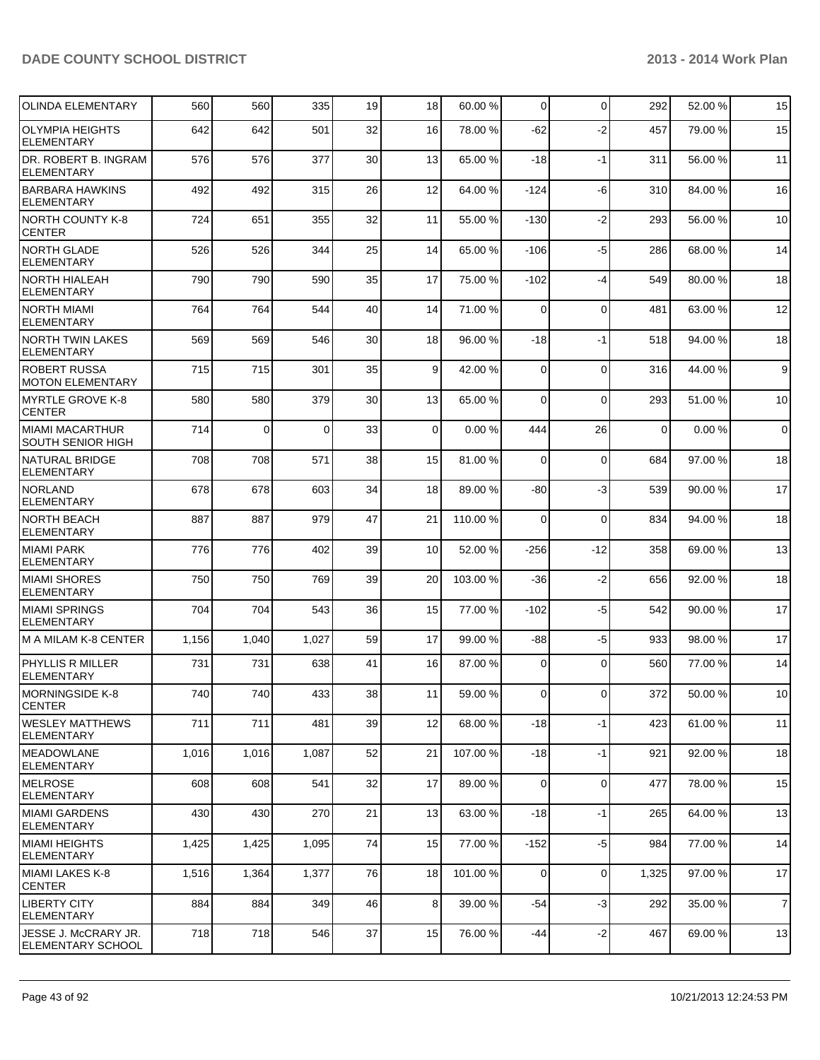| | | | | | | | | | | |
|---|---|---|---|---|---|---|---|---|---|---|
| OLINDA ELEMENTARY | 560 | 560 | 335 | 19 | 18 | 60.00 % | 0 | 0 | 292 | 52.00 % | 15 |
| OLYMPIA HEIGHTS ELEMENTARY | 642 | 642 | 501 | 32 | 16 | 78.00 % | -62 | -2 | 457 | 79.00 % | 15 |
| DR. ROBERT B. INGRAM ELEMENTARY | 576 | 576 | 377 | 30 | 13 | 65.00 % | -18 | -1 | 311 | 56.00 % | 11 |
| BARBARA HAWKINS ELEMENTARY | 492 | 492 | 315 | 26 | 12 | 64.00 % | -124 | -6 | 310 | 84.00 % | 16 |
| NORTH COUNTY K-8 CENTER | 724 | 651 | 355 | 32 | 11 | 55.00 % | -130 | -2 | 293 | 56.00 % | 10 |
| NORTH GLADE ELEMENTARY | 526 | 526 | 344 | 25 | 14 | 65.00 % | -106 | -5 | 286 | 68.00 % | 14 |
| NORTH HIALEAH ELEMENTARY | 790 | 790 | 590 | 35 | 17 | 75.00 % | -102 | -4 | 549 | 80.00 % | 18 |
| NORTH MIAMI ELEMENTARY | 764 | 764 | 544 | 40 | 14 | 71.00 % | 0 | 0 | 481 | 63.00 % | 12 |
| NORTH TWIN LAKES ELEMENTARY | 569 | 569 | 546 | 30 | 18 | 96.00 % | -18 | -1 | 518 | 94.00 % | 18 |
| ROBERT RUSSA MOTON ELEMENTARY | 715 | 715 | 301 | 35 | 9 | 42.00 % | 0 | 0 | 316 | 44.00 % | 9 |
| MYRTLE GROVE K-8 CENTER | 580 | 580 | 379 | 30 | 13 | 65.00 % | 0 | 0 | 293 | 51.00 % | 10 |
| MIAMI MACARTHUR SOUTH SENIOR HIGH | 714 | 0 | 0 | 33 | 0 | 0.00 % | 444 | 26 | 0 | 0.00 % | 0 |
| NATURAL BRIDGE ELEMENTARY | 708 | 708 | 571 | 38 | 15 | 81.00 % | 0 | 0 | 684 | 97.00 % | 18 |
| NORLAND ELEMENTARY | 678 | 678 | 603 | 34 | 18 | 89.00 % | -80 | -3 | 539 | 90.00 % | 17 |
| NORTH BEACH ELEMENTARY | 887 | 887 | 979 | 47 | 21 | 110.00 % | 0 | 0 | 834 | 94.00 % | 18 |
| MIAMI PARK ELEMENTARY | 776 | 776 | 402 | 39 | 10 | 52.00 % | -256 | -12 | 358 | 69.00 % | 13 |
| MIAMI SHORES ELEMENTARY | 750 | 750 | 769 | 39 | 20 | 103.00 % | -36 | -2 | 656 | 92.00 % | 18 |
| MIAMI SPRINGS ELEMENTARY | 704 | 704 | 543 | 36 | 15 | 77.00 % | -102 | -5 | 542 | 90.00 % | 17 |
| M A MILAM K-8 CENTER | 1,156 | 1,040 | 1,027 | 59 | 17 | 99.00 % | -88 | -5 | 933 | 98.00 % | 17 |
| PHYLLIS R MILLER ELEMENTARY | 731 | 731 | 638 | 41 | 16 | 87.00 % | 0 | 0 | 560 | 77.00 % | 14 |
| MORNINGSIDE K-8 CENTER | 740 | 740 | 433 | 38 | 11 | 59.00 % | 0 | 0 | 372 | 50.00 % | 10 |
| WESLEY MATTHEWS ELEMENTARY | 711 | 711 | 481 | 39 | 12 | 68.00 % | -18 | -1 | 423 | 61.00 % | 11 |
| MEADOWLANE ELEMENTARY | 1,016 | 1,016 | 1,087 | 52 | 21 | 107.00 % | -18 | -1 | 921 | 92.00 % | 18 |
| MELROSE ELEMENTARY | 608 | 608 | 541 | 32 | 17 | 89.00 % | 0 | 0 | 477 | 78.00 % | 15 |
| MIAMI GARDENS ELEMENTARY | 430 | 430 | 270 | 21 | 13 | 63.00 % | -18 | -1 | 265 | 64.00 % | 13 |
| MIAMI HEIGHTS ELEMENTARY | 1,425 | 1,425 | 1,095 | 74 | 15 | 77.00 % | -152 | -5 | 984 | 77.00 % | 14 |
| MIAMI LAKES K-8 CENTER | 1,516 | 1,364 | 1,377 | 76 | 18 | 101.00 % | 0 | 0 | 1,325 | 97.00 % | 17 |
| LIBERTY CITY ELEMENTARY | 884 | 884 | 349 | 46 | 8 | 39.00 % | -54 | -3 | 292 | 35.00 % | 7 |
| JESSE J. McCRARY JR. ELEMENTARY SCHOOL | 718 | 718 | 546 | 37 | 15 | 76.00 % | -44 | -2 | 467 | 69.00 % | 13 |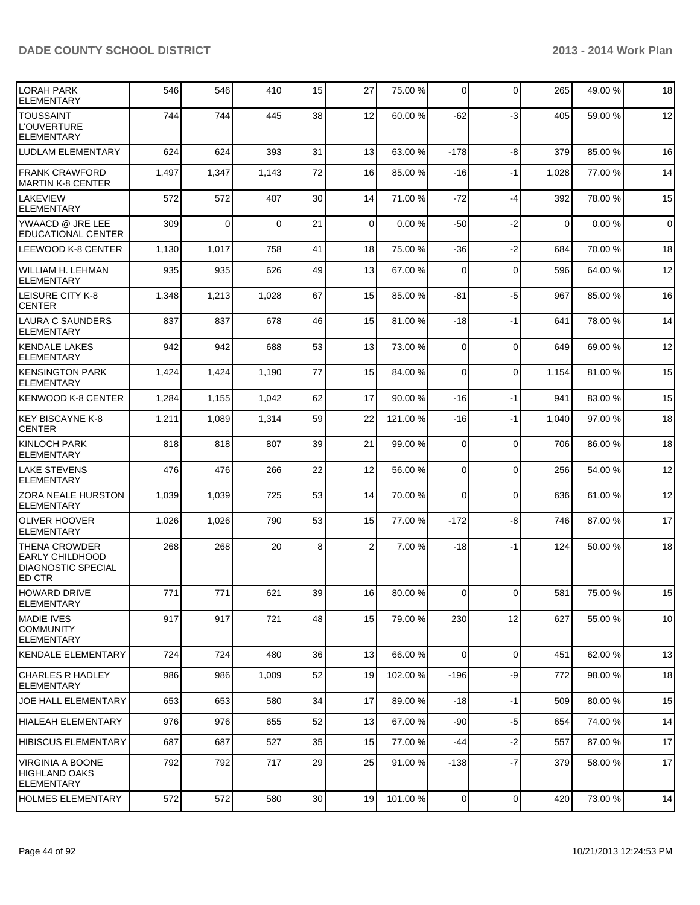| | | | | | | | | | | |
|---|---|---|---|---|---|---|---|---|---|---|
| LORAH PARK ELEMENTARY | 546 | 546 | 410 | 15 | 27 | 75.00 % | 0 | 0 | 265 | 49.00 % | 18 |
| TOUSSAINT L'OUVERTURE ELEMENTARY | 744 | 744 | 445 | 38 | 12 | 60.00 % | -62 | -3 | 405 | 59.00 % | 12 |
| LUDLAM ELEMENTARY | 624 | 624 | 393 | 31 | 13 | 63.00 % | -178 | -8 | 379 | 85.00 % | 16 |
| FRANK CRAWFORD MARTIN K-8 CENTER | 1,497 | 1,347 | 1,143 | 72 | 16 | 85.00 % | -16 | -1 | 1,028 | 77.00 % | 14 |
| LAKEVIEW ELEMENTARY | 572 | 572 | 407 | 30 | 14 | 71.00 % | -72 | -4 | 392 | 78.00 % | 15 |
| YWAACD @ JRE LEE EDUCATIONAL CENTER | 309 | 0 | 0 | 21 | 0 | 0.00 % | -50 | -2 | 0 | 0.00 % | 0 |
| LEEWOOD K-8 CENTER | 1,130 | 1,017 | 758 | 41 | 18 | 75.00 % | -36 | -2 | 684 | 70.00 % | 18 |
| WILLIAM H. LEHMAN ELEMENTARY | 935 | 935 | 626 | 49 | 13 | 67.00 % | 0 | 0 | 596 | 64.00 % | 12 |
| LEISURE CITY K-8 CENTER | 1,348 | 1,213 | 1,028 | 67 | 15 | 85.00 % | -81 | -5 | 967 | 85.00 % | 16 |
| LAURA C SAUNDERS ELEMENTARY | 837 | 837 | 678 | 46 | 15 | 81.00 % | -18 | -1 | 641 | 78.00 % | 14 |
| KENDALE LAKES ELEMENTARY | 942 | 942 | 688 | 53 | 13 | 73.00 % | 0 | 0 | 649 | 69.00 % | 12 |
| KENSINGTON PARK ELEMENTARY | 1,424 | 1,424 | 1,190 | 77 | 15 | 84.00 % | 0 | 0 | 1,154 | 81.00 % | 15 |
| KENWOOD K-8 CENTER | 1,284 | 1,155 | 1,042 | 62 | 17 | 90.00 % | -16 | -1 | 941 | 83.00 % | 15 |
| KEY BISCAYNE K-8 CENTER | 1,211 | 1,089 | 1,314 | 59 | 22 | 121.00 % | -16 | -1 | 1,040 | 97.00 % | 18 |
| KINLOCH PARK ELEMENTARY | 818 | 818 | 807 | 39 | 21 | 99.00 % | 0 | 0 | 706 | 86.00 % | 18 |
| LAKE STEVENS ELEMENTARY | 476 | 476 | 266 | 22 | 12 | 56.00 % | 0 | 0 | 256 | 54.00 % | 12 |
| ZORA NEALE HURSTON ELEMENTARY | 1,039 | 1,039 | 725 | 53 | 14 | 70.00 % | 0 | 0 | 636 | 61.00 % | 12 |
| OLIVER HOOVER ELEMENTARY | 1,026 | 1,026 | 790 | 53 | 15 | 77.00 % | -172 | -8 | 746 | 87.00 % | 17 |
| THENA CROWDER EARLY CHILDHOOD DIAGNOSTIC SPECIAL ED CTR | 268 | 268 | 20 | 8 | 2 | 7.00 % | -18 | -1 | 124 | 50.00 % | 18 |
| HOWARD DRIVE ELEMENTARY | 771 | 771 | 621 | 39 | 16 | 80.00 % | 0 | 0 | 581 | 75.00 % | 15 |
| MADIE IVES COMMUNITY ELEMENTARY | 917 | 917 | 721 | 48 | 15 | 79.00 % | 230 | 12 | 627 | 55.00 % | 10 |
| KENDALE ELEMENTARY | 724 | 724 | 480 | 36 | 13 | 66.00 % | 0 | 0 | 451 | 62.00 % | 13 |
| CHARLES R HADLEY ELEMENTARY | 986 | 986 | 1,009 | 52 | 19 | 102.00 % | -196 | -9 | 772 | 98.00 % | 18 |
| JOE HALL ELEMENTARY | 653 | 653 | 580 | 34 | 17 | 89.00 % | -18 | -1 | 509 | 80.00 % | 15 |
| HIALEAH ELEMENTARY | 976 | 976 | 655 | 52 | 13 | 67.00 % | -90 | -5 | 654 | 74.00 % | 14 |
| HIBISCUS ELEMENTARY | 687 | 687 | 527 | 35 | 15 | 77.00 % | -44 | -2 | 557 | 87.00 % | 17 |
| VIRGINIA A BOONE HIGHLAND OAKS ELEMENTARY | 792 | 792 | 717 | 29 | 25 | 91.00 % | -138 | -7 | 379 | 58.00 % | 17 |
| HOLMES ELEMENTARY | 572 | 572 | 580 | 30 | 19 | 101.00 % | 0 | 0 | 420 | 73.00 % | 14 |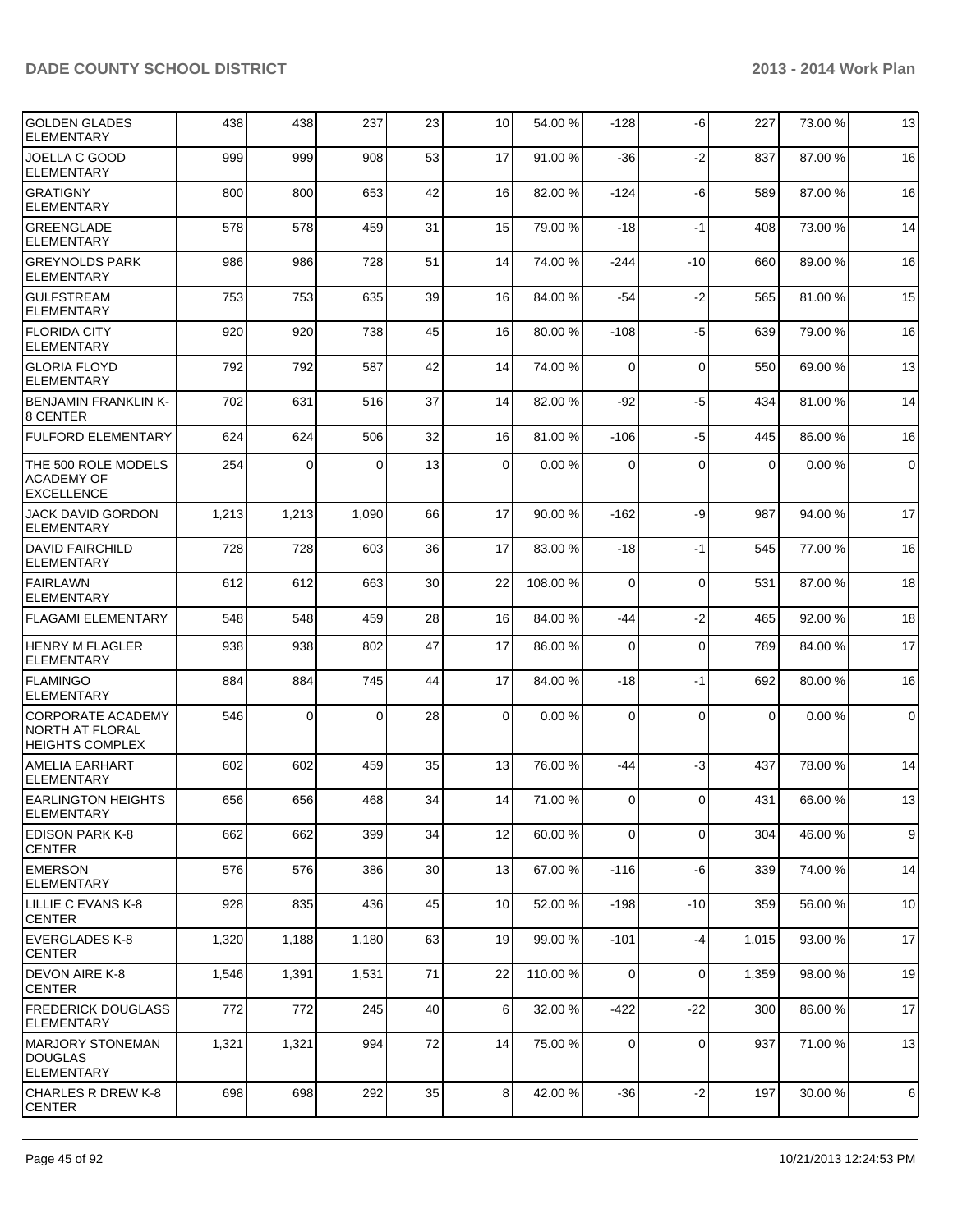| GOLDEN GLADES ELEMENTARY | 438 | 438 | 237 | 23 | 10 | 54.00 % | -128 | -6 | 227 | 73.00 % | 13 |
|---|---|---|---|---|---|---|---|---|---|---|---|
| JOELLA C GOOD ELEMENTARY | 999 | 999 | 908 | 53 | 17 | 91.00 % | -36 | -2 | 837 | 87.00 % | 16 |
| GRATIGNY ELEMENTARY | 800 | 800 | 653 | 42 | 16 | 82.00 % | -124 | -6 | 589 | 87.00 % | 16 |
| GREENGLADE ELEMENTARY | 578 | 578 | 459 | 31 | 15 | 79.00 % | -18 | -1 | 408 | 73.00 % | 14 |
| GREYNOLDS PARK ELEMENTARY | 986 | 986 | 728 | 51 | 14 | 74.00 % | -244 | -10 | 660 | 89.00 % | 16 |
| GULFSTREAM ELEMENTARY | 753 | 753 | 635 | 39 | 16 | 84.00 % | -54 | -2 | 565 | 81.00 % | 15 |
| FLORIDA CITY ELEMENTARY | 920 | 920 | 738 | 45 | 16 | 80.00 % | -108 | -5 | 639 | 79.00 % | 16 |
| GLORIA FLOYD ELEMENTARY | 792 | 792 | 587 | 42 | 14 | 74.00 % | 0 | 0 | 550 | 69.00 % | 13 |
| BENJAMIN FRANKLIN K-8 CENTER | 702 | 631 | 516 | 37 | 14 | 82.00 % | -92 | -5 | 434 | 81.00 % | 14 |
| FULFORD ELEMENTARY | 624 | 624 | 506 | 32 | 16 | 81.00 % | -106 | -5 | 445 | 86.00 % | 16 |
| THE 500 ROLE MODELS ACADEMY OF EXCELLENCE | 254 | 0 | 0 | 13 | 0 | 0.00 % | 0 | 0 | 0 | 0.00 % | 0 |
| JACK DAVID GORDON ELEMENTARY | 1,213 | 1,213 | 1,090 | 66 | 17 | 90.00 % | -162 | -9 | 987 | 94.00 % | 17 |
| DAVID FAIRCHILD ELEMENTARY | 728 | 728 | 603 | 36 | 17 | 83.00 % | -18 | -1 | 545 | 77.00 % | 16 |
| FAIRLAWN ELEMENTARY | 612 | 612 | 663 | 30 | 22 | 108.00 % | 0 | 0 | 531 | 87.00 % | 18 |
| FLAGAMI ELEMENTARY | 548 | 548 | 459 | 28 | 16 | 84.00 % | -44 | -2 | 465 | 92.00 % | 18 |
| HENRY M FLAGLER ELEMENTARY | 938 | 938 | 802 | 47 | 17 | 86.00 % | 0 | 0 | 789 | 84.00 % | 17 |
| FLAMINGO ELEMENTARY | 884 | 884 | 745 | 44 | 17 | 84.00 % | -18 | -1 | 692 | 80.00 % | 16 |
| CORPORATE ACADEMY NORTH AT FLORAL HEIGHTS COMPLEX | 546 | 0 | 0 | 28 | 0 | 0.00 % | 0 | 0 | 0 | 0.00 % | 0 |
| AMELIA EARHART ELEMENTARY | 602 | 602 | 459 | 35 | 13 | 76.00 % | -44 | -3 | 437 | 78.00 % | 14 |
| EARLINGTON HEIGHTS ELEMENTARY | 656 | 656 | 468 | 34 | 14 | 71.00 % | 0 | 0 | 431 | 66.00 % | 13 |
| EDISON PARK K-8 CENTER | 662 | 662 | 399 | 34 | 12 | 60.00 % | 0 | 0 | 304 | 46.00 % | 9 |
| EMERSON ELEMENTARY | 576 | 576 | 386 | 30 | 13 | 67.00 % | -116 | -6 | 339 | 74.00 % | 14 |
| LILLIE C EVANS K-8 CENTER | 928 | 835 | 436 | 45 | 10 | 52.00 % | -198 | -10 | 359 | 56.00 % | 10 |
| EVERGLADES K-8 CENTER | 1,320 | 1,188 | 1,180 | 63 | 19 | 99.00 % | -101 | -4 | 1,015 | 93.00 % | 17 |
| DEVON AIRE K-8 CENTER | 1,546 | 1,391 | 1,531 | 71 | 22 | 110.00 % | 0 | 0 | 1,359 | 98.00 % | 19 |
| FREDERICK DOUGLASS ELEMENTARY | 772 | 772 | 245 | 40 | 6 | 32.00 % | -422 | -22 | 300 | 86.00 % | 17 |
| MARJORY STONEMAN DOUGLAS ELEMENTARY | 1,321 | 1,321 | 994 | 72 | 14 | 75.00 % | 0 | 0 | 937 | 71.00 % | 13 |
| CHARLES R DREW K-8 CENTER | 698 | 698 | 292 | 35 | 8 | 42.00 % | -36 | -2 | 197 | 30.00 % | 6 |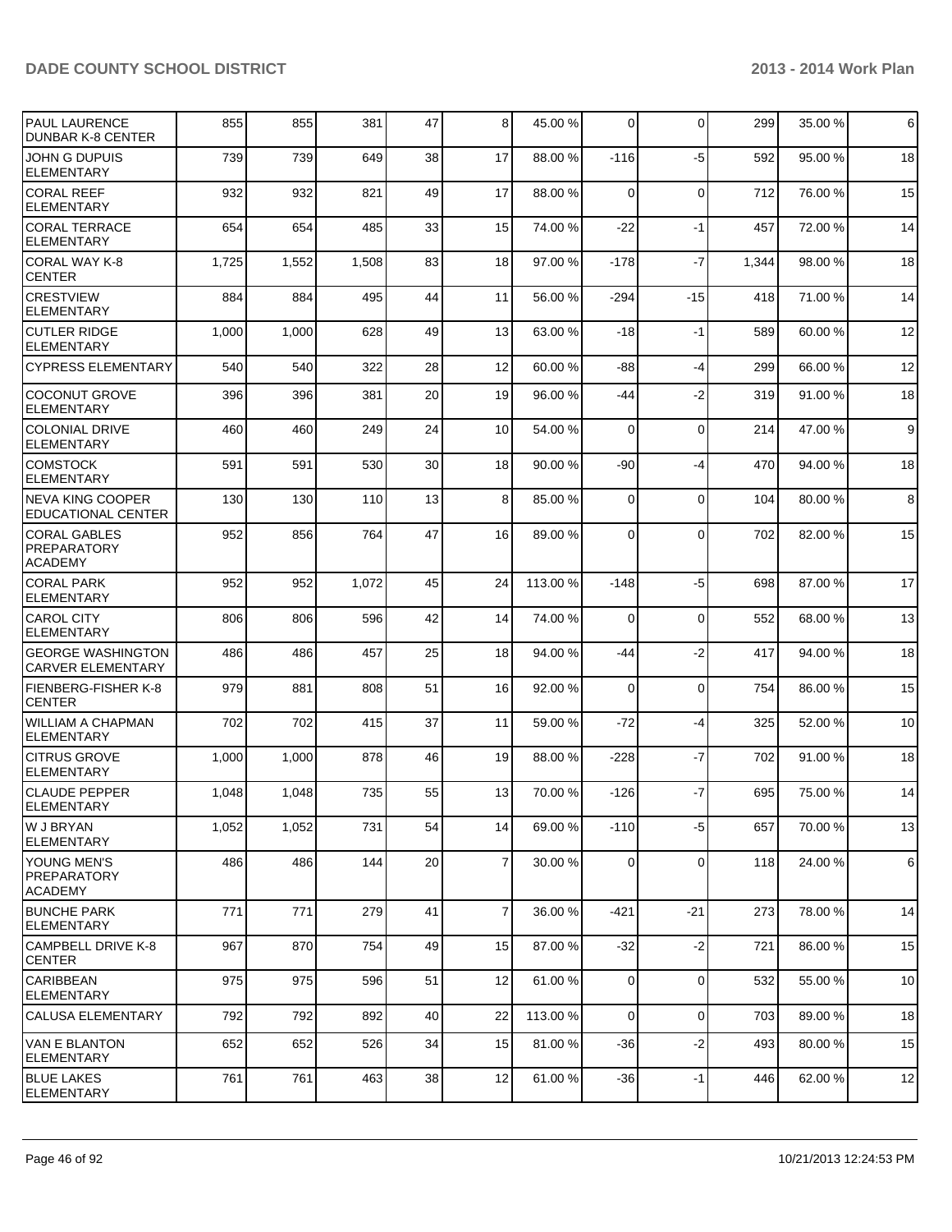| PAUL LAURENCE DUNBAR K-8 CENTER | 855 | 855 | 381 | 47 | 8 | 45.00 % | 0 | 0 | 299 | 35.00 % | 6 |
|---|---|---|---|---|---|---|---|---|---|---|---|
| JOHN G DUPUIS ELEMENTARY | 739 | 739 | 649 | 38 | 17 | 88.00 % | -116 | -5 | 592 | 95.00 % | 18 |
| CORAL REEF ELEMENTARY | 932 | 932 | 821 | 49 | 17 | 88.00 % | 0 | 0 | 712 | 76.00 % | 15 |
| CORAL TERRACE ELEMENTARY | 654 | 654 | 485 | 33 | 15 | 74.00 % | -22 | -1 | 457 | 72.00 % | 14 |
| CORAL WAY K-8 CENTER | 1,725 | 1,552 | 1,508 | 83 | 18 | 97.00 % | -178 | -7 | 1,344 | 98.00 % | 18 |
| CRESTVIEW ELEMENTARY | 884 | 884 | 495 | 44 | 11 | 56.00 % | -294 | -15 | 418 | 71.00 % | 14 |
| CUTLER RIDGE ELEMENTARY | 1,000 | 1,000 | 628 | 49 | 13 | 63.00 % | -18 | -1 | 589 | 60.00 % | 12 |
| CYPRESS ELEMENTARY | 540 | 540 | 322 | 28 | 12 | 60.00 % | -88 | -4 | 299 | 66.00 % | 12 |
| COCONUT GROVE ELEMENTARY | 396 | 396 | 381 | 20 | 19 | 96.00 % | -44 | -2 | 319 | 91.00 % | 18 |
| COLONIAL DRIVE ELEMENTARY | 460 | 460 | 249 | 24 | 10 | 54.00 % | 0 | 0 | 214 | 47.00 % | 9 |
| COMSTOCK ELEMENTARY | 591 | 591 | 530 | 30 | 18 | 90.00 % | -90 | -4 | 470 | 94.00 % | 18 |
| NEVA KING COOPER EDUCATIONAL CENTER | 130 | 130 | 110 | 13 | 8 | 85.00 % | 0 | 0 | 104 | 80.00 % | 8 |
| CORAL GABLES PREPARATORY ACADEMY | 952 | 856 | 764 | 47 | 16 | 89.00 % | 0 | 0 | 702 | 82.00 % | 15 |
| CORAL PARK ELEMENTARY | 952 | 952 | 1,072 | 45 | 24 | 113.00 % | -148 | -5 | 698 | 87.00 % | 17 |
| CAROL CITY ELEMENTARY | 806 | 806 | 596 | 42 | 14 | 74.00 % | 0 | 0 | 552 | 68.00 % | 13 |
| GEORGE WASHINGTON CARVER ELEMENTARY | 486 | 486 | 457 | 25 | 18 | 94.00 % | -44 | -2 | 417 | 94.00 % | 18 |
| FIENBERG-FISHER K-8 CENTER | 979 | 881 | 808 | 51 | 16 | 92.00 % | 0 | 0 | 754 | 86.00 % | 15 |
| WILLIAM A CHAPMAN ELEMENTARY | 702 | 702 | 415 | 37 | 11 | 59.00 % | -72 | -4 | 325 | 52.00 % | 10 |
| CITRUS GROVE ELEMENTARY | 1,000 | 1,000 | 878 | 46 | 19 | 88.00 % | -228 | -7 | 702 | 91.00 % | 18 |
| CLAUDE PEPPER ELEMENTARY | 1,048 | 1,048 | 735 | 55 | 13 | 70.00 % | -126 | -7 | 695 | 75.00 % | 14 |
| W J BRYAN ELEMENTARY | 1,052 | 1,052 | 731 | 54 | 14 | 69.00 % | -110 | -5 | 657 | 70.00 % | 13 |
| YOUNG MEN'S PREPARATORY ACADEMY | 486 | 486 | 144 | 20 | 7 | 30.00 % | 0 | 0 | 118 | 24.00 % | 6 |
| BUNCHE PARK ELEMENTARY | 771 | 771 | 279 | 41 | 7 | 36.00 % | -421 | -21 | 273 | 78.00 % | 14 |
| CAMPBELL DRIVE K-8 CENTER | 967 | 870 | 754 | 49 | 15 | 87.00 % | -32 | -2 | 721 | 86.00 % | 15 |
| CARIBBEAN ELEMENTARY | 975 | 975 | 596 | 51 | 12 | 61.00 % | 0 | 0 | 532 | 55.00 % | 10 |
| CALUSA ELEMENTARY | 792 | 792 | 892 | 40 | 22 | 113.00 % | 0 | 0 | 703 | 89.00 % | 18 |
| VAN E BLANTON ELEMENTARY | 652 | 652 | 526 | 34 | 15 | 81.00 % | -36 | -2 | 493 | 80.00 % | 15 |
| BLUE LAKES ELEMENTARY | 761 | 761 | 463 | 38 | 12 | 61.00 % | -36 | -1 | 446 | 62.00 % | 12 |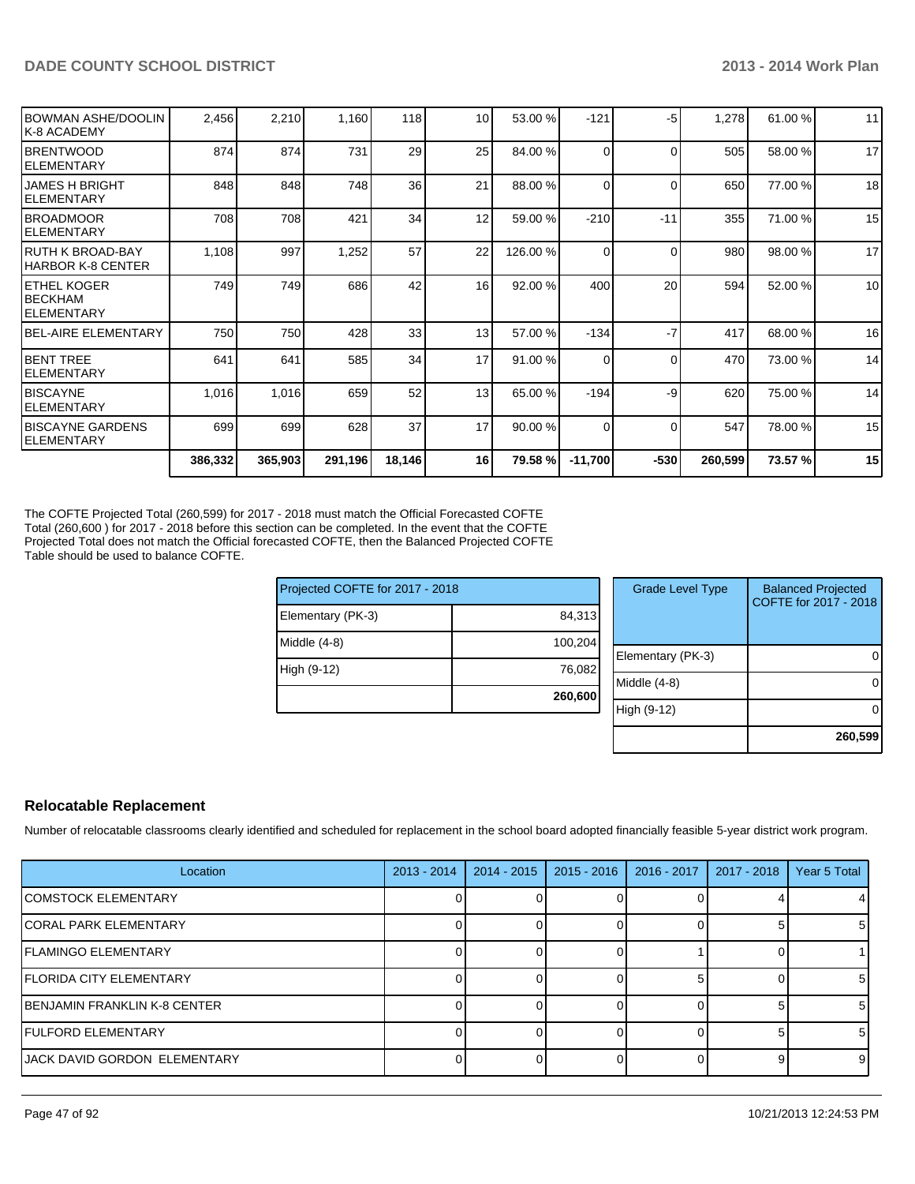| | | | | | | | | | | | |
|---|---|---|---|---|---|---|---|---|---|---|---|
| BOWMAN ASHE/DOOLIN K-8 ACADEMY | 2,456 | 2,210 | 1,160 | 118 | 10 | 53.00 % | -121 | -5 | 1,278 | 61.00 % | 11 |
| BRENTWOOD ELEMENTARY | 874 | 874 | 731 | 29 | 25 | 84.00 % | 0 | 0 | 505 | 58.00 % | 17 |
| JAMES H BRIGHT ELEMENTARY | 848 | 848 | 748 | 36 | 21 | 88.00 % | 0 | 0 | 650 | 77.00 % | 18 |
| BROADMOOR ELEMENTARY | 708 | 708 | 421 | 34 | 12 | 59.00 % | -210 | -11 | 355 | 71.00 % | 15 |
| RUTH K BROAD-BAY HARBOR K-8 CENTER | 1,108 | 997 | 1,252 | 57 | 22 | 126.00 % | 0 | 0 | 980 | 98.00 % | 17 |
| ETHEL KOGER BECKHAM ELEMENTARY | 749 | 749 | 686 | 42 | 16 | 92.00 % | 400 | 20 | 594 | 52.00 % | 10 |
| BEL-AIRE ELEMENTARY | 750 | 750 | 428 | 33 | 13 | 57.00 % | -134 | -7 | 417 | 68.00 % | 16 |
| BENT TREE ELEMENTARY | 641 | 641 | 585 | 34 | 17 | 91.00 % | 0 | 0 | 470 | 73.00 % | 14 |
| BISCAYNE ELEMENTARY | 1,016 | 1,016 | 659 | 52 | 13 | 65.00 % | -194 | -9 | 620 | 75.00 % | 14 |
| BISCAYNE GARDENS ELEMENTARY | 699 | 699 | 628 | 37 | 17 | 90.00 % | 0 | 0 | 547 | 78.00 % | 15 |
| | **386,332** | **365,903** | **291,196** | **18,146** | **16** | **79.58 %** | **-11,700** | **-530** | **260,599** | **73.57 %** | **15** |

The COFTE Projected Total (260,599) for 2017 - 2018 must match the Official Forecasted COFTE Total (260,600 ) for 2017 - 2018 before this section can be completed. In the event that the COFTE Projected Total does not match the Official forecasted COFTE, then the Balanced Projected COFTE Table should be used to balance COFTE.

| Projected COFTE for 2017 - 2018 | |
|---|---|
| Elementary (PK-3) | 84,313 |
| Middle (4-8) | 100,204 |
| High (9-12) | 76,082 |
| | **260,600** |

| Grade Level Type | Balanced Projected COFTE for 2017 - 2018 |
|---|---|
| Elementary (PK-3) | 0 |
| Middle (4-8) | 0 |
| High (9-12) | 0 |
| | **260,599** |

## Relocatable Replacement

Number of relocatable classrooms clearly identified and scheduled for replacement in the school board adopted financially feasible 5-year district work program.

| Location | 2013 - 2014 | 2014 - 2015 | 2015 - 2016 | 2016 - 2017 | 2017 - 2018 | Year 5 Total |
|---|---|---|---|---|---|---|
| COMSTOCK ELEMENTARY | 0 | 0 | 0 | 0 | 4 | 4 |
| CORAL PARK ELEMENTARY | 0 | 0 | 0 | 0 | 5 | 5 |
| FLAMINGO ELEMENTARY | 0 | 0 | 0 | 1 | 0 | 1 |
| FLORIDA CITY ELEMENTARY | 0 | 0 | 0 | 5 | 0 | 5 |
| BENJAMIN FRANKLIN K-8 CENTER | 0 | 0 | 0 | 0 | 5 | 5 |
| FULFORD ELEMENTARY | 0 | 0 | 0 | 0 | 5 | 5 |
| JACK DAVID GORDON ELEMENTARY | 0 | 0 | 0 | 0 | 9 | 9 |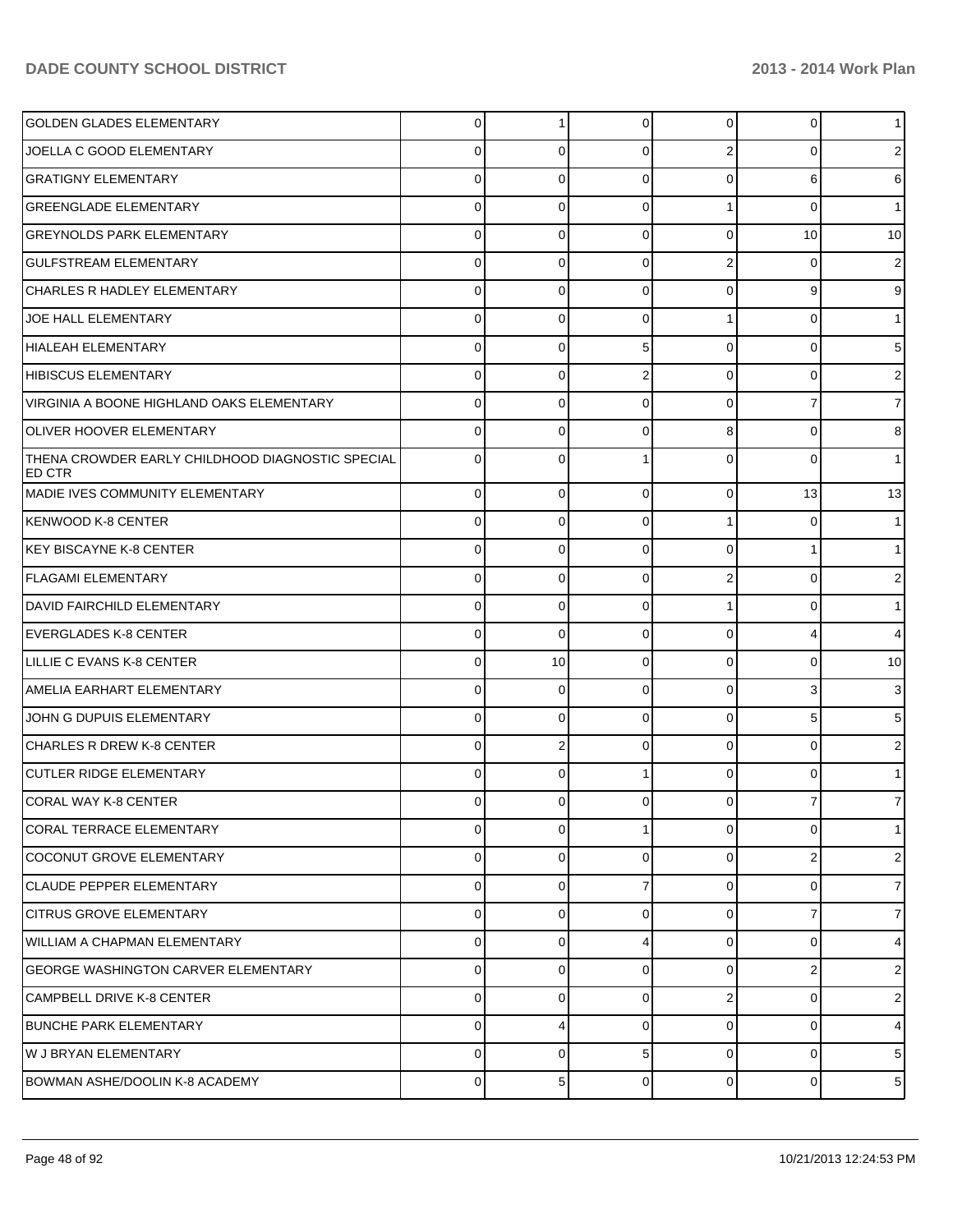| | | | | | | |
|---|---|---|---|---|---|---|
| GOLDEN GLADES ELEMENTARY | 0 | 1 | 0 | 0 | 0 | 1 |
| JOELLA C GOOD ELEMENTARY | 0 | 0 | 0 | 2 | 0 | 2 |
| GRATIGNY ELEMENTARY | 0 | 0 | 0 | 0 | 6 | 6 |
| GREENGLADE ELEMENTARY | 0 | 0 | 0 | 1 | 0 | 1 |
| GREYNOLDS PARK ELEMENTARY | 0 | 0 | 0 | 0 | 10 | 10 |
| GULFSTREAM ELEMENTARY | 0 | 0 | 0 | 2 | 0 | 2 |
| CHARLES R HADLEY ELEMENTARY | 0 | 0 | 0 | 0 | 9 | 9 |
| JOE HALL ELEMENTARY | 0 | 0 | 0 | 1 | 0 | 1 |
| HIALEAH ELEMENTARY | 0 | 0 | 5 | 0 | 0 | 5 |
| HIBISCUS ELEMENTARY | 0 | 0 | 2 | 0 | 0 | 2 |
| VIRGINIA A BOONE HIGHLAND OAKS ELEMENTARY | 0 | 0 | 0 | 0 | 7 | 7 |
| OLIVER HOOVER ELEMENTARY | 0 | 0 | 0 | 8 | 0 | 8 |
| THENA CROWDER EARLY CHILDHOOD DIAGNOSTIC SPECIAL ED CTR | 0 | 0 | 1 | 0 | 0 | 1 |
| MADIE IVES COMMUNITY ELEMENTARY | 0 | 0 | 0 | 0 | 13 | 13 |
| KENWOOD K-8 CENTER | 0 | 0 | 0 | 1 | 0 | 1 |
| KEY BISCAYNE K-8 CENTER | 0 | 0 | 0 | 0 | 1 | 1 |
| FLAGAMI ELEMENTARY | 0 | 0 | 0 | 2 | 0 | 2 |
| DAVID FAIRCHILD ELEMENTARY | 0 | 0 | 0 | 1 | 0 | 1 |
| EVERGLADES K-8 CENTER | 0 | 0 | 0 | 0 | 4 | 4 |
| LILLIE C EVANS K-8 CENTER | 0 | 10 | 0 | 0 | 0 | 10 |
| AMELIA EARHART ELEMENTARY | 0 | 0 | 0 | 0 | 3 | 3 |
| JOHN G DUPUIS ELEMENTARY | 0 | 0 | 0 | 0 | 5 | 5 |
| CHARLES R DREW K-8 CENTER | 0 | 2 | 0 | 0 | 0 | 2 |
| CUTLER RIDGE ELEMENTARY | 0 | 0 | 1 | 0 | 0 | 1 |
| CORAL WAY K-8 CENTER | 0 | 0 | 0 | 0 | 7 | 7 |
| CORAL TERRACE ELEMENTARY | 0 | 0 | 1 | 0 | 0 | 1 |
| COCONUT GROVE ELEMENTARY | 0 | 0 | 0 | 0 | 2 | 2 |
| CLAUDE PEPPER ELEMENTARY | 0 | 0 | 7 | 0 | 0 | 7 |
| CITRUS GROVE ELEMENTARY | 0 | 0 | 0 | 0 | 7 | 7 |
| WILLIAM A CHAPMAN ELEMENTARY | 0 | 0 | 4 | 0 | 0 | 4 |
| GEORGE WASHINGTON CARVER ELEMENTARY | 0 | 0 | 0 | 0 | 2 | 2 |
| CAMPBELL DRIVE K-8 CENTER | 0 | 0 | 0 | 2 | 0 | 2 |
| BUNCHE PARK ELEMENTARY | 0 | 4 | 0 | 0 | 0 | 4 |
| W J BRYAN ELEMENTARY | 0 | 0 | 5 | 0 | 0 | 5 |
| BOWMAN ASHE/DOOLIN K-8 ACADEMY | 0 | 5 | 0 | 0 | 0 | 5 |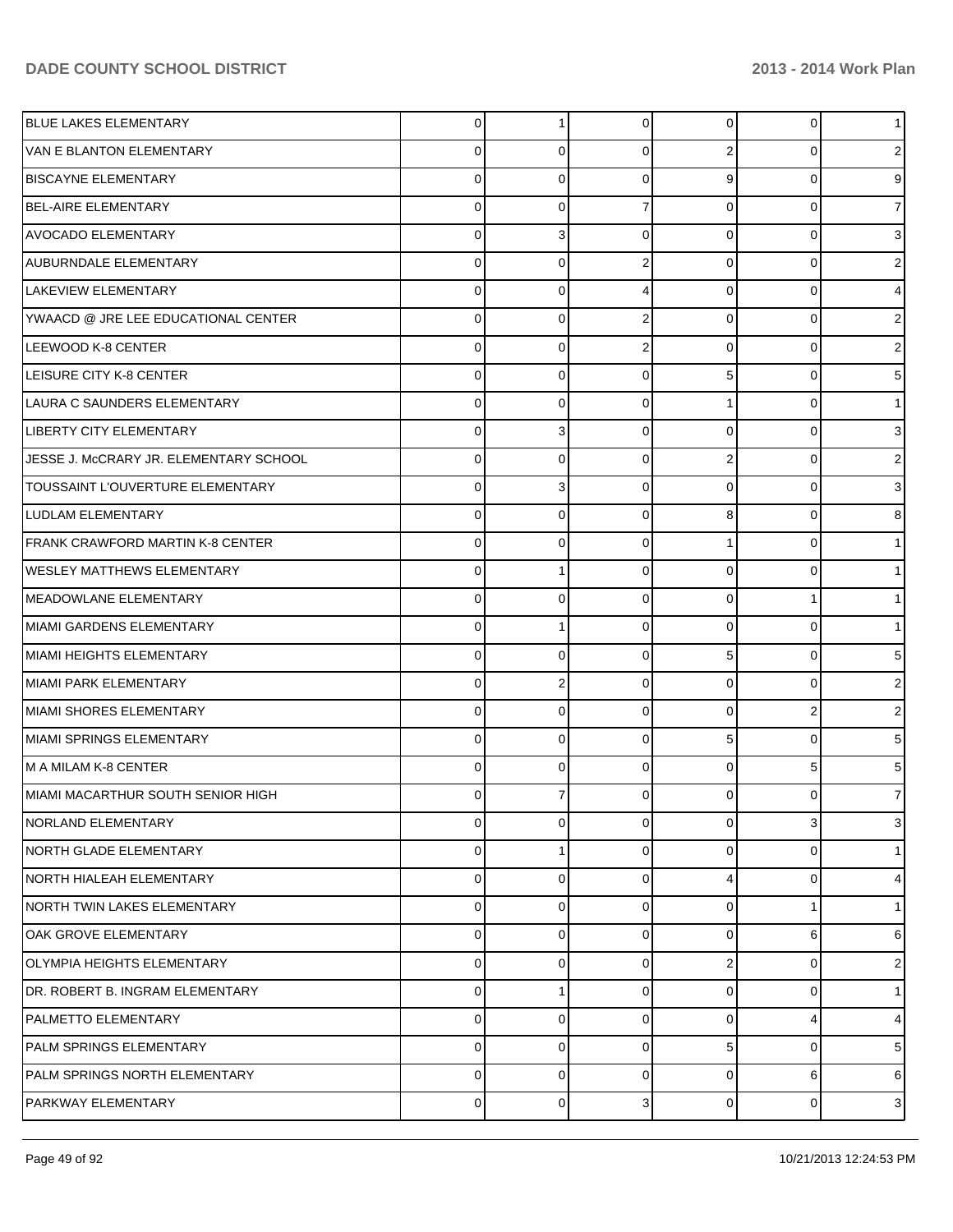| | | | | | | |
|---|---|---|---|---|---|---|
| BLUE LAKES ELEMENTARY | 0 | 1 | 0 | 0 | 0 | 1 |
| VAN E BLANTON ELEMENTARY | 0 | 0 | 0 | 2 | 0 | 2 |
| BISCAYNE ELEMENTARY | 0 | 0 | 0 | 9 | 0 | 9 |
| BEL-AIRE ELEMENTARY | 0 | 0 | 7 | 0 | 0 | 7 |
| AVOCADO ELEMENTARY | 0 | 3 | 0 | 0 | 0 | 3 |
| AUBURNDALE ELEMENTARY | 0 | 0 | 2 | 0 | 0 | 2 |
| LAKEVIEW ELEMENTARY | 0 | 0 | 4 | 0 | 0 | 4 |
| YWAACD @ JRE LEE EDUCATIONAL CENTER | 0 | 0 | 2 | 0 | 0 | 2 |
| LEEWOOD K-8 CENTER | 0 | 0 | 2 | 0 | 0 | 2 |
| LEISURE CITY K-8 CENTER | 0 | 0 | 0 | 5 | 0 | 5 |
| LAURA C SAUNDERS ELEMENTARY | 0 | 0 | 0 | 1 | 0 | 1 |
| LIBERTY CITY ELEMENTARY | 0 | 3 | 0 | 0 | 0 | 3 |
| JESSE J. McCRARY JR. ELEMENTARY SCHOOL | 0 | 0 | 0 | 2 | 0 | 2 |
| TOUSSAINT L'OUVERTURE ELEMENTARY | 0 | 3 | 0 | 0 | 0 | 3 |
| LUDLAM ELEMENTARY | 0 | 0 | 0 | 8 | 0 | 8 |
| FRANK CRAWFORD MARTIN K-8 CENTER | 0 | 0 | 0 | 1 | 0 | 1 |
| WESLEY MATTHEWS ELEMENTARY | 0 | 1 | 0 | 0 | 0 | 1 |
| MEADOWLANE ELEMENTARY | 0 | 0 | 0 | 0 | 1 | 1 |
| MIAMI GARDENS ELEMENTARY | 0 | 1 | 0 | 0 | 0 | 1 |
| MIAMI HEIGHTS ELEMENTARY | 0 | 0 | 0 | 5 | 0 | 5 |
| MIAMI PARK ELEMENTARY | 0 | 2 | 0 | 0 | 0 | 2 |
| MIAMI SHORES ELEMENTARY | 0 | 0 | 0 | 0 | 2 | 2 |
| MIAMI SPRINGS ELEMENTARY | 0 | 0 | 0 | 5 | 0 | 5 |
| M A MILAM K-8 CENTER | 0 | 0 | 0 | 0 | 5 | 5 |
| MIAMI MACARTHUR SOUTH SENIOR HIGH | 0 | 7 | 0 | 0 | 0 | 7 |
| NORLAND ELEMENTARY | 0 | 0 | 0 | 0 | 3 | 3 |
| NORTH GLADE ELEMENTARY | 0 | 1 | 0 | 0 | 0 | 1 |
| NORTH HIALEAH ELEMENTARY | 0 | 0 | 0 | 4 | 0 | 4 |
| NORTH TWIN LAKES ELEMENTARY | 0 | 0 | 0 | 0 | 1 | 1 |
| OAK GROVE ELEMENTARY | 0 | 0 | 0 | 0 | 6 | 6 |
| OLYMPIA HEIGHTS ELEMENTARY | 0 | 0 | 0 | 2 | 0 | 2 |
| DR. ROBERT B. INGRAM ELEMENTARY | 0 | 1 | 0 | 0 | 0 | 1 |
| PALMETTO ELEMENTARY | 0 | 0 | 0 | 0 | 4 | 4 |
| PALM SPRINGS ELEMENTARY | 0 | 0 | 0 | 5 | 0 | 5 |
| PALM SPRINGS NORTH ELEMENTARY | 0 | 0 | 0 | 0 | 6 | 6 |
| PARKWAY ELEMENTARY | 0 | 0 | 3 | 0 | 0 | 3 |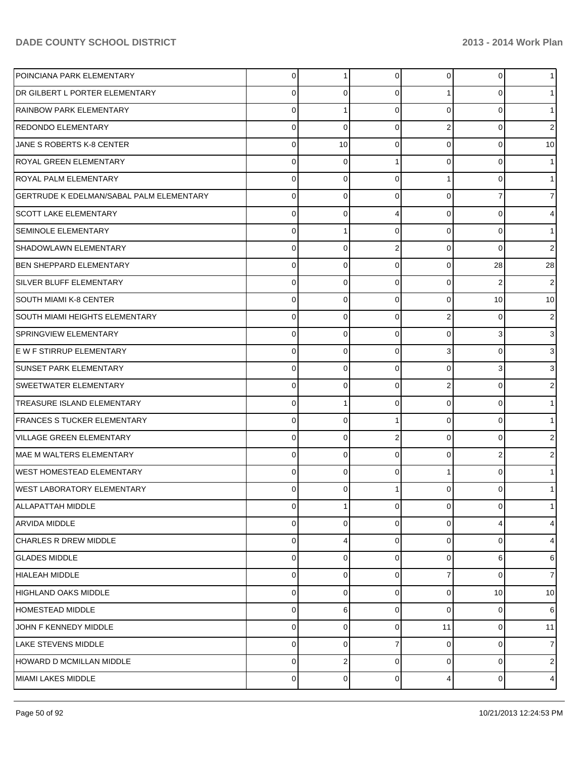| | | | | | | |
|---|---|---|---|---|---|---|
| POINCIANA PARK ELEMENTARY | 0 | 1 | 0 | 0 | 0 | 1 |
| DR GILBERT L PORTER ELEMENTARY | 0 | 0 | 0 | 1 | 0 | 1 |
| RAINBOW PARK ELEMENTARY | 0 | 1 | 0 | 0 | 0 | 1 |
| REDONDO ELEMENTARY | 0 | 0 | 0 | 2 | 0 | 2 |
| JANE S ROBERTS K-8 CENTER | 0 | 10 | 0 | 0 | 0 | 10 |
| ROYAL GREEN ELEMENTARY | 0 | 0 | 1 | 0 | 0 | 1 |
| ROYAL PALM ELEMENTARY | 0 | 0 | 0 | 1 | 0 | 1 |
| GERTRUDE K EDELMAN/SABAL PALM ELEMENTARY | 0 | 0 | 0 | 0 | 7 | 7 |
| SCOTT LAKE ELEMENTARY | 0 | 0 | 4 | 0 | 0 | 4 |
| SEMINOLE ELEMENTARY | 0 | 1 | 0 | 0 | 0 | 1 |
| SHADOWLAWN ELEMENTARY | 0 | 0 | 2 | 0 | 0 | 2 |
| BEN SHEPPARD ELEMENTARY | 0 | 0 | 0 | 0 | 28 | 28 |
| SILVER BLUFF ELEMENTARY | 0 | 0 | 0 | 0 | 2 | 2 |
| SOUTH MIAMI K-8 CENTER | 0 | 0 | 0 | 0 | 10 | 10 |
| SOUTH MIAMI HEIGHTS ELEMENTARY | 0 | 0 | 0 | 2 | 0 | 2 |
| SPRINGVIEW ELEMENTARY | 0 | 0 | 0 | 0 | 3 | 3 |
| E W F STIRRUP ELEMENTARY | 0 | 0 | 0 | 3 | 0 | 3 |
| SUNSET PARK ELEMENTARY | 0 | 0 | 0 | 0 | 3 | 3 |
| SWEETWATER ELEMENTARY | 0 | 0 | 0 | 2 | 0 | 2 |
| TREASURE ISLAND ELEMENTARY | 0 | 1 | 0 | 0 | 0 | 1 |
| FRANCES S TUCKER ELEMENTARY | 0 | 0 | 1 | 0 | 0 | 1 |
| VILLAGE GREEN ELEMENTARY | 0 | 0 | 2 | 0 | 0 | 2 |
| MAE M WALTERS ELEMENTARY | 0 | 0 | 0 | 0 | 2 | 2 |
| WEST HOMESTEAD ELEMENTARY | 0 | 0 | 0 | 1 | 0 | 1 |
| WEST LABORATORY ELEMENTARY | 0 | 0 | 1 | 0 | 0 | 1 |
| ALLAPATTAH MIDDLE | 0 | 1 | 0 | 0 | 0 | 1 |
| ARVIDA MIDDLE | 0 | 0 | 0 | 0 | 4 | 4 |
| CHARLES R DREW MIDDLE | 0 | 4 | 0 | 0 | 0 | 4 |
| GLADES MIDDLE | 0 | 0 | 0 | 0 | 6 | 6 |
| HIALEAH MIDDLE | 0 | 0 | 0 | 7 | 0 | 7 |
| HIGHLAND OAKS MIDDLE | 0 | 0 | 0 | 0 | 10 | 10 |
| HOMESTEAD MIDDLE | 0 | 6 | 0 | 0 | 0 | 6 |
| JOHN F KENNEDY MIDDLE | 0 | 0 | 0 | 11 | 0 | 11 |
| LAKE STEVENS MIDDLE | 0 | 0 | 7 | 0 | 0 | 7 |
| HOWARD D MCMILLAN MIDDLE | 0 | 2 | 0 | 0 | 0 | 2 |
| MIAMI LAKES MIDDLE | 0 | 0 | 0 | 4 | 0 | 4 |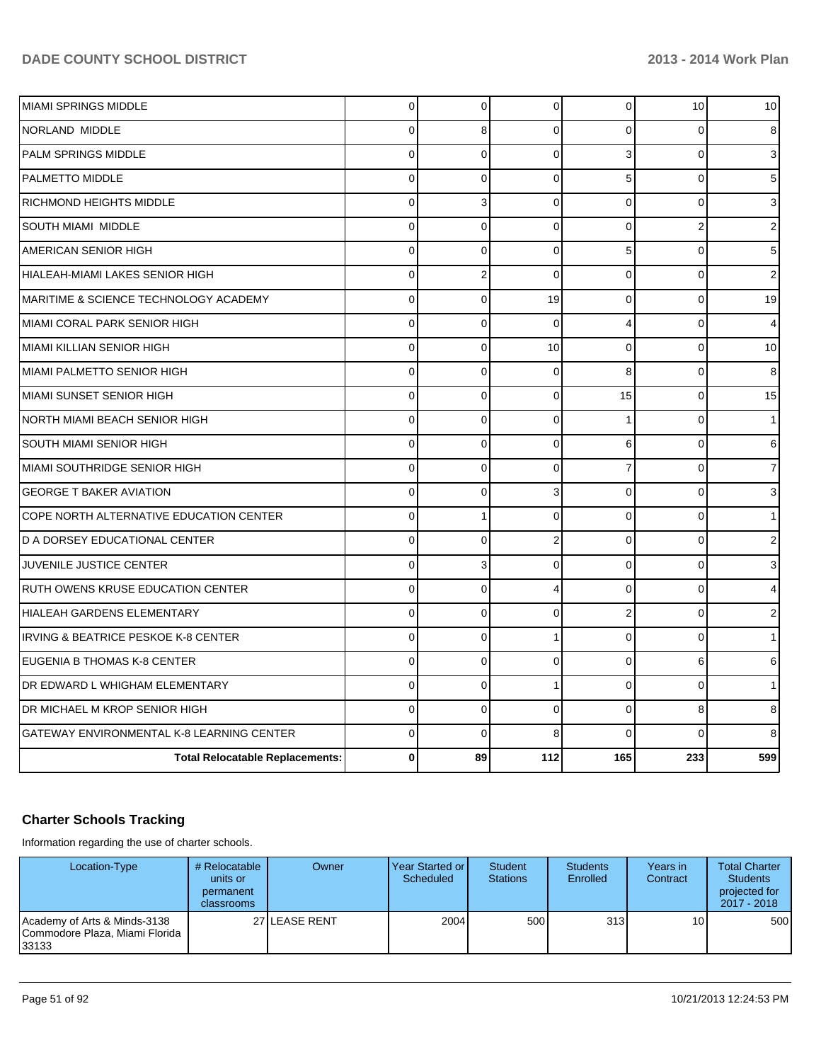| | | | | | | |
|---|---|---|---|---|---|---|
| MIAMI SPRINGS MIDDLE | 0 | 0 | 0 | 0 | 10 | 10 |
| NORLAND MIDDLE | 0 | 8 | 0 | 0 | 0 | 8 |
| PALM SPRINGS MIDDLE | 0 | 0 | 0 | 3 | 0 | 3 |
| PALMETTO MIDDLE | 0 | 0 | 0 | 5 | 0 | 5 |
| RICHMOND HEIGHTS MIDDLE | 0 | 3 | 0 | 0 | 0 | 3 |
| SOUTH MIAMI MIDDLE | 0 | 0 | 0 | 0 | 2 | 2 |
| AMERICAN SENIOR HIGH | 0 | 0 | 0 | 5 | 0 | 5 |
| HIALEAH-MIAMI LAKES SENIOR HIGH | 0 | 2 | 0 | 0 | 0 | 2 |
| MARITIME & SCIENCE TECHNOLOGY ACADEMY | 0 | 0 | 19 | 0 | 0 | 19 |
| MIAMI CORAL PARK SENIOR HIGH | 0 | 0 | 0 | 4 | 0 | 4 |
| MIAMI KILLIAN SENIOR HIGH | 0 | 0 | 10 | 0 | 0 | 10 |
| MIAMI PALMETTO SENIOR HIGH | 0 | 0 | 0 | 8 | 0 | 8 |
| MIAMI SUNSET SENIOR HIGH | 0 | 0 | 0 | 15 | 0 | 15 |
| NORTH MIAMI BEACH SENIOR HIGH | 0 | 0 | 0 | 1 | 0 | 1 |
| SOUTH MIAMI SENIOR HIGH | 0 | 0 | 0 | 6 | 0 | 6 |
| MIAMI SOUTHRIDGE SENIOR HIGH | 0 | 0 | 0 | 7 | 0 | 7 |
| GEORGE T BAKER AVIATION | 0 | 0 | 3 | 0 | 0 | 3 |
| COPE NORTH ALTERNATIVE EDUCATION CENTER | 0 | 1 | 0 | 0 | 0 | 1 |
| D A DORSEY EDUCATIONAL CENTER | 0 | 0 | 2 | 0 | 0 | 2 |
| JUVENILE JUSTICE CENTER | 0 | 3 | 0 | 0 | 0 | 3 |
| RUTH OWENS KRUSE EDUCATION CENTER | 0 | 0 | 4 | 0 | 0 | 4 |
| HIALEAH GARDENS ELEMENTARY | 0 | 0 | 0 | 2 | 0 | 2 |
| IRVING & BEATRICE PESKOE K-8 CENTER | 0 | 0 | 1 | 0 | 0 | 1 |
| EUGENIA B THOMAS K-8 CENTER | 0 | 0 | 0 | 0 | 6 | 6 |
| DR EDWARD L WHIGHAM ELEMENTARY | 0 | 0 | 1 | 0 | 0 | 1 |
| DR MICHAEL M KROP SENIOR HIGH | 0 | 0 | 0 | 0 | 8 | 8 |
| GATEWAY ENVIRONMENTAL K-8 LEARNING CENTER | 0 | 0 | 8 | 0 | 0 | 8 |
| **Total Relocatable Replacements:** | **0** | **89** | **112** | **165** | **233** | **599** |

## Charter Schools Tracking

Information regarding the use of charter schools.

| Location-Type | # Relocatable units or permanent classrooms | Owner | Year Started or Scheduled | Student Stations | Students Enrolled | Years in Contract | Total Charter Students projected for 2017 - 2018 |
|---|---|---|---|---|---|---|---|
| Academy of Arts & Minds-3138 Commodore Plaza, Miami Florida 33133 | 27 | LEASE RENT | 2004 | 500 | 313 | 10 | 500 |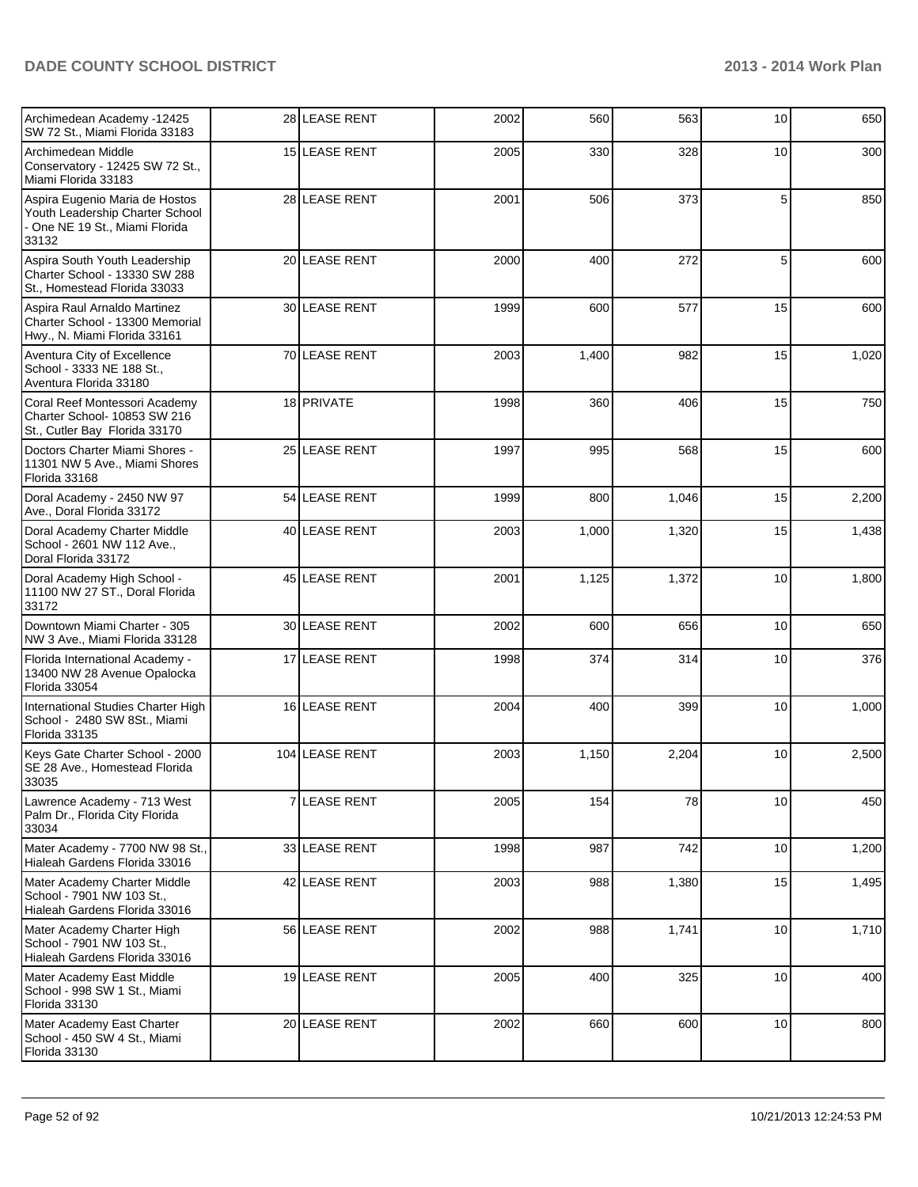| | | | | | | | |
|---|---|---|---|---|---|---|---|
| Archimedean Academy -12425 SW 72 St., Miami Florida 33183 | 28 | LEASE RENT | 2002 | 560 | 563 | 10 | 650 |
| Archimedean Middle Conservatory - 12425 SW 72 St., Miami Florida 33183 | 15 | LEASE RENT | 2005 | 330 | 328 | 10 | 300 |
| Aspira Eugenio Maria de Hostos Youth Leadership Charter School - One NE 19 St., Miami Florida 33132 | 28 | LEASE RENT | 2001 | 506 | 373 | 5 | 850 |
| Aspira South Youth Leadership Charter School - 13330 SW 288 St., Homestead Florida 33033 | 20 | LEASE RENT | 2000 | 400 | 272 | 5 | 600 |
| Aspira Raul Arnaldo Martinez Charter School - 13300 Memorial Hwy., N. Miami Florida 33161 | 30 | LEASE RENT | 1999 | 600 | 577 | 15 | 600 |
| Aventura City of Excellence School - 3333 NE 188 St., Aventura Florida 33180 | 70 | LEASE RENT | 2003 | 1,400 | 982 | 15 | 1,020 |
| Coral Reef Montessori Academy Charter School- 10853 SW 216 St., Cutler Bay Florida 33170 | 18 | PRIVATE | 1998 | 360 | 406 | 15 | 750 |
| Doctors Charter Miami Shores - 11301 NW 5 Ave., Miami Shores Florida 33168 | 25 | LEASE RENT | 1997 | 995 | 568 | 15 | 600 |
| Doral Academy - 2450 NW 97 Ave., Doral Florida 33172 | 54 | LEASE RENT | 1999 | 800 | 1,046 | 15 | 2,200 |
| Doral Academy Charter Middle School - 2601 NW 112 Ave., Doral Florida 33172 | 40 | LEASE RENT | 2003 | 1,000 | 1,320 | 15 | 1,438 |
| Doral Academy High School - 11100 NW 27 ST., Doral Florida 33172 | 45 | LEASE RENT | 2001 | 1,125 | 1,372 | 10 | 1,800 |
| Downtown Miami Charter - 305 NW 3 Ave., Miami Florida 33128 | 30 | LEASE RENT | 2002 | 600 | 656 | 10 | 650 |
| Florida International Academy - 13400 NW 28 Avenue Opalocka Florida 33054 | 17 | LEASE RENT | 1998 | 374 | 314 | 10 | 376 |
| International Studies Charter High School - 2480 SW 8St., Miami Florida 33135 | 16 | LEASE RENT | 2004 | 400 | 399 | 10 | 1,000 |
| Keys Gate Charter School - 2000 SE 28 Ave., Homestead Florida 33035 | 104 | LEASE RENT | 2003 | 1,150 | 2,204 | 10 | 2,500 |
| Lawrence Academy - 713 West Palm Dr., Florida City Florida 33034 | 7 | LEASE RENT | 2005 | 154 | 78 | 10 | 450 |
| Mater Academy - 7700 NW 98 St., Hialeah Gardens Florida 33016 | 33 | LEASE RENT | 1998 | 987 | 742 | 10 | 1,200 |
| Mater Academy Charter Middle School - 7901 NW 103 St., Hialeah Gardens Florida 33016 | 42 | LEASE RENT | 2003 | 988 | 1,380 | 15 | 1,495 |
| Mater Academy Charter High School - 7901 NW 103 St., Hialeah Gardens Florida 33016 | 56 | LEASE RENT | 2002 | 988 | 1,741 | 10 | 1,710 |
| Mater Academy East Middle School - 998 SW 1 St., Miami Florida 33130 | 19 | LEASE RENT | 2005 | 400 | 325 | 10 | 400 |
| Mater Academy East Charter School - 450 SW 4 St., Miami Florida 33130 | 20 | LEASE RENT | 2002 | 660 | 600 | 10 | 800 |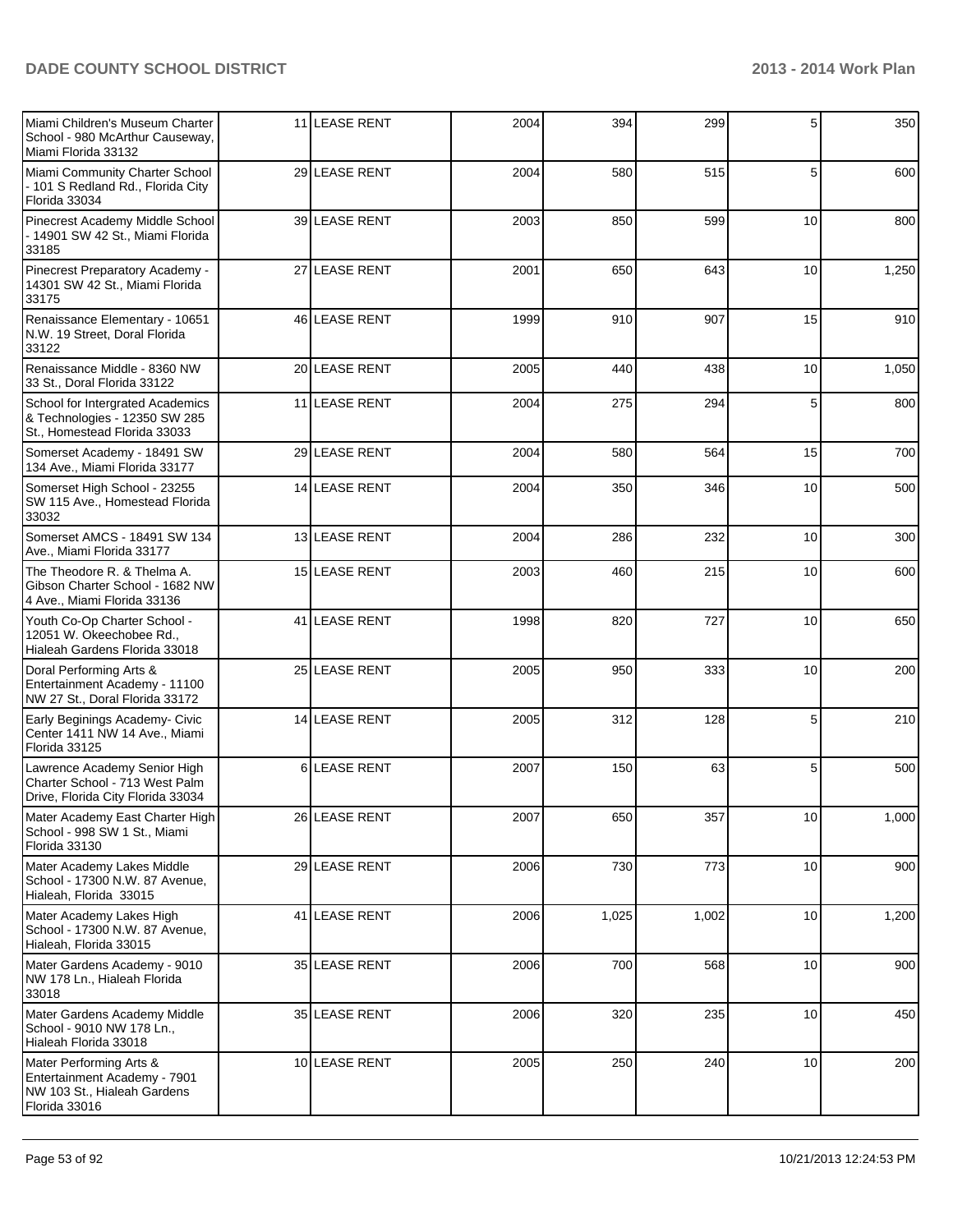| | | | | | | | |
|---|---|---|---|---|---|---|---|
| Miami Children's Museum Charter School - 980 McArthur Causeway, Miami Florida 33132 | 11 | LEASE RENT | 2004 | 394 | 299 | 5 | 350 |
| Miami Community Charter School - 101 S Redland Rd., Florida City Florida 33034 | 29 | LEASE RENT | 2004 | 580 | 515 | 5 | 600 |
| Pinecrest Academy Middle School - 14901 SW 42 St., Miami Florida 33185 | 39 | LEASE RENT | 2003 | 850 | 599 | 10 | 800 |
| Pinecrest Preparatory Academy - 14301 SW 42 St., Miami Florida 33175 | 27 | LEASE RENT | 2001 | 650 | 643 | 10 | 1,250 |
| Renaissance Elementary - 10651 N.W. 19 Street, Doral Florida 33122 | 46 | LEASE RENT | 1999 | 910 | 907 | 15 | 910 |
| Renaissance Middle - 8360 NW 33 St., Doral Florida 33122 | 20 | LEASE RENT | 2005 | 440 | 438 | 10 | 1,050 |
| School for Intergrated Academics & Technologies - 12350 SW 285 St., Homestead Florida 33033 | 11 | LEASE RENT | 2004 | 275 | 294 | 5 | 800 |
| Somerset Academy - 18491 SW 134 Ave., Miami Florida 33177 | 29 | LEASE RENT | 2004 | 580 | 564 | 15 | 700 |
| Somerset High School - 23255 SW 115 Ave., Homestead Florida 33032 | 14 | LEASE RENT | 2004 | 350 | 346 | 10 | 500 |
| Somerset AMCS - 18491 SW 134 Ave., Miami Florida 33177 | 13 | LEASE RENT | 2004 | 286 | 232 | 10 | 300 |
| The Theodore R. & Thelma A. Gibson Charter School - 1682 NW 4 Ave., Miami Florida 33136 | 15 | LEASE RENT | 2003 | 460 | 215 | 10 | 600 |
| Youth Co-Op Charter School - 12051 W. Okeechobee Rd., Hialeah Gardens Florida 33018 | 41 | LEASE RENT | 1998 | 820 | 727 | 10 | 650 |
| Doral Performing Arts & Entertainment Academy - 11100 NW 27 St., Doral Florida 33172 | 25 | LEASE RENT | 2005 | 950 | 333 | 10 | 200 |
| Early Beginings Academy- Civic Center 1411 NW 14 Ave., Miami Florida 33125 | 14 | LEASE RENT | 2005 | 312 | 128 | 5 | 210 |
| Lawrence Academy Senior High Charter School - 713 West Palm Drive, Florida City Florida 33034 | 6 | LEASE RENT | 2007 | 150 | 63 | 5 | 500 |
| Mater Academy East Charter High School - 998 SW 1 St., Miami Florida 33130 | 26 | LEASE RENT | 2007 | 650 | 357 | 10 | 1,000 |
| Mater Academy Lakes Middle School - 17300 N.W. 87 Avenue, Hialeah, Florida 33015 | 29 | LEASE RENT | 2006 | 730 | 773 | 10 | 900 |
| Mater Academy Lakes High School - 17300 N.W. 87 Avenue, Hialeah, Florida 33015 | 41 | LEASE RENT | 2006 | 1,025 | 1,002 | 10 | 1,200 |
| Mater Gardens Academy - 9010 NW 178 Ln., Hialeah Florida 33018 | 35 | LEASE RENT | 2006 | 700 | 568 | 10 | 900 |
| Mater Gardens Academy Middle School - 9010 NW 178 Ln., Hialeah Florida 33018 | 35 | LEASE RENT | 2006 | 320 | 235 | 10 | 450 |
| Mater Performing Arts & Entertainment Academy - 7901 NW 103 St., Hialeah Gardens Florida 33016 | 10 | LEASE RENT | 2005 | 250 | 240 | 10 | 200 |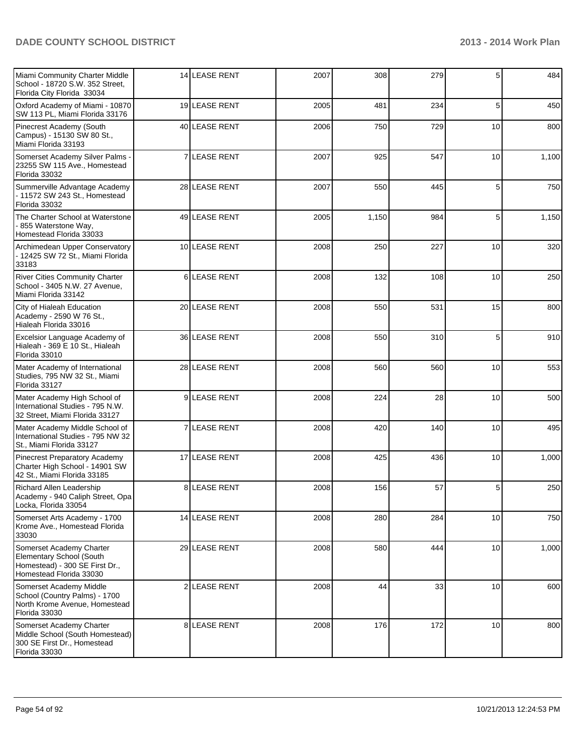| | | | | | | | |
|---|---|---|---|---|---|---|---|
| Miami Community Charter Middle School - 18720 S.W. 352 Street, Florida City Florida 33034 | 14 | LEASE RENT | 2007 | 308 | 279 | 5 | 484 |
| Oxford Academy of Miami - 10870 SW 113 PL, Miami Florida 33176 | 19 | LEASE RENT | 2005 | 481 | 234 | 5 | 450 |
| Pinecrest Academy (South Campus) - 15130 SW 80 St., Miami Florida 33193 | 40 | LEASE RENT | 2006 | 750 | 729 | 10 | 800 |
| Somerset Academy Silver Palms - 23255 SW 115 Ave., Homestead Florida 33032 | 7 | LEASE RENT | 2007 | 925 | 547 | 10 | 1,100 |
| Summerville Advantage Academy - 11572 SW 243 St., Homestead Florida 33032 | 28 | LEASE RENT | 2007 | 550 | 445 | 5 | 750 |
| The Charter School at Waterstone - 855 Waterstone Way, Homestead Florida 33033 | 49 | LEASE RENT | 2005 | 1,150 | 984 | 5 | 1,150 |
| Archimedean Upper Conservatory - 12425 SW 72 St., Miami Florida 33183 | 10 | LEASE RENT | 2008 | 250 | 227 | 10 | 320 |
| River Cities Community Charter School - 3405 N.W. 27 Avenue, Miami Florida 33142 | 6 | LEASE RENT | 2008 | 132 | 108 | 10 | 250 |
| City of Hialeah Education Academy - 2590 W 76 St., Hialeah Florida 33016 | 20 | LEASE RENT | 2008 | 550 | 531 | 15 | 800 |
| Excelsior Language Academy of Hialeah - 369 E 10 St., Hialeah Florida 33010 | 36 | LEASE RENT | 2008 | 550 | 310 | 5 | 910 |
| Mater Academy of International Studies, 795 NW 32 St., Miami Florida 33127 | 28 | LEASE RENT | 2008 | 560 | 560 | 10 | 553 |
| Mater Academy High School of International Studies - 795 N.W. 32 Street, Miami Florida 33127 | 9 | LEASE RENT | 2008 | 224 | 28 | 10 | 500 |
| Mater Academy Middle School of International Studies - 795 NW 32 St., Miami Florida 33127 | 7 | LEASE RENT | 2008 | 420 | 140 | 10 | 495 |
| Pinecrest Preparatory Academy Charter High School - 14901 SW 42 St., Miami Florida 33185 | 17 | LEASE RENT | 2008 | 425 | 436 | 10 | 1,000 |
| Richard Allen Leadership Academy - 940 Caliph Street, Opa Locka, Florida 33054 | 8 | LEASE RENT | 2008 | 156 | 57 | 5 | 250 |
| Somerset Arts Academy - 1700 Krome Ave., Homestead Florida 33030 | 14 | LEASE RENT | 2008 | 280 | 284 | 10 | 750 |
| Somerset Academy Charter Elementary School (South Homestead) - 300 SE First Dr., Homestead Florida 33030 | 29 | LEASE RENT | 2008 | 580 | 444 | 10 | 1,000 |
| Somerset Academy Middle School (Country Palms) - 1700 North Krome Avenue, Homestead Florida 33030 | 2 | LEASE RENT | 2008 | 44 | 33 | 10 | 600 |
| Somerset Academy Charter Middle School (South Homestead) 300 SE First Dr., Homestead Florida 33030 | 8 | LEASE RENT | 2008 | 176 | 172 | 10 | 800 |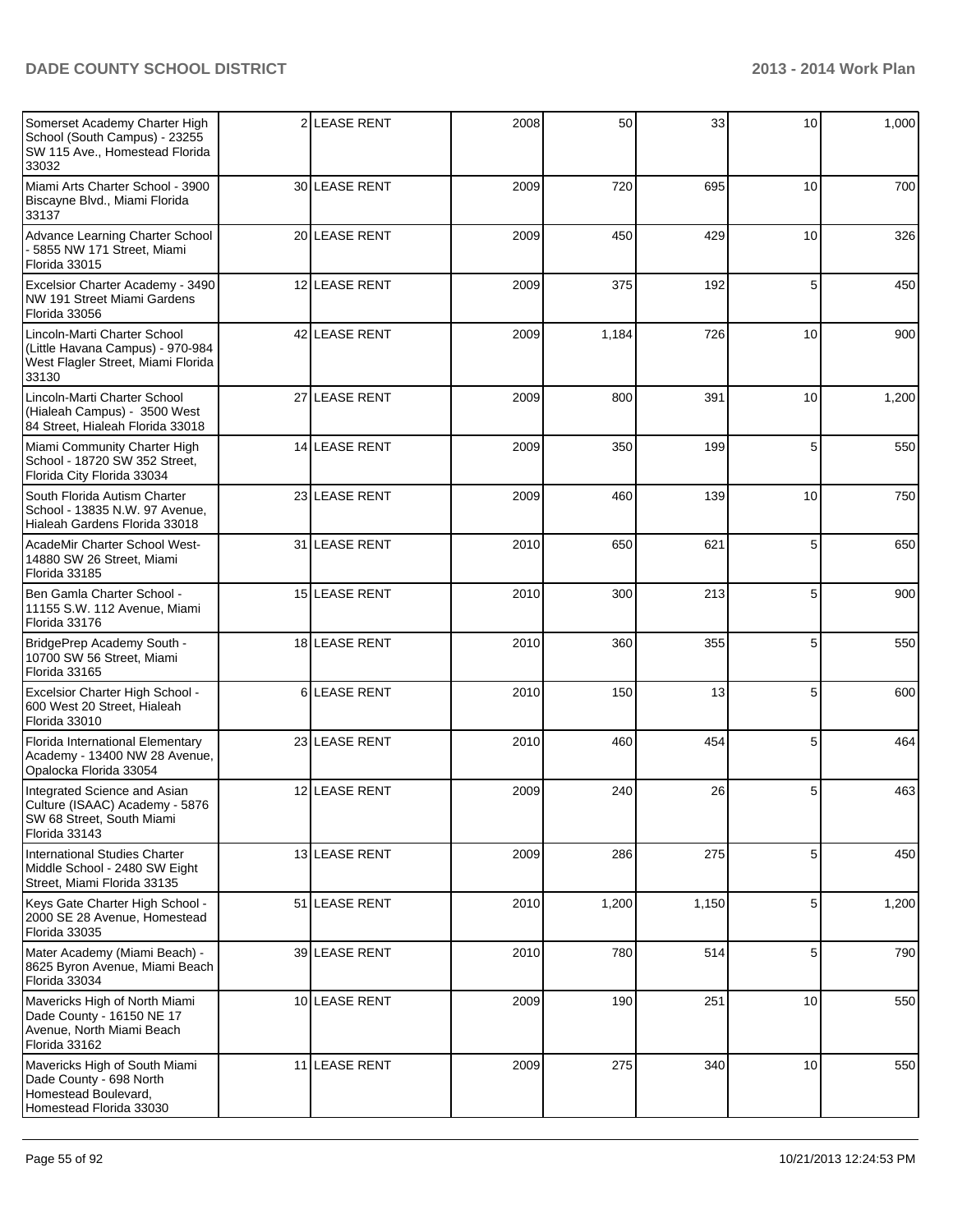| | | | | | | | |
|---|---|---|---|---|---|---|---|
| Somerset Academy Charter High School (South Campus) - 23255 SW 115 Ave., Homestead Florida 33032 | 2 | LEASE RENT | 2008 | 50 | 33 | 10 | 1,000 |
| Miami Arts Charter School - 3900 Biscayne Blvd., Miami Florida 33137 | 30 | LEASE RENT | 2009 | 720 | 695 | 10 | 700 |
| Advance Learning Charter School - 5855 NW 171 Street, Miami Florida 33015 | 20 | LEASE RENT | 2009 | 450 | 429 | 10 | 326 |
| Excelsior Charter Academy - 3490 NW 191 Street Miami Gardens Florida 33056 | 12 | LEASE RENT | 2009 | 375 | 192 | 5 | 450 |
| Lincoln-Marti Charter School (Little Havana Campus) - 970-984 West Flagler Street, Miami Florida 33130 | 42 | LEASE RENT | 2009 | 1,184 | 726 | 10 | 900 |
| Lincoln-Marti Charter School (Hialeah Campus) - 3500 West 84 Street, Hialeah Florida 33018 | 27 | LEASE RENT | 2009 | 800 | 391 | 10 | 1,200 |
| Miami Community Charter High School - 18720 SW 352 Street, Florida City Florida 33034 | 14 | LEASE RENT | 2009 | 350 | 199 | 5 | 550 |
| South Florida Autism Charter School - 13835 N.W. 97 Avenue, Hialeah Gardens Florida 33018 | 23 | LEASE RENT | 2009 | 460 | 139 | 10 | 750 |
| AcadeMir Charter School West- 14880 SW 26 Street, Miami Florida 33185 | 31 | LEASE RENT | 2010 | 650 | 621 | 5 | 650 |
| Ben Gamla Charter School - 11155 S.W. 112 Avenue, Miami Florida 33176 | 15 | LEASE RENT | 2010 | 300 | 213 | 5 | 900 |
| BridgePrep Academy South - 10700 SW 56 Street, Miami Florida 33165 | 18 | LEASE RENT | 2010 | 360 | 355 | 5 | 550 |
| Excelsior Charter High School - 600 West 20 Street, Hialeah Florida 33010 | 6 | LEASE RENT | 2010 | 150 | 13 | 5 | 600 |
| Florida International Elementary Academy - 13400 NW 28 Avenue, Opalocka Florida 33054 | 23 | LEASE RENT | 2010 | 460 | 454 | 5 | 464 |
| Integrated Science and Asian Culture (ISAAC) Academy - 5876 SW 68 Street, South Miami Florida 33143 | 12 | LEASE RENT | 2009 | 240 | 26 | 5 | 463 |
| International Studies Charter Middle School - 2480 SW Eight Street, Miami Florida 33135 | 13 | LEASE RENT | 2009 | 286 | 275 | 5 | 450 |
| Keys Gate Charter High School - 2000 SE 28 Avenue, Homestead Florida 33035 | 51 | LEASE RENT | 2010 | 1,200 | 1,150 | 5 | 1,200 |
| Mater Academy (Miami Beach) - 8625 Byron Avenue, Miami Beach Florida 33034 | 39 | LEASE RENT | 2010 | 780 | 514 | 5 | 790 |
| Mavericks High of North Miami Dade County - 16150 NE 17 Avenue, North Miami Beach Florida 33162 | 10 | LEASE RENT | 2009 | 190 | 251 | 10 | 550 |
| Mavericks High of South Miami Dade County - 698 North Homestead Boulevard, Homestead Florida 33030 | 11 | LEASE RENT | 2009 | 275 | 340 | 10 | 550 |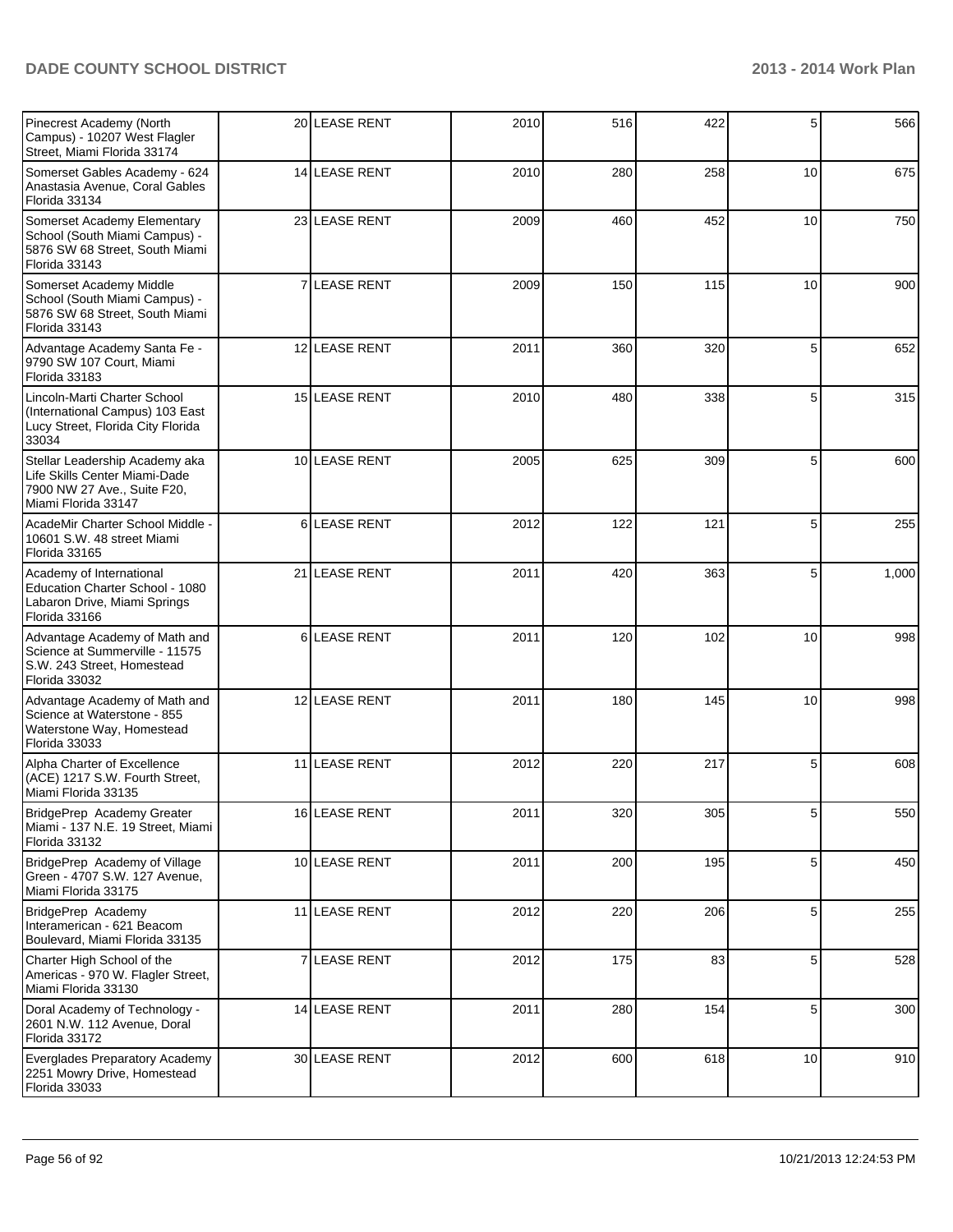| | | | | | | | |
|---|---|---|---|---|---|---|---|
| Pinecrest Academy (North Campus) - 10207 West Flagler Street, Miami Florida 33174 | 20 | LEASE RENT | 2010 | 516 | 422 | 5 | 566 |
| Somerset Gables Academy - 624 Anastasia Avenue, Coral Gables Florida 33134 | 14 | LEASE RENT | 2010 | 280 | 258 | 10 | 675 |
| Somerset Academy Elementary School (South Miami Campus) - 5876 SW 68 Street, South Miami Florida 33143 | 23 | LEASE RENT | 2009 | 460 | 452 | 10 | 750 |
| Somerset Academy Middle School (South Miami Campus) - 5876 SW 68 Street, South Miami Florida 33143 | 7 | LEASE RENT | 2009 | 150 | 115 | 10 | 900 |
| Advantage Academy Santa Fe - 9790 SW 107 Court, Miami Florida 33183 | 12 | LEASE RENT | 2011 | 360 | 320 | 5 | 652 |
| Lincoln-Marti Charter School (International Campus) 103 East Lucy Street, Florida City Florida 33034 | 15 | LEASE RENT | 2010 | 480 | 338 | 5 | 315 |
| Stellar Leadership Academy aka Life Skills Center Miami-Dade 7900 NW 27 Ave., Suite F20, Miami Florida 33147 | 10 | LEASE RENT | 2005 | 625 | 309 | 5 | 600 |
| AcadeMir Charter School Middle - 10601 S.W. 48 street Miami Florida 33165 | 6 | LEASE RENT | 2012 | 122 | 121 | 5 | 255 |
| Academy of International Education Charter School - 1080 Labaron Drive, Miami Springs Florida 33166 | 21 | LEASE RENT | 2011 | 420 | 363 | 5 | 1,000 |
| Advantage Academy of Math and Science at Summerville - 11575 S.W. 243 Street, Homestead Florida 33032 | 6 | LEASE RENT | 2011 | 120 | 102 | 10 | 998 |
| Advantage Academy of Math and Science at Waterstone - 855 Waterstone Way, Homestead Florida 33033 | 12 | LEASE RENT | 2011 | 180 | 145 | 10 | 998 |
| Alpha Charter of Excellence (ACE) 1217 S.W. Fourth Street, Miami Florida 33135 | 11 | LEASE RENT | 2012 | 220 | 217 | 5 | 608 |
| BridgePrep Academy Greater Miami - 137 N.E. 19 Street, Miami Florida 33132 | 16 | LEASE RENT | 2011 | 320 | 305 | 5 | 550 |
| BridgePrep Academy of Village Green - 4707 S.W. 127 Avenue, Miami Florida 33175 | 10 | LEASE RENT | 2011 | 200 | 195 | 5 | 450 |
| BridgePrep Academy Interamerican - 621 Beacom Boulevard, Miami Florida 33135 | 11 | LEASE RENT | 2012 | 220 | 206 | 5 | 255 |
| Charter High School of the Americas - 970 W. Flagler Street, Miami Florida 33130 | 7 | LEASE RENT | 2012 | 175 | 83 | 5 | 528 |
| Doral Academy of Technology - 2601 N.W. 112 Avenue, Doral Florida 33172 | 14 | LEASE RENT | 2011 | 280 | 154 | 5 | 300 |
| Everglades Preparatory Academy 2251 Mowry Drive, Homestead Florida 33033 | 30 | LEASE RENT | 2012 | 600 | 618 | 10 | 910 |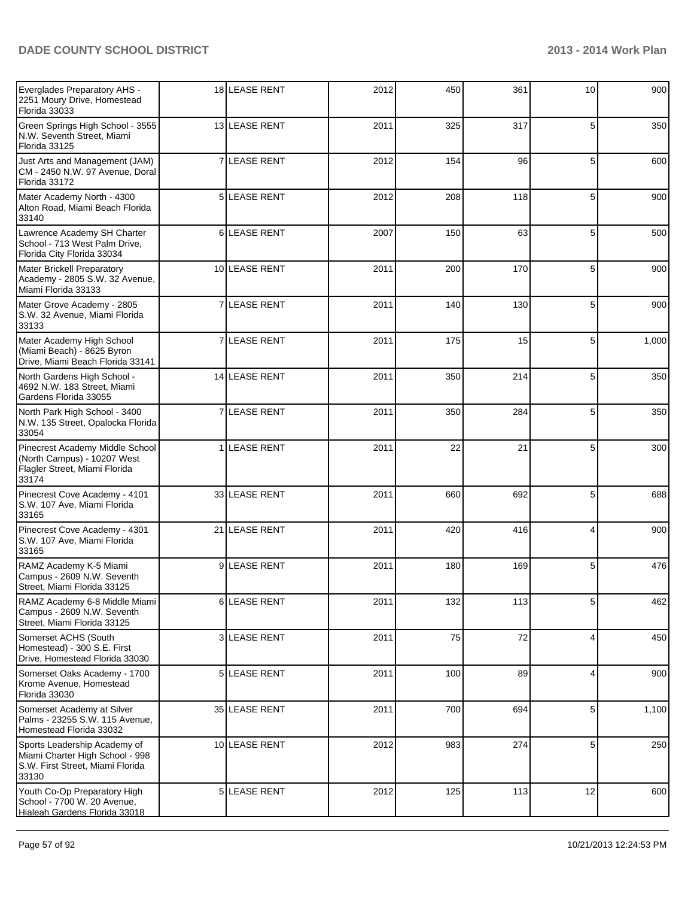| | | | | | | | |
|---|---|---|---|---|---|---|---|
| Everglades Preparatory AHS - 2251 Moury Drive, Homestead Florida 33033 | 18 | LEASE RENT | 2012 | 450 | 361 | 10 | 900 |
| Green Springs High School - 3555 N.W. Seventh Street, Miami Florida 33125 | 13 | LEASE RENT | 2011 | 325 | 317 | 5 | 350 |
| Just Arts and Management (JAM) CM - 2450 N.W. 97 Avenue, Doral Florida 33172 | 7 | LEASE RENT | 2012 | 154 | 96 | 5 | 600 |
| Mater Academy North - 4300 Alton Road, Miami Beach Florida 33140 | 5 | LEASE RENT | 2012 | 208 | 118 | 5 | 900 |
| Lawrence Academy SH Charter School - 713 West Palm Drive, Florida City Florida 33034 | 6 | LEASE RENT | 2007 | 150 | 63 | 5 | 500 |
| Mater Brickell Preparatory Academy - 2805 S.W. 32 Avenue, Miami Florida 33133 | 10 | LEASE RENT | 2011 | 200 | 170 | 5 | 900 |
| Mater Grove Academy - 2805 S.W. 32 Avenue, Miami Florida 33133 | 7 | LEASE RENT | 2011 | 140 | 130 | 5 | 900 |
| Mater Academy High School (Miami Beach) - 8625 Byron Drive, Miami Beach Florida 33141 | 7 | LEASE RENT | 2011 | 175 | 15 | 5 | 1,000 |
| North Gardens High School - 4692 N.W. 183 Street, Miami Gardens Florida 33055 | 14 | LEASE RENT | 2011 | 350 | 214 | 5 | 350 |
| North Park High School - 3400 N.W. 135 Street, Opalocka Florida 33054 | 7 | LEASE RENT | 2011 | 350 | 284 | 5 | 350 |
| Pinecrest Academy Middle School (North Campus) - 10207 West Flagler Street, Miami Florida 33174 | 1 | LEASE RENT | 2011 | 22 | 21 | 5 | 300 |
| Pinecrest Cove Academy - 4101 S.W. 107 Ave, Miami Florida 33165 | 33 | LEASE RENT | 2011 | 660 | 692 | 5 | 688 |
| Pinecrest Cove Academy - 4301 S.W. 107 Ave, Miami Florida 33165 | 21 | LEASE RENT | 2011 | 420 | 416 | 4 | 900 |
| RAMZ Academy K-5 Miami Campus - 2609 N.W. Seventh Street, Miami Florida 33125 | 9 | LEASE RENT | 2011 | 180 | 169 | 5 | 476 |
| RAMZ Academy 6-8 Middle Miami Campus - 2609 N.W. Seventh Street, Miami Florida 33125 | 6 | LEASE RENT | 2011 | 132 | 113 | 5 | 462 |
| Somerset ACHS (South Homestead) - 300 S.E. First Drive, Homestead Florida 33030 | 3 | LEASE RENT | 2011 | 75 | 72 | 4 | 450 |
| Somerset Oaks Academy - 1700 Krome Avenue, Homestead Florida 33030 | 5 | LEASE RENT | 2011 | 100 | 89 | 4 | 900 |
| Somerset Academy at Silver Palms - 23255 S.W. 115 Avenue, Homestead Florida 33032 | 35 | LEASE RENT | 2011 | 700 | 694 | 5 | 1,100 |
| Sports Leadership Academy of Miami Charter High School - 998 S.W. First Street, Miami Florida 33130 | 10 | LEASE RENT | 2012 | 983 | 274 | 5 | 250 |
| Youth Co-Op Preparatory High School - 7700 W. 20 Avenue, Hialeah Gardens Florida 33018 | 5 | LEASE RENT | 2012 | 125 | 113 | 12 | 600 |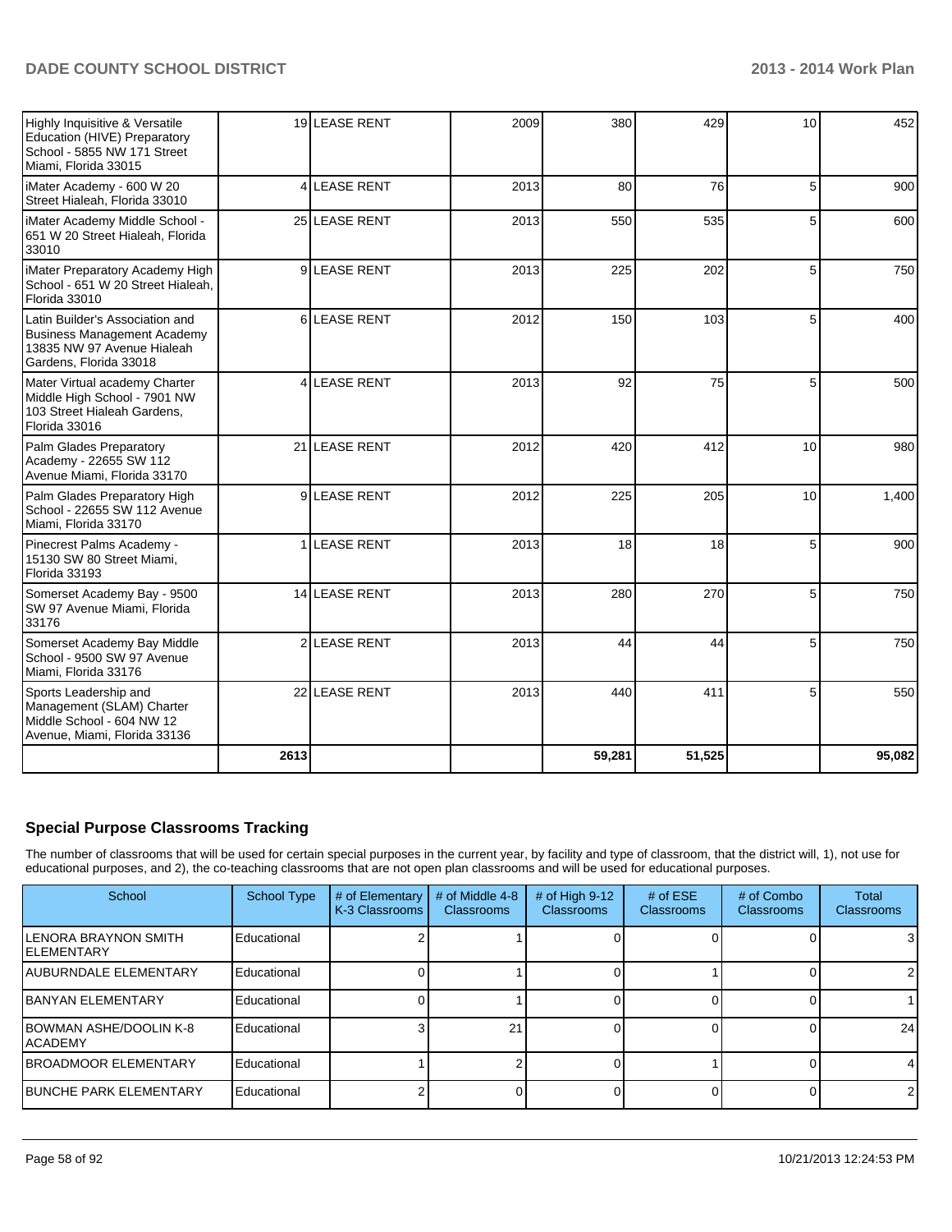| | | | | | | | |
|---|---|---|---|---|---|---|---|
| Highly Inquisitive & Versatile Education (HIVE) Preparatory School - 5855 NW 171 Street Miami, Florida 33015 | 19 | LEASE RENT | 2009 | 380 | 429 | 10 | 452 |
| iMater Academy - 600 W 20 Street Hialeah, Florida 33010 | 4 | LEASE RENT | 2013 | 80 | 76 | 5 | 900 |
| iMater Academy Middle School - 651 W 20 Street Hialeah, Florida 33010 | 25 | LEASE RENT | 2013 | 550 | 535 | 5 | 600 |
| iMater Preparatory Academy High School - 651 W 20 Street Hialeah, Florida 33010 | 9 | LEASE RENT | 2013 | 225 | 202 | 5 | 750 |
| Latin Builder's Association and Business Management Academy 13835 NW 97 Avenue Hialeah Gardens, Florida 33018 | 6 | LEASE RENT | 2012 | 150 | 103 | 5 | 400 |
| Mater Virtual academy Charter Middle High School - 7901 NW 103 Street Hialeah Gardens, Florida 33016 | 4 | LEASE RENT | 2013 | 92 | 75 | 5 | 500 |
| Palm Glades Preparatory Academy - 22655 SW 112 Avenue Miami, Florida 33170 | 21 | LEASE RENT | 2012 | 420 | 412 | 10 | 980 |
| Palm Glades Preparatory High School - 22655 SW 112 Avenue Miami, Florida 33170 | 9 | LEASE RENT | 2012 | 225 | 205 | 10 | 1,400 |
| Pinecrest Palms Academy - 15130 SW 80 Street Miami, Florida 33193 | 1 | LEASE RENT | 2013 | 18 | 18 | 5 | 900 |
| Somerset Academy Bay - 9500 SW 97 Avenue Miami, Florida 33176 | 14 | LEASE RENT | 2013 | 280 | 270 | 5 | 750 |
| Somerset Academy Bay Middle School - 9500 SW 97 Avenue Miami, Florida 33176 | 2 | LEASE RENT | 2013 | 44 | 44 | 5 | 750 |
| Sports Leadership and Management (SLAM) Charter Middle School - 604 NW 12 Avenue, Miami, Florida 33136 | 22 | LEASE RENT | 2013 | 440 | 411 | 5 | 550 |
| | **2613** | | | **59,281** | **51,525** | | **95,082** |

## Special Purpose Classrooms Tracking

The number of classrooms that will be used for certain special purposes in the current year, by facility and type of classroom, that the district will, 1), not use for educational purposes, and 2), the co-teaching classrooms that are not open plan classrooms and will be used for educational purposes.

| School | School Type | # of Elementary K-3 Classrooms | # of Middle 4-8 Classrooms | # of High 9-12 Classrooms | # of ESE Classrooms | # of Combo Classrooms | Total Classrooms |
|---|---|---|---|---|---|---|---|
| LENORA BRAYNON SMITH ELEMENTARY | Educational | 2 | 1 | 0 | 0 | 0 | 3 |
| AUBURNDALE ELEMENTARY | Educational | 0 | 1 | 0 | 1 | 0 | 2 |
| BANYAN ELEMENTARY | Educational | 0 | 1 | 0 | 0 | 0 | 1 |
| BOWMAN ASHE/DOOLIN K-8 ACADEMY | Educational | 3 | 21 | 0 | 0 | 0 | 24 |
| BROADMOOR ELEMENTARY | Educational | 1 | 2 | 0 | 1 | 0 | 4 |
| BUNCHE PARK ELEMENTARY | Educational | 2 | 0 | 0 | 0 | 0 | 2 |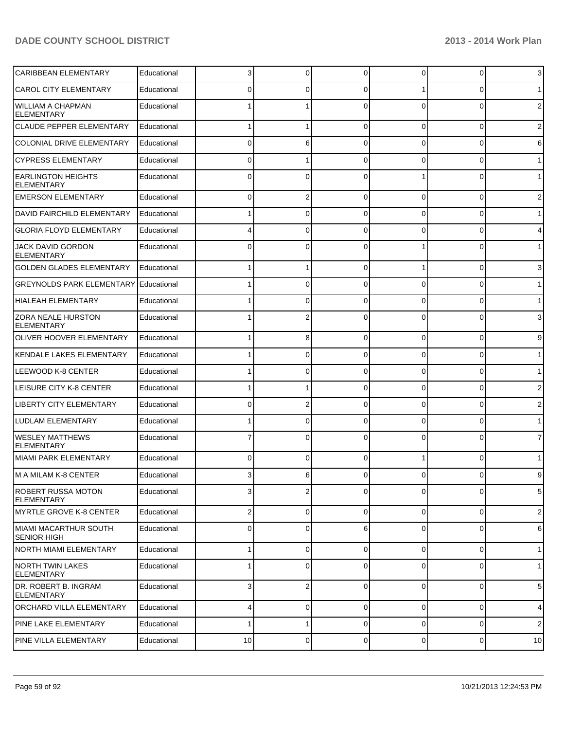| | | | | | | | |
|---|---|---|---|---|---|---|---|
| CARIBBEAN ELEMENTARY | Educational | 3 | 0 | 0 | 0 | 0 | 3 |
| CAROL CITY ELEMENTARY | Educational | 0 | 0 | 0 | 1 | 0 | 1 |
| WILLIAM A CHAPMAN ELEMENTARY | Educational | 1 | 1 | 0 | 0 | 0 | 2 |
| CLAUDE PEPPER ELEMENTARY | Educational | 1 | 1 | 0 | 0 | 0 | 2 |
| COLONIAL DRIVE ELEMENTARY | Educational | 0 | 6 | 0 | 0 | 0 | 6 |
| CYPRESS ELEMENTARY | Educational | 0 | 1 | 0 | 0 | 0 | 1 |
| EARLINGTON HEIGHTS ELEMENTARY | Educational | 0 | 0 | 0 | 1 | 0 | 1 |
| EMERSON ELEMENTARY | Educational | 0 | 2 | 0 | 0 | 0 | 2 |
| DAVID FAIRCHILD ELEMENTARY | Educational | 1 | 0 | 0 | 0 | 0 | 1 |
| GLORIA FLOYD ELEMENTARY | Educational | 4 | 0 | 0 | 0 | 0 | 4 |
| JACK DAVID GORDON ELEMENTARY | Educational | 0 | 0 | 0 | 1 | 0 | 1 |
| GOLDEN GLADES ELEMENTARY | Educational | 1 | 1 | 0 | 1 | 0 | 3 |
| GREYNOLDS PARK ELEMENTARY | Educational | 1 | 0 | 0 | 0 | 0 | 1 |
| HIALEAH ELEMENTARY | Educational | 1 | 0 | 0 | 0 | 0 | 1 |
| ZORA NEALE HURSTON ELEMENTARY | Educational | 1 | 2 | 0 | 0 | 0 | 3 |
| OLIVER HOOVER ELEMENTARY | Educational | 1 | 8 | 0 | 0 | 0 | 9 |
| KENDALE LAKES ELEMENTARY | Educational | 1 | 0 | 0 | 0 | 0 | 1 |
| LEEWOOD K-8 CENTER | Educational | 1 | 0 | 0 | 0 | 0 | 1 |
| LEISURE CITY K-8 CENTER | Educational | 1 | 1 | 0 | 0 | 0 | 2 |
| LIBERTY CITY ELEMENTARY | Educational | 0 | 2 | 0 | 0 | 0 | 2 |
| LUDLAM ELEMENTARY | Educational | 1 | 0 | 0 | 0 | 0 | 1 |
| WESLEY MATTHEWS ELEMENTARY | Educational | 7 | 0 | 0 | 0 | 0 | 7 |
| MIAMI PARK ELEMENTARY | Educational | 0 | 0 | 0 | 1 | 0 | 1 |
| M A MILAM K-8 CENTER | Educational | 3 | 6 | 0 | 0 | 0 | 9 |
| ROBERT RUSSA MOTON ELEMENTARY | Educational | 3 | 2 | 0 | 0 | 0 | 5 |
| MYRTLE GROVE K-8 CENTER | Educational | 2 | 0 | 0 | 0 | 0 | 2 |
| MIAMI MACARTHUR SOUTH SENIOR HIGH | Educational | 0 | 0 | 6 | 0 | 0 | 6 |
| NORTH MIAMI ELEMENTARY | Educational | 1 | 0 | 0 | 0 | 0 | 1 |
| NORTH TWIN LAKES ELEMENTARY | Educational | 1 | 0 | 0 | 0 | 0 | 1 |
| DR. ROBERT B. INGRAM ELEMENTARY | Educational | 3 | 2 | 0 | 0 | 0 | 5 |
| ORCHARD VILLA ELEMENTARY | Educational | 4 | 0 | 0 | 0 | 0 | 4 |
| PINE LAKE ELEMENTARY | Educational | 1 | 1 | 0 | 0 | 0 | 2 |
| PINE VILLA ELEMENTARY | Educational | 10 | 0 | 0 | 0 | 0 | 10 |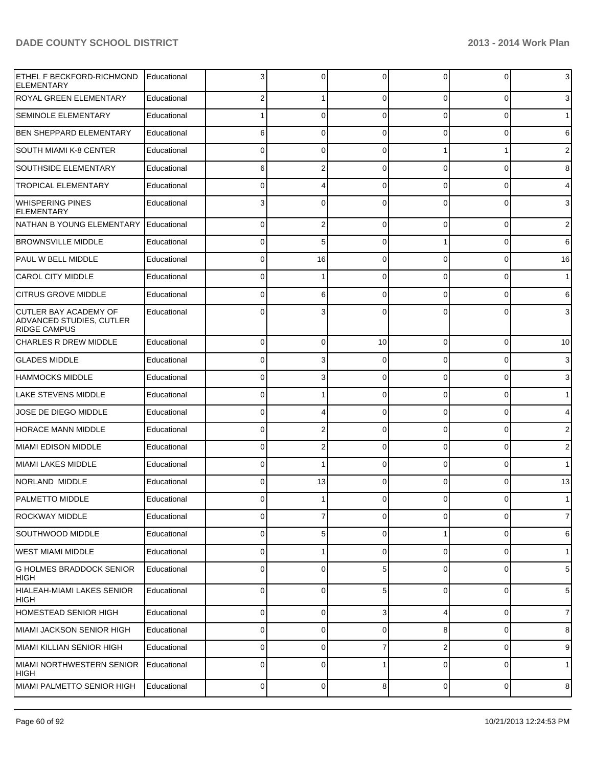| | | | | | | | |
|---|---|---|---|---|---|---|---|
| ETHEL F BECKFORD-RICHMOND ELEMENTARY | Educational | 3 | 0 | 0 | 0 | 0 | 3 |
| ROYAL GREEN ELEMENTARY | Educational | 2 | 1 | 0 | 0 | 0 | 3 |
| SEMINOLE ELEMENTARY | Educational | 1 | 0 | 0 | 0 | 0 | 1 |
| BEN SHEPPARD ELEMENTARY | Educational | 6 | 0 | 0 | 0 | 0 | 6 |
| SOUTH MIAMI K-8 CENTER | Educational | 0 | 0 | 0 | 1 | 1 | 2 |
| SOUTHSIDE ELEMENTARY | Educational | 6 | 2 | 0 | 0 | 0 | 8 |
| TROPICAL ELEMENTARY | Educational | 0 | 4 | 0 | 0 | 0 | 4 |
| WHISPERING PINES ELEMENTARY | Educational | 3 | 0 | 0 | 0 | 0 | 3 |
| NATHAN B YOUNG ELEMENTARY | Educational | 0 | 2 | 0 | 0 | 0 | 2 |
| BROWNSVILLE MIDDLE | Educational | 0 | 5 | 0 | 1 | 0 | 6 |
| PAUL W BELL MIDDLE | Educational | 0 | 16 | 0 | 0 | 0 | 16 |
| CAROL CITY MIDDLE | Educational | 0 | 1 | 0 | 0 | 0 | 1 |
| CITRUS GROVE MIDDLE | Educational | 0 | 6 | 0 | 0 | 0 | 6 |
| CUTLER BAY ACADEMY OF ADVANCED STUDIES, CUTLER RIDGE CAMPUS | Educational | 0 | 3 | 0 | 0 | 0 | 3 |
| CHARLES R DREW MIDDLE | Educational | 0 | 0 | 10 | 0 | 0 | 10 |
| GLADES MIDDLE | Educational | 0 | 3 | 0 | 0 | 0 | 3 |
| HAMMOCKS MIDDLE | Educational | 0 | 3 | 0 | 0 | 0 | 3 |
| LAKE STEVENS MIDDLE | Educational | 0 | 1 | 0 | 0 | 0 | 1 |
| JOSE DE DIEGO MIDDLE | Educational | 0 | 4 | 0 | 0 | 0 | 4 |
| HORACE MANN MIDDLE | Educational | 0 | 2 | 0 | 0 | 0 | 2 |
| MIAMI EDISON MIDDLE | Educational | 0 | 2 | 0 | 0 | 0 | 2 |
| MIAMI LAKES MIDDLE | Educational | 0 | 1 | 0 | 0 | 0 | 1 |
| NORLAND MIDDLE | Educational | 0 | 13 | 0 | 0 | 0 | 13 |
| PALMETTO MIDDLE | Educational | 0 | 1 | 0 | 0 | 0 | 1 |
| ROCKWAY MIDDLE | Educational | 0 | 7 | 0 | 0 | 0 | 7 |
| SOUTHWOOD MIDDLE | Educational | 0 | 5 | 0 | 1 | 0 | 6 |
| WEST MIAMI MIDDLE | Educational | 0 | 1 | 0 | 0 | 0 | 1 |
| G HOLMES BRADDOCK SENIOR HIGH | Educational | 0 | 0 | 5 | 0 | 0 | 5 |
| HIALEAH-MIAMI LAKES SENIOR HIGH | Educational | 0 | 0 | 5 | 0 | 0 | 5 |
| HOMESTEAD SENIOR HIGH | Educational | 0 | 0 | 3 | 4 | 0 | 7 |
| MIAMI JACKSON SENIOR HIGH | Educational | 0 | 0 | 0 | 8 | 0 | 8 |
| MIAMI KILLIAN SENIOR HIGH | Educational | 0 | 0 | 7 | 2 | 0 | 9 |
| MIAMI NORTHWESTERN SENIOR HIGH | Educational | 0 | 0 | 1 | 0 | 0 | 1 |
| MIAMI PALMETTO SENIOR HIGH | Educational | 0 | 0 | 8 | 0 | 0 | 8 |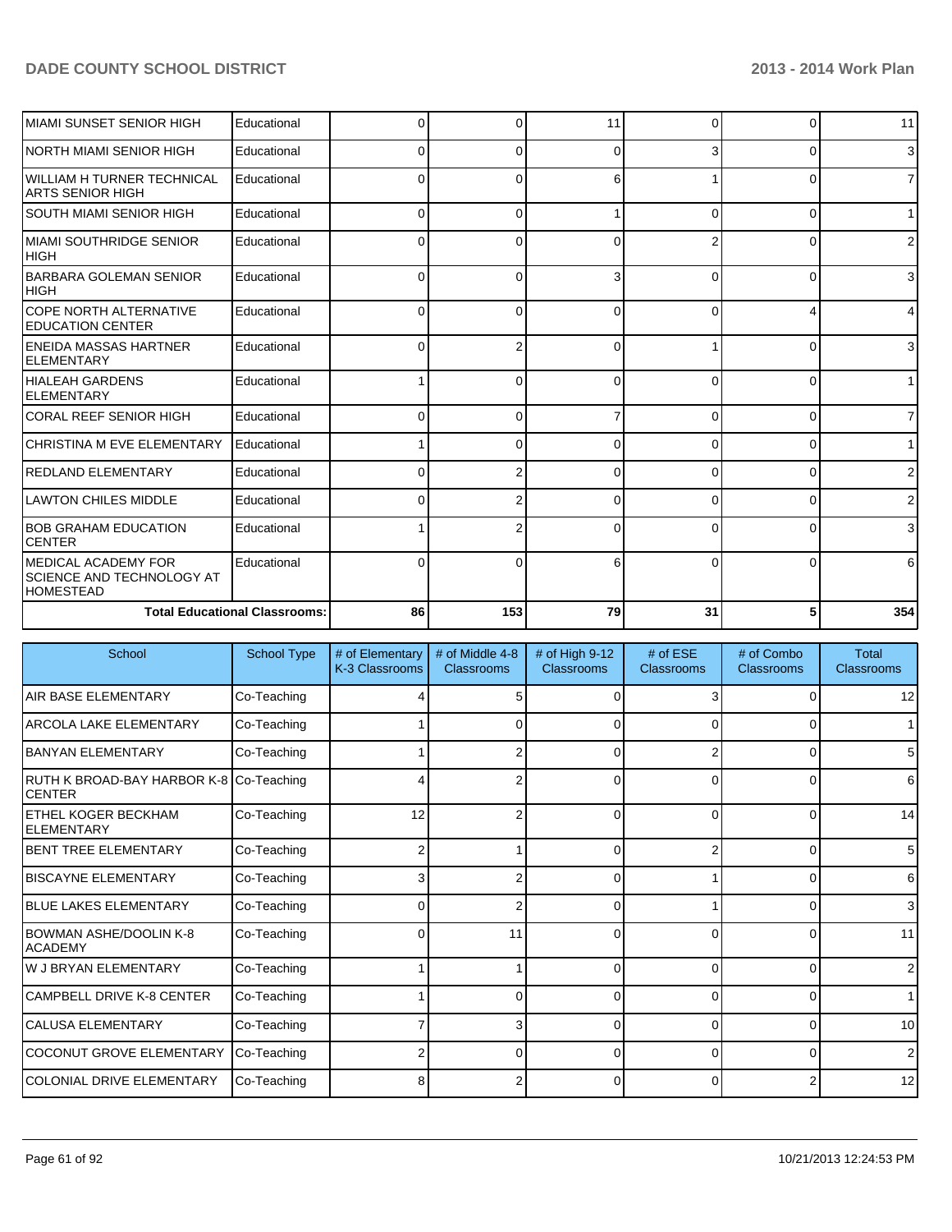| School | School Type | # of Elementary K-3 Classrooms | # of Middle 4-8 Classrooms | # of High 9-12 Classrooms | # of ESE Classrooms | # of Combo Classrooms | Total Classrooms |
|---|---|---|---|---|---|---|---|
| MIAMI SUNSET SENIOR HIGH | Educational | 0 | 0 | 11 | 0 | 0 | 11 |
| NORTH MIAMI SENIOR HIGH | Educational | 0 | 0 | 0 | 3 | 0 | 3 |
| WILLIAM H TURNER TECHNICAL ARTS SENIOR HIGH | Educational | 0 | 0 | 6 | 1 | 0 | 7 |
| SOUTH MIAMI SENIOR HIGH | Educational | 0 | 0 | 1 | 0 | 0 | 1 |
| MIAMI SOUTHRIDGE SENIOR HIGH | Educational | 0 | 0 | 0 | 2 | 0 | 2 |
| BARBARA GOLEMAN SENIOR HIGH | Educational | 0 | 0 | 3 | 0 | 0 | 3 |
| COPE NORTH ALTERNATIVE EDUCATION CENTER | Educational | 0 | 0 | 0 | 0 | 4 | 4 |
| ENEIDA MASSAS HARTNER ELEMENTARY | Educational | 0 | 2 | 0 | 1 | 0 | 3 |
| HIALEAH GARDENS ELEMENTARY | Educational | 1 | 0 | 0 | 0 | 0 | 1 |
| CORAL REEF SENIOR HIGH | Educational | 0 | 0 | 7 | 0 | 0 | 7 |
| CHRISTINA M EVE ELEMENTARY | Educational | 1 | 0 | 0 | 0 | 0 | 1 |
| REDLAND ELEMENTARY | Educational | 0 | 2 | 0 | 0 | 0 | 2 |
| LAWTON CHILES MIDDLE | Educational | 0 | 2 | 0 | 0 | 0 | 2 |
| BOB GRAHAM EDUCATION CENTER | Educational | 1 | 2 | 0 | 0 | 0 | 3 |
| MEDICAL ACADEMY FOR SCIENCE AND TECHNOLOGY AT HOMESTEAD | Educational | 0 | 0 | 6 | 0 | 0 | 6 |
| **Total Educational Classrooms:** | | **86** | **153** | **79** | **31** | **5** | **354** |

| School | School Type | # of Elementary K-3 Classrooms | # of Middle 4-8 Classrooms | # of High 9-12 Classrooms | # of ESE Classrooms | # of Combo Classrooms | Total Classrooms |
|---|---|---|---|---|---|---|---|
| AIR BASE ELEMENTARY | Co-Teaching | 4 | 5 | 0 | 3 | 0 | 12 |
| ARCOLA LAKE ELEMENTARY | Co-Teaching | 1 | 0 | 0 | 0 | 0 | 1 |
| BANYAN ELEMENTARY | Co-Teaching | 1 | 2 | 0 | 2 | 0 | 5 |
| RUTH K BROAD-BAY HARBOR K-8 CENTER | Co-Teaching | 4 | 2 | 0 | 0 | 0 | 6 |
| ETHEL KOGER BECKHAM ELEMENTARY | Co-Teaching | 12 | 2 | 0 | 0 | 0 | 14 |
| BENT TREE ELEMENTARY | Co-Teaching | 2 | 1 | 0 | 2 | 0 | 5 |
| BISCAYNE ELEMENTARY | Co-Teaching | 3 | 2 | 0 | 1 | 0 | 6 |
| BLUE LAKES ELEMENTARY | Co-Teaching | 0 | 2 | 0 | 1 | 0 | 3 |
| BOWMAN ASHE/DOOLIN K-8 ACADEMY | Co-Teaching | 0 | 11 | 0 | 0 | 0 | 11 |
| W J BRYAN ELEMENTARY | Co-Teaching | 1 | 1 | 0 | 0 | 0 | 2 |
| CAMPBELL DRIVE K-8 CENTER | Co-Teaching | 1 | 0 | 0 | 0 | 0 | 1 |
| CALUSA ELEMENTARY | Co-Teaching | 7 | 3 | 0 | 0 | 0 | 10 |
| COCONUT GROVE ELEMENTARY | Co-Teaching | 2 | 0 | 0 | 0 | 0 | 2 |
| COLONIAL DRIVE ELEMENTARY | Co-Teaching | 8 | 2 | 0 | 0 | 2 | 12 |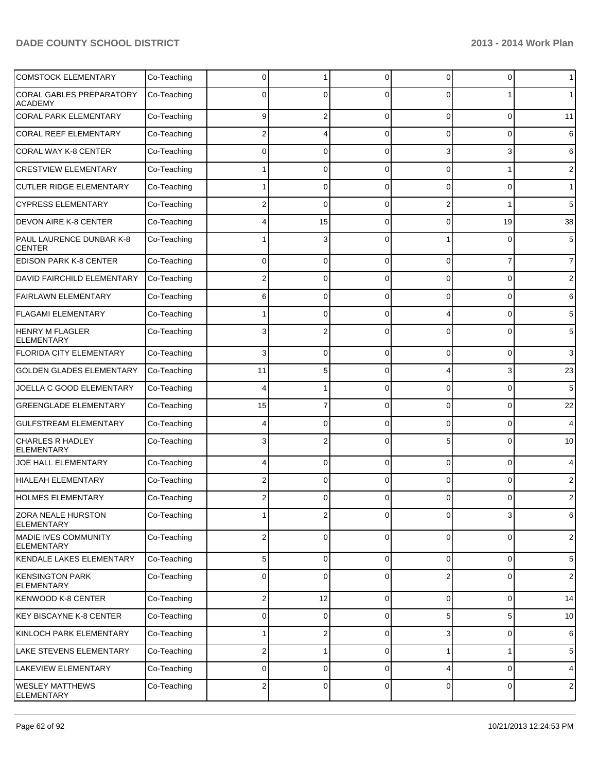| | | | | | | | |
|---|---|---|---|---|---|---|---|
| COMSTOCK ELEMENTARY | Co-Teaching | 0 | 1 | 0 | 0 | 0 | 1 |
| CORAL GABLES PREPARATORY ACADEMY | Co-Teaching | 0 | 0 | 0 | 0 | 1 | 1 |
| CORAL PARK ELEMENTARY | Co-Teaching | 9 | 2 | 0 | 0 | 0 | 11 |
| CORAL REEF ELEMENTARY | Co-Teaching | 2 | 4 | 0 | 0 | 0 | 6 |
| CORAL WAY K-8 CENTER | Co-Teaching | 0 | 0 | 0 | 3 | 3 | 6 |
| CRESTVIEW ELEMENTARY | Co-Teaching | 1 | 0 | 0 | 0 | 1 | 2 |
| CUTLER RIDGE ELEMENTARY | Co-Teaching | 1 | 0 | 0 | 0 | 0 | 1 |
| CYPRESS ELEMENTARY | Co-Teaching | 2 | 0 | 0 | 2 | 1 | 5 |
| DEVON AIRE K-8 CENTER | Co-Teaching | 4 | 15 | 0 | 0 | 19 | 38 |
| PAUL LAURENCE DUNBAR K-8 CENTER | Co-Teaching | 1 | 3 | 0 | 1 | 0 | 5 |
| EDISON PARK K-8 CENTER | Co-Teaching | 0 | 0 | 0 | 0 | 7 | 7 |
| DAVID FAIRCHILD ELEMENTARY | Co-Teaching | 2 | 0 | 0 | 0 | 0 | 2 |
| FAIRLAWN ELEMENTARY | Co-Teaching | 6 | 0 | 0 | 0 | 0 | 6 |
| FLAGAMI ELEMENTARY | Co-Teaching | 1 | 0 | 0 | 4 | 0 | 5 |
| HENRY M FLAGLER ELEMENTARY | Co-Teaching | 3 | 2 | 0 | 0 | 0 | 5 |
| FLORIDA CITY ELEMENTARY | Co-Teaching | 3 | 0 | 0 | 0 | 0 | 3 |
| GOLDEN GLADES ELEMENTARY | Co-Teaching | 11 | 5 | 0 | 4 | 3 | 23 |
| JOELLA C GOOD ELEMENTARY | Co-Teaching | 4 | 1 | 0 | 0 | 0 | 5 |
| GREENGLADE ELEMENTARY | Co-Teaching | 15 | 7 | 0 | 0 | 0 | 22 |
| GULFSTREAM ELEMENTARY | Co-Teaching | 4 | 0 | 0 | 0 | 0 | 4 |
| CHARLES R HADLEY ELEMENTARY | Co-Teaching | 3 | 2 | 0 | 5 | 0 | 10 |
| JOE HALL ELEMENTARY | Co-Teaching | 4 | 0 | 0 | 0 | 0 | 4 |
| HIALEAH ELEMENTARY | Co-Teaching | 2 | 0 | 0 | 0 | 0 | 2 |
| HOLMES ELEMENTARY | Co-Teaching | 2 | 0 | 0 | 0 | 0 | 2 |
| ZORA NEALE HURSTON ELEMENTARY | Co-Teaching | 1 | 2 | 0 | 0 | 3 | 6 |
| MADIE IVES COMMUNITY ELEMENTARY | Co-Teaching | 2 | 0 | 0 | 0 | 0 | 2 |
| KENDALE LAKES ELEMENTARY | Co-Teaching | 5 | 0 | 0 | 0 | 0 | 5 |
| KENSINGTON PARK ELEMENTARY | Co-Teaching | 0 | 0 | 0 | 2 | 0 | 2 |
| KENWOOD K-8 CENTER | Co-Teaching | 2 | 12 | 0 | 0 | 0 | 14 |
| KEY BISCAYNE K-8 CENTER | Co-Teaching | 0 | 0 | 0 | 5 | 5 | 10 |
| KINLOCH PARK ELEMENTARY | Co-Teaching | 1 | 2 | 0 | 3 | 0 | 6 |
| LAKE STEVENS ELEMENTARY | Co-Teaching | 2 | 1 | 0 | 1 | 1 | 5 |
| LAKEVIEW ELEMENTARY | Co-Teaching | 0 | 0 | 0 | 4 | 0 | 4 |
| WESLEY MATTHEWS ELEMENTARY | Co-Teaching | 2 | 0 | 0 | 0 | 0 | 2 |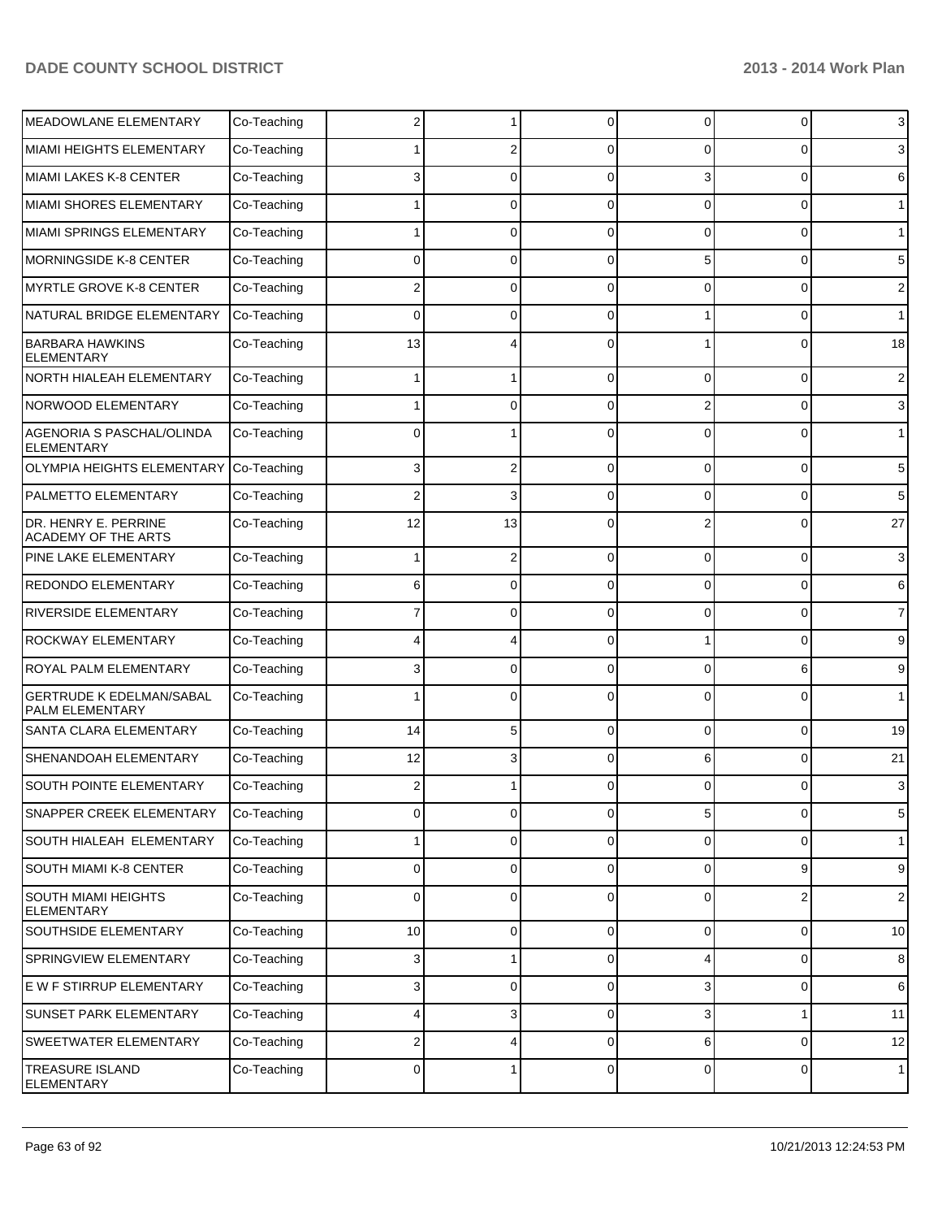| | | | | | | | |
|---|---|---|---|---|---|---|---|
| MEADOWLANE ELEMENTARY | Co-Teaching | 2 | 1 | 0 | 0 | 0 | 3 |
| MIAMI HEIGHTS ELEMENTARY | Co-Teaching | 1 | 2 | 0 | 0 | 0 | 3 |
| MIAMI LAKES K-8 CENTER | Co-Teaching | 3 | 0 | 0 | 3 | 0 | 6 |
| MIAMI SHORES ELEMENTARY | Co-Teaching | 1 | 0 | 0 | 0 | 0 | 1 |
| MIAMI SPRINGS ELEMENTARY | Co-Teaching | 1 | 0 | 0 | 0 | 0 | 1 |
| MORNINGSIDE K-8 CENTER | Co-Teaching | 0 | 0 | 0 | 5 | 0 | 5 |
| MYRTLE GROVE K-8 CENTER | Co-Teaching | 2 | 0 | 0 | 0 | 0 | 2 |
| NATURAL BRIDGE ELEMENTARY | Co-Teaching | 0 | 0 | 0 | 1 | 0 | 1 |
| BARBARA HAWKINS ELEMENTARY | Co-Teaching | 13 | 4 | 0 | 1 | 0 | 18 |
| NORTH HIALEAH ELEMENTARY | Co-Teaching | 1 | 1 | 0 | 0 | 0 | 2 |
| NORWOOD ELEMENTARY | Co-Teaching | 1 | 0 | 0 | 2 | 0 | 3 |
| AGENORIA S PASCHAL/OLINDA ELEMENTARY | Co-Teaching | 0 | 1 | 0 | 0 | 0 | 1 |
| OLYMPIA HEIGHTS ELEMENTARY | Co-Teaching | 3 | 2 | 0 | 0 | 0 | 5 |
| PALMETTO ELEMENTARY | Co-Teaching | 2 | 3 | 0 | 0 | 0 | 5 |
| DR. HENRY E. PERRINE ACADEMY OF THE ARTS | Co-Teaching | 12 | 13 | 0 | 2 | 0 | 27 |
| PINE LAKE ELEMENTARY | Co-Teaching | 1 | 2 | 0 | 0 | 0 | 3 |
| REDONDO ELEMENTARY | Co-Teaching | 6 | 0 | 0 | 0 | 0 | 6 |
| RIVERSIDE ELEMENTARY | Co-Teaching | 7 | 0 | 0 | 0 | 0 | 7 |
| ROCKWAY ELEMENTARY | Co-Teaching | 4 | 4 | 0 | 1 | 0 | 9 |
| ROYAL PALM ELEMENTARY | Co-Teaching | 3 | 0 | 0 | 0 | 6 | 9 |
| GERTRUDE K EDELMAN/SABAL PALM ELEMENTARY | Co-Teaching | 1 | 0 | 0 | 0 | 0 | 1 |
| SANTA CLARA ELEMENTARY | Co-Teaching | 14 | 5 | 0 | 0 | 0 | 19 |
| SHENANDOAH ELEMENTARY | Co-Teaching | 12 | 3 | 0 | 6 | 0 | 21 |
| SOUTH POINTE ELEMENTARY | Co-Teaching | 2 | 1 | 0 | 0 | 0 | 3 |
| SNAPPER CREEK ELEMENTARY | Co-Teaching | 0 | 0 | 0 | 5 | 0 | 5 |
| SOUTH HIALEAH ELEMENTARY | Co-Teaching | 1 | 0 | 0 | 0 | 0 | 1 |
| SOUTH MIAMI K-8 CENTER | Co-Teaching | 0 | 0 | 0 | 0 | 9 | 9 |
| SOUTH MIAMI HEIGHTS ELEMENTARY | Co-Teaching | 0 | 0 | 0 | 0 | 2 | 2 |
| SOUTHSIDE ELEMENTARY | Co-Teaching | 10 | 0 | 0 | 0 | 0 | 10 |
| SPRINGVIEW ELEMENTARY | Co-Teaching | 3 | 1 | 0 | 4 | 0 | 8 |
| E W F STIRRUP ELEMENTARY | Co-Teaching | 3 | 0 | 0 | 3 | 0 | 6 |
| SUNSET PARK ELEMENTARY | Co-Teaching | 4 | 3 | 0 | 3 | 1 | 11 |
| SWEETWATER ELEMENTARY | Co-Teaching | 2 | 4 | 0 | 6 | 0 | 12 |
| TREASURE ISLAND ELEMENTARY | Co-Teaching | 0 | 1 | 0 | 0 | 0 | 1 |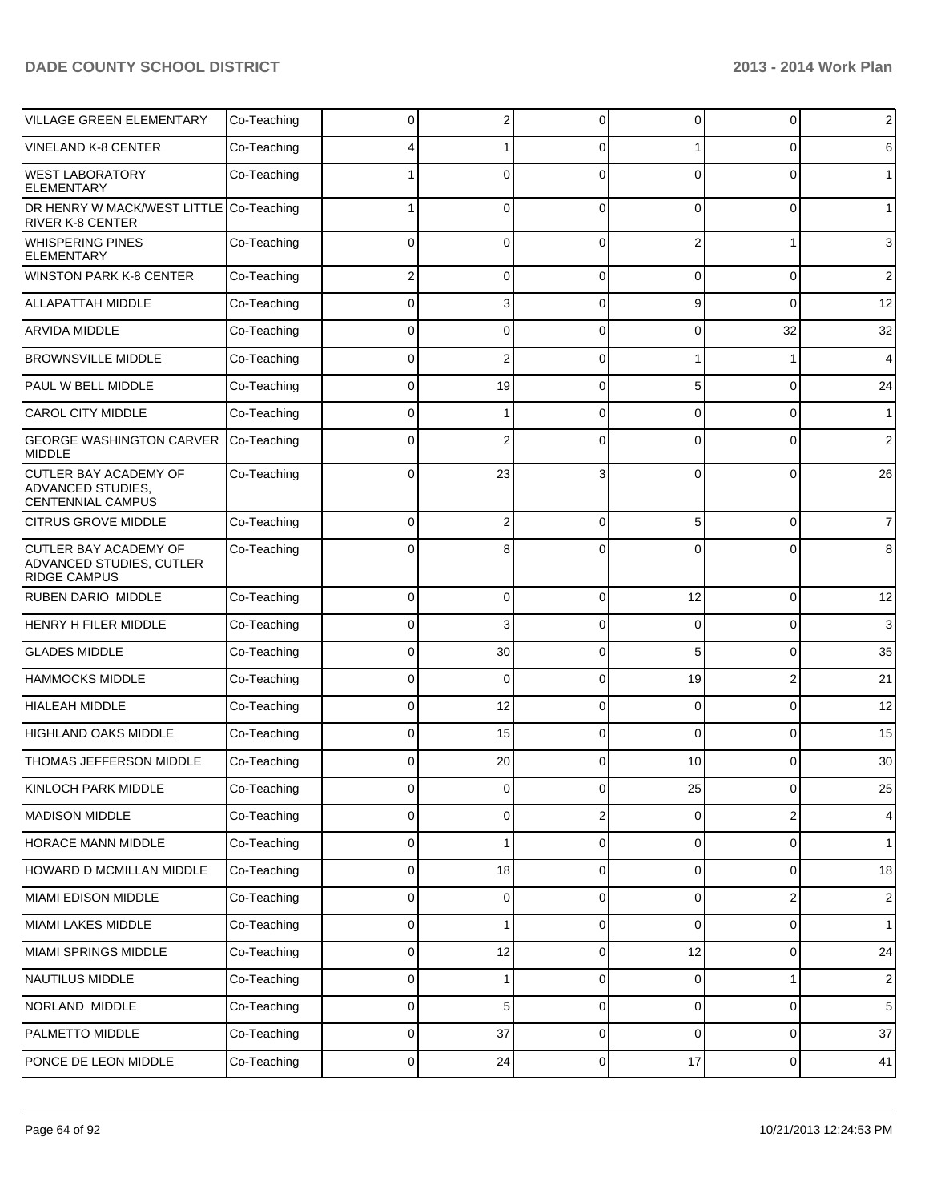| | | | | | | | |
|---|---|---|---|---|---|---|---|
| VILLAGE GREEN ELEMENTARY | Co-Teaching | 0 | 2 | 0 | 0 | 0 | 2 |
| VINELAND K-8 CENTER | Co-Teaching | 4 | 1 | 0 | 1 | 0 | 6 |
| WEST LABORATORY ELEMENTARY | Co-Teaching | 1 | 0 | 0 | 0 | 0 | 1 |
| DR HENRY W MACK/WEST LITTLE RIVER K-8 CENTER | Co-Teaching | 1 | 0 | 0 | 0 | 0 | 1 |
| WHISPERING PINES ELEMENTARY | Co-Teaching | 0 | 0 | 0 | 2 | 1 | 3 |
| WINSTON PARK K-8 CENTER | Co-Teaching | 2 | 0 | 0 | 0 | 0 | 2 |
| ALLAPATTAH MIDDLE | Co-Teaching | 0 | 3 | 0 | 9 | 0 | 12 |
| ARVIDA MIDDLE | Co-Teaching | 0 | 0 | 0 | 0 | 32 | 32 |
| BROWNSVILLE MIDDLE | Co-Teaching | 0 | 2 | 0 | 1 | 1 | 4 |
| PAUL W BELL MIDDLE | Co-Teaching | 0 | 19 | 0 | 5 | 0 | 24 |
| CAROL CITY MIDDLE | Co-Teaching | 0 | 1 | 0 | 0 | 0 | 1 |
| GEORGE WASHINGTON CARVER MIDDLE | Co-Teaching | 0 | 2 | 0 | 0 | 0 | 2 |
| CUTLER BAY ACADEMY OF ADVANCED STUDIES, CENTENNIAL CAMPUS | Co-Teaching | 0 | 23 | 3 | 0 | 0 | 26 |
| CITRUS GROVE MIDDLE | Co-Teaching | 0 | 2 | 0 | 5 | 0 | 7 |
| CUTLER BAY ACADEMY OF ADVANCED STUDIES, CUTLER RIDGE CAMPUS | Co-Teaching | 0 | 8 | 0 | 0 | 0 | 8 |
| RUBEN DARIO MIDDLE | Co-Teaching | 0 | 0 | 0 | 12 | 0 | 12 |
| HENRY H FILER MIDDLE | Co-Teaching | 0 | 3 | 0 | 0 | 0 | 3 |
| GLADES MIDDLE | Co-Teaching | 0 | 30 | 0 | 5 | 0 | 35 |
| HAMMOCKS MIDDLE | Co-Teaching | 0 | 0 | 0 | 19 | 2 | 21 |
| HIALEAH MIDDLE | Co-Teaching | 0 | 12 | 0 | 0 | 0 | 12 |
| HIGHLAND OAKS MIDDLE | Co-Teaching | 0 | 15 | 0 | 0 | 0 | 15 |
| THOMAS JEFFERSON MIDDLE | Co-Teaching | 0 | 20 | 0 | 10 | 0 | 30 |
| KINLOCH PARK MIDDLE | Co-Teaching | 0 | 0 | 0 | 25 | 0 | 25 |
| MADISON MIDDLE | Co-Teaching | 0 | 0 | 2 | 0 | 2 | 4 |
| HORACE MANN MIDDLE | Co-Teaching | 0 | 1 | 0 | 0 | 0 | 1 |
| HOWARD D MCMILLAN MIDDLE | Co-Teaching | 0 | 18 | 0 | 0 | 0 | 18 |
| MIAMI EDISON MIDDLE | Co-Teaching | 0 | 0 | 0 | 0 | 2 | 2 |
| MIAMI LAKES MIDDLE | Co-Teaching | 0 | 1 | 0 | 0 | 0 | 1 |
| MIAMI SPRINGS MIDDLE | Co-Teaching | 0 | 12 | 0 | 12 | 0 | 24 |
| NAUTILUS MIDDLE | Co-Teaching | 0 | 1 | 0 | 0 | 1 | 2 |
| NORLAND MIDDLE | Co-Teaching | 0 | 5 | 0 | 0 | 0 | 5 |
| PALMETTO MIDDLE | Co-Teaching | 0 | 37 | 0 | 0 | 0 | 37 |
| PONCE DE LEON MIDDLE | Co-Teaching | 0 | 24 | 0 | 17 | 0 | 41 |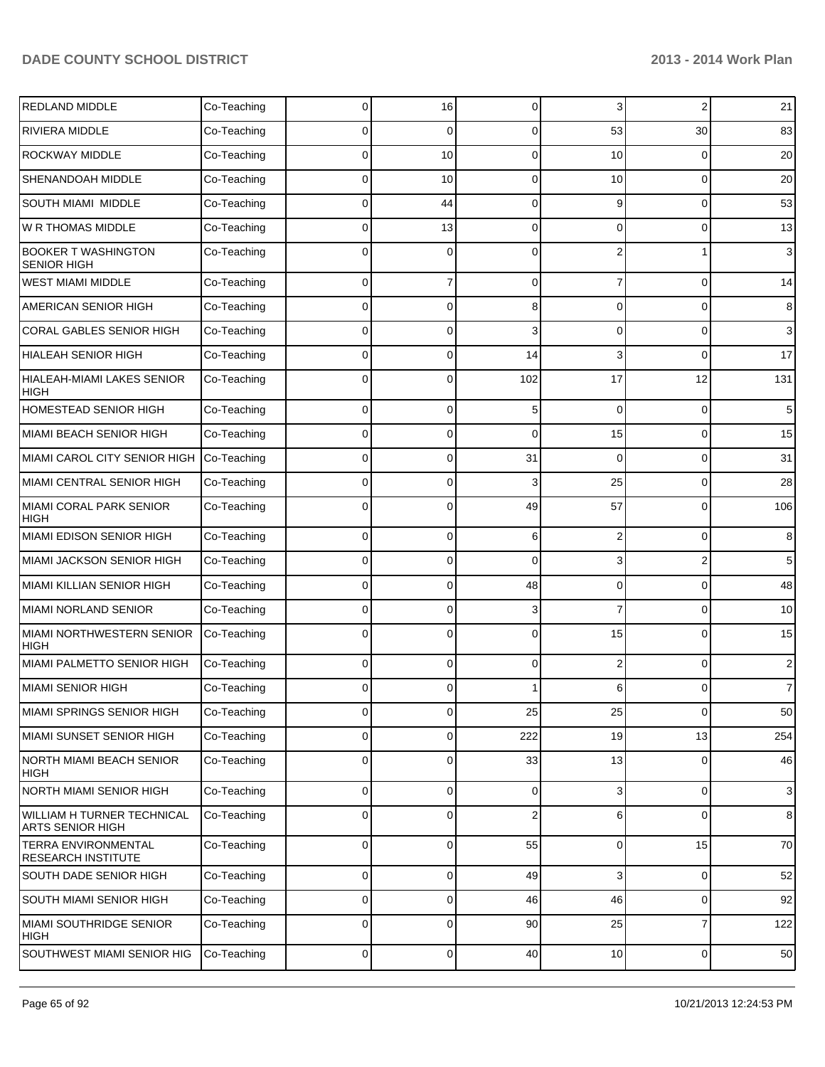| | | | | | | | |
|---|---|---|---|---|---|---|---|
| REDLAND MIDDLE | Co-Teaching | 0 | 16 | 0 | 3 | 2 | 21 |
| RIVIERA MIDDLE | Co-Teaching | 0 | 0 | 0 | 53 | 30 | 83 |
| ROCKWAY MIDDLE | Co-Teaching | 0 | 10 | 0 | 10 | 0 | 20 |
| SHENANDOAH MIDDLE | Co-Teaching | 0 | 10 | 0 | 10 | 0 | 20 |
| SOUTH MIAMI MIDDLE | Co-Teaching | 0 | 44 | 0 | 9 | 0 | 53 |
| W R THOMAS MIDDLE | Co-Teaching | 0 | 13 | 0 | 0 | 0 | 13 |
| BOOKER T WASHINGTON SENIOR HIGH | Co-Teaching | 0 | 0 | 0 | 2 | 1 | 3 |
| WEST MIAMI MIDDLE | Co-Teaching | 0 | 7 | 0 | 7 | 0 | 14 |
| AMERICAN SENIOR HIGH | Co-Teaching | 0 | 0 | 8 | 0 | 0 | 8 |
| CORAL GABLES SENIOR HIGH | Co-Teaching | 0 | 0 | 3 | 0 | 0 | 3 |
| HIALEAH SENIOR HIGH | Co-Teaching | 0 | 0 | 14 | 3 | 0 | 17 |
| HIALEAH-MIAMI LAKES SENIOR HIGH | Co-Teaching | 0 | 0 | 102 | 17 | 12 | 131 |
| HOMESTEAD SENIOR HIGH | Co-Teaching | 0 | 0 | 5 | 0 | 0 | 5 |
| MIAMI BEACH SENIOR HIGH | Co-Teaching | 0 | 0 | 0 | 15 | 0 | 15 |
| MIAMI CAROL CITY SENIOR HIGH | Co-Teaching | 0 | 0 | 31 | 0 | 0 | 31 |
| MIAMI CENTRAL SENIOR HIGH | Co-Teaching | 0 | 0 | 3 | 25 | 0 | 28 |
| MIAMI CORAL PARK SENIOR HIGH | Co-Teaching | 0 | 0 | 49 | 57 | 0 | 106 |
| MIAMI EDISON SENIOR HIGH | Co-Teaching | 0 | 0 | 6 | 2 | 0 | 8 |
| MIAMI JACKSON SENIOR HIGH | Co-Teaching | 0 | 0 | 0 | 3 | 2 | 5 |
| MIAMI KILLIAN SENIOR HIGH | Co-Teaching | 0 | 0 | 48 | 0 | 0 | 48 |
| MIAMI NORLAND SENIOR | Co-Teaching | 0 | 0 | 3 | 7 | 0 | 10 |
| MIAMI NORTHWESTERN SENIOR HIGH | Co-Teaching | 0 | 0 | 0 | 15 | 0 | 15 |
| MIAMI PALMETTO SENIOR HIGH | Co-Teaching | 0 | 0 | 0 | 2 | 0 | 2 |
| MIAMI SENIOR HIGH | Co-Teaching | 0 | 0 | 1 | 6 | 0 | 7 |
| MIAMI SPRINGS SENIOR HIGH | Co-Teaching | 0 | 0 | 25 | 25 | 0 | 50 |
| MIAMI SUNSET SENIOR HIGH | Co-Teaching | 0 | 0 | 222 | 19 | 13 | 254 |
| NORTH MIAMI BEACH SENIOR HIGH | Co-Teaching | 0 | 0 | 33 | 13 | 0 | 46 |
| NORTH MIAMI SENIOR HIGH | Co-Teaching | 0 | 0 | 0 | 3 | 0 | 3 |
| WILLIAM H TURNER TECHNICAL ARTS SENIOR HIGH | Co-Teaching | 0 | 0 | 2 | 6 | 0 | 8 |
| TERRA ENVIRONMENTAL RESEARCH INSTITUTE | Co-Teaching | 0 | 0 | 55 | 0 | 15 | 70 |
| SOUTH DADE SENIOR HIGH | Co-Teaching | 0 | 0 | 49 | 3 | 0 | 52 |
| SOUTH MIAMI SENIOR HIGH | Co-Teaching | 0 | 0 | 46 | 46 | 0 | 92 |
| MIAMI SOUTHRIDGE SENIOR HIGH | Co-Teaching | 0 | 0 | 90 | 25 | 7 | 122 |
| SOUTHWEST MIAMI SENIOR HIG | Co-Teaching | 0 | 0 | 40 | 10 | 0 | 50 |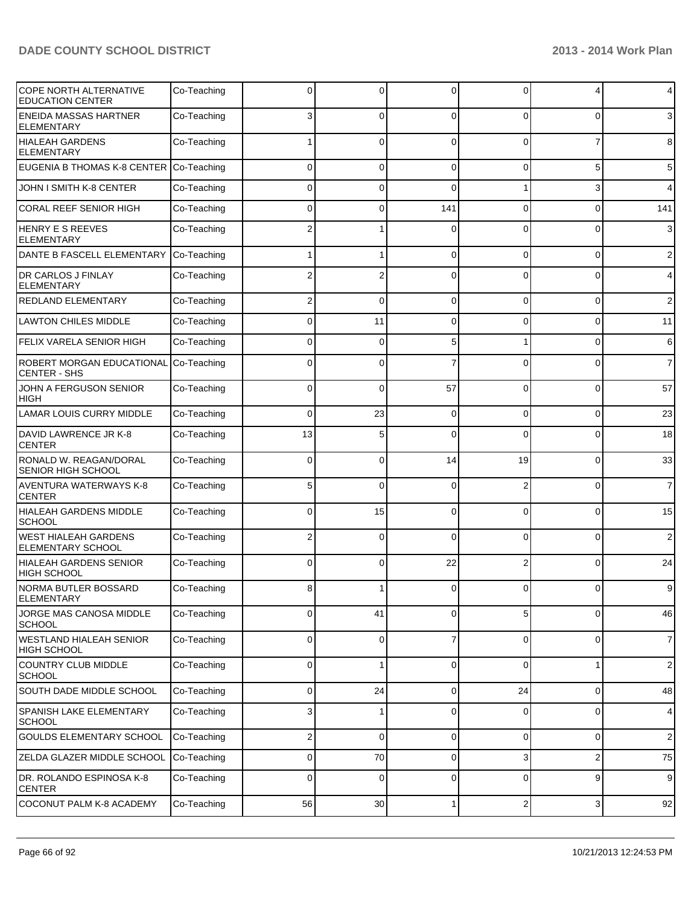| | | | | | | | |
|---|---|---|---|---|---|---|---|
| COPE NORTH ALTERNATIVE EDUCATION CENTER | Co-Teaching | 0 | 0 | 0 | 0 | 4 | 4 |
| ENEIDA MASSAS HARTNER ELEMENTARY | Co-Teaching | 3 | 0 | 0 | 0 | 0 | 3 |
| HIALEAH GARDENS ELEMENTARY | Co-Teaching | 1 | 0 | 0 | 0 | 7 | 8 |
| EUGENIA B THOMAS K-8 CENTER | Co-Teaching | 0 | 0 | 0 | 0 | 5 | 5 |
| JOHN I SMITH K-8 CENTER | Co-Teaching | 0 | 0 | 0 | 1 | 3 | 4 |
| CORAL REEF SENIOR HIGH | Co-Teaching | 0 | 0 | 141 | 0 | 0 | 141 |
| HENRY E S REEVES ELEMENTARY | Co-Teaching | 2 | 1 | 0 | 0 | 0 | 3 |
| DANTE B FASCELL ELEMENTARY | Co-Teaching | 1 | 1 | 0 | 0 | 0 | 2 |
| DR CARLOS J FINLAY ELEMENTARY | Co-Teaching | 2 | 2 | 0 | 0 | 0 | 4 |
| REDLAND ELEMENTARY | Co-Teaching | 2 | 0 | 0 | 0 | 0 | 2 |
| LAWTON CHILES MIDDLE | Co-Teaching | 0 | 11 | 0 | 0 | 0 | 11 |
| FELIX VARELA SENIOR HIGH | Co-Teaching | 0 | 0 | 5 | 1 | 0 | 6 |
| ROBERT MORGAN EDUCATIONAL CENTER - SHS | Co-Teaching | 0 | 0 | 7 | 0 | 0 | 7 |
| JOHN A FERGUSON SENIOR HIGH | Co-Teaching | 0 | 0 | 57 | 0 | 0 | 57 |
| LAMAR LOUIS CURRY MIDDLE | Co-Teaching | 0 | 23 | 0 | 0 | 0 | 23 |
| DAVID LAWRENCE JR K-8 CENTER | Co-Teaching | 13 | 5 | 0 | 0 | 0 | 18 |
| RONALD W. REAGAN/DORAL SENIOR HIGH SCHOOL | Co-Teaching | 0 | 0 | 14 | 19 | 0 | 33 |
| AVENTURA WATERWAYS K-8 CENTER | Co-Teaching | 5 | 0 | 0 | 2 | 0 | 7 |
| HIALEAH GARDENS MIDDLE SCHOOL | Co-Teaching | 0 | 15 | 0 | 0 | 0 | 15 |
| WEST HIALEAH GARDENS ELEMENTARY SCHOOL | Co-Teaching | 2 | 0 | 0 | 0 | 0 | 2 |
| HIALEAH GARDENS SENIOR HIGH SCHOOL | Co-Teaching | 0 | 0 | 22 | 2 | 0 | 24 |
| NORMA BUTLER BOSSARD ELEMENTARY | Co-Teaching | 8 | 1 | 0 | 0 | 0 | 9 |
| JORGE MAS CANOSA MIDDLE SCHOOL | Co-Teaching | 0 | 41 | 0 | 5 | 0 | 46 |
| WESTLAND HIALEAH SENIOR HIGH SCHOOL | Co-Teaching | 0 | 0 | 7 | 0 | 0 | 7 |
| COUNTRY CLUB MIDDLE SCHOOL | Co-Teaching | 0 | 1 | 0 | 0 | 1 | 2 |
| SOUTH DADE MIDDLE SCHOOL | Co-Teaching | 0 | 24 | 0 | 24 | 0 | 48 |
| SPANISH LAKE ELEMENTARY SCHOOL | Co-Teaching | 3 | 1 | 0 | 0 | 0 | 4 |
| GOULDS ELEMENTARY SCHOOL | Co-Teaching | 2 | 0 | 0 | 0 | 0 | 2 |
| ZELDA GLAZER MIDDLE SCHOOL | Co-Teaching | 0 | 70 | 0 | 3 | 2 | 75 |
| DR. ROLANDO ESPINOSA K-8 CENTER | Co-Teaching | 0 | 0 | 0 | 0 | 9 | 9 |
| COCONUT PALM K-8 ACADEMY | Co-Teaching | 56 | 30 | 1 | 2 | 3 | 92 |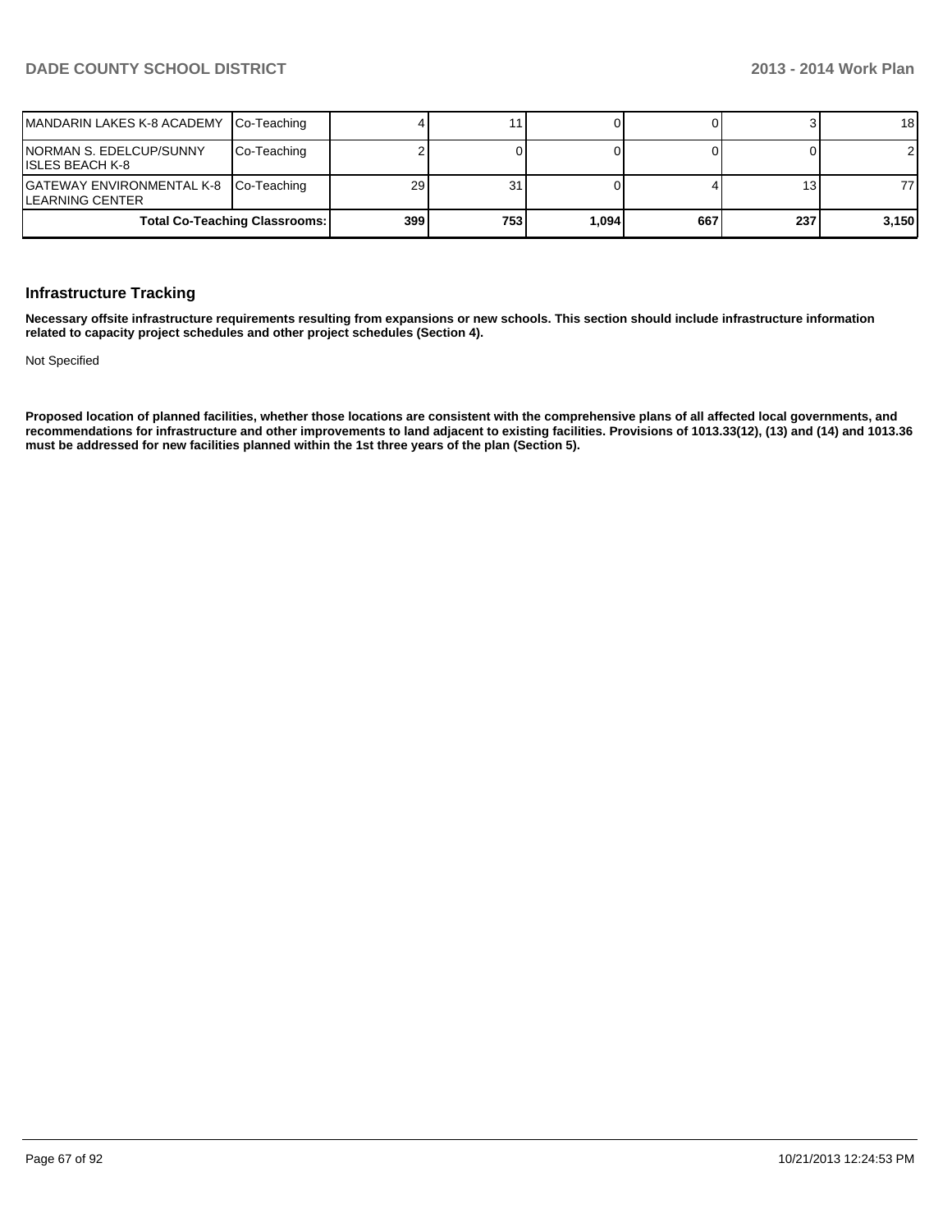| | | | | | | | |
|---|---|---|---|---|---|---|---|
| MANDARIN LAKES K-8 ACADEMY | Co-Teaching | 4 | 11 | 0 | 0 | 3 | 18 |
| NORMAN S. EDELCUP/SUNNY ISLES BEACH K-8 | Co-Teaching | 2 | 0 | 0 | 0 | 0 | 2 |
| GATEWAY ENVIRONMENTAL K-8 LEARNING CENTER | Co-Teaching | 29 | 31 | 0 | 4 | 13 | 77 |
| **Total Co-Teaching Classrooms:** | | **399** | **753** | **1,094** | **667** | **237** | **3,150** |

## Infrastructure Tracking

**Necessary offsite infrastructure requirements resulting from expansions or new schools. This section should include infrastructure information related to capacity project schedules and other project schedules (Section 4).**

Not Specified

**Proposed location of planned facilities, whether those locations are consistent with the comprehensive plans of all affected local governments, and recommendations for infrastructure and other improvements to land adjacent to existing facilities. Provisions of 1013.33(12), (13) and (14) and 1013.36 must be addressed for new facilities planned within the 1st three years of the plan (Section 5).**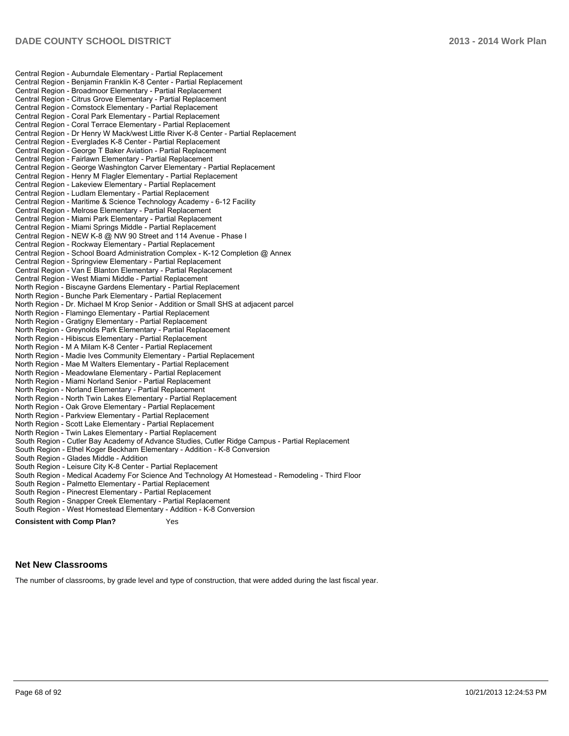Central Region - Auburndale Elementary - Partial Replacement
Central Region - Benjamin Franklin K-8 Center - Partial Replacement
Central Region - Broadmoor Elementary - Partial Replacement
Central Region - Citrus Grove Elementary - Partial Replacement
Central Region - Comstock Elementary - Partial Replacement
Central Region - Coral Park Elementary - Partial Replacement
Central Region - Coral Terrace Elementary - Partial Replacement
Central Region - Dr Henry W Mack/west Little River K-8 Center - Partial Replacement
Central Region - Everglades K-8 Center - Partial Replacement
Central Region - George T Baker Aviation - Partial Replacement
Central Region - Fairlawn Elementary - Partial Replacement
Central Region - George Washington Carver Elementary - Partial Replacement
Central Region - Henry M Flagler Elementary - Partial Replacement
Central Region - Lakeview Elementary - Partial Replacement
Central Region - Ludlam Elementary - Partial Replacement
Central Region - Maritime & Science Technology Academy - 6-12 Facility
Central Region - Melrose Elementary - Partial Replacement
Central Region - Miami Park Elementary - Partial Replacement
Central Region - Miami Springs Middle - Partial Replacement
Central Region - NEW K-8 @ NW 90 Street and 114 Avenue - Phase I
Central Region - Rockway Elementary - Partial Replacement
Central Region - School Board Administration Complex - K-12 Completion @ Annex
Central Region - Springview Elementary - Partial Replacement
Central Region - Van E Blanton Elementary - Partial Replacement
Central Region - West Miami Middle - Partial Replacement
North Region - Biscayne Gardens Elementary - Partial Replacement
North Region - Bunche Park Elementary - Partial Replacement
North Region - Dr. Michael M Krop Senior - Addition or Small SHS at adjacent parcel
North Region - Flamingo Elementary - Partial Replacement
North Region - Gratigny Elementary - Partial Replacement
North Region - Greynolds Park Elementary - Partial Replacement
North Region - Hibiscus Elementary - Partial Replacement
North Region - M A Milam K-8 Center - Partial Replacement
North Region - Madie Ives Community Elementary - Partial Replacement
North Region - Mae M Walters Elementary - Partial Replacement
North Region - Meadowlane Elementary - Partial Replacement
North Region - Miami Norland Senior - Partial Replacement
North Region - Norland Elementary - Partial Replacement
North Region - North Twin Lakes Elementary - Partial Replacement
North Region - Oak Grove Elementary - Partial Replacement
North Region - Parkview Elementary - Partial Replacement
North Region - Scott Lake Elementary - Partial Replacement
North Region - Twin Lakes Elementary - Partial Replacement
South Region - Cutler Bay Academy of Advance Studies, Cutler Ridge Campus - Partial Replacement
South Region - Ethel Koger Beckham Elementary - Addition - K-8 Conversion
South Region - Glades Middle - Addition
South Region - Leisure City K-8 Center - Partial Replacement
South Region - Medical Academy For Science And Technology At Homestead - Remodeling - Third Floor
South Region - Palmetto Elementary - Partial Replacement
South Region - Pinecrest Elementary - Partial Replacement
South Region - Snapper Creek Elementary - Partial Replacement
South Region - West Homestead Elementary - Addition - K-8 Conversion

**Consistent with Comp Plan?** Yes

## Net New Classrooms

The number of classrooms, by grade level and type of construction, that were added during the last fiscal year.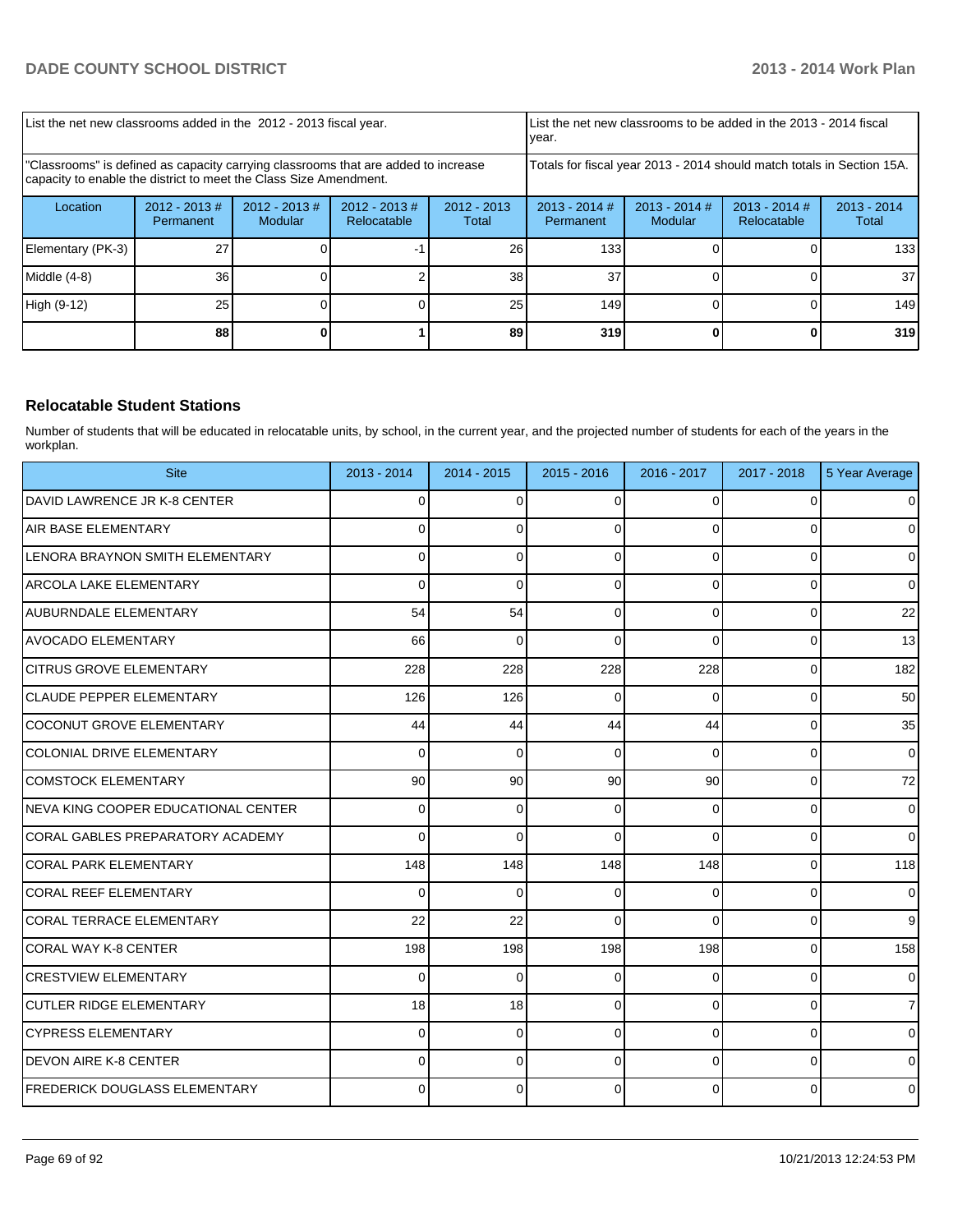| List the net new classrooms added in the 2012 - 2013 fiscal year. | | | | List the net new classrooms to be added in the 2013 - 2014 fiscal year. | | | |
|---|---|---|---|---|---|---|---|
| "Classrooms" is defined as capacity carrying classrooms that are added to increase capacity to enable the district to meet the Class Size Amendment. | | | | Totals for fiscal year 2013 - 2014 should match totals in Section 15A. | | | |
| Location | 2012 - 2013 # Permanent | 2012 - 2013 # Modular | 2012 - 2013 # Relocatable | 2012 - 2013 Total | 2013 - 2014 # Permanent | 2013 - 2014 # Modular | 2013 - 2014 # Relocatable | 2013 - 2014 Total |
| Elementary (PK-3) | 27 | 0 | -1 | 26 | 133 | 0 | 0 | 133 |
| Middle (4-8) | 36 | 0 | 2 | 38 | 37 | 0 | 0 | 37 |
| High (9-12) | 25 | 0 | 0 | 25 | 149 | 0 | 0 | 149 |
| | **88** | **0** | **1** | **89** | **319** | **0** | **0** | **319** |

## Relocatable Student Stations

Number of students that will be educated in relocatable units, by school, in the current year, and the projected number of students for each of the years in the workplan.

| Site | 2013 - 2014 | 2014 - 2015 | 2015 - 2016 | 2016 - 2017 | 2017 - 2018 | 5 Year Average |
|---|---|---|---|---|---|---|
| DAVID LAWRENCE JR K-8 CENTER | 0 | 0 | 0 | 0 | 0 | 0 |
| AIR BASE ELEMENTARY | 0 | 0 | 0 | 0 | 0 | 0 |
| LENORA BRAYNON SMITH ELEMENTARY | 0 | 0 | 0 | 0 | 0 | 0 |
| ARCOLA LAKE ELEMENTARY | 0 | 0 | 0 | 0 | 0 | 0 |
| AUBURNDALE ELEMENTARY | 54 | 54 | 0 | 0 | 0 | 22 |
| AVOCADO ELEMENTARY | 66 | 0 | 0 | 0 | 0 | 13 |
| CITRUS GROVE ELEMENTARY | 228 | 228 | 228 | 228 | 0 | 182 |
| CLAUDE PEPPER ELEMENTARY | 126 | 126 | 0 | 0 | 0 | 50 |
| COCONUT GROVE ELEMENTARY | 44 | 44 | 44 | 44 | 0 | 35 |
| COLONIAL DRIVE ELEMENTARY | 0 | 0 | 0 | 0 | 0 | 0 |
| COMSTOCK ELEMENTARY | 90 | 90 | 90 | 90 | 0 | 72 |
| NEVA KING COOPER EDUCATIONAL CENTER | 0 | 0 | 0 | 0 | 0 | 0 |
| CORAL GABLES PREPARATORY ACADEMY | 0 | 0 | 0 | 0 | 0 | 0 |
| CORAL PARK ELEMENTARY | 148 | 148 | 148 | 148 | 0 | 118 |
| CORAL REEF ELEMENTARY | 0 | 0 | 0 | 0 | 0 | 0 |
| CORAL TERRACE ELEMENTARY | 22 | 22 | 0 | 0 | 0 | 9 |
| CORAL WAY K-8 CENTER | 198 | 198 | 198 | 198 | 0 | 158 |
| CRESTVIEW ELEMENTARY | 0 | 0 | 0 | 0 | 0 | 0 |
| CUTLER RIDGE ELEMENTARY | 18 | 18 | 0 | 0 | 0 | 7 |
| CYPRESS ELEMENTARY | 0 | 0 | 0 | 0 | 0 | 0 |
| DEVON AIRE K-8 CENTER | 0 | 0 | 0 | 0 | 0 | 0 |
| FREDERICK DOUGLASS ELEMENTARY | 0 | 0 | 0 | 0 | 0 | 0 |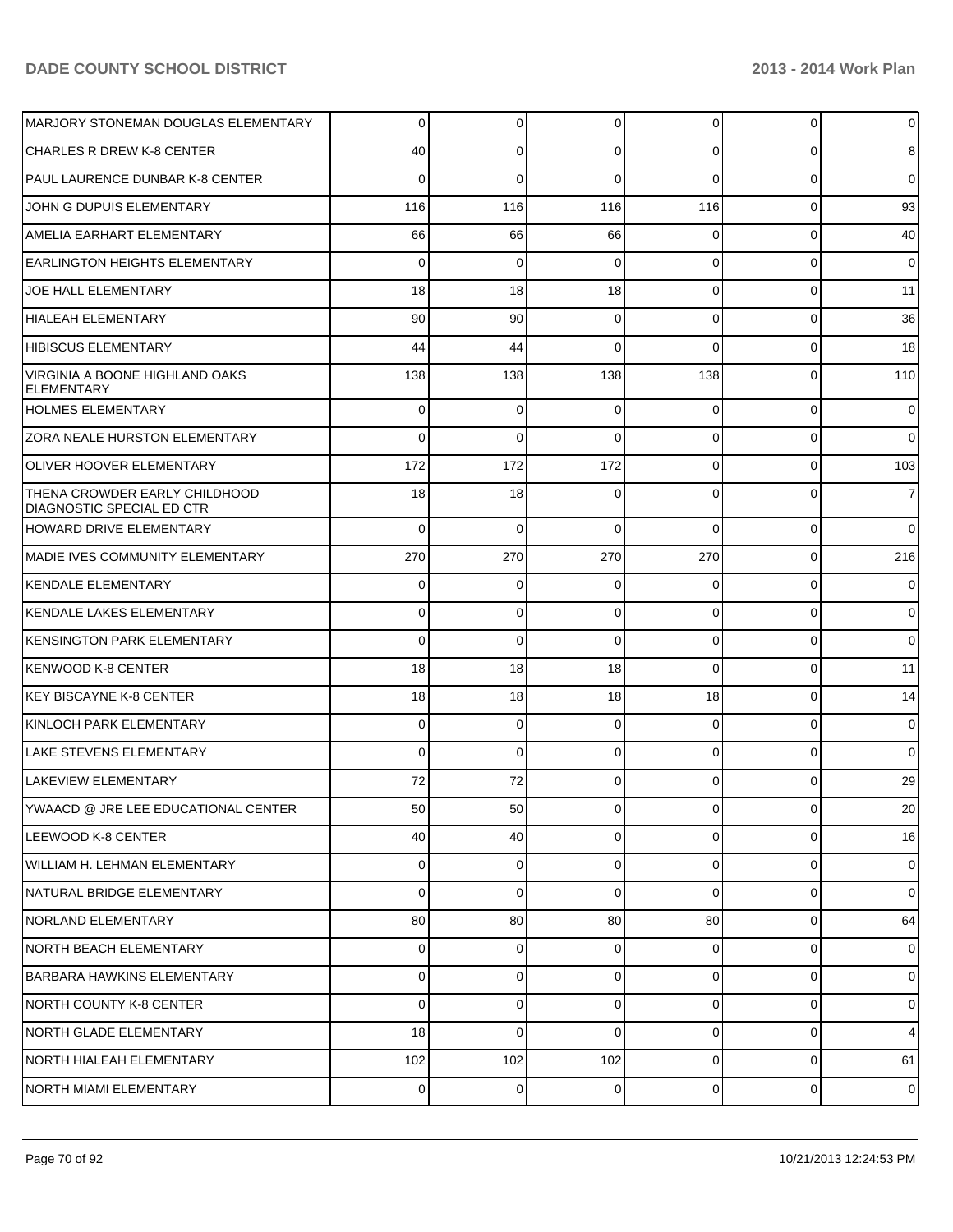| | | | | | | |
|---|---|---|---|---|---|---|
| MARJORY STONEMAN DOUGLAS ELEMENTARY | 0 | 0 | 0 | 0 | 0 | 0 |
| CHARLES R DREW K-8 CENTER | 40 | 0 | 0 | 0 | 0 | 8 |
| PAUL LAURENCE DUNBAR K-8 CENTER | 0 | 0 | 0 | 0 | 0 | 0 |
| JOHN G DUPUIS ELEMENTARY | 116 | 116 | 116 | 116 | 0 | 93 |
| AMELIA EARHART ELEMENTARY | 66 | 66 | 66 | 0 | 0 | 40 |
| EARLINGTON HEIGHTS ELEMENTARY | 0 | 0 | 0 | 0 | 0 | 0 |
| JOE HALL ELEMENTARY | 18 | 18 | 18 | 0 | 0 | 11 |
| HIALEAH ELEMENTARY | 90 | 90 | 0 | 0 | 0 | 36 |
| HIBISCUS ELEMENTARY | 44 | 44 | 0 | 0 | 0 | 18 |
| VIRGINIA A BOONE HIGHLAND OAKS ELEMENTARY | 138 | 138 | 138 | 138 | 0 | 110 |
| HOLMES ELEMENTARY | 0 | 0 | 0 | 0 | 0 | 0 |
| ZORA NEALE HURSTON ELEMENTARY | 0 | 0 | 0 | 0 | 0 | 0 |
| OLIVER HOOVER ELEMENTARY | 172 | 172 | 172 | 0 | 0 | 103 |
| THENA CROWDER EARLY CHILDHOOD DIAGNOSTIC SPECIAL ED CTR | 18 | 18 | 0 | 0 | 0 | 7 |
| HOWARD DRIVE ELEMENTARY | 0 | 0 | 0 | 0 | 0 | 0 |
| MADIE IVES COMMUNITY ELEMENTARY | 270 | 270 | 270 | 270 | 0 | 216 |
| KENDALE ELEMENTARY | 0 | 0 | 0 | 0 | 0 | 0 |
| KENDALE LAKES ELEMENTARY | 0 | 0 | 0 | 0 | 0 | 0 |
| KENSINGTON PARK ELEMENTARY | 0 | 0 | 0 | 0 | 0 | 0 |
| KENWOOD K-8 CENTER | 18 | 18 | 18 | 0 | 0 | 11 |
| KEY BISCAYNE K-8 CENTER | 18 | 18 | 18 | 18 | 0 | 14 |
| KINLOCH PARK ELEMENTARY | 0 | 0 | 0 | 0 | 0 | 0 |
| LAKE STEVENS ELEMENTARY | 0 | 0 | 0 | 0 | 0 | 0 |
| LAKEVIEW ELEMENTARY | 72 | 72 | 0 | 0 | 0 | 29 |
| YWAACD @ JRE LEE EDUCATIONAL CENTER | 50 | 50 | 0 | 0 | 0 | 20 |
| LEEWOOD K-8 CENTER | 40 | 40 | 0 | 0 | 0 | 16 |
| WILLIAM H. LEHMAN ELEMENTARY | 0 | 0 | 0 | 0 | 0 | 0 |
| NATURAL BRIDGE ELEMENTARY | 0 | 0 | 0 | 0 | 0 | 0 |
| NORLAND ELEMENTARY | 80 | 80 | 80 | 80 | 0 | 64 |
| NORTH BEACH ELEMENTARY | 0 | 0 | 0 | 0 | 0 | 0 |
| BARBARA HAWKINS ELEMENTARY | 0 | 0 | 0 | 0 | 0 | 0 |
| NORTH COUNTY K-8 CENTER | 0 | 0 | 0 | 0 | 0 | 0 |
| NORTH GLADE ELEMENTARY | 18 | 0 | 0 | 0 | 0 | 4 |
| NORTH HIALEAH ELEMENTARY | 102 | 102 | 102 | 0 | 0 | 61 |
| NORTH MIAMI ELEMENTARY | 0 | 0 | 0 | 0 | 0 | 0 |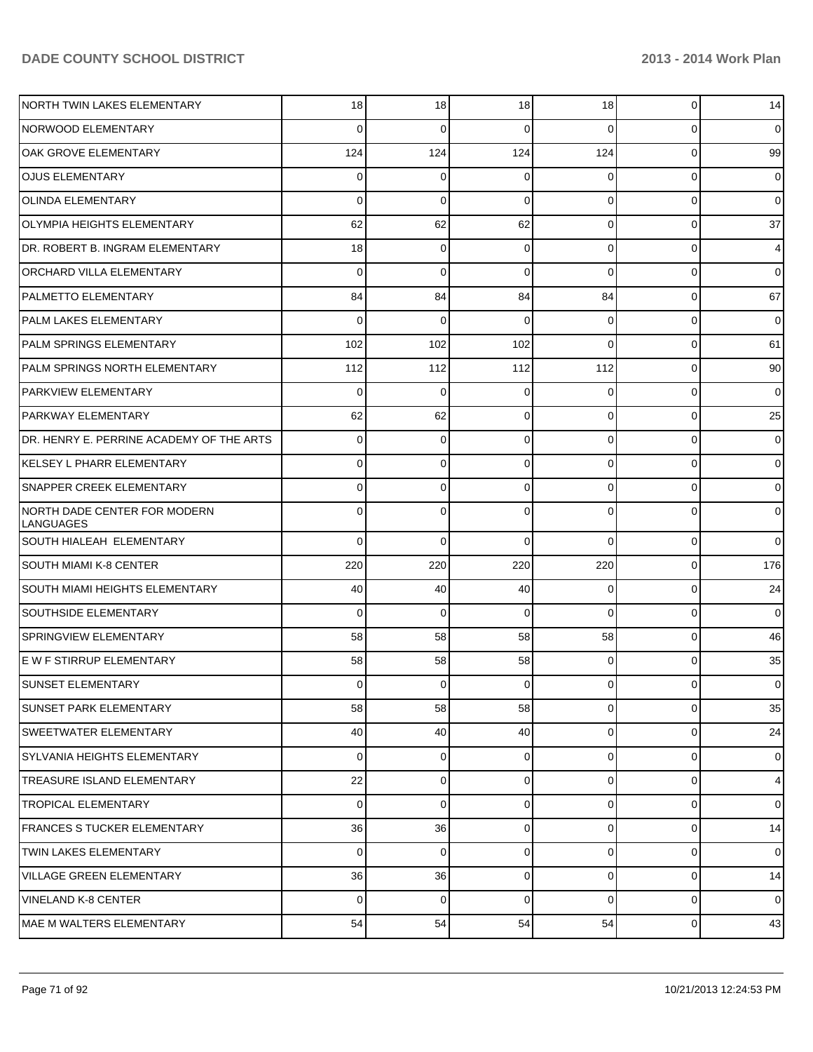| | | | | | | |
|---|---|---|---|---|---|---|
| NORTH TWIN LAKES ELEMENTARY | 18 | 18 | 18 | 18 | 0 | 14 |
| NORWOOD ELEMENTARY | 0 | 0 | 0 | 0 | 0 | 0 |
| OAK GROVE ELEMENTARY | 124 | 124 | 124 | 124 | 0 | 99 |
| OJUS ELEMENTARY | 0 | 0 | 0 | 0 | 0 | 0 |
| OLINDA ELEMENTARY | 0 | 0 | 0 | 0 | 0 | 0 |
| OLYMPIA HEIGHTS ELEMENTARY | 62 | 62 | 62 | 0 | 0 | 37 |
| DR. ROBERT B. INGRAM ELEMENTARY | 18 | 0 | 0 | 0 | 0 | 4 |
| ORCHARD VILLA ELEMENTARY | 0 | 0 | 0 | 0 | 0 | 0 |
| PALMETTO ELEMENTARY | 84 | 84 | 84 | 84 | 0 | 67 |
| PALM LAKES ELEMENTARY | 0 | 0 | 0 | 0 | 0 | 0 |
| PALM SPRINGS ELEMENTARY | 102 | 102 | 102 | 0 | 0 | 61 |
| PALM SPRINGS NORTH ELEMENTARY | 112 | 112 | 112 | 112 | 0 | 90 |
| PARKVIEW ELEMENTARY | 0 | 0 | 0 | 0 | 0 | 0 |
| PARKWAY ELEMENTARY | 62 | 62 | 0 | 0 | 0 | 25 |
| DR. HENRY E. PERRINE ACADEMY OF THE ARTS | 0 | 0 | 0 | 0 | 0 | 0 |
| KELSEY L PHARR ELEMENTARY | 0 | 0 | 0 | 0 | 0 | 0 |
| SNAPPER CREEK ELEMENTARY | 0 | 0 | 0 | 0 | 0 | 0 |
| NORTH DADE CENTER FOR MODERN LANGUAGES | 0 | 0 | 0 | 0 | 0 | 0 |
| SOUTH HIALEAH ELEMENTARY | 0 | 0 | 0 | 0 | 0 | 0 |
| SOUTH MIAMI K-8 CENTER | 220 | 220 | 220 | 220 | 0 | 176 |
| SOUTH MIAMI HEIGHTS ELEMENTARY | 40 | 40 | 40 | 0 | 0 | 24 |
| SOUTHSIDE ELEMENTARY | 0 | 0 | 0 | 0 | 0 | 0 |
| SPRINGVIEW ELEMENTARY | 58 | 58 | 58 | 58 | 0 | 46 |
| E W F STIRRUP ELEMENTARY | 58 | 58 | 58 | 0 | 0 | 35 |
| SUNSET ELEMENTARY | 0 | 0 | 0 | 0 | 0 | 0 |
| SUNSET PARK ELEMENTARY | 58 | 58 | 58 | 0 | 0 | 35 |
| SWEETWATER ELEMENTARY | 40 | 40 | 40 | 0 | 0 | 24 |
| SYLVANIA HEIGHTS ELEMENTARY | 0 | 0 | 0 | 0 | 0 | 0 |
| TREASURE ISLAND ELEMENTARY | 22 | 0 | 0 | 0 | 0 | 4 |
| TROPICAL ELEMENTARY | 0 | 0 | 0 | 0 | 0 | 0 |
| FRANCES S TUCKER ELEMENTARY | 36 | 36 | 0 | 0 | 0 | 14 |
| TWIN LAKES ELEMENTARY | 0 | 0 | 0 | 0 | 0 | 0 |
| VILLAGE GREEN ELEMENTARY | 36 | 36 | 0 | 0 | 0 | 14 |
| VINELAND K-8 CENTER | 0 | 0 | 0 | 0 | 0 | 0 |
| MAE M WALTERS ELEMENTARY | 54 | 54 | 54 | 54 | 0 | 43 |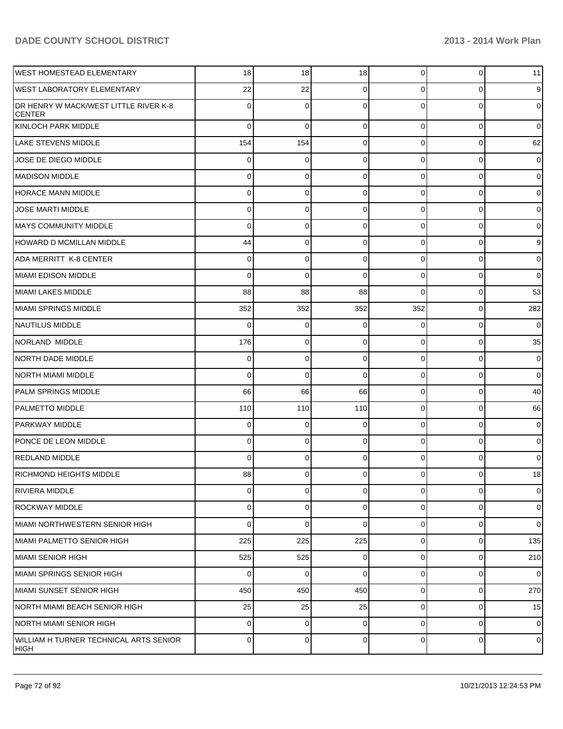| | | | | | | |
|---|---|---|---|---|---|---|
| WEST HOMESTEAD ELEMENTARY | 18 | 18 | 18 | 0 | 0 | 11 |
| WEST LABORATORY ELEMENTARY | 22 | 22 | 0 | 0 | 0 | 9 |
| DR HENRY W MACK/WEST LITTLE RIVER K-8 CENTER | 0 | 0 | 0 | 0 | 0 | 0 |
| KINLOCH PARK MIDDLE | 0 | 0 | 0 | 0 | 0 | 0 |
| LAKE STEVENS MIDDLE | 154 | 154 | 0 | 0 | 0 | 62 |
| JOSE DE DIEGO MIDDLE | 0 | 0 | 0 | 0 | 0 | 0 |
| MADISON MIDDLE | 0 | 0 | 0 | 0 | 0 | 0 |
| HORACE MANN MIDDLE | 0 | 0 | 0 | 0 | 0 | 0 |
| JOSE MARTI MIDDLE | 0 | 0 | 0 | 0 | 0 | 0 |
| MAYS COMMUNITY MIDDLE | 0 | 0 | 0 | 0 | 0 | 0 |
| HOWARD D MCMILLAN MIDDLE | 44 | 0 | 0 | 0 | 0 | 9 |
| ADA MERRITT K-8 CENTER | 0 | 0 | 0 | 0 | 0 | 0 |
| MIAMI EDISON MIDDLE | 0 | 0 | 0 | 0 | 0 | 0 |
| MIAMI LAKES MIDDLE | 88 | 88 | 88 | 0 | 0 | 53 |
| MIAMI SPRINGS MIDDLE | 352 | 352 | 352 | 352 | 0 | 282 |
| NAUTILUS MIDDLE | 0 | 0 | 0 | 0 | 0 | 0 |
| NORLAND MIDDLE | 176 | 0 | 0 | 0 | 0 | 35 |
| NORTH DADE MIDDLE | 0 | 0 | 0 | 0 | 0 | 0 |
| NORTH MIAMI MIDDLE | 0 | 0 | 0 | 0 | 0 | 0 |
| PALM SPRINGS MIDDLE | 66 | 66 | 66 | 0 | 0 | 40 |
| PALMETTO MIDDLE | 110 | 110 | 110 | 0 | 0 | 66 |
| PARKWAY MIDDLE | 0 | 0 | 0 | 0 | 0 | 0 |
| PONCE DE LEON MIDDLE | 0 | 0 | 0 | 0 | 0 | 0 |
| REDLAND MIDDLE | 0 | 0 | 0 | 0 | 0 | 0 |
| RICHMOND HEIGHTS MIDDLE | 88 | 0 | 0 | 0 | 0 | 18 |
| RIVIERA MIDDLE | 0 | 0 | 0 | 0 | 0 | 0 |
| ROCKWAY MIDDLE | 0 | 0 | 0 | 0 | 0 | 0 |
| MIAMI NORTHWESTERN SENIOR HIGH | 0 | 0 | 0 | 0 | 0 | 0 |
| MIAMI PALMETTO SENIOR HIGH | 225 | 225 | 225 | 0 | 0 | 135 |
| MIAMI SENIOR HIGH | 525 | 525 | 0 | 0 | 0 | 210 |
| MIAMI SPRINGS SENIOR HIGH | 0 | 0 | 0 | 0 | 0 | 0 |
| MIAMI SUNSET SENIOR HIGH | 450 | 450 | 450 | 0 | 0 | 270 |
| NORTH MIAMI BEACH SENIOR HIGH | 25 | 25 | 25 | 0 | 0 | 15 |
| NORTH MIAMI SENIOR HIGH | 0 | 0 | 0 | 0 | 0 | 0 |
| WILLIAM H TURNER TECHNICAL ARTS SENIOR HIGH | 0 | 0 | 0 | 0 | 0 | 0 |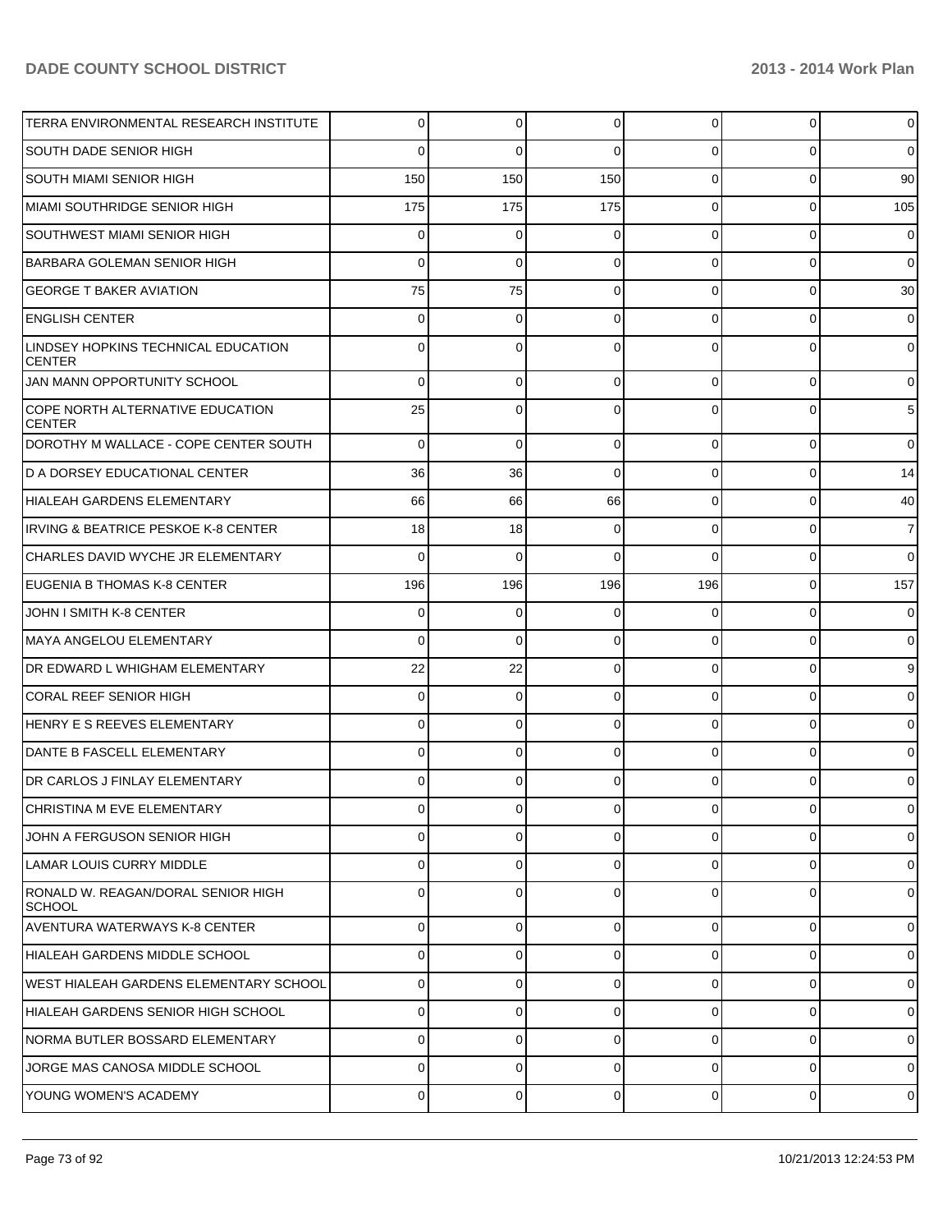| | | | | | | |
|---|---|---|---|---|---|---|
| TERRA ENVIRONMENTAL RESEARCH INSTITUTE | 0 | 0 | 0 | 0 | 0 | 0 |
| SOUTH DADE SENIOR HIGH | 0 | 0 | 0 | 0 | 0 | 0 |
| SOUTH MIAMI SENIOR HIGH | 150 | 150 | 150 | 0 | 0 | 90 |
| MIAMI SOUTHRIDGE SENIOR HIGH | 175 | 175 | 175 | 0 | 0 | 105 |
| SOUTHWEST MIAMI SENIOR HIGH | 0 | 0 | 0 | 0 | 0 | 0 |
| BARBARA GOLEMAN SENIOR HIGH | 0 | 0 | 0 | 0 | 0 | 0 |
| GEORGE T BAKER AVIATION | 75 | 75 | 0 | 0 | 0 | 30 |
| ENGLISH CENTER | 0 | 0 | 0 | 0 | 0 | 0 |
| LINDSEY HOPKINS TECHNICAL EDUCATION CENTER | 0 | 0 | 0 | 0 | 0 | 0 |
| JAN MANN OPPORTUNITY SCHOOL | 0 | 0 | 0 | 0 | 0 | 0 |
| COPE NORTH ALTERNATIVE EDUCATION CENTER | 25 | 0 | 0 | 0 | 0 | 5 |
| DOROTHY M WALLACE - COPE CENTER SOUTH | 0 | 0 | 0 | 0 | 0 | 0 |
| D A DORSEY EDUCATIONAL CENTER | 36 | 36 | 0 | 0 | 0 | 14 |
| HIALEAH GARDENS ELEMENTARY | 66 | 66 | 66 | 0 | 0 | 40 |
| IRVING & BEATRICE PESKOE K-8 CENTER | 18 | 18 | 0 | 0 | 0 | 7 |
| CHARLES DAVID WYCHE JR ELEMENTARY | 0 | 0 | 0 | 0 | 0 | 0 |
| EUGENIA B THOMAS K-8 CENTER | 196 | 196 | 196 | 196 | 0 | 157 |
| JOHN I SMITH K-8 CENTER | 0 | 0 | 0 | 0 | 0 | 0 |
| MAYA ANGELOU ELEMENTARY | 0 | 0 | 0 | 0 | 0 | 0 |
| DR EDWARD L WHIGHAM ELEMENTARY | 22 | 22 | 0 | 0 | 0 | 9 |
| CORAL REEF SENIOR HIGH | 0 | 0 | 0 | 0 | 0 | 0 |
| HENRY E S REEVES ELEMENTARY | 0 | 0 | 0 | 0 | 0 | 0 |
| DANTE B FASCELL ELEMENTARY | 0 | 0 | 0 | 0 | 0 | 0 |
| DR CARLOS J FINLAY ELEMENTARY | 0 | 0 | 0 | 0 | 0 | 0 |
| CHRISTINA M EVE ELEMENTARY | 0 | 0 | 0 | 0 | 0 | 0 |
| JOHN A FERGUSON SENIOR HIGH | 0 | 0 | 0 | 0 | 0 | 0 |
| LAMAR LOUIS CURRY MIDDLE | 0 | 0 | 0 | 0 | 0 | 0 |
| RONALD W. REAGAN/DORAL SENIOR HIGH SCHOOL | 0 | 0 | 0 | 0 | 0 | 0 |
| AVENTURA WATERWAYS K-8 CENTER | 0 | 0 | 0 | 0 | 0 | 0 |
| HIALEAH GARDENS MIDDLE SCHOOL | 0 | 0 | 0 | 0 | 0 | 0 |
| WEST HIALEAH GARDENS ELEMENTARY SCHOOL | 0 | 0 | 0 | 0 | 0 | 0 |
| HIALEAH GARDENS SENIOR HIGH SCHOOL | 0 | 0 | 0 | 0 | 0 | 0 |
| NORMA BUTLER BOSSARD ELEMENTARY | 0 | 0 | 0 | 0 | 0 | 0 |
| JORGE MAS CANOSA MIDDLE SCHOOL | 0 | 0 | 0 | 0 | 0 | 0 |
| YOUNG WOMEN'S ACADEMY | 0 | 0 | 0 | 0 | 0 | 0 |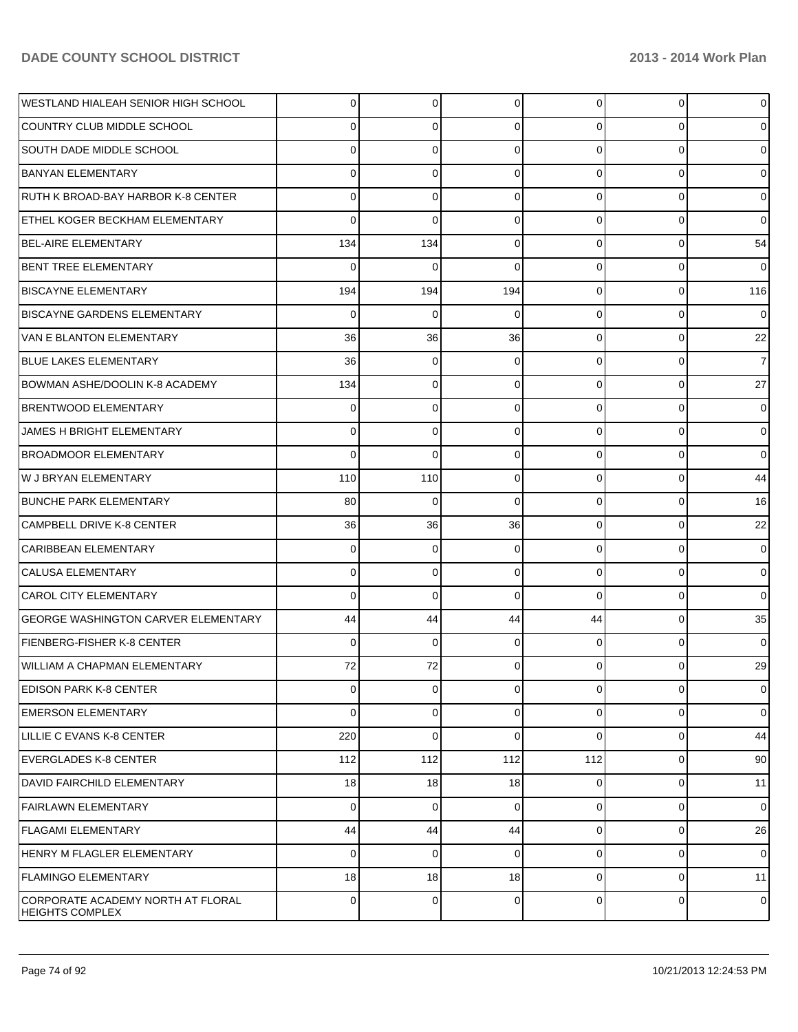| | | | | | | |
|---|---|---|---|---|---|---|
| WESTLAND HIALEAH SENIOR HIGH SCHOOL | 0 | 0 | 0 | 0 | 0 | 0 |
| COUNTRY CLUB MIDDLE SCHOOL | 0 | 0 | 0 | 0 | 0 | 0 |
| SOUTH DADE MIDDLE SCHOOL | 0 | 0 | 0 | 0 | 0 | 0 |
| BANYAN ELEMENTARY | 0 | 0 | 0 | 0 | 0 | 0 |
| RUTH K BROAD-BAY HARBOR K-8 CENTER | 0 | 0 | 0 | 0 | 0 | 0 |
| ETHEL KOGER BECKHAM ELEMENTARY | 0 | 0 | 0 | 0 | 0 | 0 |
| BEL-AIRE ELEMENTARY | 134 | 134 | 0 | 0 | 0 | 54 |
| BENT TREE ELEMENTARY | 0 | 0 | 0 | 0 | 0 | 0 |
| BISCAYNE ELEMENTARY | 194 | 194 | 194 | 0 | 0 | 116 |
| BISCAYNE GARDENS ELEMENTARY | 0 | 0 | 0 | 0 | 0 | 0 |
| VAN E BLANTON ELEMENTARY | 36 | 36 | 36 | 0 | 0 | 22 |
| BLUE LAKES ELEMENTARY | 36 | 0 | 0 | 0 | 0 | 7 |
| BOWMAN ASHE/DOOLIN K-8 ACADEMY | 134 | 0 | 0 | 0 | 0 | 27 |
| BRENTWOOD ELEMENTARY | 0 | 0 | 0 | 0 | 0 | 0 |
| JAMES H BRIGHT ELEMENTARY | 0 | 0 | 0 | 0 | 0 | 0 |
| BROADMOOR ELEMENTARY | 0 | 0 | 0 | 0 | 0 | 0 |
| W J BRYAN ELEMENTARY | 110 | 110 | 0 | 0 | 0 | 44 |
| BUNCHE PARK ELEMENTARY | 80 | 0 | 0 | 0 | 0 | 16 |
| CAMPBELL DRIVE K-8 CENTER | 36 | 36 | 36 | 0 | 0 | 22 |
| CARIBBEAN ELEMENTARY | 0 | 0 | 0 | 0 | 0 | 0 |
| CALUSA ELEMENTARY | 0 | 0 | 0 | 0 | 0 | 0 |
| CAROL CITY ELEMENTARY | 0 | 0 | 0 | 0 | 0 | 0 |
| GEORGE WASHINGTON CARVER ELEMENTARY | 44 | 44 | 44 | 44 | 0 | 35 |
| FIENBERG-FISHER K-8 CENTER | 0 | 0 | 0 | 0 | 0 | 0 |
| WILLIAM A CHAPMAN ELEMENTARY | 72 | 72 | 0 | 0 | 0 | 29 |
| EDISON PARK K-8 CENTER | 0 | 0 | 0 | 0 | 0 | 0 |
| EMERSON ELEMENTARY | 0 | 0 | 0 | 0 | 0 | 0 |
| LILLIE C EVANS K-8 CENTER | 220 | 0 | 0 | 0 | 0 | 44 |
| EVERGLADES K-8 CENTER | 112 | 112 | 112 | 112 | 0 | 90 |
| DAVID FAIRCHILD ELEMENTARY | 18 | 18 | 18 | 0 | 0 | 11 |
| FAIRLAWN ELEMENTARY | 0 | 0 | 0 | 0 | 0 | 0 |
| FLAGAMI ELEMENTARY | 44 | 44 | 44 | 0 | 0 | 26 |
| HENRY M FLAGLER ELEMENTARY | 0 | 0 | 0 | 0 | 0 | 0 |
| FLAMINGO ELEMENTARY | 18 | 18 | 18 | 0 | 0 | 11 |
| CORPORATE ACADEMY NORTH AT FLORAL HEIGHTS COMPLEX | 0 | 0 | 0 | 0 | 0 | 0 |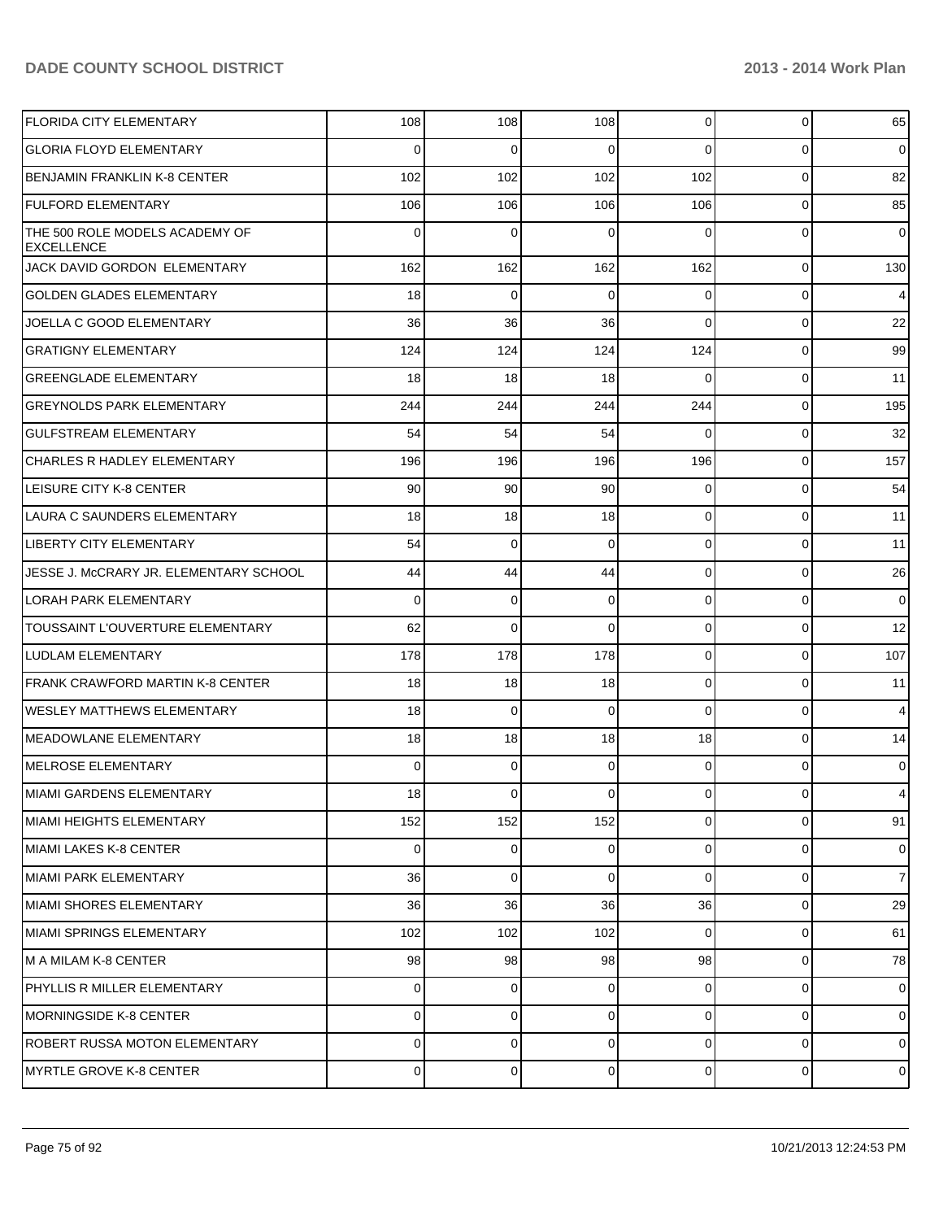| | | | | | | |
|---|---|---|---|---|---|---|
| FLORIDA CITY ELEMENTARY | 108 | 108 | 108 | 0 | 0 | 65 |
| GLORIA FLOYD ELEMENTARY | 0 | 0 | 0 | 0 | 0 | 0 |
| BENJAMIN FRANKLIN K-8 CENTER | 102 | 102 | 102 | 102 | 0 | 82 |
| FULFORD ELEMENTARY | 106 | 106 | 106 | 106 | 0 | 85 |
| THE 500 ROLE MODELS ACADEMY OF EXCELLENCE | 0 | 0 | 0 | 0 | 0 | 0 |
| JACK DAVID GORDON ELEMENTARY | 162 | 162 | 162 | 162 | 0 | 130 |
| GOLDEN GLADES ELEMENTARY | 18 | 0 | 0 | 0 | 0 | 4 |
| JOELLA C GOOD ELEMENTARY | 36 | 36 | 36 | 0 | 0 | 22 |
| GRATIGNY ELEMENTARY | 124 | 124 | 124 | 124 | 0 | 99 |
| GREENGLADE ELEMENTARY | 18 | 18 | 18 | 0 | 0 | 11 |
| GREYNOLDS PARK ELEMENTARY | 244 | 244 | 244 | 244 | 0 | 195 |
| GULFSTREAM ELEMENTARY | 54 | 54 | 54 | 0 | 0 | 32 |
| CHARLES R HADLEY ELEMENTARY | 196 | 196 | 196 | 196 | 0 | 157 |
| LEISURE CITY K-8 CENTER | 90 | 90 | 90 | 0 | 0 | 54 |
| LAURA C SAUNDERS ELEMENTARY | 18 | 18 | 18 | 0 | 0 | 11 |
| LIBERTY CITY ELEMENTARY | 54 | 0 | 0 | 0 | 0 | 11 |
| JESSE J. McCRARY JR. ELEMENTARY SCHOOL | 44 | 44 | 44 | 0 | 0 | 26 |
| LORAH PARK ELEMENTARY | 0 | 0 | 0 | 0 | 0 | 0 |
| TOUSSAINT L'OUVERTURE ELEMENTARY | 62 | 0 | 0 | 0 | 0 | 12 |
| LUDLAM ELEMENTARY | 178 | 178 | 178 | 0 | 0 | 107 |
| FRANK CRAWFORD MARTIN K-8 CENTER | 18 | 18 | 18 | 0 | 0 | 11 |
| WESLEY MATTHEWS ELEMENTARY | 18 | 0 | 0 | 0 | 0 | 4 |
| MEADOWLANE ELEMENTARY | 18 | 18 | 18 | 18 | 0 | 14 |
| MELROSE ELEMENTARY | 0 | 0 | 0 | 0 | 0 | 0 |
| MIAMI GARDENS ELEMENTARY | 18 | 0 | 0 | 0 | 0 | 4 |
| MIAMI HEIGHTS ELEMENTARY | 152 | 152 | 152 | 0 | 0 | 91 |
| MIAMI LAKES K-8 CENTER | 0 | 0 | 0 | 0 | 0 | 0 |
| MIAMI PARK ELEMENTARY | 36 | 0 | 0 | 0 | 0 | 7 |
| MIAMI SHORES ELEMENTARY | 36 | 36 | 36 | 36 | 0 | 29 |
| MIAMI SPRINGS ELEMENTARY | 102 | 102 | 102 | 0 | 0 | 61 |
| M A MILAM K-8 CENTER | 98 | 98 | 98 | 98 | 0 | 78 |
| PHYLLIS R MILLER ELEMENTARY | 0 | 0 | 0 | 0 | 0 | 0 |
| MORNINGSIDE K-8 CENTER | 0 | 0 | 0 | 0 | 0 | 0 |
| ROBERT RUSSA MOTON ELEMENTARY | 0 | 0 | 0 | 0 | 0 | 0 |
| MYRTLE GROVE K-8 CENTER | 0 | 0 | 0 | 0 | 0 | 0 |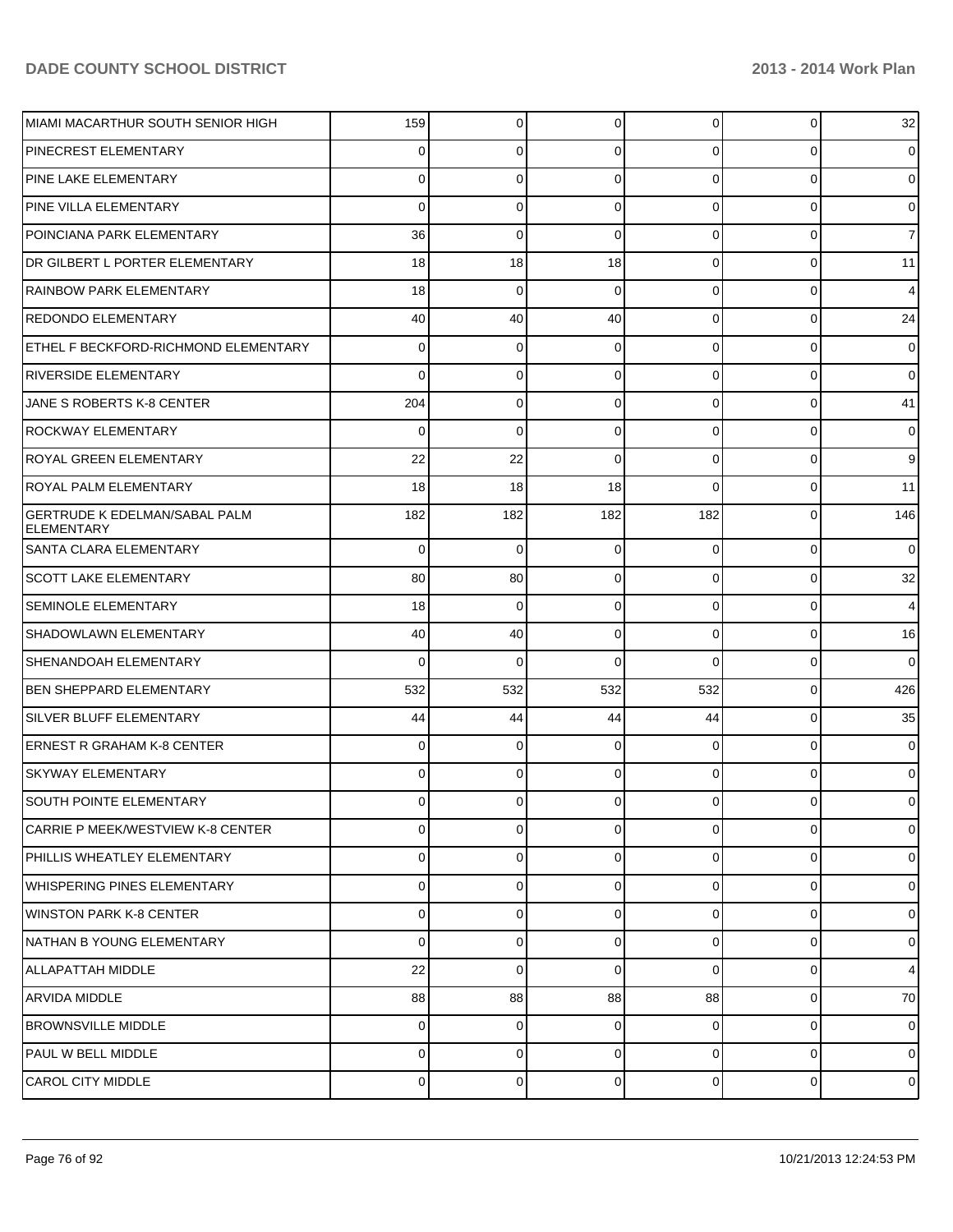| | | | | | | |
|---|---|---|---|---|---|---|
| MIAMI MACARTHUR SOUTH SENIOR HIGH | 159 | 0 | 0 | 0 | 0 | 32 |
| PINECREST ELEMENTARY | 0 | 0 | 0 | 0 | 0 | 0 |
| PINE LAKE ELEMENTARY | 0 | 0 | 0 | 0 | 0 | 0 |
| PINE VILLA ELEMENTARY | 0 | 0 | 0 | 0 | 0 | 0 |
| POINCIANA PARK ELEMENTARY | 36 | 0 | 0 | 0 | 0 | 7 |
| DR GILBERT L PORTER ELEMENTARY | 18 | 18 | 18 | 0 | 0 | 11 |
| RAINBOW PARK ELEMENTARY | 18 | 0 | 0 | 0 | 0 | 4 |
| REDONDO ELEMENTARY | 40 | 40 | 40 | 0 | 0 | 24 |
| ETHEL F BECKFORD-RICHMOND ELEMENTARY | 0 | 0 | 0 | 0 | 0 | 0 |
| RIVERSIDE ELEMENTARY | 0 | 0 | 0 | 0 | 0 | 0 |
| JANE S ROBERTS K-8 CENTER | 204 | 0 | 0 | 0 | 0 | 41 |
| ROCKWAY ELEMENTARY | 0 | 0 | 0 | 0 | 0 | 0 |
| ROYAL GREEN ELEMENTARY | 22 | 22 | 0 | 0 | 0 | 9 |
| ROYAL PALM ELEMENTARY | 18 | 18 | 18 | 0 | 0 | 11 |
| GERTRUDE K EDELMAN/SABAL PALM ELEMENTARY | 182 | 182 | 182 | 182 | 0 | 146 |
| SANTA CLARA ELEMENTARY | 0 | 0 | 0 | 0 | 0 | 0 |
| SCOTT LAKE ELEMENTARY | 80 | 80 | 0 | 0 | 0 | 32 |
| SEMINOLE ELEMENTARY | 18 | 0 | 0 | 0 | 0 | 4 |
| SHADOWLAWN ELEMENTARY | 40 | 40 | 0 | 0 | 0 | 16 |
| SHENANDOAH ELEMENTARY | 0 | 0 | 0 | 0 | 0 | 0 |
| BEN SHEPPARD ELEMENTARY | 532 | 532 | 532 | 532 | 0 | 426 |
| SILVER BLUFF ELEMENTARY | 44 | 44 | 44 | 44 | 0 | 35 |
| ERNEST R GRAHAM K-8 CENTER | 0 | 0 | 0 | 0 | 0 | 0 |
| SKYWAY ELEMENTARY | 0 | 0 | 0 | 0 | 0 | 0 |
| SOUTH POINTE ELEMENTARY | 0 | 0 | 0 | 0 | 0 | 0 |
| CARRIE P MEEK/WESTVIEW K-8 CENTER | 0 | 0 | 0 | 0 | 0 | 0 |
| PHILLIS WHEATLEY ELEMENTARY | 0 | 0 | 0 | 0 | 0 | 0 |
| WHISPERING PINES ELEMENTARY | 0 | 0 | 0 | 0 | 0 | 0 |
| WINSTON PARK K-8 CENTER | 0 | 0 | 0 | 0 | 0 | 0 |
| NATHAN B YOUNG ELEMENTARY | 0 | 0 | 0 | 0 | 0 | 0 |
| ALLAPATTAH MIDDLE | 22 | 0 | 0 | 0 | 0 | 4 |
| ARVIDA MIDDLE | 88 | 88 | 88 | 88 | 0 | 70 |
| BROWNSVILLE MIDDLE | 0 | 0 | 0 | 0 | 0 | 0 |
| PAUL W BELL MIDDLE | 0 | 0 | 0 | 0 | 0 | 0 |
| CAROL CITY MIDDLE | 0 | 0 | 0 | 0 | 0 | 0 |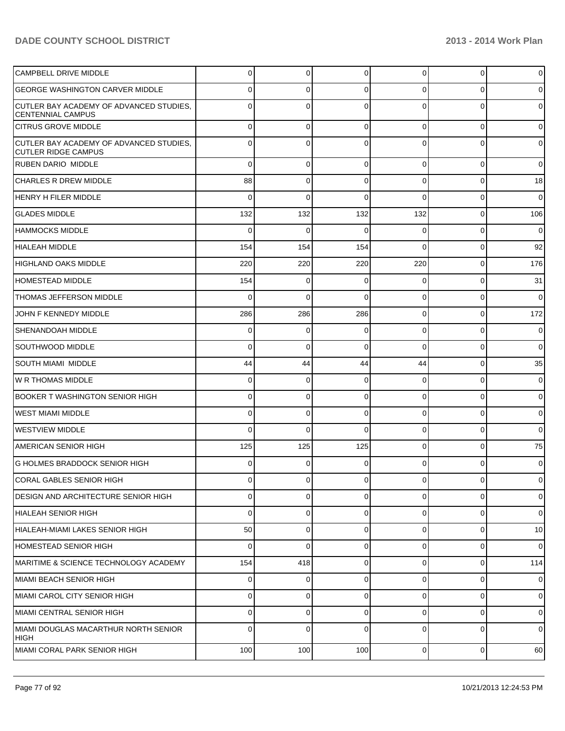| | | | | | | |
|---|---|---|---|---|---|---|
| CAMPBELL DRIVE MIDDLE | 0 | 0 | 0 | 0 | 0 | 0 |
| GEORGE WASHINGTON CARVER MIDDLE | 0 | 0 | 0 | 0 | 0 | 0 |
| CUTLER BAY ACADEMY OF ADVANCED STUDIES, CENTENNIAL CAMPUS | 0 | 0 | 0 | 0 | 0 | 0 |
| CITRUS GROVE MIDDLE | 0 | 0 | 0 | 0 | 0 | 0 |
| CUTLER BAY ACADEMY OF ADVANCED STUDIES, CUTLER RIDGE CAMPUS | 0 | 0 | 0 | 0 | 0 | 0 |
| RUBEN DARIO MIDDLE | 0 | 0 | 0 | 0 | 0 | 0 |
| CHARLES R DREW MIDDLE | 88 | 0 | 0 | 0 | 0 | 18 |
| HENRY H FILER MIDDLE | 0 | 0 | 0 | 0 | 0 | 0 |
| GLADES MIDDLE | 132 | 132 | 132 | 132 | 0 | 106 |
| HAMMOCKS MIDDLE | 0 | 0 | 0 | 0 | 0 | 0 |
| HIALEAH MIDDLE | 154 | 154 | 154 | 0 | 0 | 92 |
| HIGHLAND OAKS MIDDLE | 220 | 220 | 220 | 220 | 0 | 176 |
| HOMESTEAD MIDDLE | 154 | 0 | 0 | 0 | 0 | 31 |
| THOMAS JEFFERSON MIDDLE | 0 | 0 | 0 | 0 | 0 | 0 |
| JOHN F KENNEDY MIDDLE | 286 | 286 | 286 | 0 | 0 | 172 |
| SHENANDOAH MIDDLE | 0 | 0 | 0 | 0 | 0 | 0 |
| SOUTHWOOD MIDDLE | 0 | 0 | 0 | 0 | 0 | 0 |
| SOUTH MIAMI MIDDLE | 44 | 44 | 44 | 44 | 0 | 35 |
| W R THOMAS MIDDLE | 0 | 0 | 0 | 0 | 0 | 0 |
| BOOKER T WASHINGTON SENIOR HIGH | 0 | 0 | 0 | 0 | 0 | 0 |
| WEST MIAMI MIDDLE | 0 | 0 | 0 | 0 | 0 | 0 |
| WESTVIEW MIDDLE | 0 | 0 | 0 | 0 | 0 | 0 |
| AMERICAN SENIOR HIGH | 125 | 125 | 125 | 0 | 0 | 75 |
| G HOLMES BRADDOCK SENIOR HIGH | 0 | 0 | 0 | 0 | 0 | 0 |
| CORAL GABLES SENIOR HIGH | 0 | 0 | 0 | 0 | 0 | 0 |
| DESIGN AND ARCHITECTURE SENIOR HIGH | 0 | 0 | 0 | 0 | 0 | 0 |
| HIALEAH SENIOR HIGH | 0 | 0 | 0 | 0 | 0 | 0 |
| HIALEAH-MIAMI LAKES SENIOR HIGH | 50 | 0 | 0 | 0 | 0 | 10 |
| HOMESTEAD SENIOR HIGH | 0 | 0 | 0 | 0 | 0 | 0 |
| MARITIME & SCIENCE TECHNOLOGY ACADEMY | 154 | 418 | 0 | 0 | 0 | 114 |
| MIAMI BEACH SENIOR HIGH | 0 | 0 | 0 | 0 | 0 | 0 |
| MIAMI CAROL CITY SENIOR HIGH | 0 | 0 | 0 | 0 | 0 | 0 |
| MIAMI CENTRAL SENIOR HIGH | 0 | 0 | 0 | 0 | 0 | 0 |
| MIAMI DOUGLAS MACARTHUR NORTH SENIOR HIGH | 0 | 0 | 0 | 0 | 0 | 0 |
| MIAMI CORAL PARK SENIOR HIGH | 100 | 100 | 100 | 0 | 0 | 60 |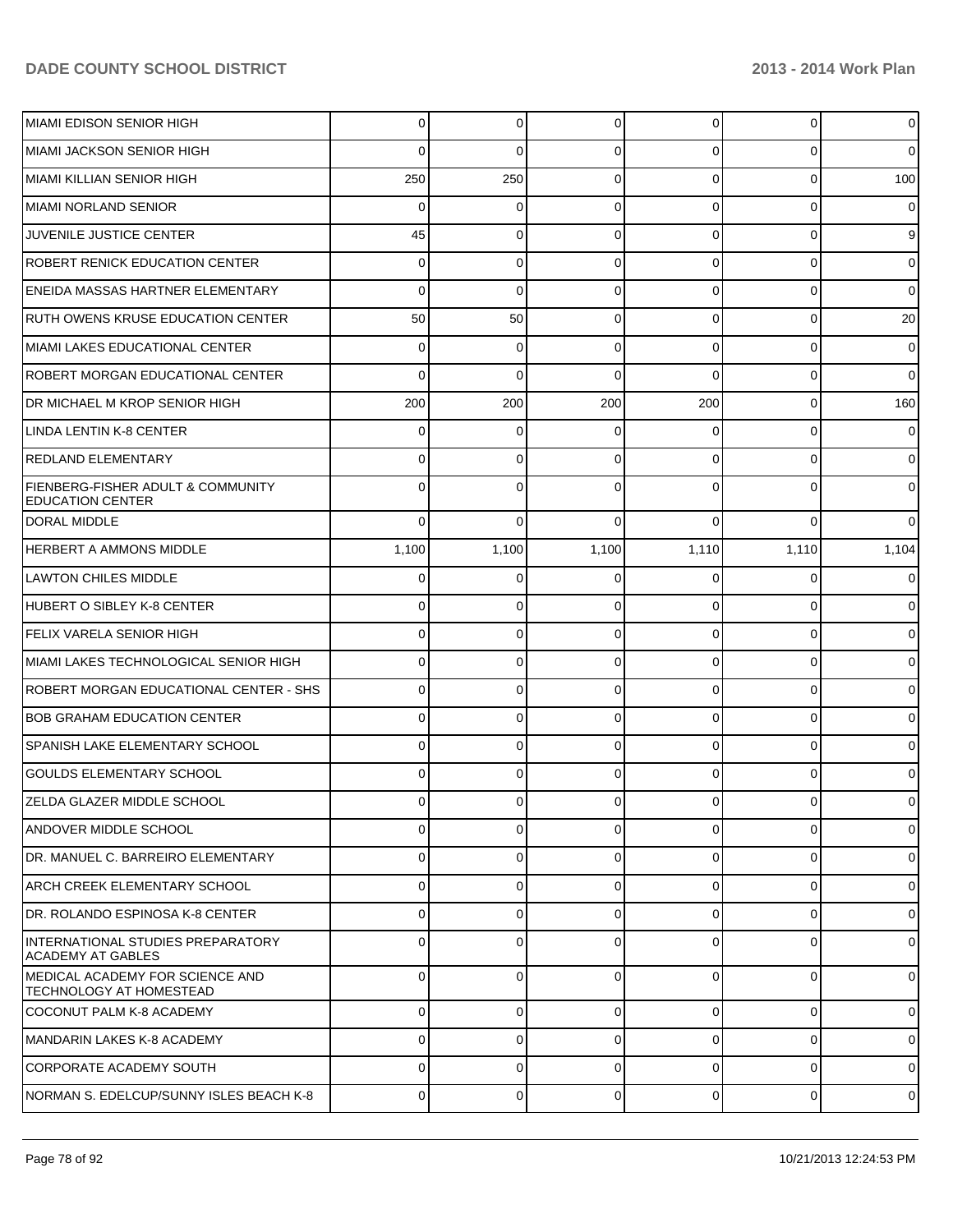| | | | | | | |
|---|---|---|---|---|---|---|
| MIAMI EDISON SENIOR HIGH | 0 | 0 | 0 | 0 | 0 | 0 |
| MIAMI JACKSON SENIOR HIGH | 0 | 0 | 0 | 0 | 0 | 0 |
| MIAMI KILLIAN SENIOR HIGH | 250 | 250 | 0 | 0 | 0 | 100 |
| MIAMI NORLAND SENIOR | 0 | 0 | 0 | 0 | 0 | 0 |
| JUVENILE JUSTICE CENTER | 45 | 0 | 0 | 0 | 0 | 9 |
| ROBERT RENICK EDUCATION CENTER | 0 | 0 | 0 | 0 | 0 | 0 |
| ENEIDA MASSAS HARTNER ELEMENTARY | 0 | 0 | 0 | 0 | 0 | 0 |
| RUTH OWENS KRUSE EDUCATION CENTER | 50 | 50 | 0 | 0 | 0 | 20 |
| MIAMI LAKES EDUCATIONAL CENTER | 0 | 0 | 0 | 0 | 0 | 0 |
| ROBERT MORGAN EDUCATIONAL CENTER | 0 | 0 | 0 | 0 | 0 | 0 |
| DR MICHAEL M KROP SENIOR HIGH | 200 | 200 | 200 | 200 | 0 | 160 |
| LINDA LENTIN K-8 CENTER | 0 | 0 | 0 | 0 | 0 | 0 |
| REDLAND ELEMENTARY | 0 | 0 | 0 | 0 | 0 | 0 |
| FIENBERG-FISHER ADULT & COMMUNITY EDUCATION CENTER | 0 | 0 | 0 | 0 | 0 | 0 |
| DORAL MIDDLE | 0 | 0 | 0 | 0 | 0 | 0 |
| HERBERT A AMMONS MIDDLE | 1,100 | 1,100 | 1,100 | 1,110 | 1,110 | 1,104 |
| LAWTON CHILES MIDDLE | 0 | 0 | 0 | 0 | 0 | 0 |
| HUBERT O SIBLEY K-8 CENTER | 0 | 0 | 0 | 0 | 0 | 0 |
| FELIX VARELA SENIOR HIGH | 0 | 0 | 0 | 0 | 0 | 0 |
| MIAMI LAKES TECHNOLOGICAL SENIOR HIGH | 0 | 0 | 0 | 0 | 0 | 0 |
| ROBERT MORGAN EDUCATIONAL CENTER - SHS | 0 | 0 | 0 | 0 | 0 | 0 |
| BOB GRAHAM EDUCATION CENTER | 0 | 0 | 0 | 0 | 0 | 0 |
| SPANISH LAKE ELEMENTARY SCHOOL | 0 | 0 | 0 | 0 | 0 | 0 |
| GOULDS ELEMENTARY SCHOOL | 0 | 0 | 0 | 0 | 0 | 0 |
| ZELDA GLAZER MIDDLE SCHOOL | 0 | 0 | 0 | 0 | 0 | 0 |
| ANDOVER MIDDLE SCHOOL | 0 | 0 | 0 | 0 | 0 | 0 |
| DR. MANUEL C. BARREIRO ELEMENTARY | 0 | 0 | 0 | 0 | 0 | 0 |
| ARCH CREEK ELEMENTARY SCHOOL | 0 | 0 | 0 | 0 | 0 | 0 |
| DR. ROLANDO ESPINOSA K-8 CENTER | 0 | 0 | 0 | 0 | 0 | 0 |
| INTERNATIONAL STUDIES PREPARATORY ACADEMY AT GABLES | 0 | 0 | 0 | 0 | 0 | 0 |
| MEDICAL ACADEMY FOR SCIENCE AND TECHNOLOGY AT HOMESTEAD | 0 | 0 | 0 | 0 | 0 | 0 |
| COCONUT PALM K-8 ACADEMY | 0 | 0 | 0 | 0 | 0 | 0 |
| MANDARIN LAKES K-8 ACADEMY | 0 | 0 | 0 | 0 | 0 | 0 |
| CORPORATE ACADEMY SOUTH | 0 | 0 | 0 | 0 | 0 | 0 |
| NORMAN S. EDELCUP/SUNNY ISLES BEACH K-8 | 0 | 0 | 0 | 0 | 0 | 0 |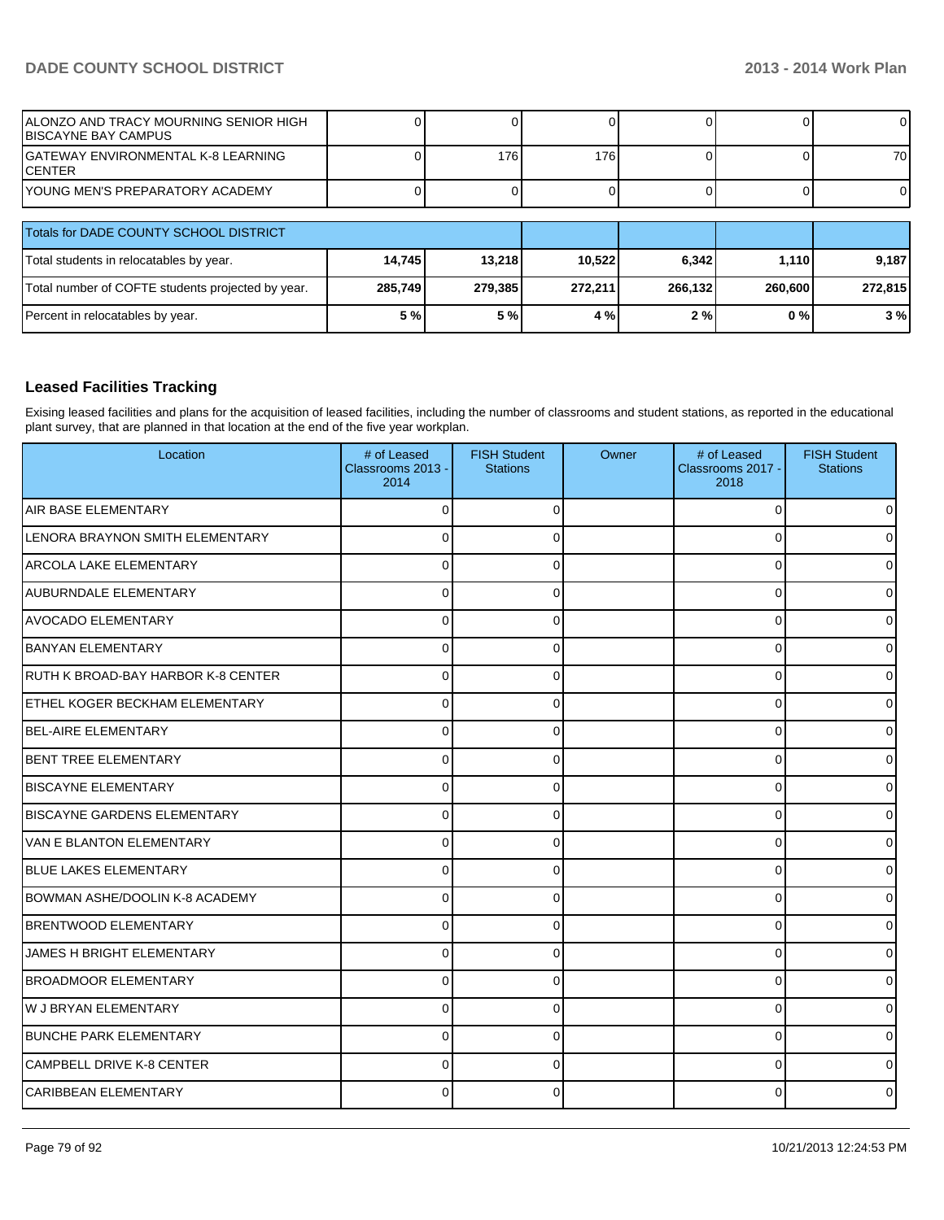| | | | | | | |
|---|---|---|---|---|---|---|
| ALONZO AND TRACY MOURNING SENIOR HIGH BISCAYNE BAY CAMPUS | 0 | 0 | 0 | 0 | 0 | 0 |
| GATEWAY ENVIRONMENTAL K-8 LEARNING CENTER | 0 | 176 | 176 | 0 | 0 | 70 |
| YOUNG MEN'S PREPARATORY ACADEMY | 0 | 0 | 0 | 0 | 0 | 0 |

| Totals for DADE COUNTY SCHOOL DISTRICT | | | | | | |
|---|---|---|---|---|---|---|
| Total students in relocatables by year. | **14,745** | **13,218** | **10,522** | **6,342** | **1,110** | **9,187** |
| Total number of COFTE students projected by year. | **285,749** | **279,385** | **272,211** | **266,132** | **260,600** | **272,815** |
| Percent in relocatables by year. | **5 %** | **5 %** | **4 %** | **2 %** | **0 %** | **3 %** |

### Leased Facilities Tracking

Exising leased facilities and plans for the acquisition of leased facilities, including the number of classrooms and student stations, as reported in the educational plant survey, that are planned in that location at the end of the five year workplan.

| Location | # of Leased Classrooms 2013 - 2014 | FISH Student Stations | Owner | # of Leased Classrooms 2017 - 2018 | FISH Student Stations |
|---|---|---|---|---|---|
| AIR BASE ELEMENTARY | 0 | 0 | | 0 | 0 |
| LENORA BRAYNON SMITH ELEMENTARY | 0 | 0 | | 0 | 0 |
| ARCOLA LAKE ELEMENTARY | 0 | 0 | | 0 | 0 |
| AUBURNDALE ELEMENTARY | 0 | 0 | | 0 | 0 |
| AVOCADO ELEMENTARY | 0 | 0 | | 0 | 0 |
| BANYAN ELEMENTARY | 0 | 0 | | 0 | 0 |
| RUTH K BROAD-BAY HARBOR K-8 CENTER | 0 | 0 | | 0 | 0 |
| ETHEL KOGER BECKHAM ELEMENTARY | 0 | 0 | | 0 | 0 |
| BEL-AIRE ELEMENTARY | 0 | 0 | | 0 | 0 |
| BENT TREE ELEMENTARY | 0 | 0 | | 0 | 0 |
| BISCAYNE ELEMENTARY | 0 | 0 | | 0 | 0 |
| BISCAYNE GARDENS ELEMENTARY | 0 | 0 | | 0 | 0 |
| VAN E BLANTON ELEMENTARY | 0 | 0 | | 0 | 0 |
| BLUE LAKES ELEMENTARY | 0 | 0 | | 0 | 0 |
| BOWMAN ASHE/DOOLIN K-8 ACADEMY | 0 | 0 | | 0 | 0 |
| BRENTWOOD ELEMENTARY | 0 | 0 | | 0 | 0 |
| JAMES H BRIGHT ELEMENTARY | 0 | 0 | | 0 | 0 |
| BROADMOOR ELEMENTARY | 0 | 0 | | 0 | 0 |
| W J BRYAN ELEMENTARY | 0 | 0 | | 0 | 0 |
| BUNCHE PARK ELEMENTARY | 0 | 0 | | 0 | 0 |
| CAMPBELL DRIVE K-8 CENTER | 0 | 0 | | 0 | 0 |
| CARIBBEAN ELEMENTARY | 0 | 0 | | 0 | 0 |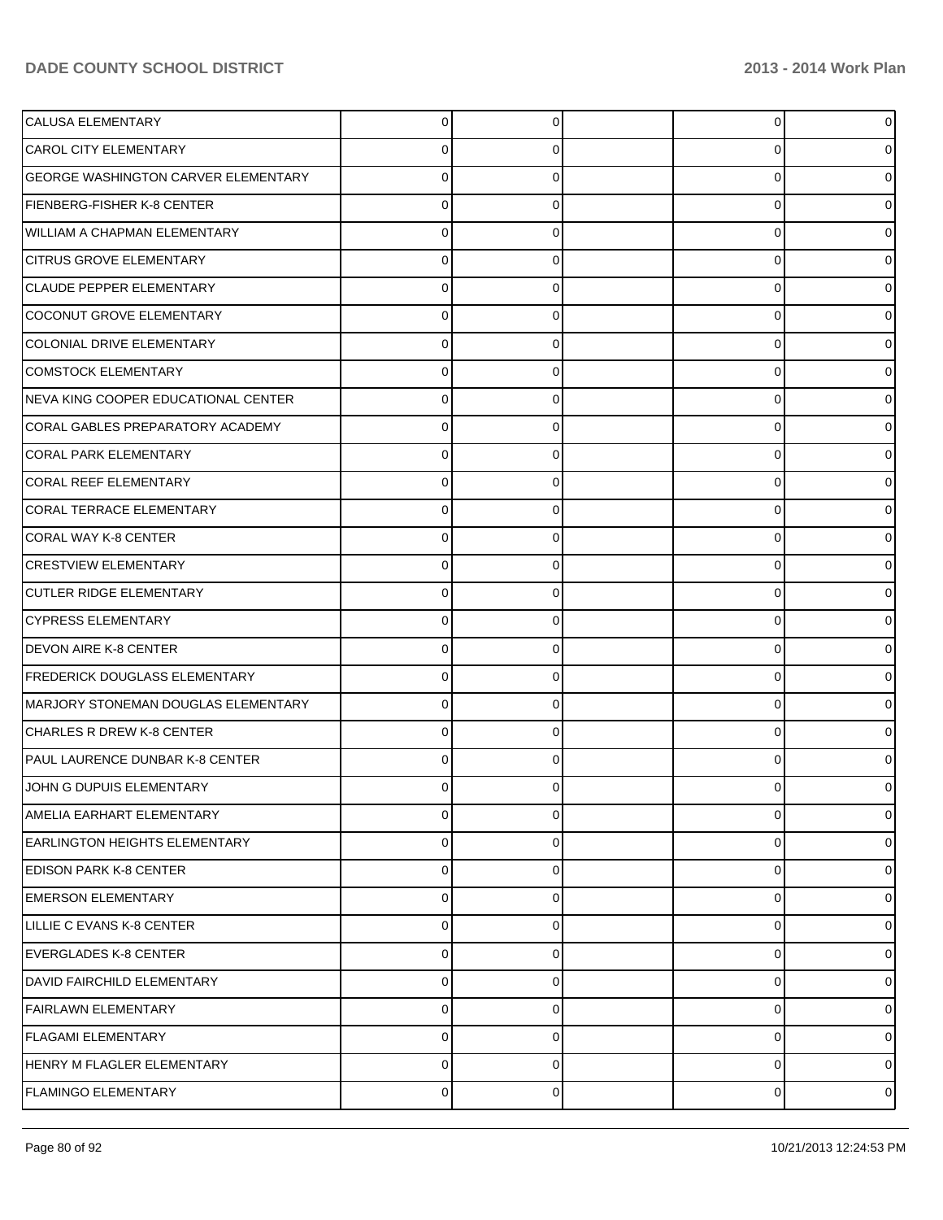| | | | | | |
|---|---|---|---|---|---|
| CALUSA ELEMENTARY | 0 | 0 | | 0 | 0 |
| CAROL CITY ELEMENTARY | 0 | 0 | | 0 | 0 |
| GEORGE WASHINGTON CARVER ELEMENTARY | 0 | 0 | | 0 | 0 |
| FIENBERG-FISHER K-8 CENTER | 0 | 0 | | 0 | 0 |
| WILLIAM A CHAPMAN ELEMENTARY | 0 | 0 | | 0 | 0 |
| CITRUS GROVE ELEMENTARY | 0 | 0 | | 0 | 0 |
| CLAUDE PEPPER ELEMENTARY | 0 | 0 | | 0 | 0 |
| COCONUT GROVE ELEMENTARY | 0 | 0 | | 0 | 0 |
| COLONIAL DRIVE ELEMENTARY | 0 | 0 | | 0 | 0 |
| COMSTOCK ELEMENTARY | 0 | 0 | | 0 | 0 |
| NEVA KING COOPER EDUCATIONAL CENTER | 0 | 0 | | 0 | 0 |
| CORAL GABLES PREPARATORY ACADEMY | 0 | 0 | | 0 | 0 |
| CORAL PARK ELEMENTARY | 0 | 0 | | 0 | 0 |
| CORAL REEF ELEMENTARY | 0 | 0 | | 0 | 0 |
| CORAL TERRACE ELEMENTARY | 0 | 0 | | 0 | 0 |
| CORAL WAY K-8 CENTER | 0 | 0 | | 0 | 0 |
| CRESTVIEW ELEMENTARY | 0 | 0 | | 0 | 0 |
| CUTLER RIDGE ELEMENTARY | 0 | 0 | | 0 | 0 |
| CYPRESS ELEMENTARY | 0 | 0 | | 0 | 0 |
| DEVON AIRE K-8 CENTER | 0 | 0 | | 0 | 0 |
| FREDERICK DOUGLASS ELEMENTARY | 0 | 0 | | 0 | 0 |
| MARJORY STONEMAN DOUGLAS ELEMENTARY | 0 | 0 | | 0 | 0 |
| CHARLES R DREW K-8 CENTER | 0 | 0 | | 0 | 0 |
| PAUL LAURENCE DUNBAR K-8 CENTER | 0 | 0 | | 0 | 0 |
| JOHN G DUPUIS ELEMENTARY | 0 | 0 | | 0 | 0 |
| AMELIA EARHART ELEMENTARY | 0 | 0 | | 0 | 0 |
| EARLINGTON HEIGHTS ELEMENTARY | 0 | 0 | | 0 | 0 |
| EDISON PARK K-8 CENTER | 0 | 0 | | 0 | 0 |
| EMERSON ELEMENTARY | 0 | 0 | | 0 | 0 |
| LILLIE C EVANS K-8 CENTER | 0 | 0 | | 0 | 0 |
| EVERGLADES K-8 CENTER | 0 | 0 | | 0 | 0 |
| DAVID FAIRCHILD ELEMENTARY | 0 | 0 | | 0 | 0 |
| FAIRLAWN ELEMENTARY | 0 | 0 | | 0 | 0 |
| FLAGAMI ELEMENTARY | 0 | 0 | | 0 | 0 |
| HENRY M FLAGLER ELEMENTARY | 0 | 0 | | 0 | 0 |
| FLAMINGO ELEMENTARY | 0 | 0 | | 0 | 0 |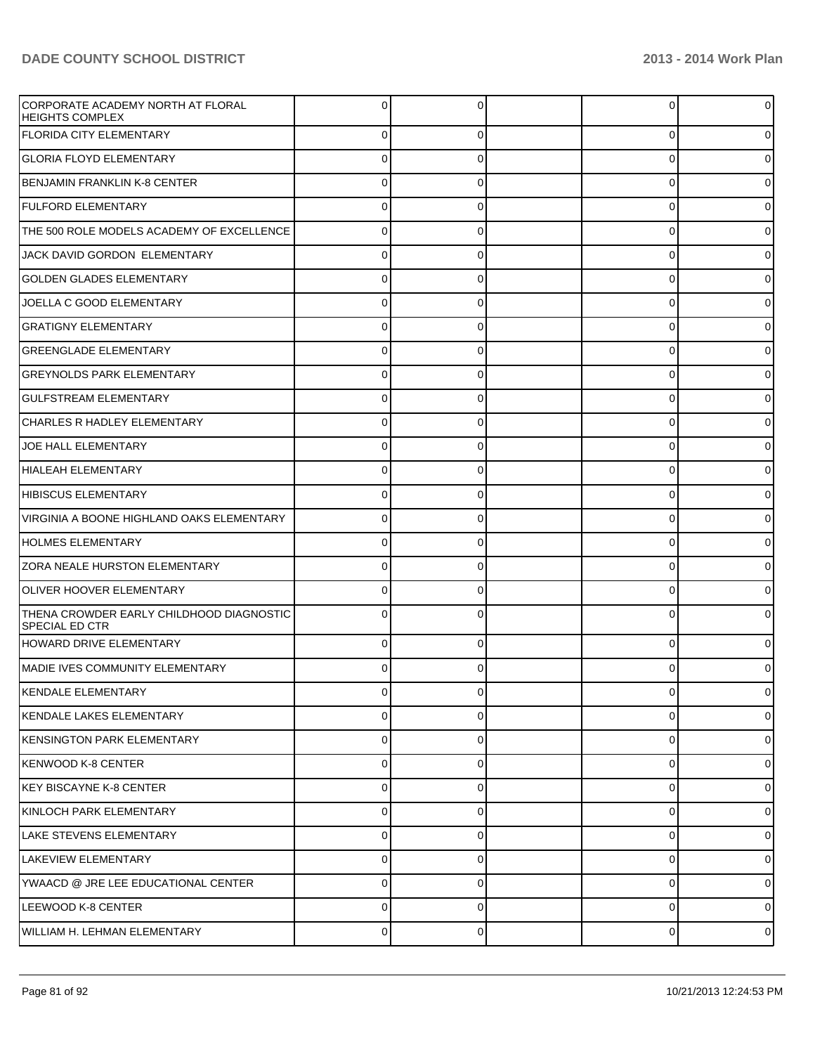| | | | | | |
|---|---|---|---|---|---|
| CORPORATE ACADEMY NORTH AT FLORAL HEIGHTS COMPLEX | 0 | 0 | | 0 | 0 |
| FLORIDA CITY ELEMENTARY | 0 | 0 | | 0 | 0 |
| GLORIA FLOYD ELEMENTARY | 0 | 0 | | 0 | 0 |
| BENJAMIN FRANKLIN K-8 CENTER | 0 | 0 | | 0 | 0 |
| FULFORD ELEMENTARY | 0 | 0 | | 0 | 0 |
| THE 500 ROLE MODELS ACADEMY OF EXCELLENCE | 0 | 0 | | 0 | 0 |
| JACK DAVID GORDON ELEMENTARY | 0 | 0 | | 0 | 0 |
| GOLDEN GLADES ELEMENTARY | 0 | 0 | | 0 | 0 |
| JOELLA C GOOD ELEMENTARY | 0 | 0 | | 0 | 0 |
| GRATIGNY ELEMENTARY | 0 | 0 | | 0 | 0 |
| GREENGLADE ELEMENTARY | 0 | 0 | | 0 | 0 |
| GREYNOLDS PARK ELEMENTARY | 0 | 0 | | 0 | 0 |
| GULFSTREAM ELEMENTARY | 0 | 0 | | 0 | 0 |
| CHARLES R HADLEY ELEMENTARY | 0 | 0 | | 0 | 0 |
| JOE HALL ELEMENTARY | 0 | 0 | | 0 | 0 |
| HIALEAH ELEMENTARY | 0 | 0 | | 0 | 0 |
| HIBISCUS ELEMENTARY | 0 | 0 | | 0 | 0 |
| VIRGINIA A BOONE HIGHLAND OAKS ELEMENTARY | 0 | 0 | | 0 | 0 |
| HOLMES ELEMENTARY | 0 | 0 | | 0 | 0 |
| ZORA NEALE HURSTON ELEMENTARY | 0 | 0 | | 0 | 0 |
| OLIVER HOOVER ELEMENTARY | 0 | 0 | | 0 | 0 |
| THENA CROWDER EARLY CHILDHOOD DIAGNOSTIC SPECIAL ED CTR | 0 | 0 | | 0 | 0 |
| HOWARD DRIVE ELEMENTARY | 0 | 0 | | 0 | 0 |
| MADIE IVES COMMUNITY ELEMENTARY | 0 | 0 | | 0 | 0 |
| KENDALE ELEMENTARY | 0 | 0 | | 0 | 0 |
| KENDALE LAKES ELEMENTARY | 0 | 0 | | 0 | 0 |
| KENSINGTON PARK ELEMENTARY | 0 | 0 | | 0 | 0 |
| KENWOOD K-8 CENTER | 0 | 0 | | 0 | 0 |
| KEY BISCAYNE K-8 CENTER | 0 | 0 | | 0 | 0 |
| KINLOCH PARK ELEMENTARY | 0 | 0 | | 0 | 0 |
| LAKE STEVENS ELEMENTARY | 0 | 0 | | 0 | 0 |
| LAKEVIEW ELEMENTARY | 0 | 0 | | 0 | 0 |
| YWAACD @ JRE LEE EDUCATIONAL CENTER | 0 | 0 | | 0 | 0 |
| LEEWOOD K-8 CENTER | 0 | 0 | | 0 | 0 |
| WILLIAM H. LEHMAN ELEMENTARY | 0 | 0 | | 0 | 0 |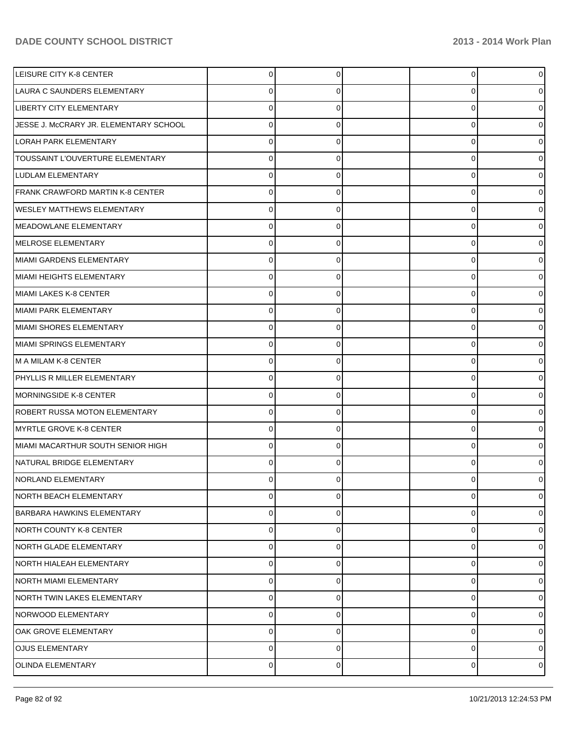| | | | | | |
|---|---|---|---|---|---|
| LEISURE CITY K-8 CENTER | 0 | 0 | | 0 | 0 |
| LAURA C SAUNDERS ELEMENTARY | 0 | 0 | | 0 | 0 |
| LIBERTY CITY ELEMENTARY | 0 | 0 | | 0 | 0 |
| JESSE J. McCRARY JR. ELEMENTARY SCHOOL | 0 | 0 | | 0 | 0 |
| LORAH PARK ELEMENTARY | 0 | 0 | | 0 | 0 |
| TOUSSAINT L'OUVERTURE ELEMENTARY | 0 | 0 | | 0 | 0 |
| LUDLAM ELEMENTARY | 0 | 0 | | 0 | 0 |
| FRANK CRAWFORD MARTIN K-8 CENTER | 0 | 0 | | 0 | 0 |
| WESLEY MATTHEWS ELEMENTARY | 0 | 0 | | 0 | 0 |
| MEADOWLANE ELEMENTARY | 0 | 0 | | 0 | 0 |
| MELROSE ELEMENTARY | 0 | 0 | | 0 | 0 |
| MIAMI GARDENS ELEMENTARY | 0 | 0 | | 0 | 0 |
| MIAMI HEIGHTS ELEMENTARY | 0 | 0 | | 0 | 0 |
| MIAMI LAKES K-8 CENTER | 0 | 0 | | 0 | 0 |
| MIAMI PARK ELEMENTARY | 0 | 0 | | 0 | 0 |
| MIAMI SHORES ELEMENTARY | 0 | 0 | | 0 | 0 |
| MIAMI SPRINGS ELEMENTARY | 0 | 0 | | 0 | 0 |
| M A MILAM K-8 CENTER | 0 | 0 | | 0 | 0 |
| PHYLLIS R MILLER ELEMENTARY | 0 | 0 | | 0 | 0 |
| MORNINGSIDE K-8 CENTER | 0 | 0 | | 0 | 0 |
| ROBERT RUSSA MOTON ELEMENTARY | 0 | 0 | | 0 | 0 |
| MYRTLE GROVE K-8 CENTER | 0 | 0 | | 0 | 0 |
| MIAMI MACARTHUR SOUTH SENIOR HIGH | 0 | 0 | | 0 | 0 |
| NATURAL BRIDGE ELEMENTARY | 0 | 0 | | 0 | 0 |
| NORLAND ELEMENTARY | 0 | 0 | | 0 | 0 |
| NORTH BEACH ELEMENTARY | 0 | 0 | | 0 | 0 |
| BARBARA HAWKINS ELEMENTARY | 0 | 0 | | 0 | 0 |
| NORTH COUNTY K-8 CENTER | 0 | 0 | | 0 | 0 |
| NORTH GLADE ELEMENTARY | 0 | 0 | | 0 | 0 |
| NORTH HIALEAH ELEMENTARY | 0 | 0 | | 0 | 0 |
| NORTH MIAMI ELEMENTARY | 0 | 0 | | 0 | 0 |
| NORTH TWIN LAKES ELEMENTARY | 0 | 0 | | 0 | 0 |
| NORWOOD ELEMENTARY | 0 | 0 | | 0 | 0 |
| OAK GROVE ELEMENTARY | 0 | 0 | | 0 | 0 |
| OJUS ELEMENTARY | 0 | 0 | | 0 | 0 |
| OLINDA ELEMENTARY | 0 | 0 | | 0 | 0 |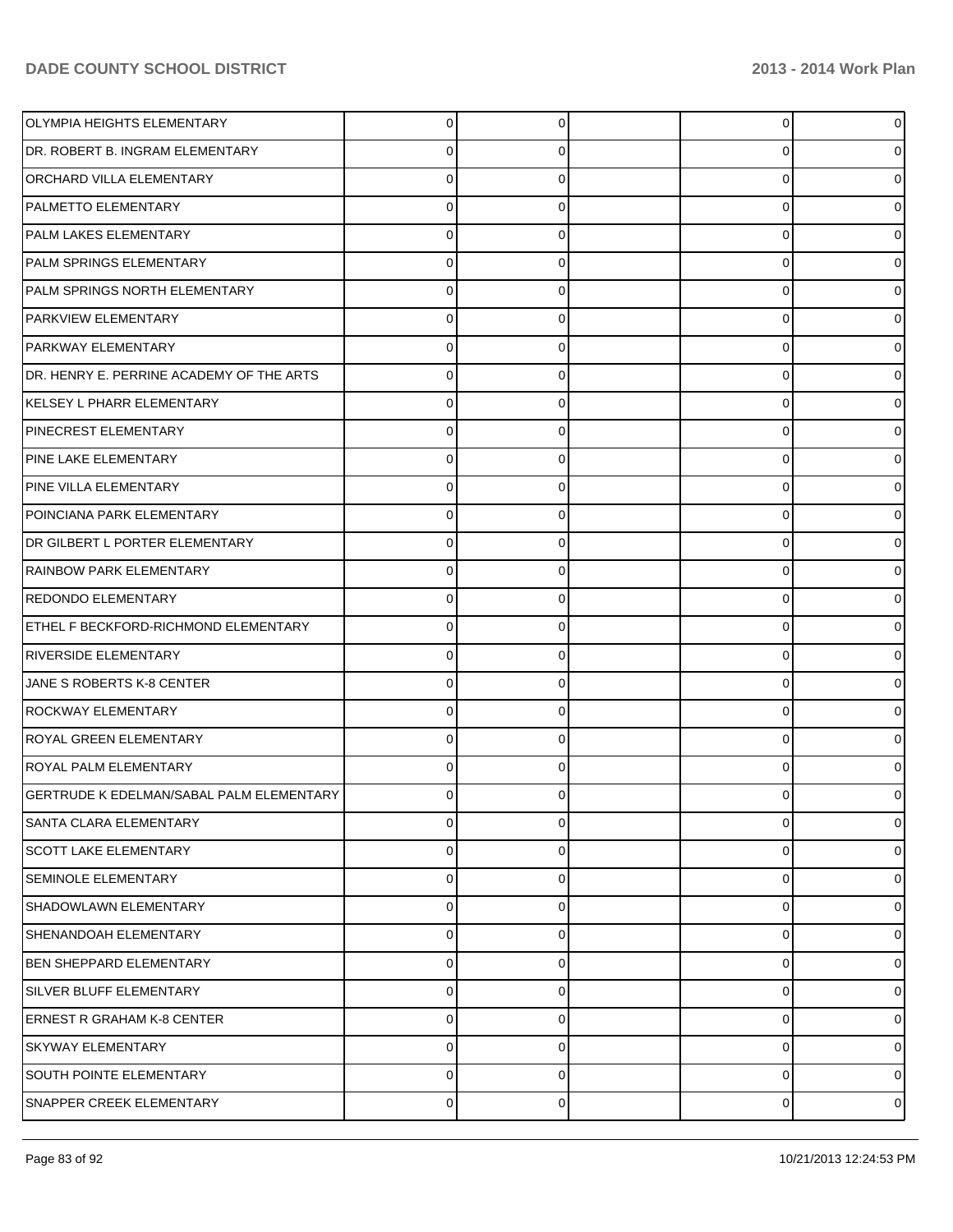| | | | | | |
|---|---|---|---|---|---|
| OLYMPIA HEIGHTS ELEMENTARY | 0 | 0 | | 0 | 0 |
| DR. ROBERT B. INGRAM ELEMENTARY | 0 | 0 | | 0 | 0 |
| ORCHARD VILLA ELEMENTARY | 0 | 0 | | 0 | 0 |
| PALMETTO ELEMENTARY | 0 | 0 | | 0 | 0 |
| PALM LAKES ELEMENTARY | 0 | 0 | | 0 | 0 |
| PALM SPRINGS ELEMENTARY | 0 | 0 | | 0 | 0 |
| PALM SPRINGS NORTH ELEMENTARY | 0 | 0 | | 0 | 0 |
| PARKVIEW ELEMENTARY | 0 | 0 | | 0 | 0 |
| PARKWAY ELEMENTARY | 0 | 0 | | 0 | 0 |
| DR. HENRY E. PERRINE ACADEMY OF THE ARTS | 0 | 0 | | 0 | 0 |
| KELSEY L PHARR ELEMENTARY | 0 | 0 | | 0 | 0 |
| PINECREST ELEMENTARY | 0 | 0 | | 0 | 0 |
| PINE LAKE ELEMENTARY | 0 | 0 | | 0 | 0 |
| PINE VILLA ELEMENTARY | 0 | 0 | | 0 | 0 |
| POINCIANA PARK ELEMENTARY | 0 | 0 | | 0 | 0 |
| DR GILBERT L PORTER ELEMENTARY | 0 | 0 | | 0 | 0 |
| RAINBOW PARK ELEMENTARY | 0 | 0 | | 0 | 0 |
| REDONDO ELEMENTARY | 0 | 0 | | 0 | 0 |
| ETHEL F BECKFORD-RICHMOND ELEMENTARY | 0 | 0 | | 0 | 0 |
| RIVERSIDE ELEMENTARY | 0 | 0 | | 0 | 0 |
| JANE S ROBERTS K-8 CENTER | 0 | 0 | | 0 | 0 |
| ROCKWAY ELEMENTARY | 0 | 0 | | 0 | 0 |
| ROYAL GREEN ELEMENTARY | 0 | 0 | | 0 | 0 |
| ROYAL PALM ELEMENTARY | 0 | 0 | | 0 | 0 |
| GERTRUDE K EDELMAN/SABAL PALM ELEMENTARY | 0 | 0 | | 0 | 0 |
| SANTA CLARA ELEMENTARY | 0 | 0 | | 0 | 0 |
| SCOTT LAKE ELEMENTARY | 0 | 0 | | 0 | 0 |
| SEMINOLE ELEMENTARY | 0 | 0 | | 0 | 0 |
| SHADOWLAWN ELEMENTARY | 0 | 0 | | 0 | 0 |
| SHENANDOAH ELEMENTARY | 0 | 0 | | 0 | 0 |
| BEN SHEPPARD ELEMENTARY | 0 | 0 | | 0 | 0 |
| SILVER BLUFF ELEMENTARY | 0 | 0 | | 0 | 0 |
| ERNEST R GRAHAM K-8 CENTER | 0 | 0 | | 0 | 0 |
| SKYWAY ELEMENTARY | 0 | 0 | | 0 | 0 |
| SOUTH POINTE ELEMENTARY | 0 | 0 | | 0 | 0 |
| SNAPPER CREEK ELEMENTARY | 0 | 0 | | 0 | 0 |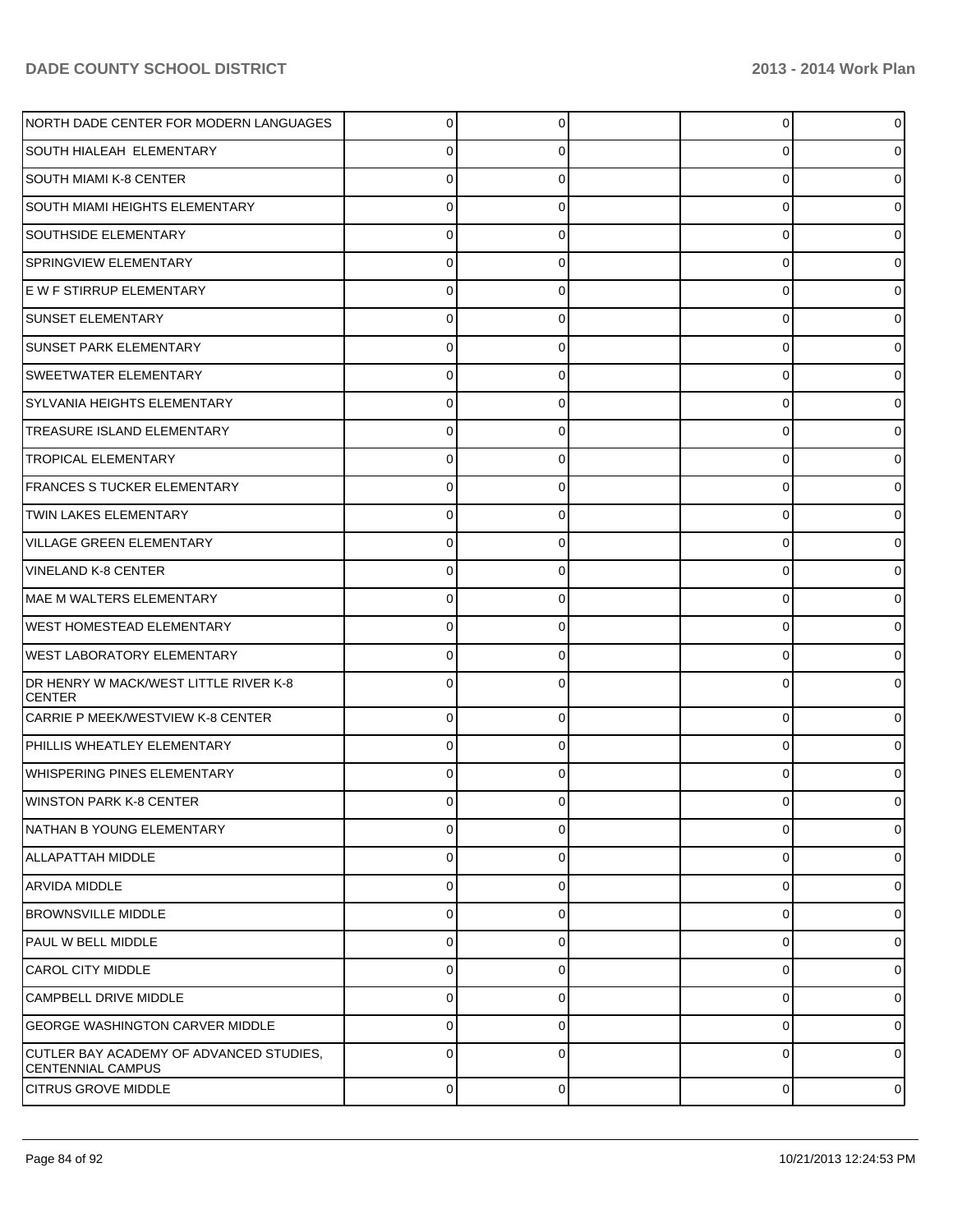| | | | | | |
|---|---|---|---|---|---|
| NORTH DADE CENTER FOR MODERN LANGUAGES | 0 | 0 | | 0 | 0 |
| SOUTH HIALEAH ELEMENTARY | 0 | 0 | | 0 | 0 |
| SOUTH MIAMI K-8 CENTER | 0 | 0 | | 0 | 0 |
| SOUTH MIAMI HEIGHTS ELEMENTARY | 0 | 0 | | 0 | 0 |
| SOUTHSIDE ELEMENTARY | 0 | 0 | | 0 | 0 |
| SPRINGVIEW ELEMENTARY | 0 | 0 | | 0 | 0 |
| E W F STIRRUP ELEMENTARY | 0 | 0 | | 0 | 0 |
| SUNSET ELEMENTARY | 0 | 0 | | 0 | 0 |
| SUNSET PARK ELEMENTARY | 0 | 0 | | 0 | 0 |
| SWEETWATER ELEMENTARY | 0 | 0 | | 0 | 0 |
| SYLVANIA HEIGHTS ELEMENTARY | 0 | 0 | | 0 | 0 |
| TREASURE ISLAND ELEMENTARY | 0 | 0 | | 0 | 0 |
| TROPICAL ELEMENTARY | 0 | 0 | | 0 | 0 |
| FRANCES S TUCKER ELEMENTARY | 0 | 0 | | 0 | 0 |
| TWIN LAKES ELEMENTARY | 0 | 0 | | 0 | 0 |
| VILLAGE GREEN ELEMENTARY | 0 | 0 | | 0 | 0 |
| VINELAND K-8 CENTER | 0 | 0 | | 0 | 0 |
| MAE M WALTERS ELEMENTARY | 0 | 0 | | 0 | 0 |
| WEST HOMESTEAD ELEMENTARY | 0 | 0 | | 0 | 0 |
| WEST LABORATORY ELEMENTARY | 0 | 0 | | 0 | 0 |
| DR HENRY W MACK/WEST LITTLE RIVER K-8 CENTER | 0 | 0 | | 0 | 0 |
| CARRIE P MEEK/WESTVIEW K-8 CENTER | 0 | 0 | | 0 | 0 |
| PHILLIS WHEATLEY ELEMENTARY | 0 | 0 | | 0 | 0 |
| WHISPERING PINES ELEMENTARY | 0 | 0 | | 0 | 0 |
| WINSTON PARK K-8 CENTER | 0 | 0 | | 0 | 0 |
| NATHAN B YOUNG ELEMENTARY | 0 | 0 | | 0 | 0 |
| ALLAPATTAH MIDDLE | 0 | 0 | | 0 | 0 |
| ARVIDA MIDDLE | 0 | 0 | | 0 | 0 |
| BROWNSVILLE MIDDLE | 0 | 0 | | 0 | 0 |
| PAUL W BELL MIDDLE | 0 | 0 | | 0 | 0 |
| CAROL CITY MIDDLE | 0 | 0 | | 0 | 0 |
| CAMPBELL DRIVE MIDDLE | 0 | 0 | | 0 | 0 |
| GEORGE WASHINGTON CARVER MIDDLE | 0 | 0 | | 0 | 0 |
| CUTLER BAY ACADEMY OF ADVANCED STUDIES, CENTENNIAL CAMPUS | 0 | 0 | | 0 | 0 |
| CITRUS GROVE MIDDLE | 0 | 0 | | 0 | 0 |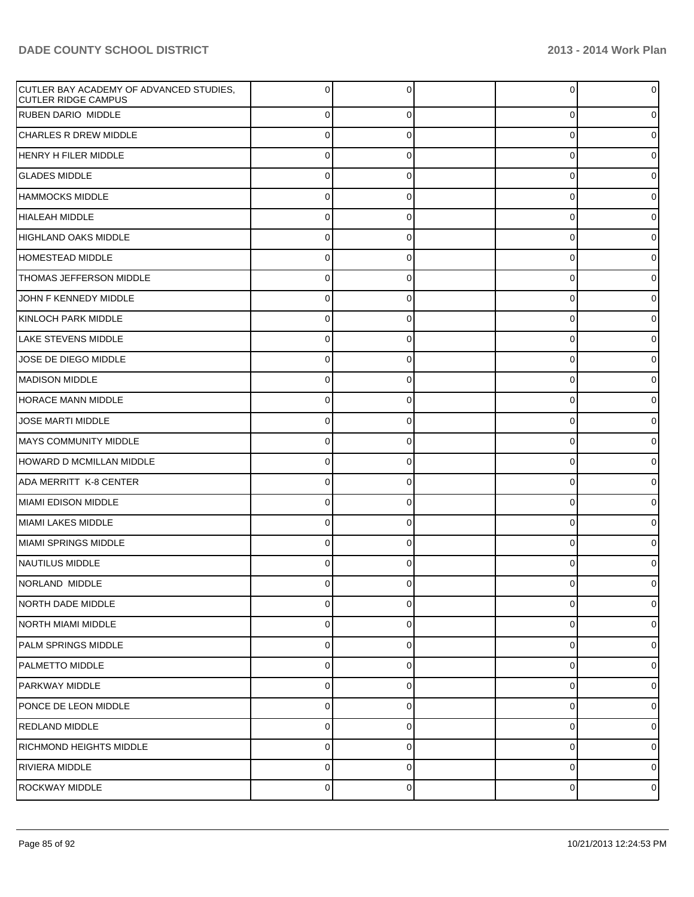| | | | | | |
|---|---|---|---|---|---|
| CUTLER BAY ACADEMY OF ADVANCED STUDIES, CUTLER RIDGE CAMPUS | 0 | 0 | | 0 | 0 |
| RUBEN DARIO MIDDLE | 0 | 0 | | 0 | 0 |
| CHARLES R DREW MIDDLE | 0 | 0 | | 0 | 0 |
| HENRY H FILER MIDDLE | 0 | 0 | | 0 | 0 |
| GLADES MIDDLE | 0 | 0 | | 0 | 0 |
| HAMMOCKS MIDDLE | 0 | 0 | | 0 | 0 |
| HIALEAH MIDDLE | 0 | 0 | | 0 | 0 |
| HIGHLAND OAKS MIDDLE | 0 | 0 | | 0 | 0 |
| HOMESTEAD MIDDLE | 0 | 0 | | 0 | 0 |
| THOMAS JEFFERSON MIDDLE | 0 | 0 | | 0 | 0 |
| JOHN F KENNEDY MIDDLE | 0 | 0 | | 0 | 0 |
| KINLOCH PARK MIDDLE | 0 | 0 | | 0 | 0 |
| LAKE STEVENS MIDDLE | 0 | 0 | | 0 | 0 |
| JOSE DE DIEGO MIDDLE | 0 | 0 | | 0 | 0 |
| MADISON MIDDLE | 0 | 0 | | 0 | 0 |
| HORACE MANN MIDDLE | 0 | 0 | | 0 | 0 |
| JOSE MARTI MIDDLE | 0 | 0 | | 0 | 0 |
| MAYS COMMUNITY MIDDLE | 0 | 0 | | 0 | 0 |
| HOWARD D MCMILLAN MIDDLE | 0 | 0 | | 0 | 0 |
| ADA MERRITT K-8 CENTER | 0 | 0 | | 0 | 0 |
| MIAMI EDISON MIDDLE | 0 | 0 | | 0 | 0 |
| MIAMI LAKES MIDDLE | 0 | 0 | | 0 | 0 |
| MIAMI SPRINGS MIDDLE | 0 | 0 | | 0 | 0 |
| NAUTILUS MIDDLE | 0 | 0 | | 0 | 0 |
| NORLAND MIDDLE | 0 | 0 | | 0 | 0 |
| NORTH DADE MIDDLE | 0 | 0 | | 0 | 0 |
| NORTH MIAMI MIDDLE | 0 | 0 | | 0 | 0 |
| PALM SPRINGS MIDDLE | 0 | 0 | | 0 | 0 |
| PALMETTO MIDDLE | 0 | 0 | | 0 | 0 |
| PARKWAY MIDDLE | 0 | 0 | | 0 | 0 |
| PONCE DE LEON MIDDLE | 0 | 0 | | 0 | 0 |
| REDLAND MIDDLE | 0 | 0 | | 0 | 0 |
| RICHMOND HEIGHTS MIDDLE | 0 | 0 | | 0 | 0 |
| RIVIERA MIDDLE | 0 | 0 | | 0 | 0 |
| ROCKWAY MIDDLE | 0 | 0 | | 0 | 0 |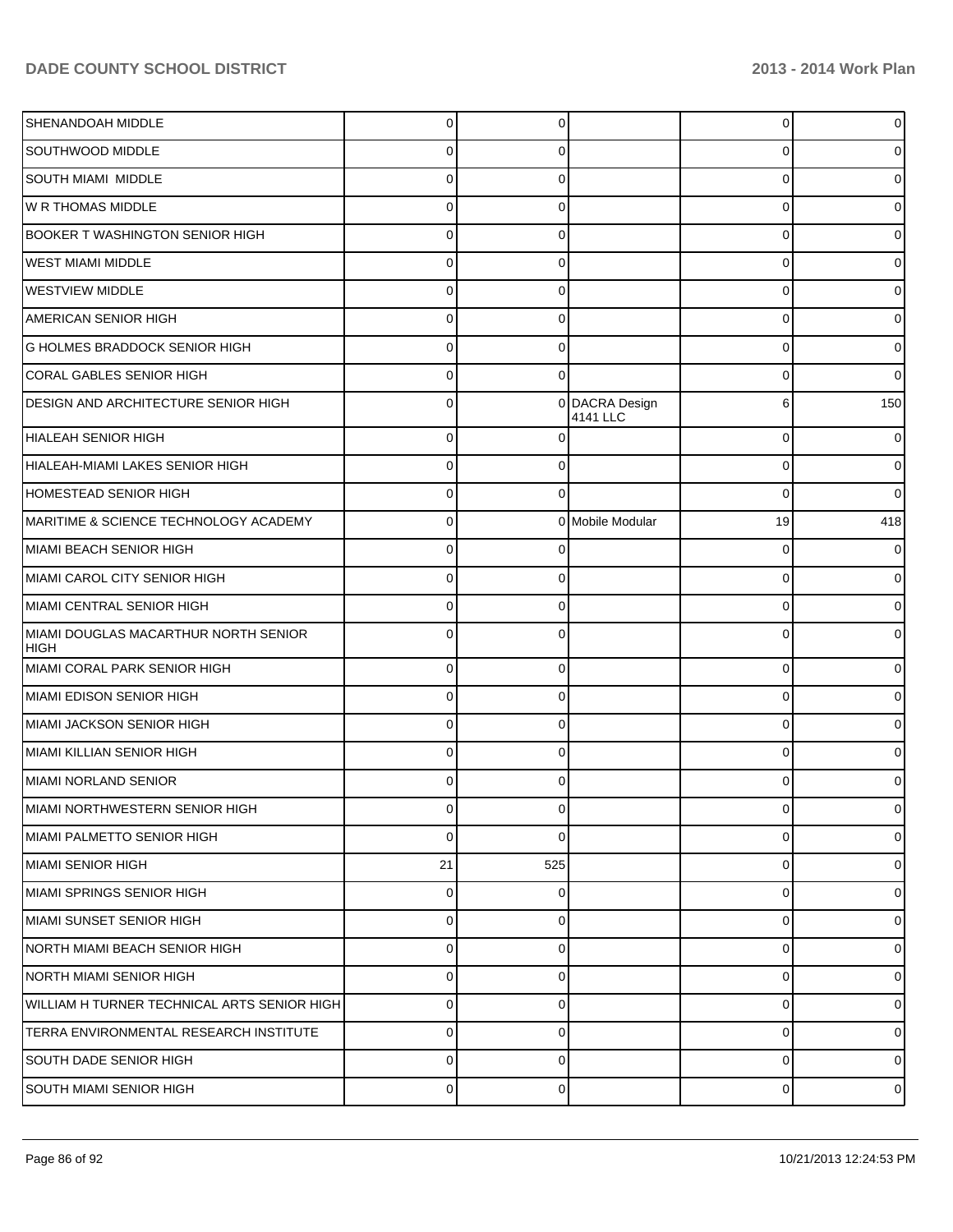| | | | | | |
|---|---|---|---|---|---|
| SHENANDOAH MIDDLE | 0 | 0 | | 0 | 0 |
| SOUTHWOOD MIDDLE | 0 | 0 | | 0 | 0 |
| SOUTH MIAMI MIDDLE | 0 | 0 | | 0 | 0 |
| W R THOMAS MIDDLE | 0 | 0 | | 0 | 0 |
| BOOKER T WASHINGTON SENIOR HIGH | 0 | 0 | | 0 | 0 |
| WEST MIAMI MIDDLE | 0 | 0 | | 0 | 0 |
| WESTVIEW MIDDLE | 0 | 0 | | 0 | 0 |
| AMERICAN SENIOR HIGH | 0 | 0 | | 0 | 0 |
| G HOLMES BRADDOCK SENIOR HIGH | 0 | 0 | | 0 | 0 |
| CORAL GABLES SENIOR HIGH | 0 | 0 | | 0 | 0 |
| DESIGN AND ARCHITECTURE SENIOR HIGH | 0 | 0 | DACRA Design 4141 LLC | 6 | 150 |
| HIALEAH SENIOR HIGH | 0 | 0 | | 0 | 0 |
| HIALEAH-MIAMI LAKES SENIOR HIGH | 0 | 0 | | 0 | 0 |
| HOMESTEAD SENIOR HIGH | 0 | 0 | | 0 | 0 |
| MARITIME & SCIENCE TECHNOLOGY ACADEMY | 0 | 0 | Mobile Modular | 19 | 418 |
| MIAMI BEACH SENIOR HIGH | 0 | 0 | | 0 | 0 |
| MIAMI CAROL CITY SENIOR HIGH | 0 | 0 | | 0 | 0 |
| MIAMI CENTRAL SENIOR HIGH | 0 | 0 | | 0 | 0 |
| MIAMI DOUGLAS MACARTHUR NORTH SENIOR HIGH | 0 | 0 | | 0 | 0 |
| MIAMI CORAL PARK SENIOR HIGH | 0 | 0 | | 0 | 0 |
| MIAMI EDISON SENIOR HIGH | 0 | 0 | | 0 | 0 |
| MIAMI JACKSON SENIOR HIGH | 0 | 0 | | 0 | 0 |
| MIAMI KILLIAN SENIOR HIGH | 0 | 0 | | 0 | 0 |
| MIAMI NORLAND SENIOR | 0 | 0 | | 0 | 0 |
| MIAMI NORTHWESTERN SENIOR HIGH | 0 | 0 | | 0 | 0 |
| MIAMI PALMETTO SENIOR HIGH | 0 | 0 | | 0 | 0 |
| MIAMI SENIOR HIGH | 21 | 525 | | 0 | 0 |
| MIAMI SPRINGS SENIOR HIGH | 0 | 0 | | 0 | 0 |
| MIAMI SUNSET SENIOR HIGH | 0 | 0 | | 0 | 0 |
| NORTH MIAMI BEACH SENIOR HIGH | 0 | 0 | | 0 | 0 |
| NORTH MIAMI SENIOR HIGH | 0 | 0 | | 0 | 0 |
| WILLIAM H TURNER TECHNICAL ARTS SENIOR HIGH | 0 | 0 | | 0 | 0 |
| TERRA ENVIRONMENTAL RESEARCH INSTITUTE | 0 | 0 | | 0 | 0 |
| SOUTH DADE SENIOR HIGH | 0 | 0 | | 0 | 0 |
| SOUTH MIAMI SENIOR HIGH | 0 | 0 | | 0 | 0 |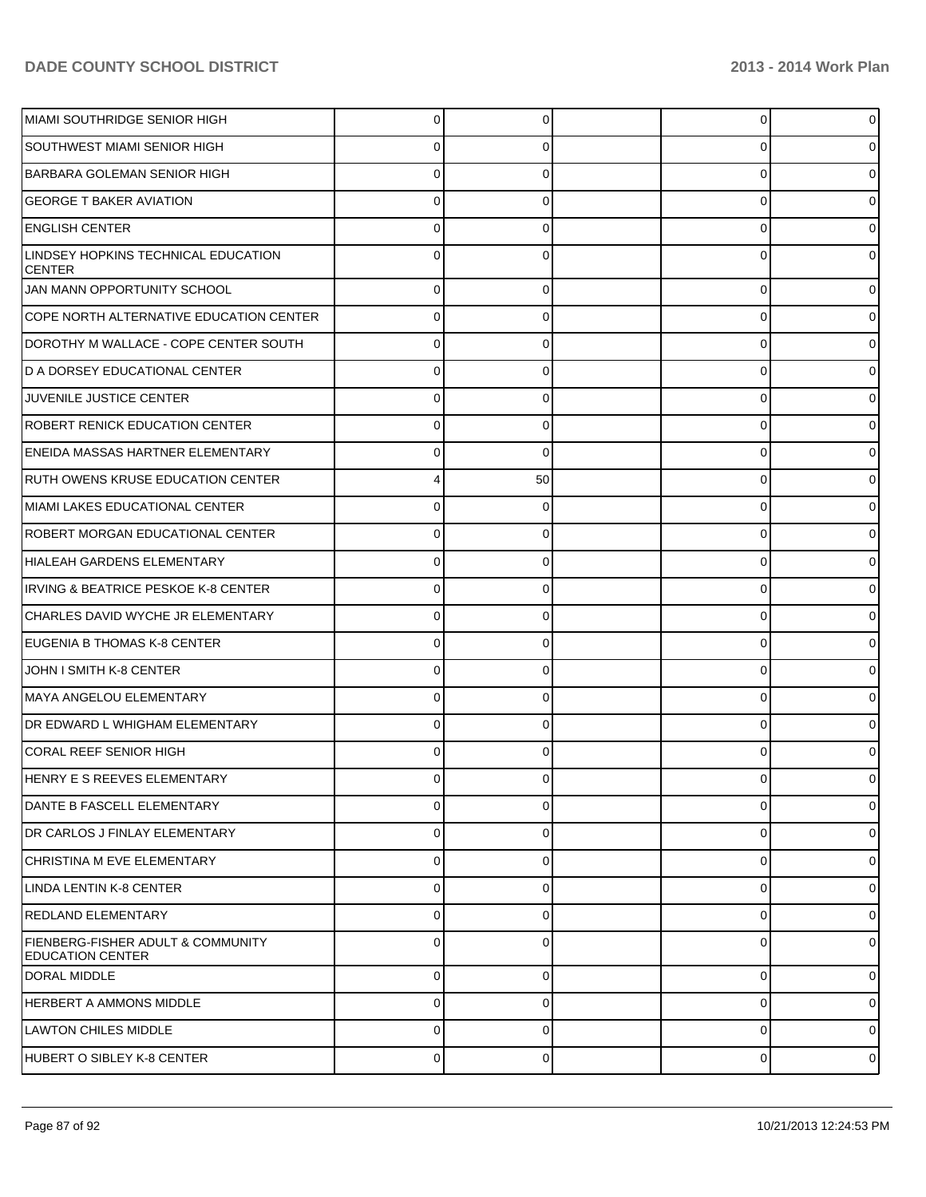| | | | | | |
|---|---|---|---|---|---|
| MIAMI SOUTHRIDGE SENIOR HIGH | 0 | 0 | | 0 | 0 |
| SOUTHWEST MIAMI SENIOR HIGH | 0 | 0 | | 0 | 0 |
| BARBARA GOLEMAN SENIOR HIGH | 0 | 0 | | 0 | 0 |
| GEORGE T BAKER AVIATION | 0 | 0 | | 0 | 0 |
| ENGLISH CENTER | 0 | 0 | | 0 | 0 |
| LINDSEY HOPKINS TECHNICAL EDUCATION CENTER | 0 | 0 | | 0 | 0 |
| JAN MANN OPPORTUNITY SCHOOL | 0 | 0 | | 0 | 0 |
| COPE NORTH ALTERNATIVE EDUCATION CENTER | 0 | 0 | | 0 | 0 |
| DOROTHY M WALLACE - COPE CENTER SOUTH | 0 | 0 | | 0 | 0 |
| D A DORSEY EDUCATIONAL CENTER | 0 | 0 | | 0 | 0 |
| JUVENILE JUSTICE CENTER | 0 | 0 | | 0 | 0 |
| ROBERT RENICK EDUCATION CENTER | 0 | 0 | | 0 | 0 |
| ENEIDA MASSAS HARTNER ELEMENTARY | 0 | 0 | | 0 | 0 |
| RUTH OWENS KRUSE EDUCATION CENTER | 4 | 50 | | 0 | 0 |
| MIAMI LAKES EDUCATIONAL CENTER | 0 | 0 | | 0 | 0 |
| ROBERT MORGAN EDUCATIONAL CENTER | 0 | 0 | | 0 | 0 |
| HIALEAH GARDENS ELEMENTARY | 0 | 0 | | 0 | 0 |
| IRVING & BEATRICE PESKOE K-8 CENTER | 0 | 0 | | 0 | 0 |
| CHARLES DAVID WYCHE JR ELEMENTARY | 0 | 0 | | 0 | 0 |
| EUGENIA B THOMAS K-8 CENTER | 0 | 0 | | 0 | 0 |
| JOHN I SMITH K-8 CENTER | 0 | 0 | | 0 | 0 |
| MAYA ANGELOU ELEMENTARY | 0 | 0 | | 0 | 0 |
| DR EDWARD L WHIGHAM ELEMENTARY | 0 | 0 | | 0 | 0 |
| CORAL REEF SENIOR HIGH | 0 | 0 | | 0 | 0 |
| HENRY E S REEVES ELEMENTARY | 0 | 0 | | 0 | 0 |
| DANTE B FASCELL ELEMENTARY | 0 | 0 | | 0 | 0 |
| DR CARLOS J FINLAY ELEMENTARY | 0 | 0 | | 0 | 0 |
| CHRISTINA M EVE ELEMENTARY | 0 | 0 | | 0 | 0 |
| LINDA LENTIN K-8 CENTER | 0 | 0 | | 0 | 0 |
| REDLAND ELEMENTARY | 0 | 0 | | 0 | 0 |
| FIENBERG-FISHER ADULT & COMMUNITY EDUCATION CENTER | 0 | 0 | | 0 | 0 |
| DORAL MIDDLE | 0 | 0 | | 0 | 0 |
| HERBERT A AMMONS MIDDLE | 0 | 0 | | 0 | 0 |
| LAWTON CHILES MIDDLE | 0 | 0 | | 0 | 0 |
| HUBERT O SIBLEY K-8 CENTER | 0 | 0 | | 0 | 0 |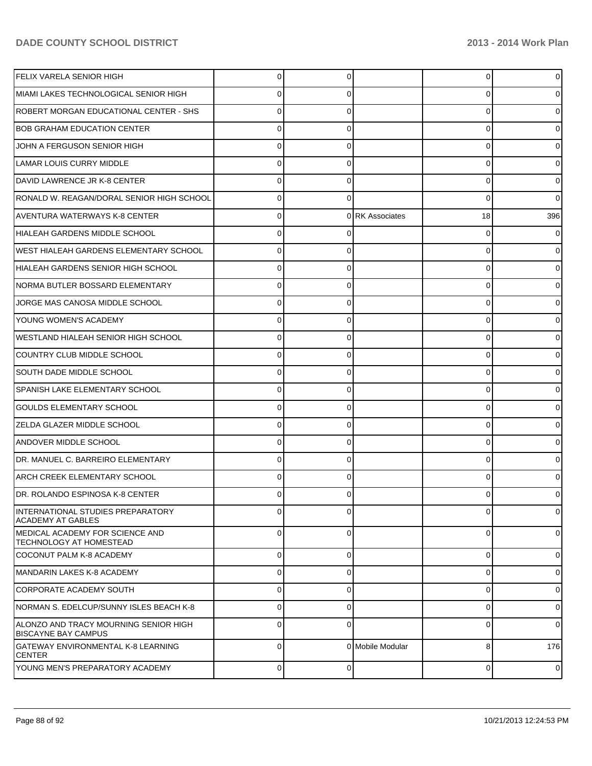| | | | | | |
|---|---|---|---|---|---|
| FELIX VARELA SENIOR HIGH | 0 | 0 | | 0 | 0 |
| MIAMI LAKES TECHNOLOGICAL SENIOR HIGH | 0 | 0 | | 0 | 0 |
| ROBERT MORGAN EDUCATIONAL CENTER - SHS | 0 | 0 | | 0 | 0 |
| BOB GRAHAM EDUCATION CENTER | 0 | 0 | | 0 | 0 |
| JOHN A FERGUSON SENIOR HIGH | 0 | 0 | | 0 | 0 |
| LAMAR LOUIS CURRY MIDDLE | 0 | 0 | | 0 | 0 |
| DAVID LAWRENCE JR K-8 CENTER | 0 | 0 | | 0 | 0 |
| RONALD W. REAGAN/DORAL SENIOR HIGH SCHOOL | 0 | 0 | | 0 | 0 |
| AVENTURA WATERWAYS K-8 CENTER | 0 | 0 | RK Associates | 18 | 396 |
| HIALEAH GARDENS MIDDLE SCHOOL | 0 | 0 | | 0 | 0 |
| WEST HIALEAH GARDENS ELEMENTARY SCHOOL | 0 | 0 | | 0 | 0 |
| HIALEAH GARDENS SENIOR HIGH SCHOOL | 0 | 0 | | 0 | 0 |
| NORMA BUTLER BOSSARD ELEMENTARY | 0 | 0 | | 0 | 0 |
| JORGE MAS CANOSA MIDDLE SCHOOL | 0 | 0 | | 0 | 0 |
| YOUNG WOMEN'S ACADEMY | 0 | 0 | | 0 | 0 |
| WESTLAND HIALEAH SENIOR HIGH SCHOOL | 0 | 0 | | 0 | 0 |
| COUNTRY CLUB MIDDLE SCHOOL | 0 | 0 | | 0 | 0 |
| SOUTH DADE MIDDLE SCHOOL | 0 | 0 | | 0 | 0 |
| SPANISH LAKE ELEMENTARY SCHOOL | 0 | 0 | | 0 | 0 |
| GOULDS ELEMENTARY SCHOOL | 0 | 0 | | 0 | 0 |
| ZELDA GLAZER MIDDLE SCHOOL | 0 | 0 | | 0 | 0 |
| ANDOVER MIDDLE SCHOOL | 0 | 0 | | 0 | 0 |
| DR. MANUEL C. BARREIRO ELEMENTARY | 0 | 0 | | 0 | 0 |
| ARCH CREEK ELEMENTARY SCHOOL | 0 | 0 | | 0 | 0 |
| DR. ROLANDO ESPINOSA K-8 CENTER | 0 | 0 | | 0 | 0 |
| INTERNATIONAL STUDIES PREPARATORY ACADEMY AT GABLES | 0 | 0 | | 0 | 0 |
| MEDICAL ACADEMY FOR SCIENCE AND TECHNOLOGY AT HOMESTEAD | 0 | 0 | | 0 | 0 |
| COCONUT PALM K-8 ACADEMY | 0 | 0 | | 0 | 0 |
| MANDARIN LAKES K-8 ACADEMY | 0 | 0 | | 0 | 0 |
| CORPORATE ACADEMY SOUTH | 0 | 0 | | 0 | 0 |
| NORMAN S. EDELCUP/SUNNY ISLES BEACH K-8 | 0 | 0 | | 0 | 0 |
| ALONZO AND TRACY MOURNING SENIOR HIGH BISCAYNE BAY CAMPUS | 0 | 0 | | 0 | 0 |
| GATEWAY ENVIRONMENTAL K-8 LEARNING CENTER | 0 | 0 | Mobile Modular | 8 | 176 |
| YOUNG MEN'S PREPARATORY ACADEMY | 0 | 0 | | 0 | 0 |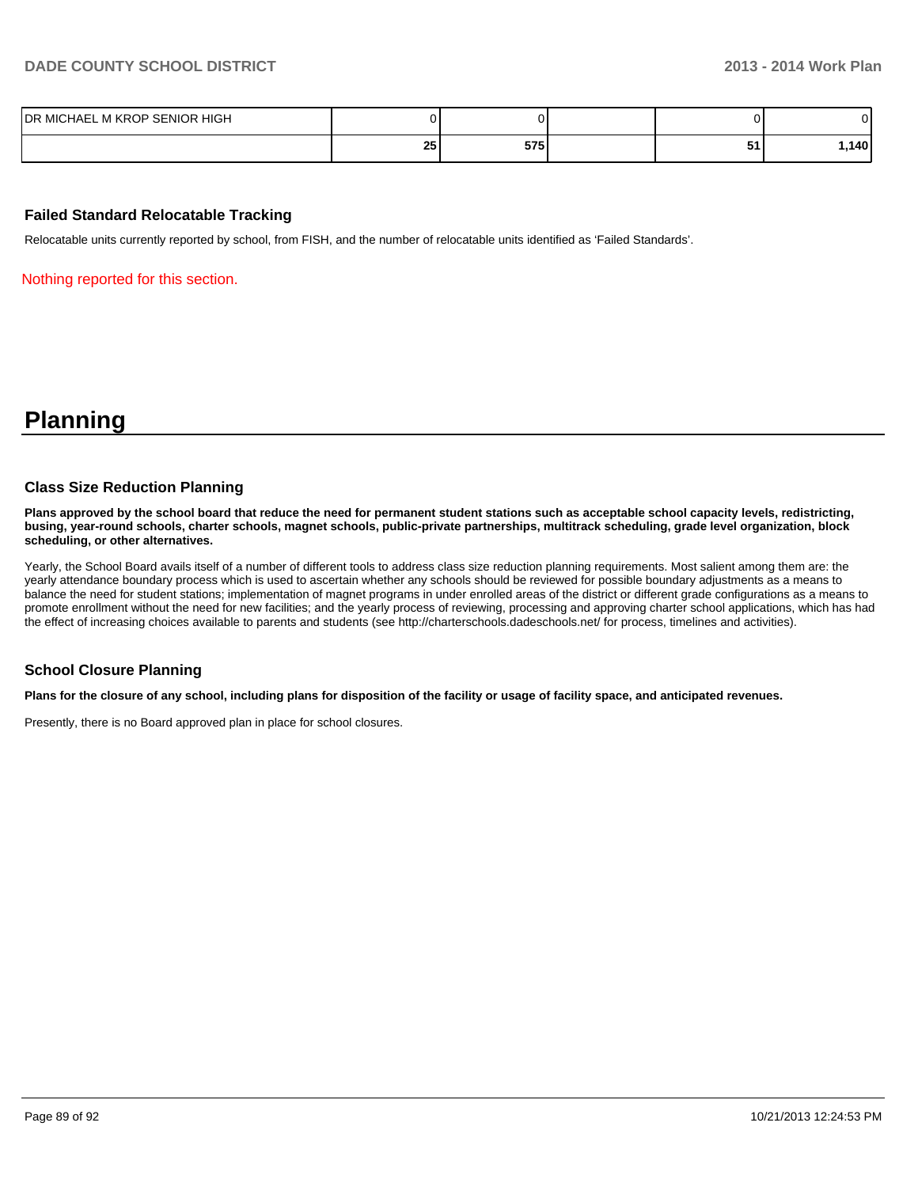| | | | | | |
|---|---|---|---|---|---|
| DR MICHAEL M KROP SENIOR HIGH | 0 | 0 | | 0 | 0 |
| | **25** | **575** | | **51** | **1,140** |

### Failed Standard Relocatable Tracking

Relocatable units currently reported by school, from FISH, and the number of relocatable units identified as 'Failed Standards'.

Nothing reported for this section.

# Planning

### Class Size Reduction Planning

**Plans approved by the school board that reduce the need for permanent student stations such as acceptable school capacity levels, redistricting, busing, year-round schools, charter schools, magnet schools, public-private partnerships, multitrack scheduling, grade level organization, block scheduling, or other alternatives.**

Yearly, the School Board avails itself of a number of different tools to address class size reduction planning requirements. Most salient among them are: the yearly attendance boundary process which is used to ascertain whether any schools should be reviewed for possible boundary adjustments as a means to balance the need for student stations; implementation of magnet programs in under enrolled areas of the district or different grade configurations as a means to promote enrollment without the need for new facilities; and the yearly process of reviewing, processing and approving charter school applications, which has had the effect of increasing choices available to parents and students (see http://charterschools.dadeschools.net/ for process, timelines and activities).

### School Closure Planning

**Plans for the closure of any school, including plans for disposition of the facility or usage of facility space, and anticipated revenues.**

Presently, there is no Board approved plan in place for school closures.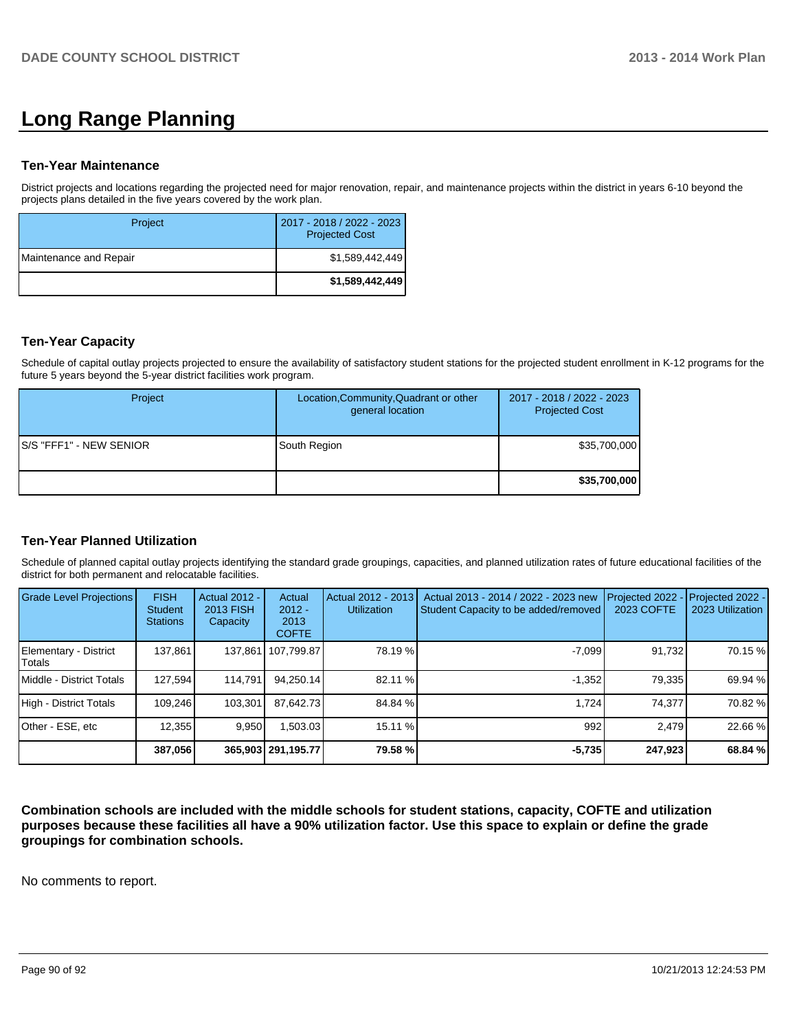# Long Range Planning

### Ten-Year Maintenance

District projects and locations regarding the projected need for major renovation, repair, and maintenance projects within the district in years 6-10 beyond the projects plans detailed in the five years covered by the work plan.

| Project | 2017 - 2018 / 2022 - 2023 Projected Cost |
|---|---|
| Maintenance and Repair | $1,589,442,449 |
| | **$1,589,442,449** |

### Ten-Year Capacity

Schedule of capital outlay projects projected to ensure the availability of satisfactory student stations for the projected student enrollment in K-12 programs for the future 5 years beyond the 5-year district facilities work program.

| Project | Location,Community,Quadrant or other general location | 2017 - 2018 / 2022 - 2023 Projected Cost |
|---|---|---|
| S/S "FFF1" - NEW SENIOR | South Region | $35,700,000 |
| | | **$35,700,000** |

### Ten-Year Planned Utilization

Schedule of planned capital outlay projects identifying the standard grade groupings, capacities, and planned utilization rates of future educational facilities of the district for both permanent and relocatable facilities.

| Grade Level Projections | FISH Student Stations | Actual 2012 - 2013 FISH Capacity | Actual 2012 - 2013 COFTE | Actual 2012 - 2013 Utilization | Actual 2013 - 2014 / 2022 - 2023 new Student Capacity to be added/removed | Projected 2022 - 2023 COFTE | Projected 2022 - 2023 Utilization |
|---|---|---|---|---|---|---|---|
| Elementary - District Totals | 137,861 | 137,861 | 107,799.87 | 78.19 % | -7,099 | 91,732 | 70.15 % |
| Middle - District Totals | 127,594 | 114,791 | 94,250.14 | 82.11 % | -1,352 | 79,335 | 69.94 % |
| High - District Totals | 109,246 | 103,301 | 87,642.73 | 84.84 % | 1,724 | 74,377 | 70.82 % |
| Other - ESE, etc | 12,355 | 9,950 | 1,503.03 | 15.11 % | 992 | 2,479 | 22.66 % |
| | **387,056** | **365,903** | **291,195.77** | **79.58 %** | **-5,735** | **247,923** | **68.84 %** |

**Combination schools are included with the middle schools for student stations, capacity, COFTE and utilization purposes because these facilities all have a 90% utilization factor. Use this space to explain or define the grade groupings for combination schools.**

No comments to report.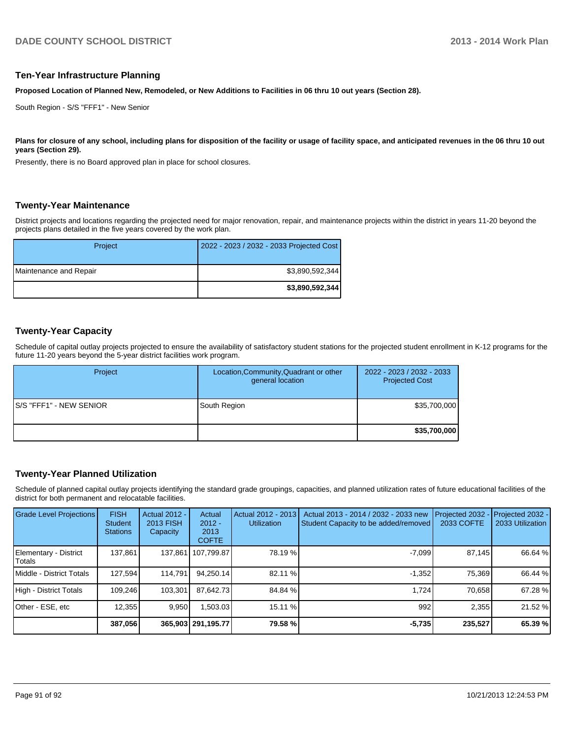## Ten-Year Infrastructure Planning

**Proposed Location of Planned New, Remodeled, or New Additions to Facilities in 06 thru 10 out years (Section 28).**

South Region - S/S "FFF1" - New Senior

**Plans for closure of any school, including plans for disposition of the facility or usage of facility space, and anticipated revenues in the 06 thru 10 out years (Section 29).**

Presently, there is no Board approved plan in place for school closures.

## Twenty-Year Maintenance

District projects and locations regarding the projected need for major renovation, repair, and maintenance projects within the district in years 11-20 beyond the projects plans detailed in the five years covered by the work plan.

| Project | 2022 - 2023 / 2032 - 2033 Projected Cost |
|---|---|
| Maintenance and Repair | $3,890,592,344 |
| | **$3,890,592,344** |

## Twenty-Year Capacity

Schedule of capital outlay projects projected to ensure the availability of satisfactory student stations for the projected student enrollment in K-12 programs for the future 11-20 years beyond the 5-year district facilities work program.

| Project | Location,Community,Quadrant or other general location | 2022 - 2023 / 2032 - 2033 Projected Cost |
|---|---|---|
| S/S "FFF1" - NEW SENIOR | South Region | $35,700,000 |
| | | **$35,700,000** |

## Twenty-Year Planned Utilization

Schedule of planned capital outlay projects identifying the standard grade groupings, capacities, and planned utilization rates of future educational facilities of the district for both permanent and relocatable facilities.

| Grade Level Projections | FISH Student Stations | Actual 2012 - 2013 FISH Capacity | Actual 2012 - 2013 COFTE | Actual 2012 - 2013 Utilization | Actual 2013 - 2014 / 2032 - 2033 new Student Capacity to be added/removed | Projected 2032 - 2033 COFTE | Projected 2032 - 2033 Utilization |
|---|---|---|---|---|---|---|---|
| Elementary - District Totals | 137,861 | 137,861 | 107,799.87 | 78.19 % | -7,099 | 87,145 | 66.64 % |
| Middle - District Totals | 127,594 | 114,791 | 94,250.14 | 82.11 % | -1,352 | 75,369 | 66.44 % |
| High - District Totals | 109,246 | 103,301 | 87,642.73 | 84.84 % | 1,724 | 70,658 | 67.28 % |
| Other - ESE, etc | 12,355 | 9,950 | 1,503.03 | 15.11 % | 992 | 2,355 | 21.52 % |
| | **387,056** | **365,903** | **291,195.77** | **79.58 %** | **-5,735** | **235,527** | **65.39 %** |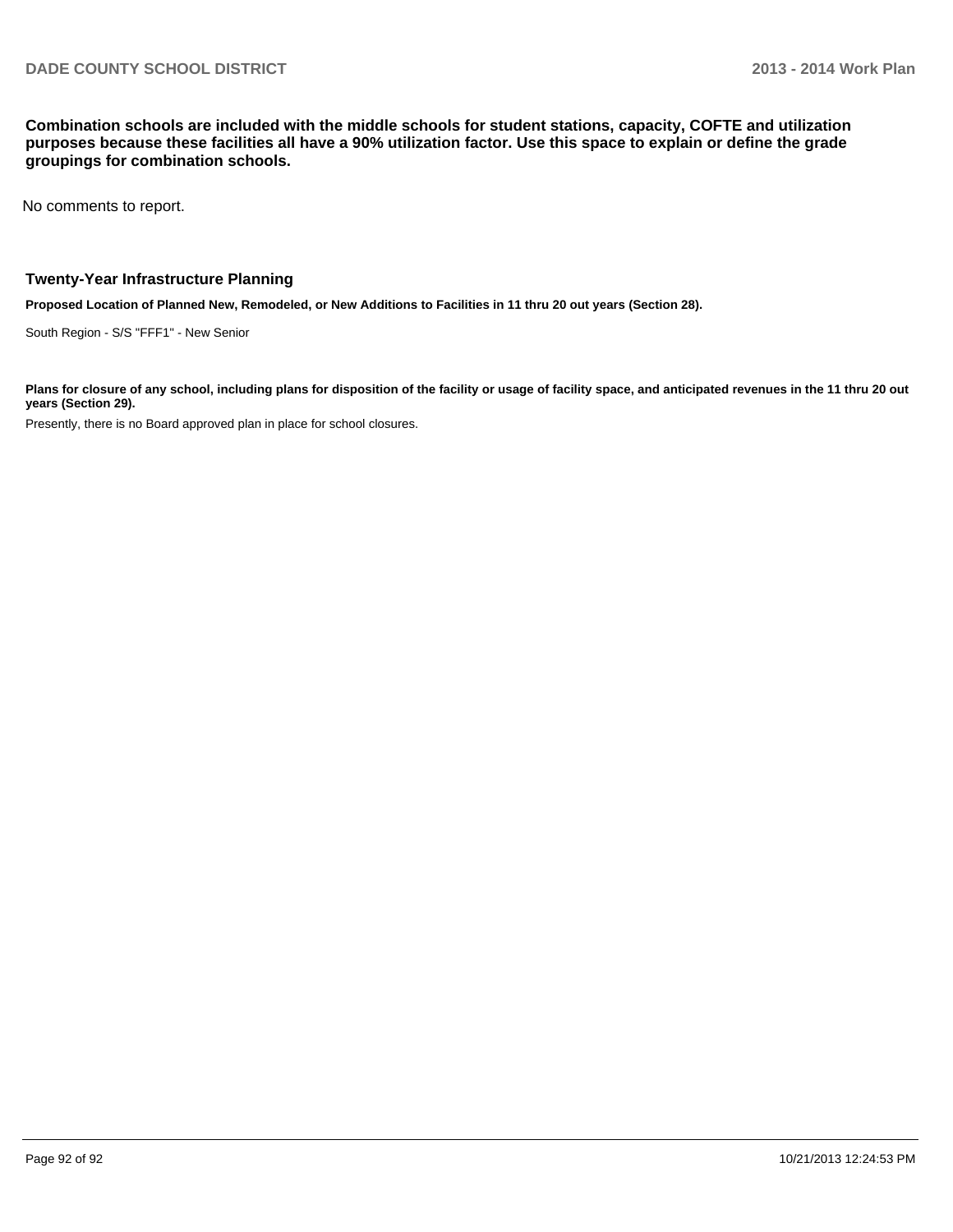**Combination schools are included with the middle schools for student stations, capacity, COFTE and utilization purposes because these facilities all have a 90% utilization factor. Use this space to explain or define the grade groupings for combination schools.**

No comments to report.

## Twenty-Year Infrastructure Planning

**Proposed Location of Planned New, Remodeled, or New Additions to Facilities in 11 thru 20 out years (Section 28).**

South Region - S/S "FFF1" - New Senior

**Plans for closure of any school, including plans for disposition of the facility or usage of facility space, and anticipated revenues in the 11 thru 20 out years (Section 29).**

Presently, there is no Board approved plan in place for school closures.